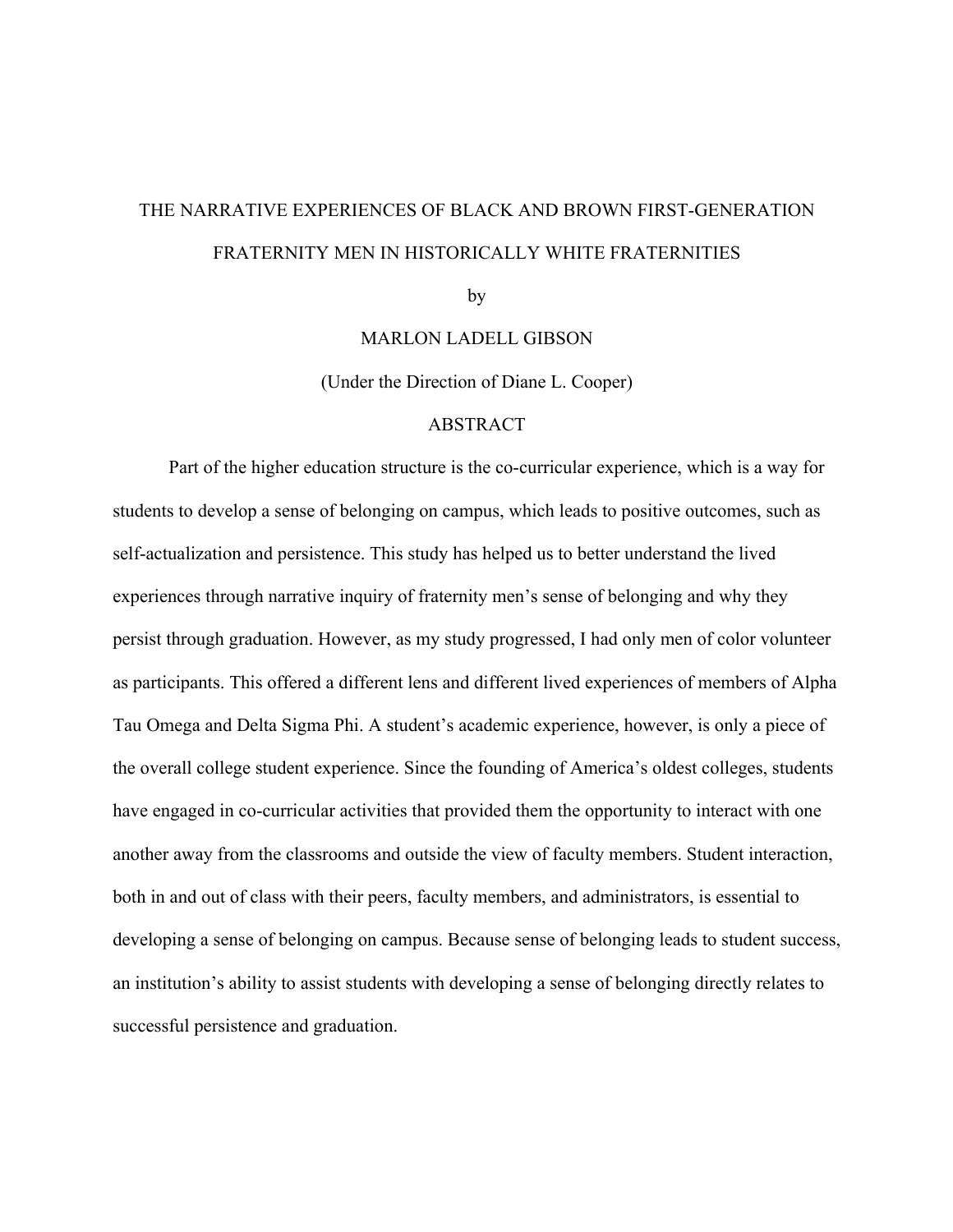# THE NARRATIVE EXPERIENCES OF BLACK AND BROWN FIRST-GENERATION FRATERNITY MEN IN HISTORICALLY WHITE FRATERNITIES

by

MARLON LADELL GIBSON

(Under the Direction of Diane L. Cooper)

## ABSTRACT

Part of the higher education structure is the co-curricular experience, which is a way for students to develop a sense of belonging on campus, which leads to positive outcomes, such as self-actualization and persistence. This study has helped us to better understand the lived experiences through narrative inquiry of fraternity men's sense of belonging and why they persist through graduation. However, as my study progressed, I had only men of color volunteer as participants. This offered a different lens and different lived experiences of members of Alpha Tau Omega and Delta Sigma Phi. A student's academic experience, however, is only a piece of the overall college student experience. Since the founding of America's oldest colleges, students have engaged in co-curricular activities that provided them the opportunity to interact with one another away from the classrooms and outside the view of faculty members. Student interaction, both in and out of class with their peers, faculty members, and administrators, is essential to developing a sense of belonging on campus. Because sense of belonging leads to student success, an institution's ability to assist students with developing a sense of belonging directly relates to successful persistence and graduation.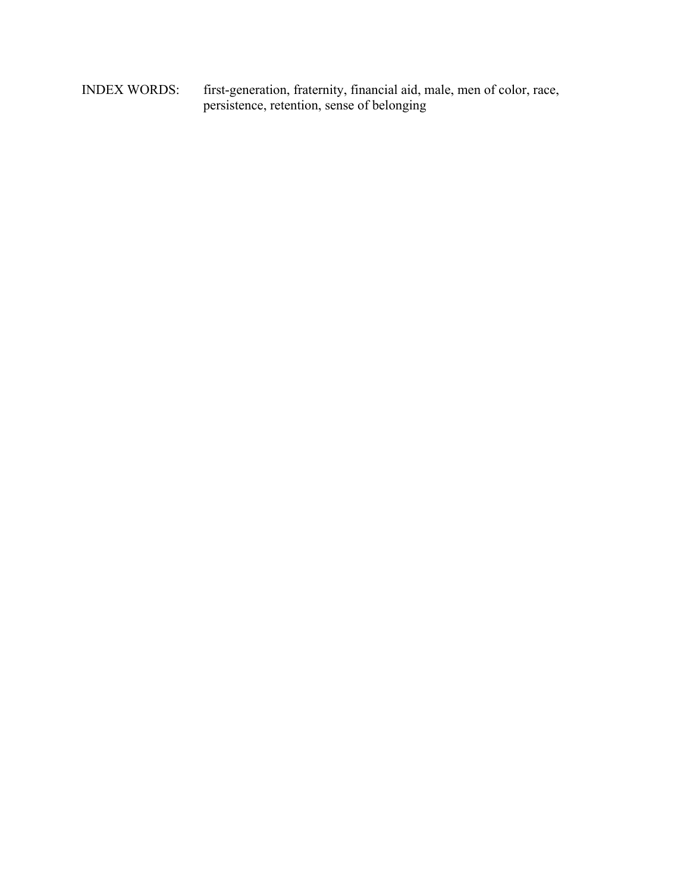INDEX WORDS: first-generation, fraternity, financial aid, male, men of color, race, persistence, retention, sense of belonging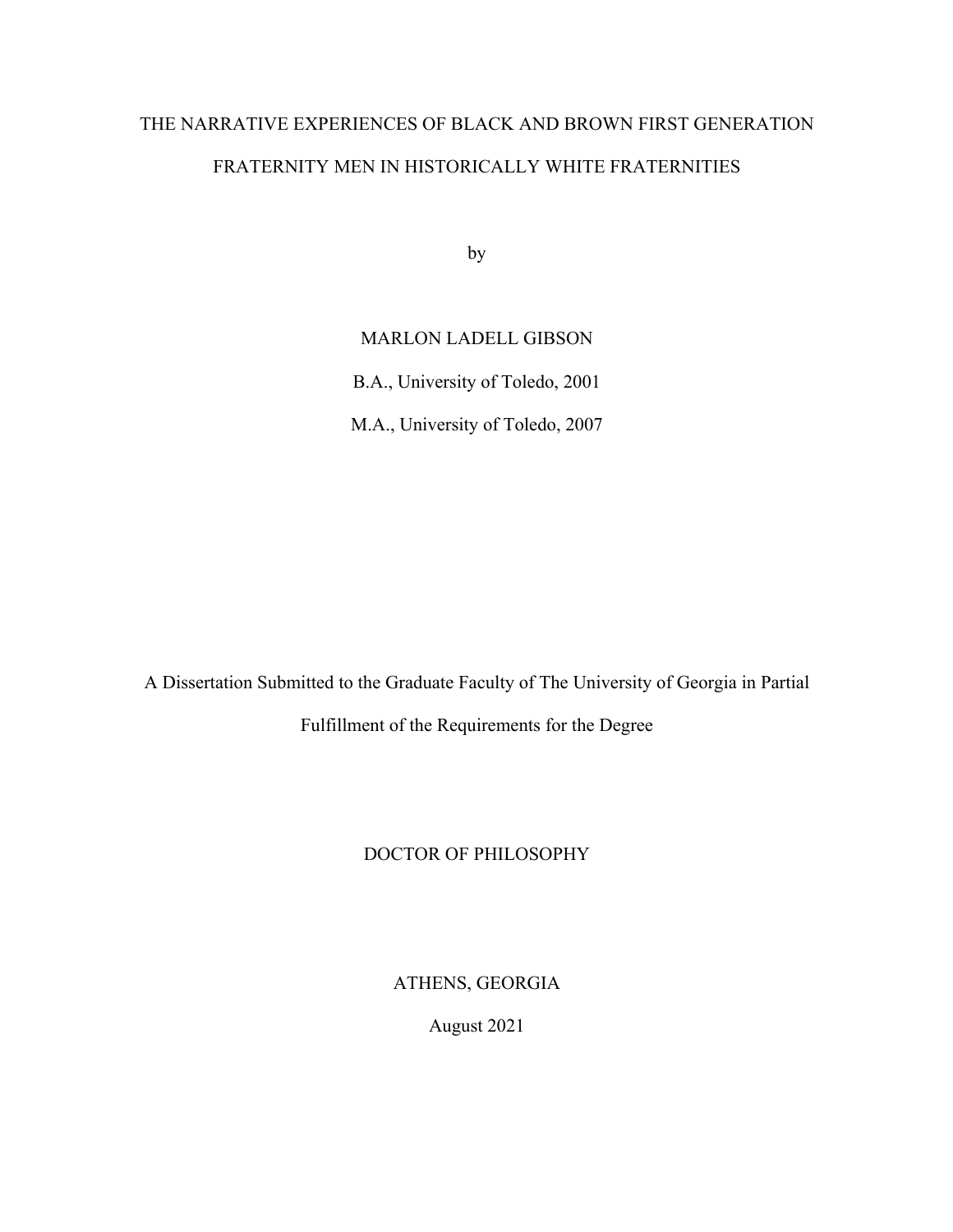# THE NARRATIVE EXPERIENCES OF BLACK AND BROWN FIRST GENERATION FRATERNITY MEN IN HISTORICALLY WHITE FRATERNITIES

by

MARLON LADELL GIBSON

B.A., University of Toledo, 2001

M.A., University of Toledo, 2007

A Dissertation Submitted to the Graduate Faculty of The University of Georgia in Partial Fulfillment of the Requirements for the Degree

DOCTOR OF PHILOSOPHY

ATHENS, GEORGIA

August 2021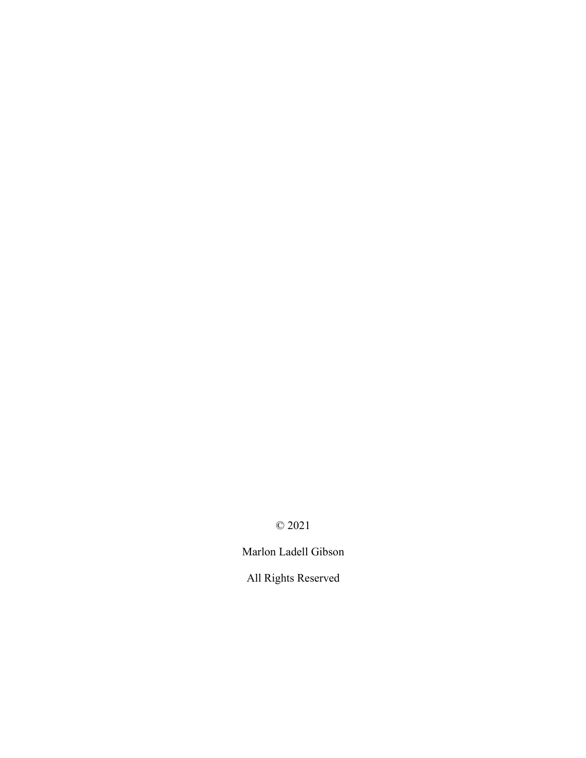© 2021

Marlon Ladell Gibson

All Rights Reserved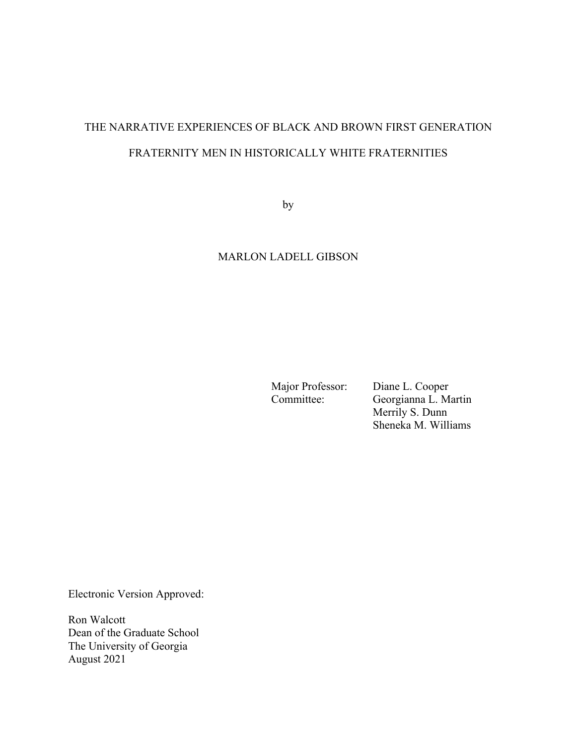THE NARRATIVE EXPERIENCES OF BLACK AND BROWN FIRST GENERATION FRATERNITY MEN IN HISTORICALLY WHITE FRATERNITIES

by

MARLON LADELL GIBSON

Major Professor: Diane L. Cooper
Committee: Georgianna L. Martin
Merrily S. Dunn
Sheneka M. Williams

Electronic Version Approved:

Ron Walcott
Dean of the Graduate School
The University of Georgia
August 2021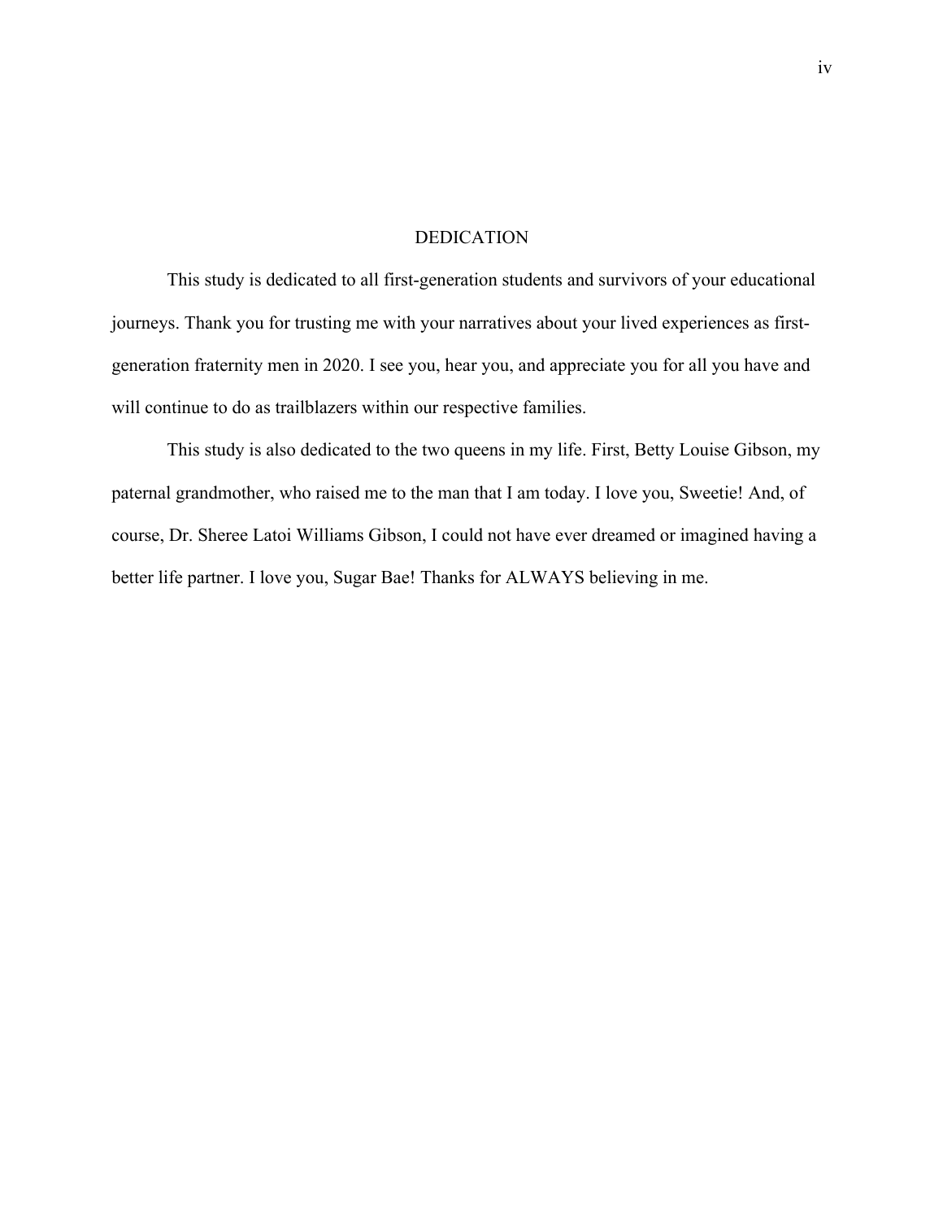# DEDICATION

This study is dedicated to all first-generation students and survivors of your educational journeys. Thank you for trusting me with your narratives about your lived experiences as first-generation fraternity men in 2020. I see you, hear you, and appreciate you for all you have and will continue to do as trailblazers within our respective families.

This study is also dedicated to the two queens in my life. First, Betty Louise Gibson, my paternal grandmother, who raised me to the man that I am today. I love you, Sweetie! And, of course, Dr. Sheree Latoi Williams Gibson, I could not have ever dreamed or imagined having a better life partner. I love you, Sugar Bae! Thanks for ALWAYS believing in me.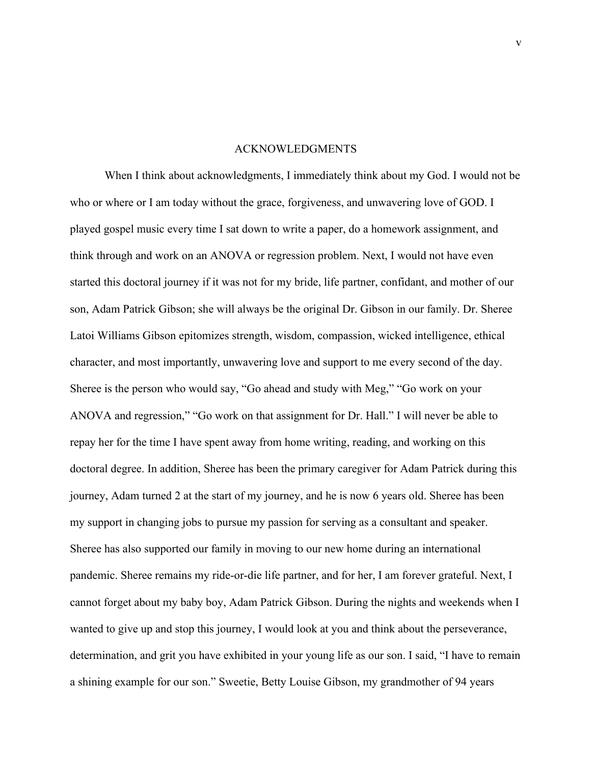# ACKNOWLEDGMENTS

When I think about acknowledgments, I immediately think about my God. I would not be who or where or I am today without the grace, forgiveness, and unwavering love of GOD. I played gospel music every time I sat down to write a paper, do a homework assignment, and think through and work on an ANOVA or regression problem. Next, I would not have even started this doctoral journey if it was not for my bride, life partner, confidant, and mother of our son, Adam Patrick Gibson; she will always be the original Dr. Gibson in our family. Dr. Sheree Latoi Williams Gibson epitomizes strength, wisdom, compassion, wicked intelligence, ethical character, and most importantly, unwavering love and support to me every second of the day. Sheree is the person who would say, "Go ahead and study with Meg," "Go work on your ANOVA and regression," "Go work on that assignment for Dr. Hall." I will never be able to repay her for the time I have spent away from home writing, reading, and working on this doctoral degree. In addition, Sheree has been the primary caregiver for Adam Patrick during this journey, Adam turned 2 at the start of my journey, and he is now 6 years old. Sheree has been my support in changing jobs to pursue my passion for serving as a consultant and speaker. Sheree has also supported our family in moving to our new home during an international pandemic. Sheree remains my ride-or-die life partner, and for her, I am forever grateful. Next, I cannot forget about my baby boy, Adam Patrick Gibson. During the nights and weekends when I wanted to give up and stop this journey, I would look at you and think about the perseverance, determination, and grit you have exhibited in your young life as our son. I said, "I have to remain a shining example for our son." Sweetie, Betty Louise Gibson, my grandmother of 94 years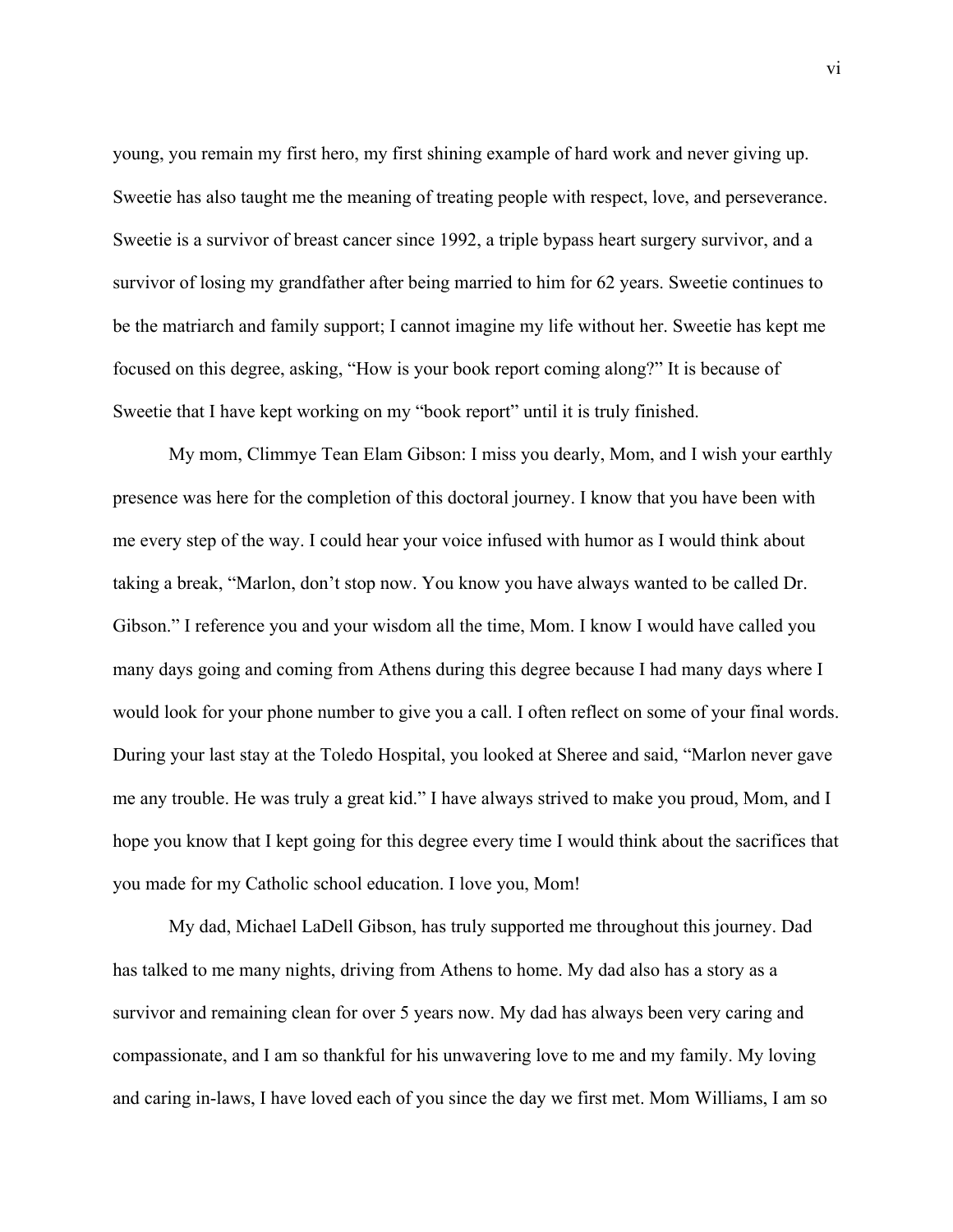young, you remain my first hero, my first shining example of hard work and never giving up. Sweetie has also taught me the meaning of treating people with respect, love, and perseverance. Sweetie is a survivor of breast cancer since 1992, a triple bypass heart surgery survivor, and a survivor of losing my grandfather after being married to him for 62 years. Sweetie continues to be the matriarch and family support; I cannot imagine my life without her. Sweetie has kept me focused on this degree, asking, "How is your book report coming along?" It is because of Sweetie that I have kept working on my "book report" until it is truly finished.

My mom, Climmye Tean Elam Gibson: I miss you dearly, Mom, and I wish your earthly presence was here for the completion of this doctoral journey. I know that you have been with me every step of the way. I could hear your voice infused with humor as I would think about taking a break, "Marlon, don't stop now. You know you have always wanted to be called Dr. Gibson." I reference you and your wisdom all the time, Mom. I know I would have called you many days going and coming from Athens during this degree because I had many days where I would look for your phone number to give you a call. I often reflect on some of your final words. During your last stay at the Toledo Hospital, you looked at Sheree and said, "Marlon never gave me any trouble. He was truly a great kid." I have always strived to make you proud, Mom, and I hope you know that I kept going for this degree every time I would think about the sacrifices that you made for my Catholic school education. I love you, Mom!

My dad, Michael LaDell Gibson, has truly supported me throughout this journey. Dad has talked to me many nights, driving from Athens to home. My dad also has a story as a survivor and remaining clean for over 5 years now. My dad has always been very caring and compassionate, and I am so thankful for his unwavering love to me and my family. My loving and caring in-laws, I have loved each of you since the day we first met. Mom Williams, I am so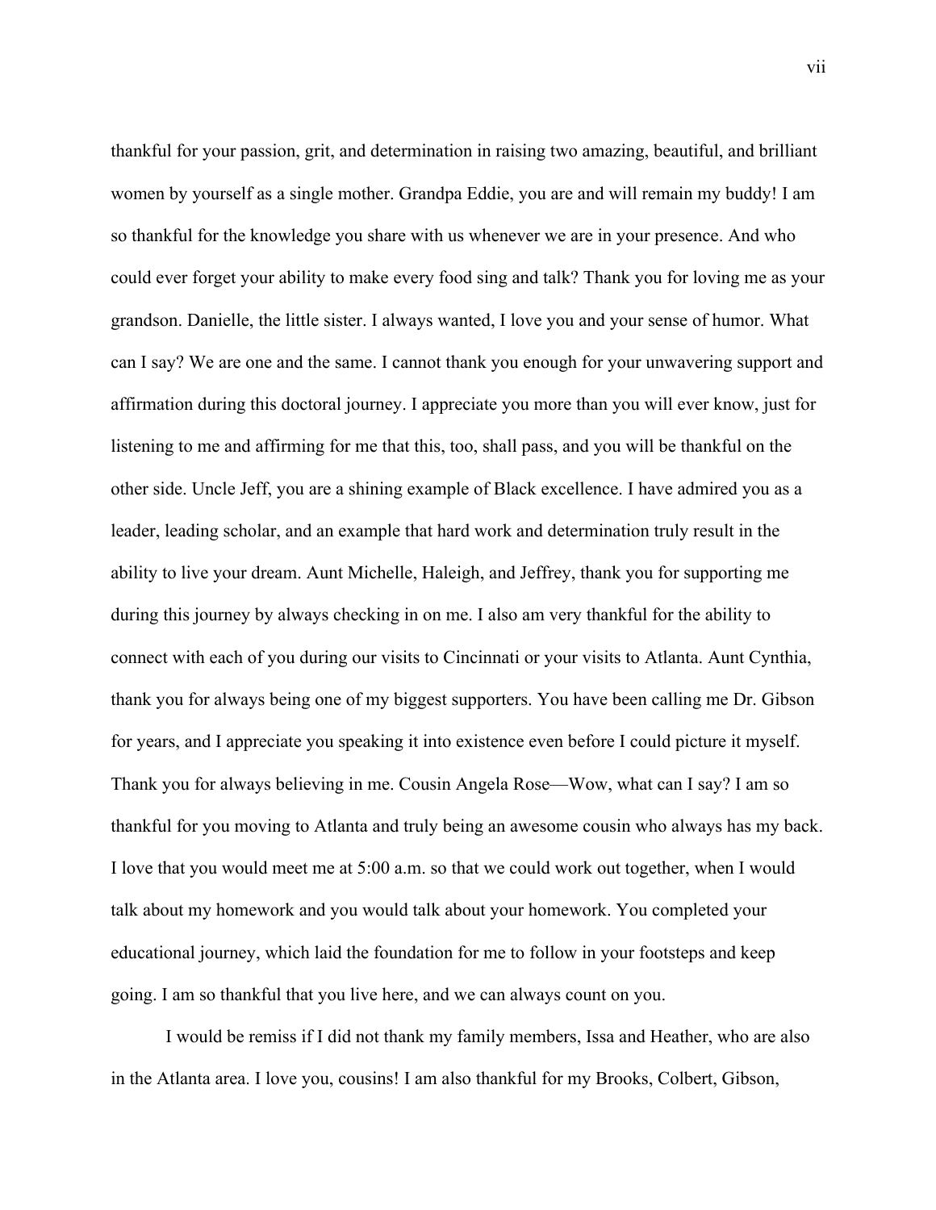thankful for your passion, grit, and determination in raising two amazing, beautiful, and brilliant women by yourself as a single mother. Grandpa Eddie, you are and will remain my buddy! I am so thankful for the knowledge you share with us whenever we are in your presence. And who could ever forget your ability to make every food sing and talk? Thank you for loving me as your grandson. Danielle, the little sister. I always wanted, I love you and your sense of humor. What can I say? We are one and the same. I cannot thank you enough for your unwavering support and affirmation during this doctoral journey. I appreciate you more than you will ever know, just for listening to me and affirming for me that this, too, shall pass, and you will be thankful on the other side. Uncle Jeff, you are a shining example of Black excellence. I have admired you as a leader, leading scholar, and an example that hard work and determination truly result in the ability to live your dream. Aunt Michelle, Haleigh, and Jeffrey, thank you for supporting me during this journey by always checking in on me. I also am very thankful for the ability to connect with each of you during our visits to Cincinnati or your visits to Atlanta. Aunt Cynthia, thank you for always being one of my biggest supporters. You have been calling me Dr. Gibson for years, and I appreciate you speaking it into existence even before I could picture it myself. Thank you for always believing in me. Cousin Angela Rose—Wow, what can I say? I am so thankful for you moving to Atlanta and truly being an awesome cousin who always has my back. I love that you would meet me at 5:00 a.m. so that we could work out together, when I would talk about my homework and you would talk about your homework. You completed your educational journey, which laid the foundation for me to follow in your footsteps and keep going. I am so thankful that you live here, and we can always count on you.

I would be remiss if I did not thank my family members, Issa and Heather, who are also in the Atlanta area. I love you, cousins! I am also thankful for my Brooks, Colbert, Gibson,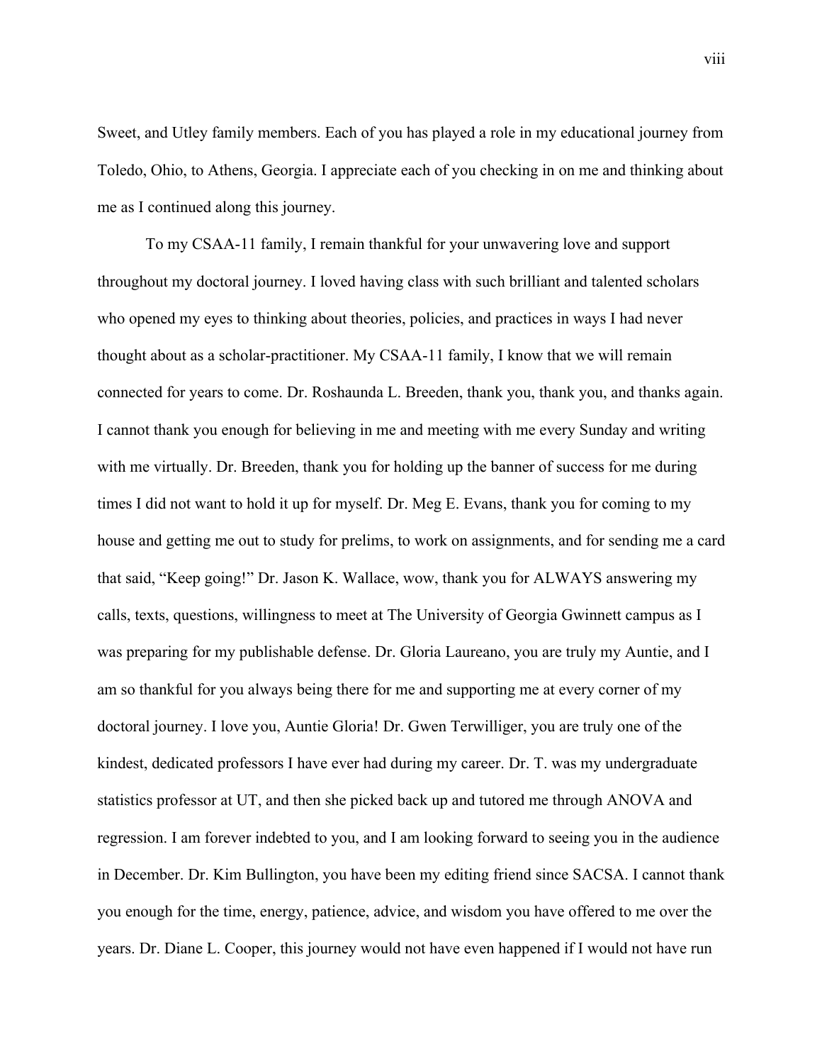Sweet, and Utley family members. Each of you has played a role in my educational journey from Toledo, Ohio, to Athens, Georgia. I appreciate each of you checking in on me and thinking about me as I continued along this journey.

To my CSAA-11 family, I remain thankful for your unwavering love and support throughout my doctoral journey. I loved having class with such brilliant and talented scholars who opened my eyes to thinking about theories, policies, and practices in ways I had never thought about as a scholar-practitioner. My CSAA-11 family, I know that we will remain connected for years to come. Dr. Roshaunda L. Breeden, thank you, thank you, and thanks again. I cannot thank you enough for believing in me and meeting with me every Sunday and writing with me virtually. Dr. Breeden, thank you for holding up the banner of success for me during times I did not want to hold it up for myself. Dr. Meg E. Evans, thank you for coming to my house and getting me out to study for prelims, to work on assignments, and for sending me a card that said, "Keep going!" Dr. Jason K. Wallace, wow, thank you for ALWAYS answering my calls, texts, questions, willingness to meet at The University of Georgia Gwinnett campus as I was preparing for my publishable defense. Dr. Gloria Laureano, you are truly my Auntie, and I am so thankful for you always being there for me and supporting me at every corner of my doctoral journey. I love you, Auntie Gloria! Dr. Gwen Terwilliger, you are truly one of the kindest, dedicated professors I have ever had during my career. Dr. T. was my undergraduate statistics professor at UT, and then she picked back up and tutored me through ANOVA and regression. I am forever indebted to you, and I am looking forward to seeing you in the audience in December. Dr. Kim Bullington, you have been my editing friend since SACSA. I cannot thank you enough for the time, energy, patience, advice, and wisdom you have offered to me over the years. Dr. Diane L. Cooper, this journey would not have even happened if I would not have run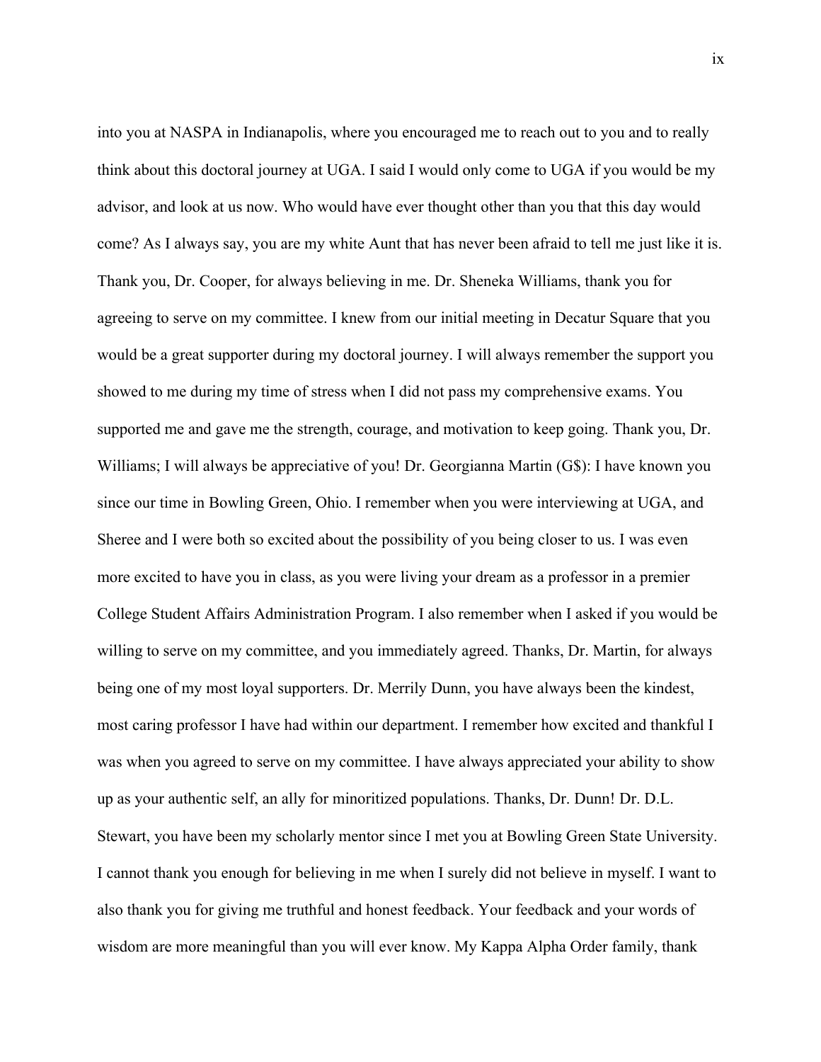into you at NASPA in Indianapolis, where you encouraged me to reach out to you and to really think about this doctoral journey at UGA. I said I would only come to UGA if you would be my advisor, and look at us now. Who would have ever thought other than you that this day would come? As I always say, you are my white Aunt that has never been afraid to tell me just like it is. Thank you, Dr. Cooper, for always believing in me. Dr. Sheneka Williams, thank you for agreeing to serve on my committee. I knew from our initial meeting in Decatur Square that you would be a great supporter during my doctoral journey. I will always remember the support you showed to me during my time of stress when I did not pass my comprehensive exams. You supported me and gave me the strength, courage, and motivation to keep going. Thank you, Dr. Williams; I will always be appreciative of you! Dr. Georgianna Martin (G$): I have known you since our time in Bowling Green, Ohio. I remember when you were interviewing at UGA, and Sheree and I were both so excited about the possibility of you being closer to us. I was even more excited to have you in class, as you were living your dream as a professor in a premier College Student Affairs Administration Program. I also remember when I asked if you would be willing to serve on my committee, and you immediately agreed. Thanks, Dr. Martin, for always being one of my most loyal supporters. Dr. Merrily Dunn, you have always been the kindest, most caring professor I have had within our department. I remember how excited and thankful I was when you agreed to serve on my committee. I have always appreciated your ability to show up as your authentic self, an ally for minoritized populations. Thanks, Dr. Dunn! Dr. D.L. Stewart, you have been my scholarly mentor since I met you at Bowling Green State University. I cannot thank you enough for believing in me when I surely did not believe in myself. I want to also thank you for giving me truthful and honest feedback. Your feedback and your words of wisdom are more meaningful than you will ever know. My Kappa Alpha Order family, thank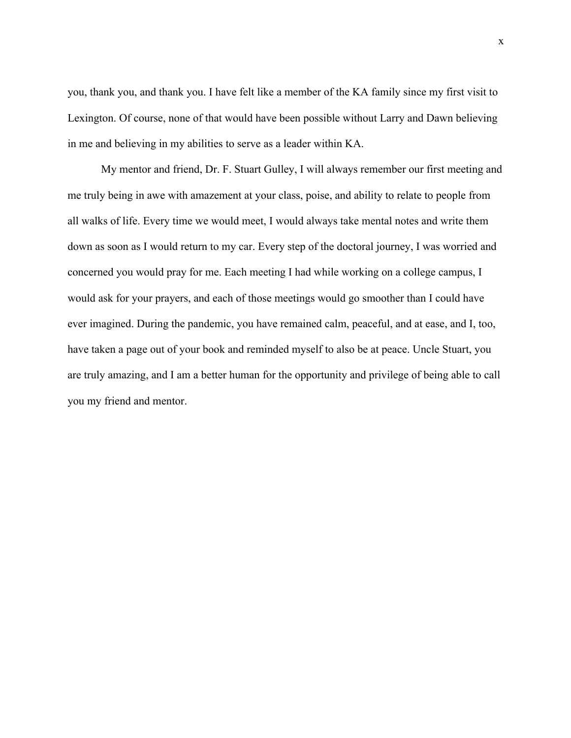you, thank you, and thank you. I have felt like a member of the KA family since my first visit to Lexington. Of course, none of that would have been possible without Larry and Dawn believing in me and believing in my abilities to serve as a leader within KA.

My mentor and friend, Dr. F. Stuart Gulley, I will always remember our first meeting and me truly being in awe with amazement at your class, poise, and ability to relate to people from all walks of life. Every time we would meet, I would always take mental notes and write them down as soon as I would return to my car. Every step of the doctoral journey, I was worried and concerned you would pray for me. Each meeting I had while working on a college campus, I would ask for your prayers, and each of those meetings would go smoother than I could have ever imagined. During the pandemic, you have remained calm, peaceful, and at ease, and I, too, have taken a page out of your book and reminded myself to also be at peace. Uncle Stuart, you are truly amazing, and I am a better human for the opportunity and privilege of being able to call you my friend and mentor.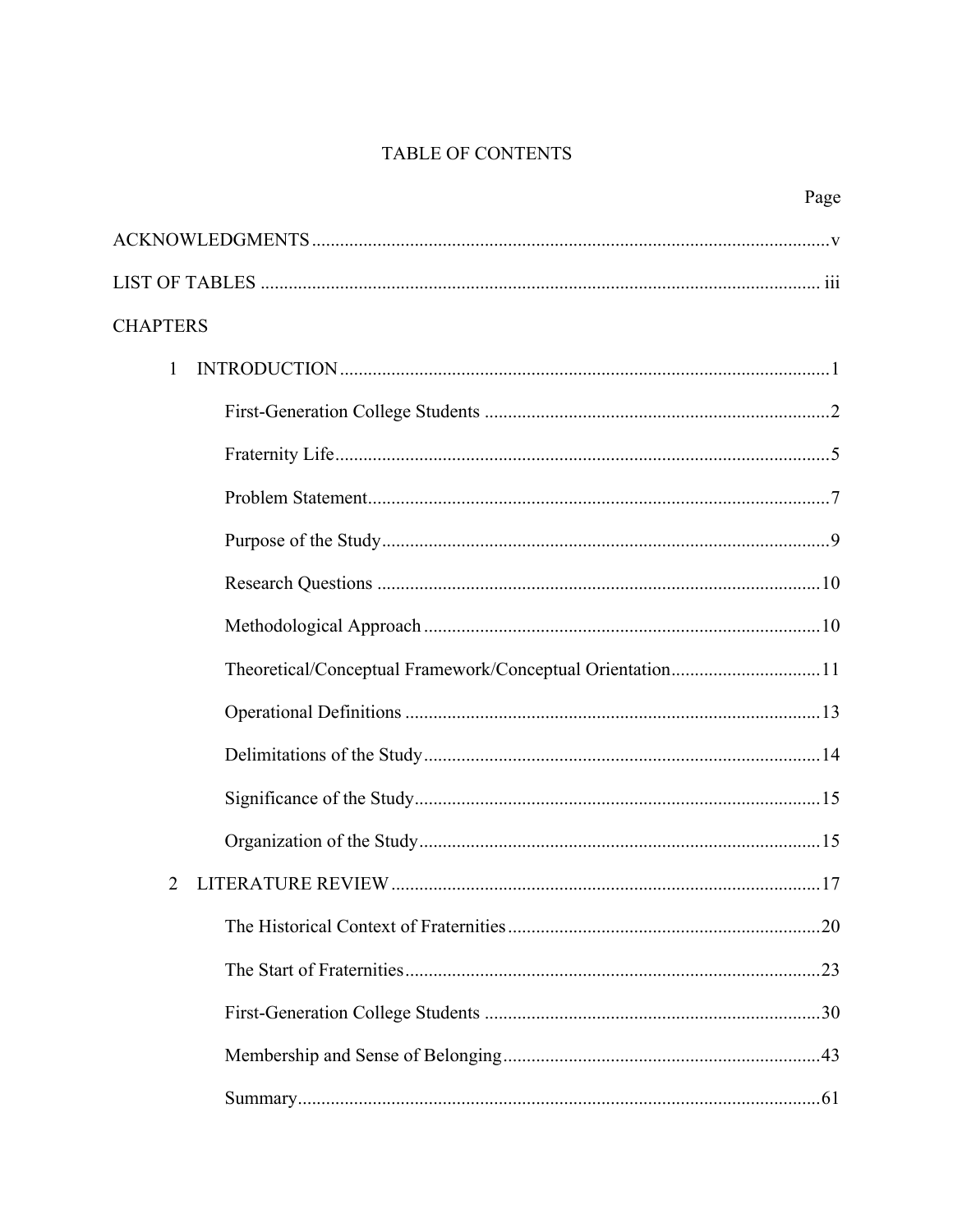# TABLE OF CONTENTS

| | Page |
|---|---|
| ACKNOWLEDGMENTS | v |
| LIST OF TABLES | iii |
| CHAPTERS | |
| 1 INTRODUCTION | 1 |
| First-Generation College Students | 2 |
| Fraternity Life | 5 |
| Problem Statement | 7 |
| Purpose of the Study | 9 |
| Research Questions | 10 |
| Methodological Approach | 10 |
| Theoretical/Conceptual Framework/Conceptual Orientation | 11 |
| Operational Definitions | 13 |
| Delimitations of the Study | 14 |
| Significance of the Study | 15 |
| Organization of the Study | 15 |
| 2 LITERATURE REVIEW | 17 |
| The Historical Context of Fraternities | 20 |
| The Start of Fraternities | 23 |
| First-Generation College Students | 30 |
| Membership and Sense of Belonging | 43 |
| Summary | 61 |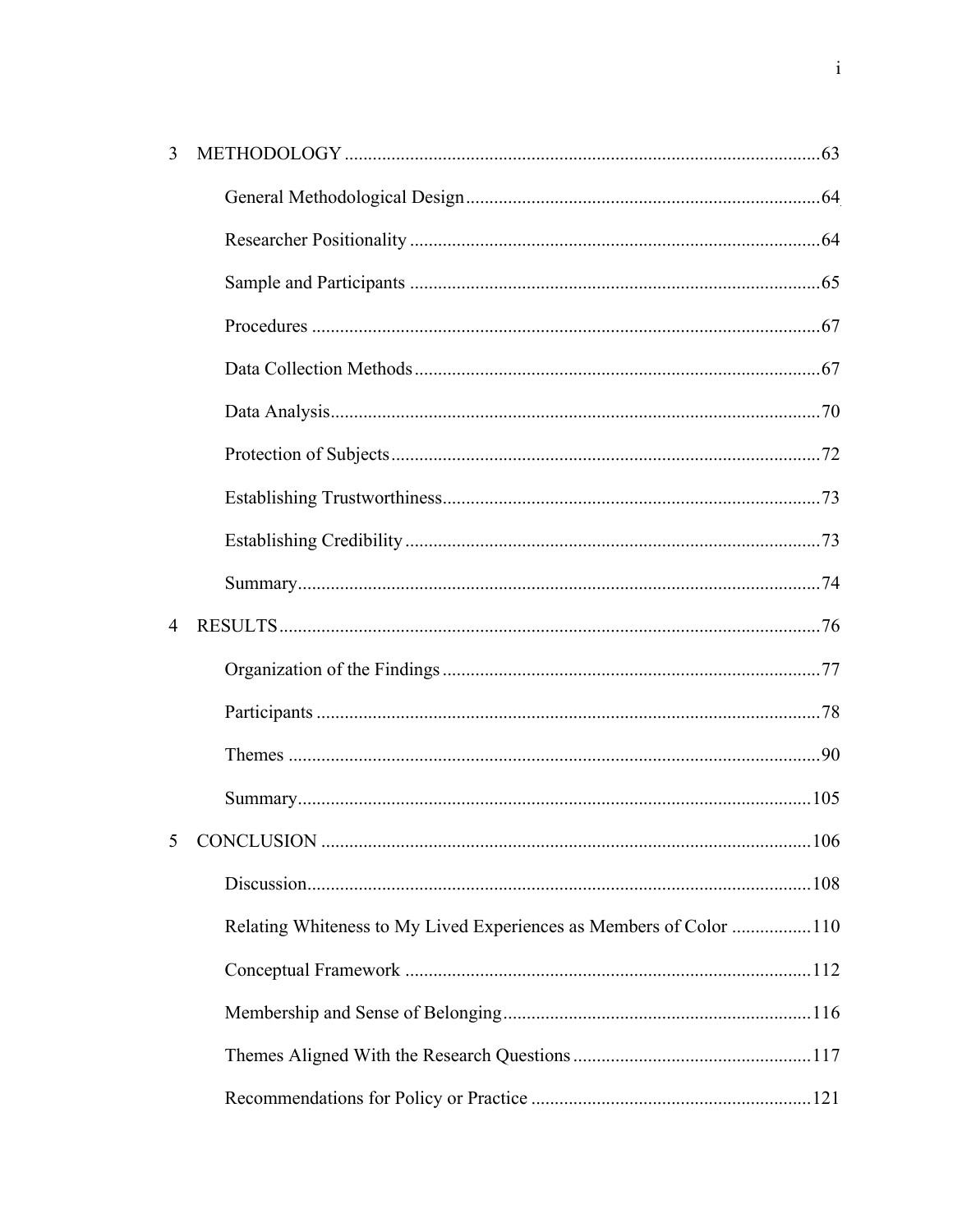3 METHODOLOGY ....................................................................................................63

General Methodological Design .......................................................................64

Researcher Positionality ...................................................................................64

Sample and Participants ...................................................................................65

Procedures .......................................................................................................67

Data Collection Methods ..................................................................................67

Data Analysis ....................................................................................................70

Protection of Subjects .......................................................................................72

Establishing Trustworthiness ............................................................................73

Establishing Credibility ....................................................................................73

Summary ...........................................................................................................74

4 RESULTS ...........................................................................................................76

Organization of the Findings ............................................................................77

Participants .......................................................................................................78

Themes .............................................................................................................90

Summary .........................................................................................................105

5 CONCLUSION ..................................................................................................106

Discussion .......................................................................................................108

Relating Whiteness to My Lived Experiences as Members of Color .................110

Conceptual Framework ...................................................................................112

Membership and Sense of Belonging ...............................................................116

Themes Aligned With the Research Questions .................................................117

Recommendations for Policy or Practice .........................................................121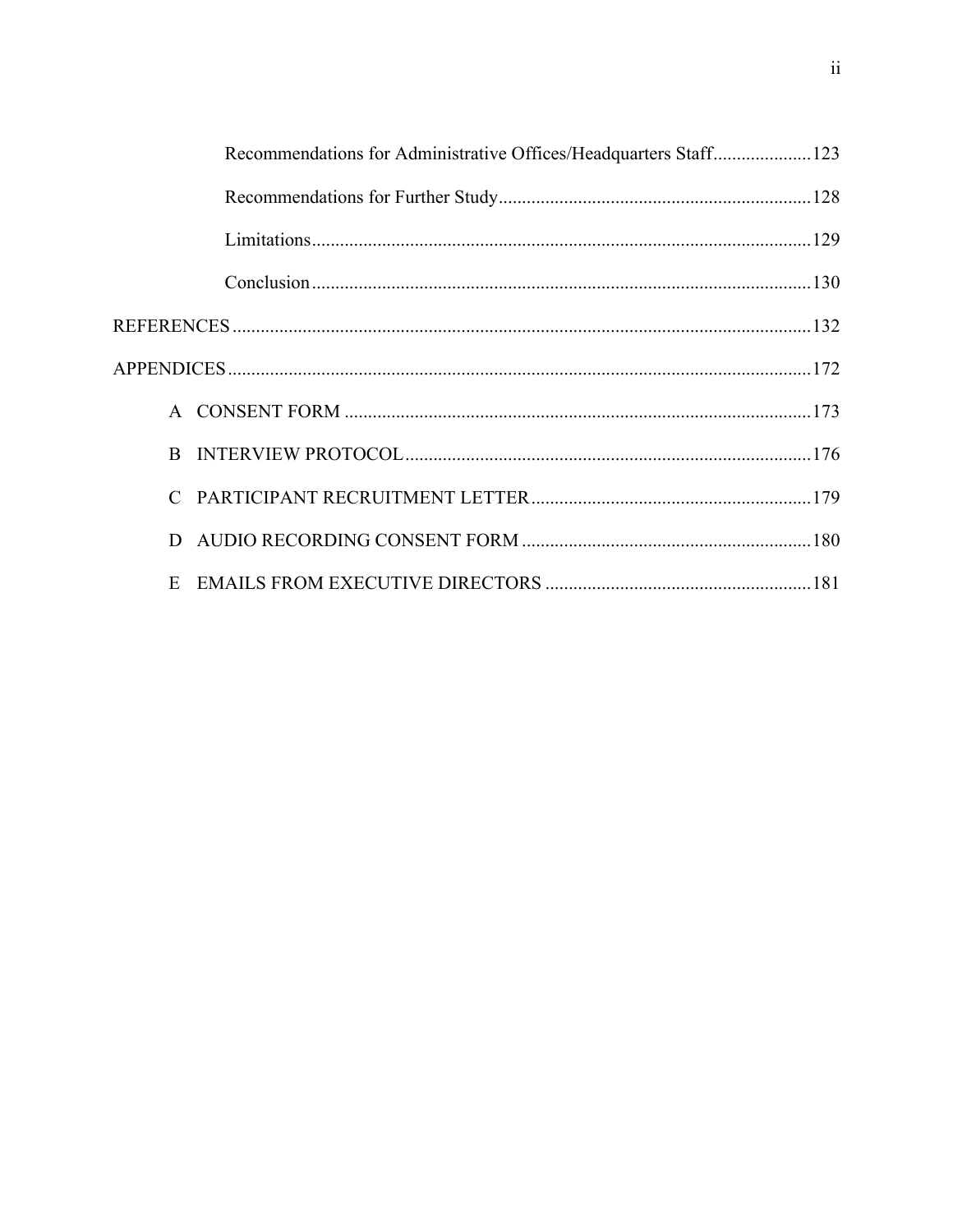Recommendations for Administrative Offices/Headquarters Staff ..................... 123

Recommendations for Further Study ..................... 128

Limitations ..................... 129

Conclusion ..................... 130

REFERENCES ..................... 132

APPENDICES ..................... 172

A CONSENT FORM ..................... 173

B INTERVIEW PROTOCOL ..................... 176

C PARTICIPANT RECRUITMENT LETTER ..................... 179

D AUDIO RECORDING CONSENT FORM ..................... 180

E EMAILS FROM EXECUTIVE DIRECTORS ..................... 181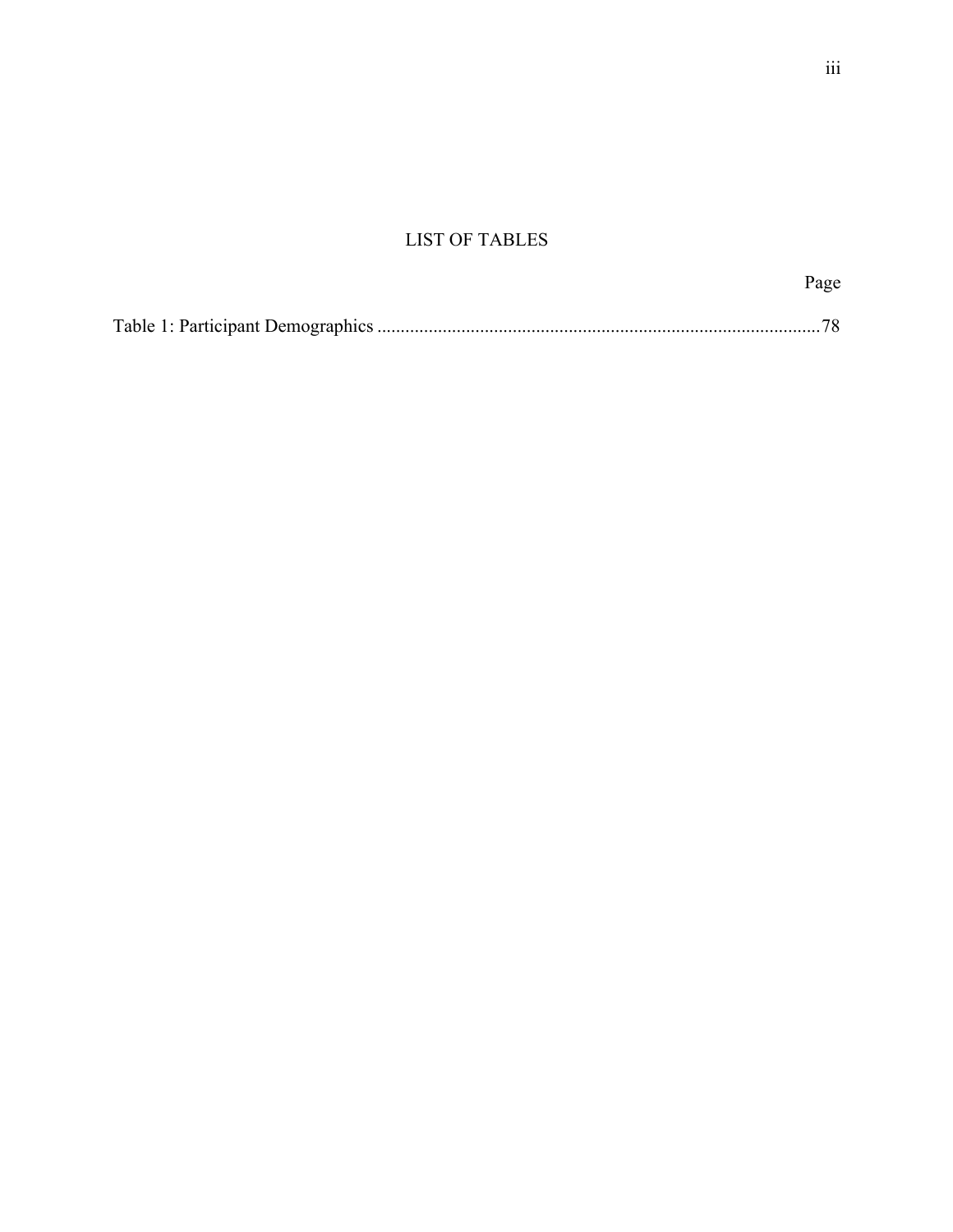# LIST OF TABLES

Page

Table 1: Participant Demographics ............................................................................................78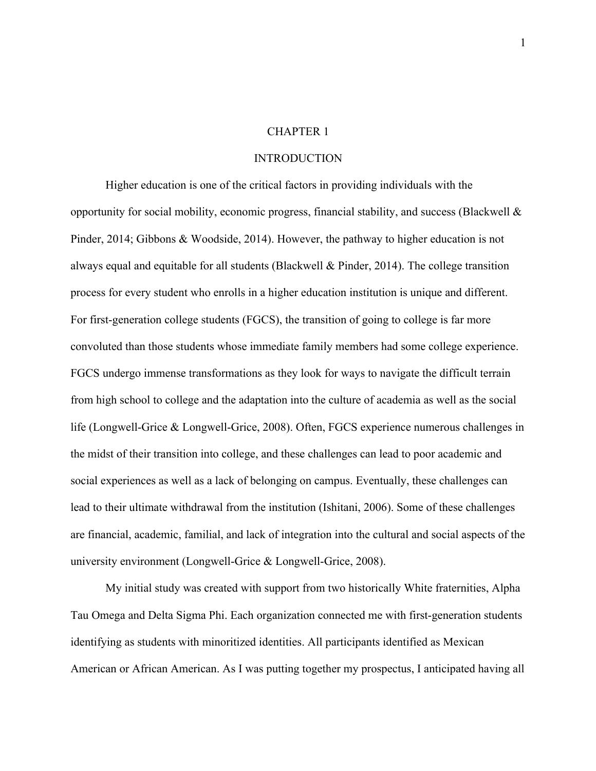# CHAPTER 1

# INTRODUCTION

Higher education is one of the critical factors in providing individuals with the opportunity for social mobility, economic progress, financial stability, and success (Blackwell & Pinder, 2014; Gibbons & Woodside, 2014). However, the pathway to higher education is not always equal and equitable for all students (Blackwell & Pinder, 2014). The college transition process for every student who enrolls in a higher education institution is unique and different. For first-generation college students (FGCS), the transition of going to college is far more convoluted than those students whose immediate family members had some college experience. FGCS undergo immense transformations as they look for ways to navigate the difficult terrain from high school to college and the adaptation into the culture of academia as well as the social life (Longwell-Grice & Longwell-Grice, 2008). Often, FGCS experience numerous challenges in the midst of their transition into college, and these challenges can lead to poor academic and social experiences as well as a lack of belonging on campus. Eventually, these challenges can lead to their ultimate withdrawal from the institution (Ishitani, 2006). Some of these challenges are financial, academic, familial, and lack of integration into the cultural and social aspects of the university environment (Longwell-Grice & Longwell-Grice, 2008).

My initial study was created with support from two historically White fraternities, Alpha Tau Omega and Delta Sigma Phi. Each organization connected me with first-generation students identifying as students with minoritized identities. All participants identified as Mexican American or African American. As I was putting together my prospectus, I anticipated having all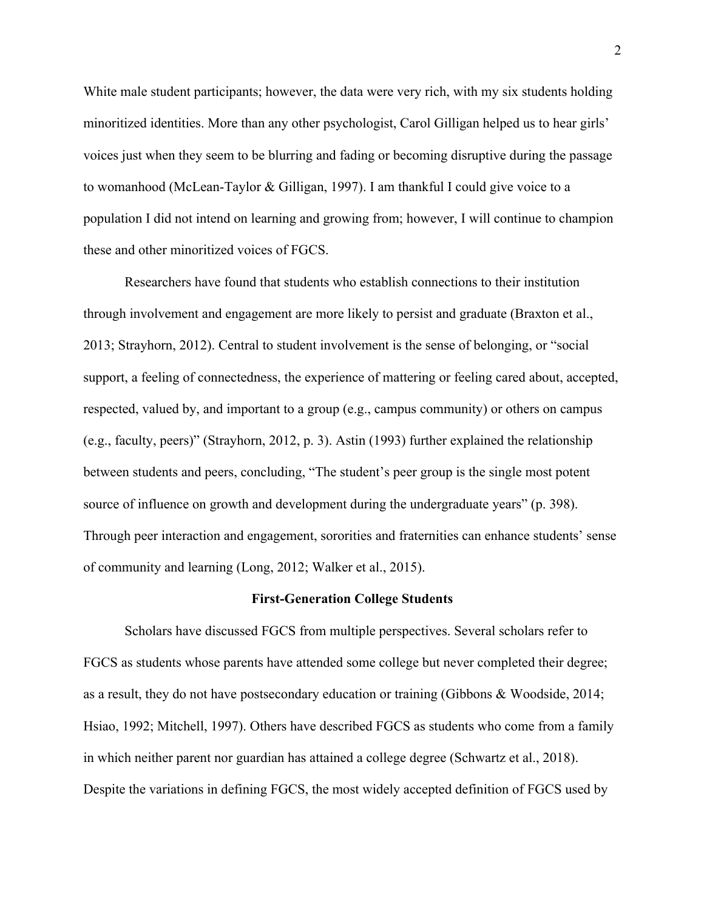White male student participants; however, the data were very rich, with my six students holding minoritized identities. More than any other psychologist, Carol Gilligan helped us to hear girls' voices just when they seem to be blurring and fading or becoming disruptive during the passage to womanhood (McLean-Taylor & Gilligan, 1997). I am thankful I could give voice to a population I did not intend on learning and growing from; however, I will continue to champion these and other minoritized voices of FGCS.

Researchers have found that students who establish connections to their institution through involvement and engagement are more likely to persist and graduate (Braxton et al., 2013; Strayhorn, 2012). Central to student involvement is the sense of belonging, or "social support, a feeling of connectedness, the experience of mattering or feeling cared about, accepted, respected, valued by, and important to a group (e.g., campus community) or others on campus (e.g., faculty, peers)" (Strayhorn, 2012, p. 3). Astin (1993) further explained the relationship between students and peers, concluding, "The student's peer group is the single most potent source of influence on growth and development during the undergraduate years" (p. 398). Through peer interaction and engagement, sororities and fraternities can enhance students' sense of community and learning (Long, 2012; Walker et al., 2015).

## First-Generation College Students

Scholars have discussed FGCS from multiple perspectives. Several scholars refer to FGCS as students whose parents have attended some college but never completed their degree; as a result, they do not have postsecondary education or training (Gibbons & Woodside, 2014; Hsiao, 1992; Mitchell, 1997). Others have described FGCS as students who come from a family in which neither parent nor guardian has attained a college degree (Schwartz et al., 2018). Despite the variations in defining FGCS, the most widely accepted definition of FGCS used by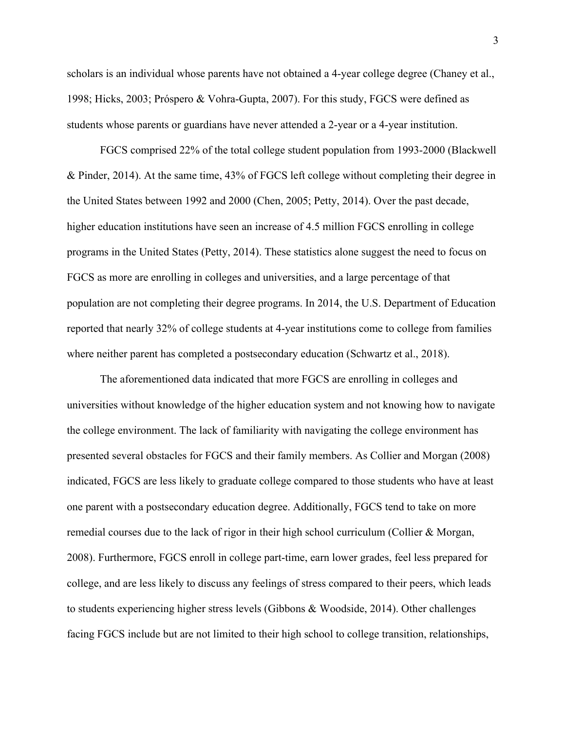scholars is an individual whose parents have not obtained a 4-year college degree (Chaney et al., 1998; Hicks, 2003; Próspero & Vohra-Gupta, 2007). For this study, FGCS were defined as students whose parents or guardians have never attended a 2-year or a 4-year institution.

FGCS comprised 22% of the total college student population from 1993-2000 (Blackwell & Pinder, 2014). At the same time, 43% of FGCS left college without completing their degree in the United States between 1992 and 2000 (Chen, 2005; Petty, 2014). Over the past decade, higher education institutions have seen an increase of 4.5 million FGCS enrolling in college programs in the United States (Petty, 2014). These statistics alone suggest the need to focus on FGCS as more are enrolling in colleges and universities, and a large percentage of that population are not completing their degree programs. In 2014, the U.S. Department of Education reported that nearly 32% of college students at 4-year institutions come to college from families where neither parent has completed a postsecondary education (Schwartz et al., 2018).

The aforementioned data indicated that more FGCS are enrolling in colleges and universities without knowledge of the higher education system and not knowing how to navigate the college environment. The lack of familiarity with navigating the college environment has presented several obstacles for FGCS and their family members. As Collier and Morgan (2008) indicated, FGCS are less likely to graduate college compared to those students who have at least one parent with a postsecondary education degree. Additionally, FGCS tend to take on more remedial courses due to the lack of rigor in their high school curriculum (Collier & Morgan, 2008). Furthermore, FGCS enroll in college part-time, earn lower grades, feel less prepared for college, and are less likely to discuss any feelings of stress compared to their peers, which leads to students experiencing higher stress levels (Gibbons & Woodside, 2014). Other challenges facing FGCS include but are not limited to their high school to college transition, relationships,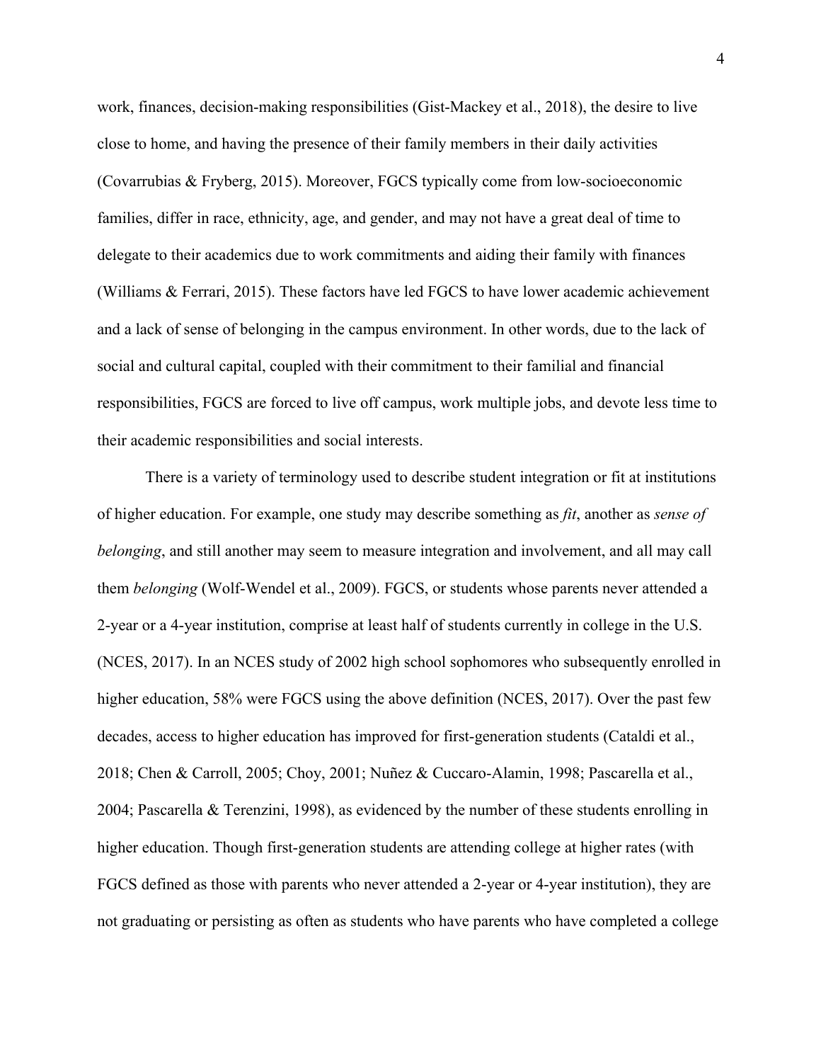work, finances, decision-making responsibilities (Gist-Mackey et al., 2018), the desire to live close to home, and having the presence of their family members in their daily activities (Covarrubias & Fryberg, 2015). Moreover, FGCS typically come from low-socioeconomic families, differ in race, ethnicity, age, and gender, and may not have a great deal of time to delegate to their academics due to work commitments and aiding their family with finances (Williams & Ferrari, 2015). These factors have led FGCS to have lower academic achievement and a lack of sense of belonging in the campus environment. In other words, due to the lack of social and cultural capital, coupled with their commitment to their familial and financial responsibilities, FGCS are forced to live off campus, work multiple jobs, and devote less time to their academic responsibilities and social interests.

There is a variety of terminology used to describe student integration or fit at institutions of higher education. For example, one study may describe something as *fit*, another as *sense of belonging*, and still another may seem to measure integration and involvement, and all may call them *belonging* (Wolf-Wendel et al., 2009). FGCS, or students whose parents never attended a 2-year or a 4-year institution, comprise at least half of students currently in college in the U.S. (NCES, 2017). In an NCES study of 2002 high school sophomores who subsequently enrolled in higher education, 58% were FGCS using the above definition (NCES, 2017). Over the past few decades, access to higher education has improved for first-generation students (Cataldi et al., 2018; Chen & Carroll, 2005; Choy, 2001; Nuñez & Cuccaro-Alamin, 1998; Pascarella et al., 2004; Pascarella & Terenzini, 1998), as evidenced by the number of these students enrolling in higher education. Though first-generation students are attending college at higher rates (with FGCS defined as those with parents who never attended a 2-year or 4-year institution), they are not graduating or persisting as often as students who have parents who have completed a college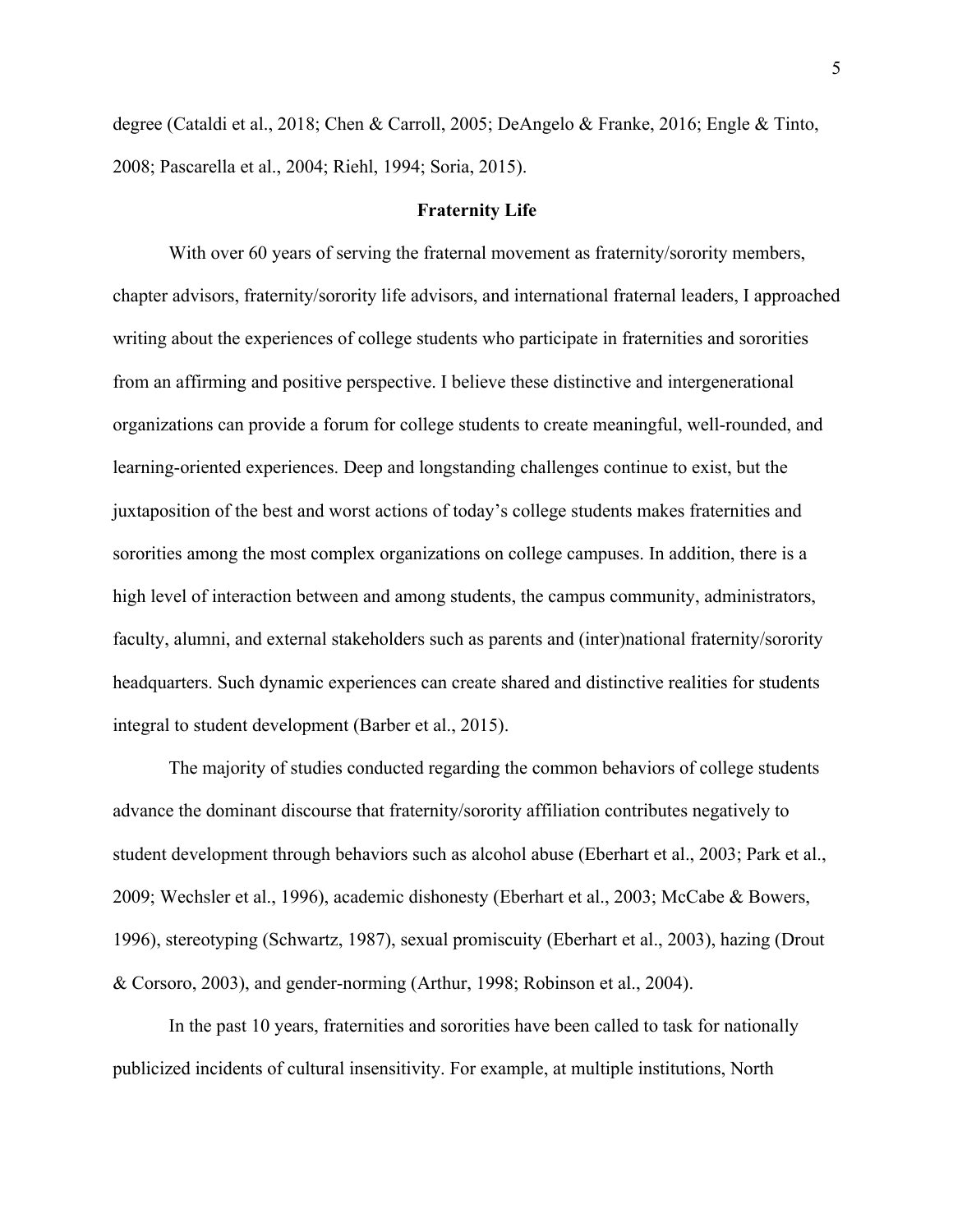degree (Cataldi et al., 2018; Chen & Carroll, 2005; DeAngelo & Franke, 2016; Engle & Tinto, 2008; Pascarella et al., 2004; Riehl, 1994; Soria, 2015).

## Fraternity Life

With over 60 years of serving the fraternal movement as fraternity/sorority members, chapter advisors, fraternity/sorority life advisors, and international fraternal leaders, I approached writing about the experiences of college students who participate in fraternities and sororities from an affirming and positive perspective. I believe these distinctive and intergenerational organizations can provide a forum for college students to create meaningful, well-rounded, and learning-oriented experiences. Deep and longstanding challenges continue to exist, but the juxtaposition of the best and worst actions of today's college students makes fraternities and sororities among the most complex organizations on college campuses. In addition, there is a high level of interaction between and among students, the campus community, administrators, faculty, alumni, and external stakeholders such as parents and (inter)national fraternity/sorority headquarters. Such dynamic experiences can create shared and distinctive realities for students integral to student development (Barber et al., 2015).

The majority of studies conducted regarding the common behaviors of college students advance the dominant discourse that fraternity/sorority affiliation contributes negatively to student development through behaviors such as alcohol abuse (Eberhart et al., 2003; Park et al., 2009; Wechsler et al., 1996), academic dishonesty (Eberhart et al., 2003; McCabe & Bowers, 1996), stereotyping (Schwartz, 1987), sexual promiscuity (Eberhart et al., 2003), hazing (Drout & Corsoro, 2003), and gender-norming (Arthur, 1998; Robinson et al., 2004).

In the past 10 years, fraternities and sororities have been called to task for nationally publicized incidents of cultural insensitivity. For example, at multiple institutions, North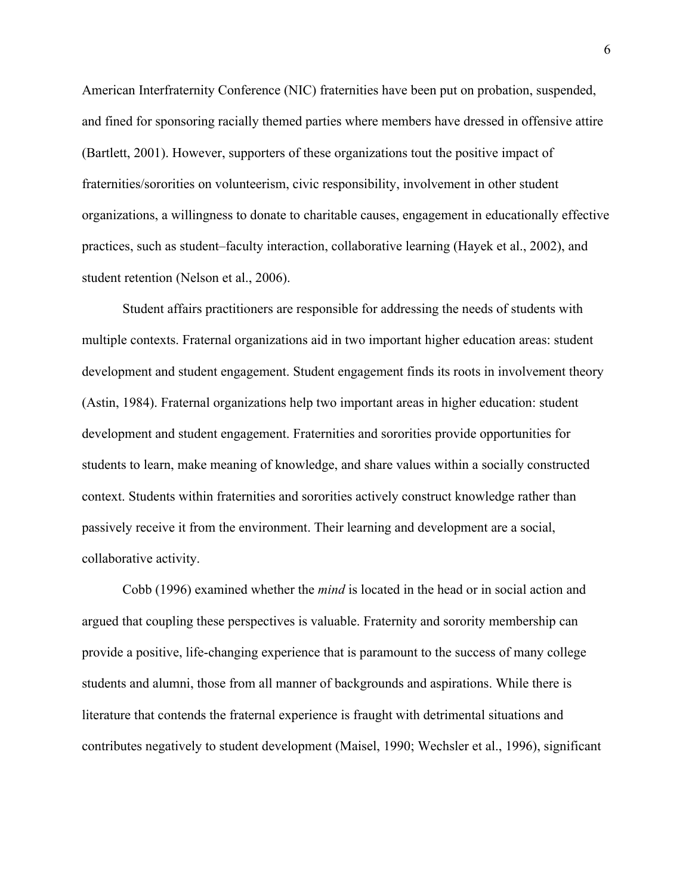American Interfraternity Conference (NIC) fraternities have been put on probation, suspended, and fined for sponsoring racially themed parties where members have dressed in offensive attire (Bartlett, 2001). However, supporters of these organizations tout the positive impact of fraternities/sororities on volunteerism, civic responsibility, involvement in other student organizations, a willingness to donate to charitable causes, engagement in educationally effective practices, such as student–faculty interaction, collaborative learning (Hayek et al., 2002), and student retention (Nelson et al., 2006).

Student affairs practitioners are responsible for addressing the needs of students with multiple contexts. Fraternal organizations aid in two important higher education areas: student development and student engagement. Student engagement finds its roots in involvement theory (Astin, 1984). Fraternal organizations help two important areas in higher education: student development and student engagement. Fraternities and sororities provide opportunities for students to learn, make meaning of knowledge, and share values within a socially constructed context. Students within fraternities and sororities actively construct knowledge rather than passively receive it from the environment. Their learning and development are a social, collaborative activity.

Cobb (1996) examined whether the *mind* is located in the head or in social action and argued that coupling these perspectives is valuable. Fraternity and sorority membership can provide a positive, life-changing experience that is paramount to the success of many college students and alumni, those from all manner of backgrounds and aspirations. While there is literature that contends the fraternal experience is fraught with detrimental situations and contributes negatively to student development (Maisel, 1990; Wechsler et al., 1996), significant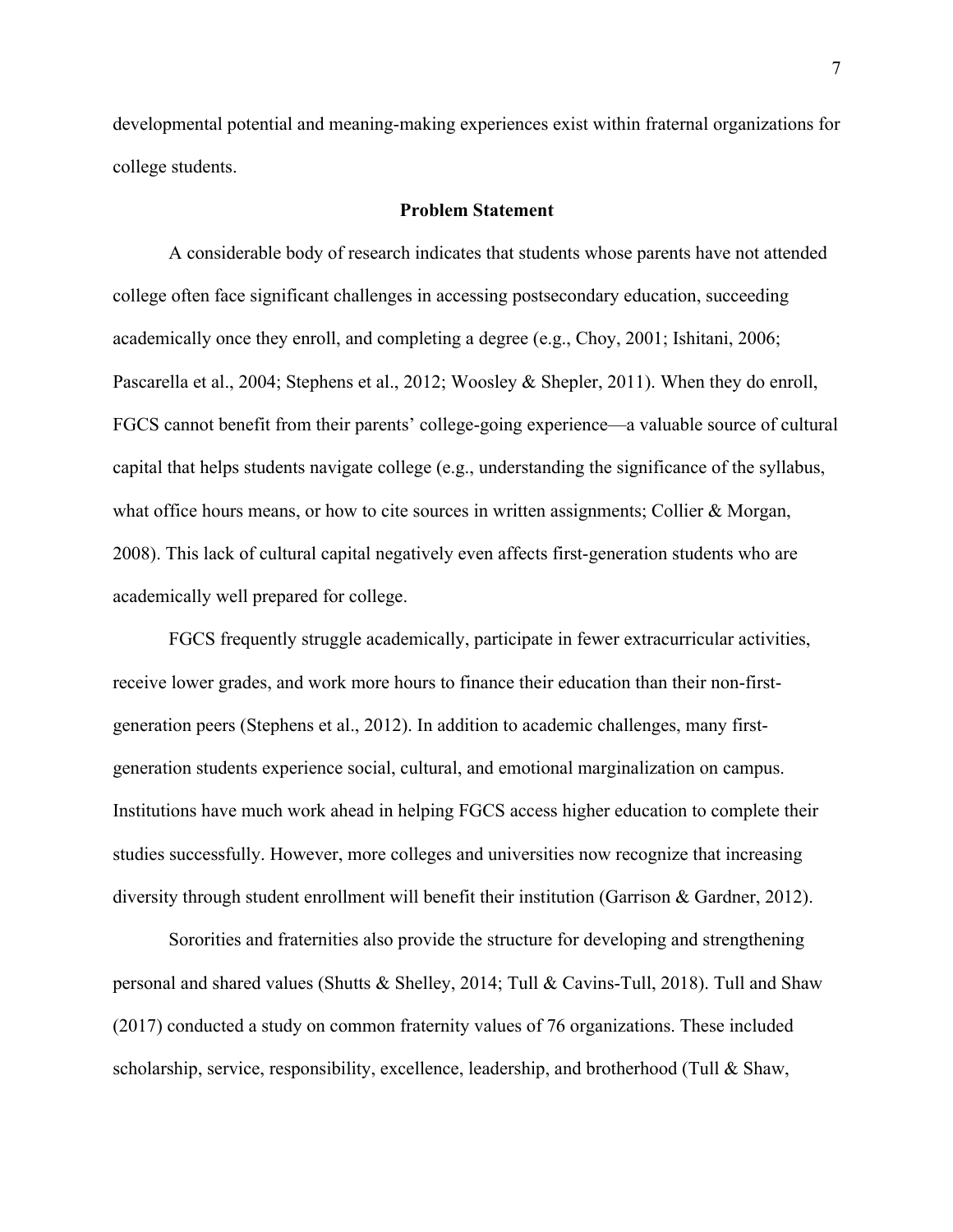developmental potential and meaning-making experiences exist within fraternal organizations for college students.

## Problem Statement

A considerable body of research indicates that students whose parents have not attended college often face significant challenges in accessing postsecondary education, succeeding academically once they enroll, and completing a degree (e.g., Choy, 2001; Ishitani, 2006; Pascarella et al., 2004; Stephens et al., 2012; Woosley & Shepler, 2011). When they do enroll, FGCS cannot benefit from their parents' college-going experience—a valuable source of cultural capital that helps students navigate college (e.g., understanding the significance of the syllabus, what office hours means, or how to cite sources in written assignments; Collier & Morgan, 2008). This lack of cultural capital negatively even affects first-generation students who are academically well prepared for college.

FGCS frequently struggle academically, participate in fewer extracurricular activities, receive lower grades, and work more hours to finance their education than their non-first-generation peers (Stephens et al., 2012). In addition to academic challenges, many first-generation students experience social, cultural, and emotional marginalization on campus. Institutions have much work ahead in helping FGCS access higher education to complete their studies successfully. However, more colleges and universities now recognize that increasing diversity through student enrollment will benefit their institution (Garrison & Gardner, 2012).

Sororities and fraternities also provide the structure for developing and strengthening personal and shared values (Shutts & Shelley, 2014; Tull & Cavins-Tull, 2018). Tull and Shaw (2017) conducted a study on common fraternity values of 76 organizations. These included scholarship, service, responsibility, excellence, leadership, and brotherhood (Tull & Shaw,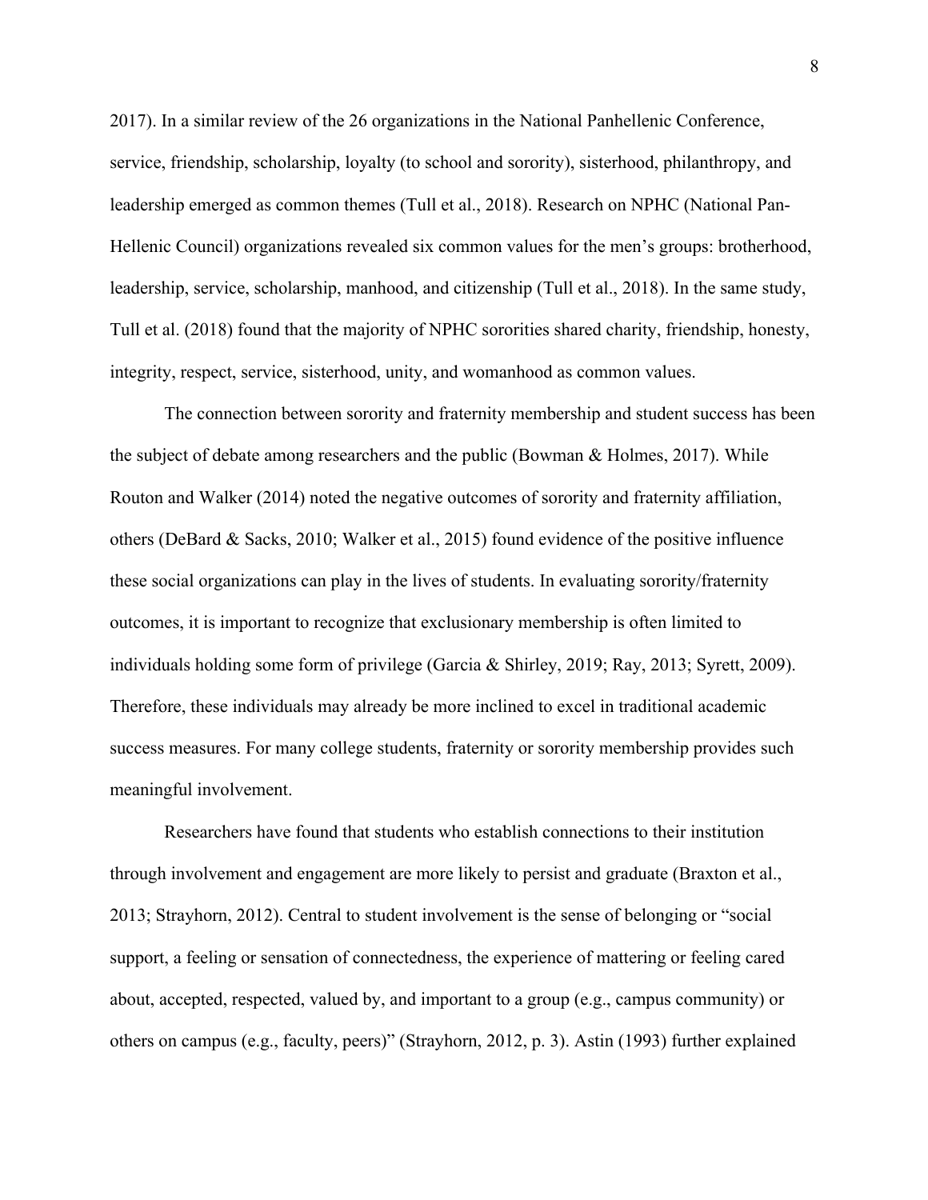2017). In a similar review of the 26 organizations in the National Panhellenic Conference, service, friendship, scholarship, loyalty (to school and sorority), sisterhood, philanthropy, and leadership emerged as common themes (Tull et al., 2018). Research on NPHC (National Pan-Hellenic Council) organizations revealed six common values for the men's groups: brotherhood, leadership, service, scholarship, manhood, and citizenship (Tull et al., 2018). In the same study, Tull et al. (2018) found that the majority of NPHC sororities shared charity, friendship, honesty, integrity, respect, service, sisterhood, unity, and womanhood as common values.

The connection between sorority and fraternity membership and student success has been the subject of debate among researchers and the public (Bowman & Holmes, 2017). While Routon and Walker (2014) noted the negative outcomes of sorority and fraternity affiliation, others (DeBard & Sacks, 2010; Walker et al., 2015) found evidence of the positive influence these social organizations can play in the lives of students. In evaluating sorority/fraternity outcomes, it is important to recognize that exclusionary membership is often limited to individuals holding some form of privilege (Garcia & Shirley, 2019; Ray, 2013; Syrett, 2009). Therefore, these individuals may already be more inclined to excel in traditional academic success measures. For many college students, fraternity or sorority membership provides such meaningful involvement.

Researchers have found that students who establish connections to their institution through involvement and engagement are more likely to persist and graduate (Braxton et al., 2013; Strayhorn, 2012). Central to student involvement is the sense of belonging or "social support, a feeling or sensation of connectedness, the experience of mattering or feeling cared about, accepted, respected, valued by, and important to a group (e.g., campus community) or others on campus (e.g., faculty, peers)" (Strayhorn, 2012, p. 3). Astin (1993) further explained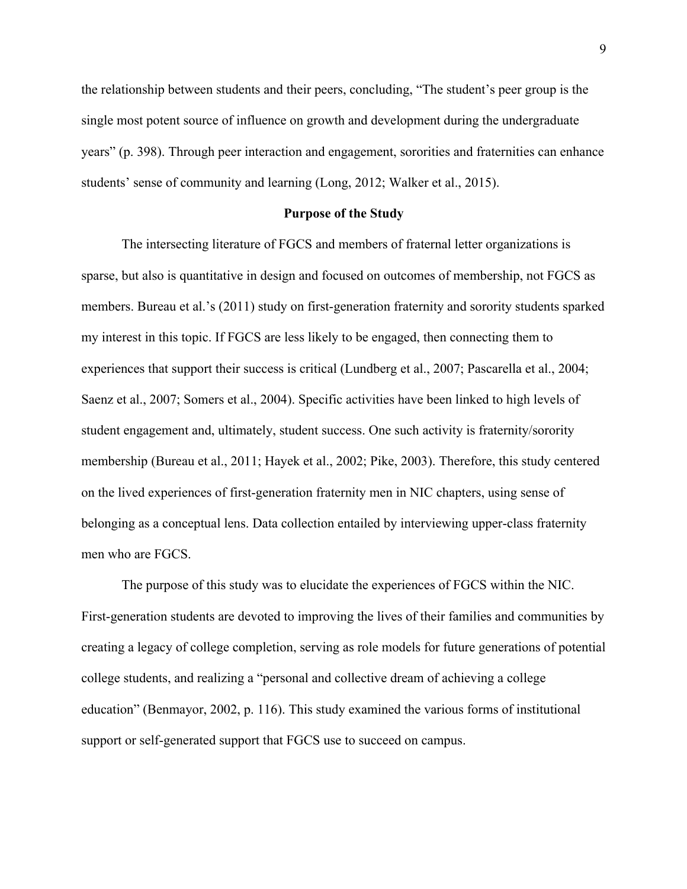the relationship between students and their peers, concluding, "The student's peer group is the single most potent source of influence on growth and development during the undergraduate years" (p. 398). Through peer interaction and engagement, sororities and fraternities can enhance students' sense of community and learning (Long, 2012; Walker et al., 2015).

## Purpose of the Study

The intersecting literature of FGCS and members of fraternal letter organizations is sparse, but also is quantitative in design and focused on outcomes of membership, not FGCS as members. Bureau et al.'s (2011) study on first-generation fraternity and sorority students sparked my interest in this topic. If FGCS are less likely to be engaged, then connecting them to experiences that support their success is critical (Lundberg et al., 2007; Pascarella et al., 2004; Saenz et al., 2007; Somers et al., 2004). Specific activities have been linked to high levels of student engagement and, ultimately, student success. One such activity is fraternity/sorority membership (Bureau et al., 2011; Hayek et al., 2002; Pike, 2003). Therefore, this study centered on the lived experiences of first-generation fraternity men in NIC chapters, using sense of belonging as a conceptual lens. Data collection entailed by interviewing upper-class fraternity men who are FGCS.

The purpose of this study was to elucidate the experiences of FGCS within the NIC. First-generation students are devoted to improving the lives of their families and communities by creating a legacy of college completion, serving as role models for future generations of potential college students, and realizing a "personal and collective dream of achieving a college education" (Benmayor, 2002, p. 116). This study examined the various forms of institutional support or self-generated support that FGCS use to succeed on campus.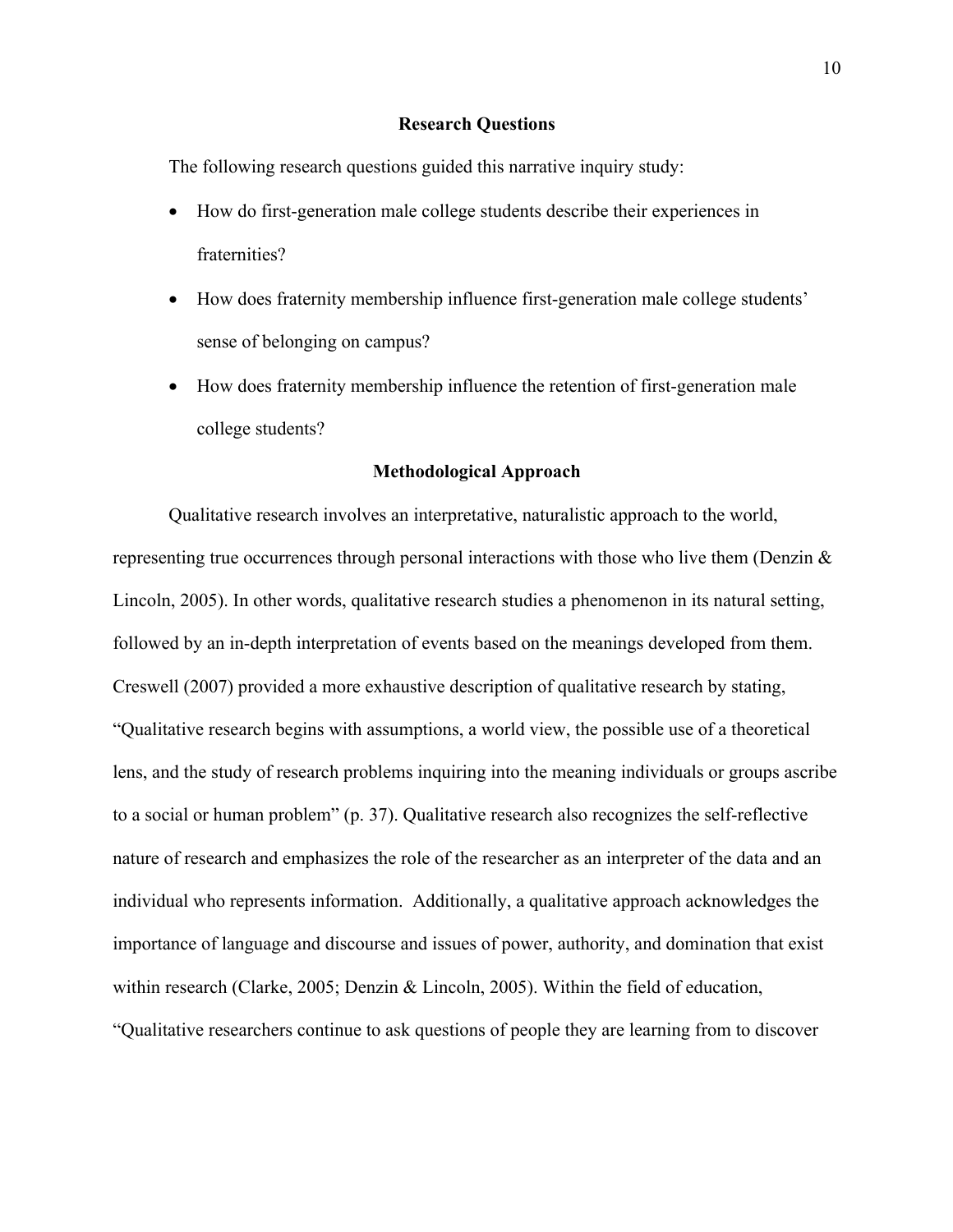## Research Questions

The following research questions guided this narrative inquiry study:

- How do first-generation male college students describe their experiences in fraternities?
- How does fraternity membership influence first-generation male college students' sense of belonging on campus?
- How does fraternity membership influence the retention of first-generation male college students?

## Methodological Approach

Qualitative research involves an interpretative, naturalistic approach to the world, representing true occurrences through personal interactions with those who live them (Denzin & Lincoln, 2005). In other words, qualitative research studies a phenomenon in its natural setting, followed by an in-depth interpretation of events based on the meanings developed from them. Creswell (2007) provided a more exhaustive description of qualitative research by stating, "Qualitative research begins with assumptions, a world view, the possible use of a theoretical lens, and the study of research problems inquiring into the meaning individuals or groups ascribe to a social or human problem" (p. 37). Qualitative research also recognizes the self-reflective nature of research and emphasizes the role of the researcher as an interpreter of the data and an individual who represents information. Additionally, a qualitative approach acknowledges the importance of language and discourse and issues of power, authority, and domination that exist within research (Clarke, 2005; Denzin & Lincoln, 2005). Within the field of education, "Qualitative researchers continue to ask questions of people they are learning from to discover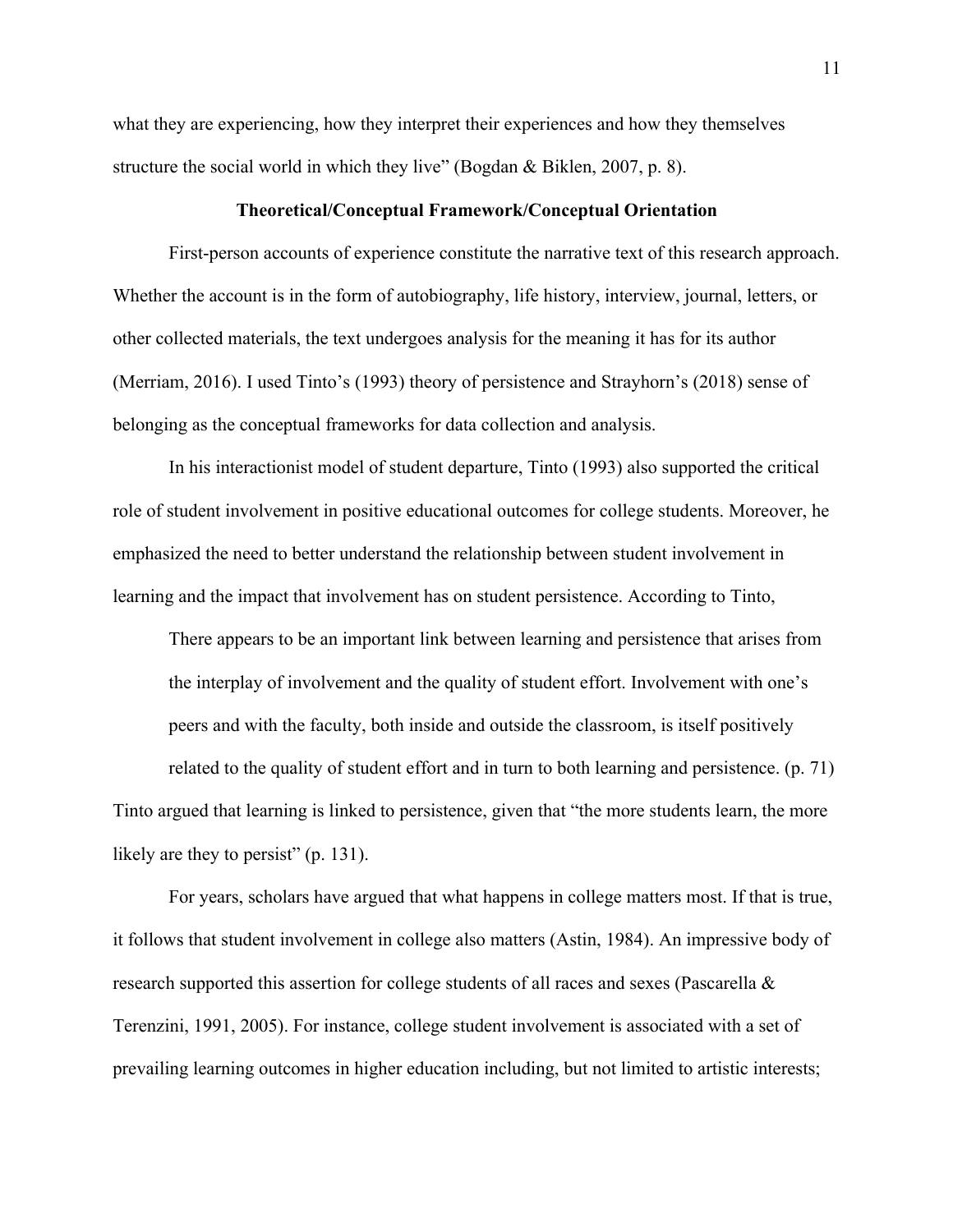what they are experiencing, how they interpret their experiences and how they themselves structure the social world in which they live" (Bogdan & Biklen, 2007, p. 8).

## Theoretical/Conceptual Framework/Conceptual Orientation

First-person accounts of experience constitute the narrative text of this research approach. Whether the account is in the form of autobiography, life history, interview, journal, letters, or other collected materials, the text undergoes analysis for the meaning it has for its author (Merriam, 2016). I used Tinto's (1993) theory of persistence and Strayhorn's (2018) sense of belonging as the conceptual frameworks for data collection and analysis.

In his interactionist model of student departure, Tinto (1993) also supported the critical role of student involvement in positive educational outcomes for college students. Moreover, he emphasized the need to better understand the relationship between student involvement in learning and the impact that involvement has on student persistence. According to Tinto,

> There appears to be an important link between learning and persistence that arises from the interplay of involvement and the quality of student effort. Involvement with one's peers and with the faculty, both inside and outside the classroom, is itself positively related to the quality of student effort and in turn to both learning and persistence. (p. 71)

Tinto argued that learning is linked to persistence, given that "the more students learn, the more likely are they to persist" (p. 131).

For years, scholars have argued that what happens in college matters most. If that is true, it follows that student involvement in college also matters (Astin, 1984). An impressive body of research supported this assertion for college students of all races and sexes (Pascarella & Terenzini, 1991, 2005). For instance, college student involvement is associated with a set of prevailing learning outcomes in higher education including, but not limited to artistic interests;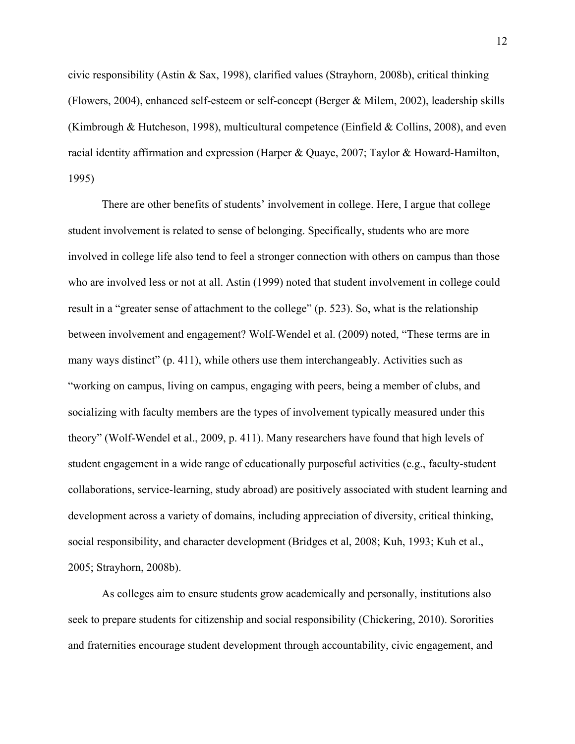civic responsibility (Astin & Sax, 1998), clarified values (Strayhorn, 2008b), critical thinking (Flowers, 2004), enhanced self-esteem or self-concept (Berger & Milem, 2002), leadership skills (Kimbrough & Hutcheson, 1998), multicultural competence (Einfield & Collins, 2008), and even racial identity affirmation and expression (Harper & Quaye, 2007; Taylor & Howard-Hamilton, 1995)

There are other benefits of students' involvement in college. Here, I argue that college student involvement is related to sense of belonging. Specifically, students who are more involved in college life also tend to feel a stronger connection with others on campus than those who are involved less or not at all. Astin (1999) noted that student involvement in college could result in a "greater sense of attachment to the college" (p. 523). So, what is the relationship between involvement and engagement? Wolf-Wendel et al. (2009) noted, "These terms are in many ways distinct" (p. 411), while others use them interchangeably. Activities such as "working on campus, living on campus, engaging with peers, being a member of clubs, and socializing with faculty members are the types of involvement typically measured under this theory" (Wolf-Wendel et al., 2009, p. 411). Many researchers have found that high levels of student engagement in a wide range of educationally purposeful activities (e.g., faculty-student collaborations, service-learning, study abroad) are positively associated with student learning and development across a variety of domains, including appreciation of diversity, critical thinking, social responsibility, and character development (Bridges et al, 2008; Kuh, 1993; Kuh et al., 2005; Strayhorn, 2008b).

As colleges aim to ensure students grow academically and personally, institutions also seek to prepare students for citizenship and social responsibility (Chickering, 2010). Sororities and fraternities encourage student development through accountability, civic engagement, and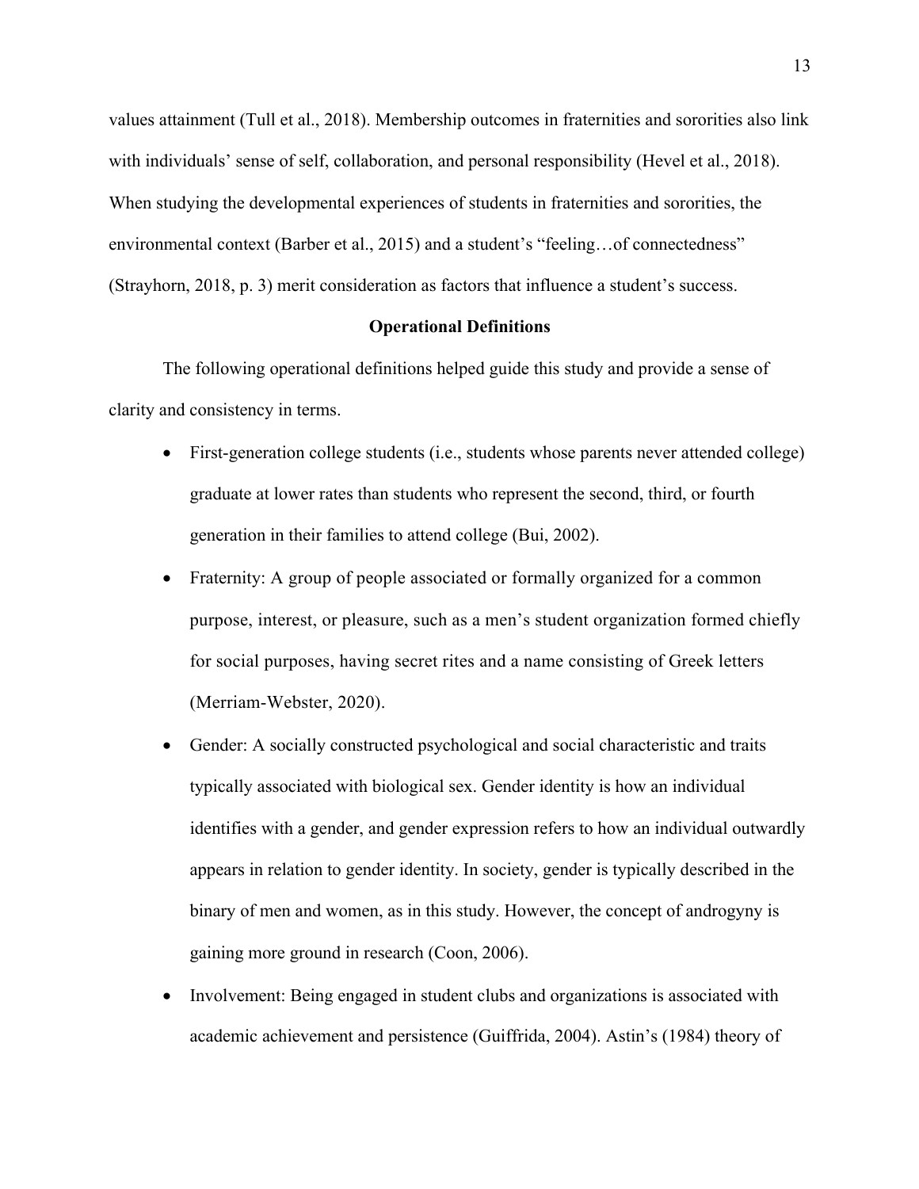values attainment (Tull et al., 2018). Membership outcomes in fraternities and sororities also link with individuals' sense of self, collaboration, and personal responsibility (Hevel et al., 2018). When studying the developmental experiences of students in fraternities and sororities, the environmental context (Barber et al., 2015) and a student's "feeling…of connectedness" (Strayhorn, 2018, p. 3) merit consideration as factors that influence a student's success.

## Operational Definitions

The following operational definitions helped guide this study and provide a sense of clarity and consistency in terms.

- First-generation college students (i.e., students whose parents never attended college) graduate at lower rates than students who represent the second, third, or fourth generation in their families to attend college (Bui, 2002).
- Fraternity: A group of people associated or formally organized for a common purpose, interest, or pleasure, such as a men's student organization formed chiefly for social purposes, having secret rites and a name consisting of Greek letters (Merriam-Webster, 2020).
- Gender: A socially constructed psychological and social characteristic and traits typically associated with biological sex. Gender identity is how an individual identifies with a gender, and gender expression refers to how an individual outwardly appears in relation to gender identity. In society, gender is typically described in the binary of men and women, as in this study. However, the concept of androgyny is gaining more ground in research (Coon, 2006).
- Involvement: Being engaged in student clubs and organizations is associated with academic achievement and persistence (Guiffrida, 2004). Astin's (1984) theory of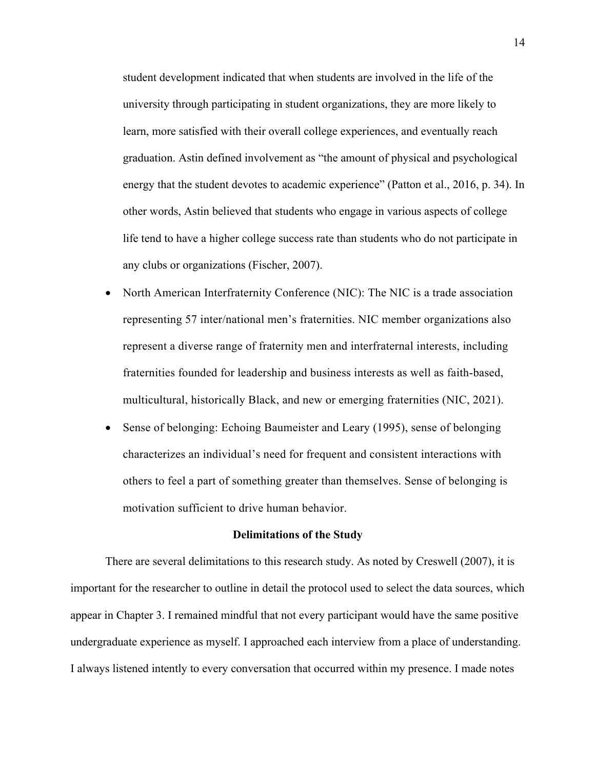student development indicated that when students are involved in the life of the university through participating in student organizations, they are more likely to learn, more satisfied with their overall college experiences, and eventually reach graduation. Astin defined involvement as "the amount of physical and psychological energy that the student devotes to academic experience" (Patton et al., 2016, p. 34). In other words, Astin believed that students who engage in various aspects of college life tend to have a higher college success rate than students who do not participate in any clubs or organizations (Fischer, 2007).

- North American Interfraternity Conference (NIC): The NIC is a trade association representing 57 inter/national men's fraternities. NIC member organizations also represent a diverse range of fraternity men and interfraternal interests, including fraternities founded for leadership and business interests as well as faith-based, multicultural, historically Black, and new or emerging fraternities (NIC, 2021).
- Sense of belonging: Echoing Baumeister and Leary (1995), sense of belonging characterizes an individual's need for frequent and consistent interactions with others to feel a part of something greater than themselves. Sense of belonging is motivation sufficient to drive human behavior.

## Delimitations of the Study

There are several delimitations to this research study. As noted by Creswell (2007), it is important for the researcher to outline in detail the protocol used to select the data sources, which appear in Chapter 3. I remained mindful that not every participant would have the same positive undergraduate experience as myself. I approached each interview from a place of understanding. I always listened intently to every conversation that occurred within my presence. I made notes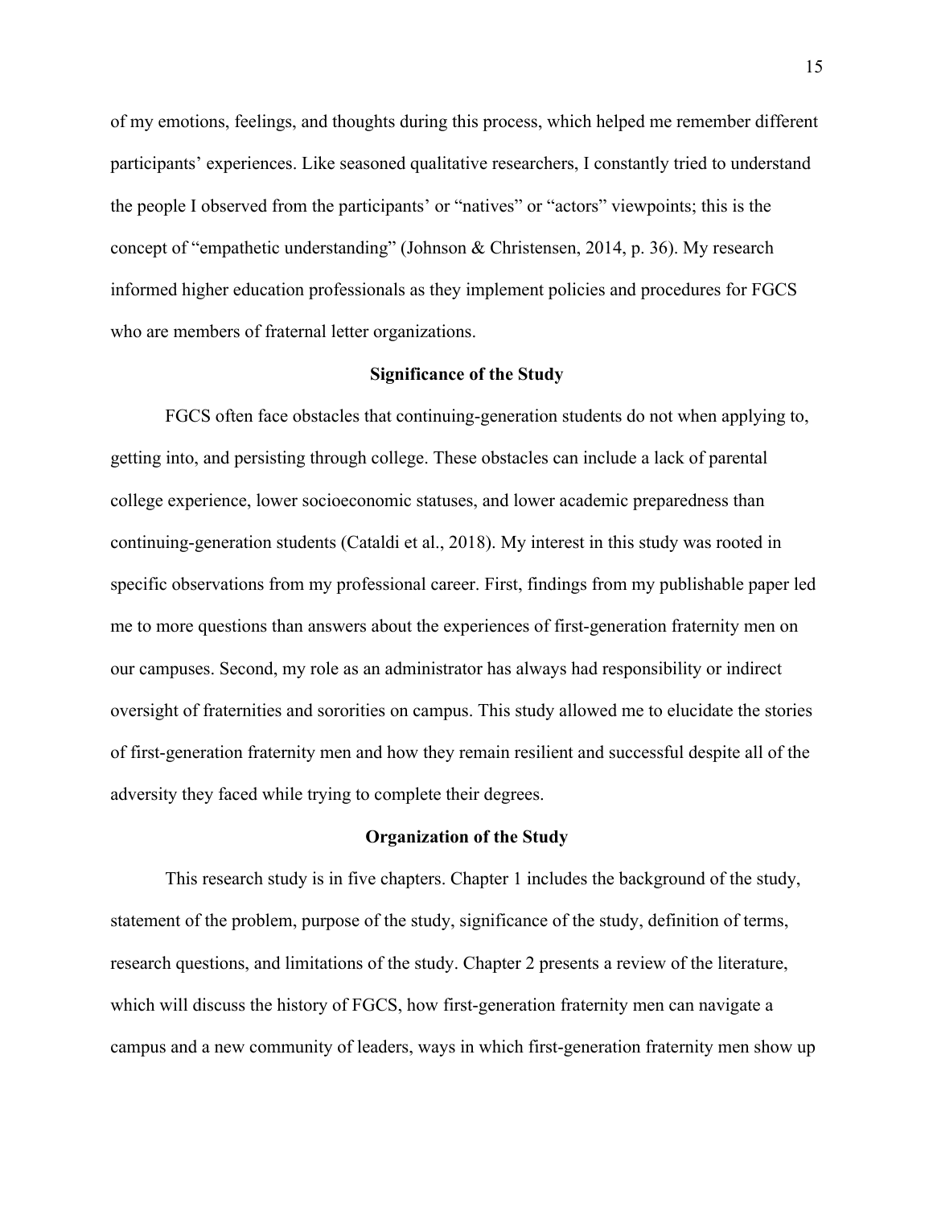of my emotions, feelings, and thoughts during this process, which helped me remember different participants' experiences. Like seasoned qualitative researchers, I constantly tried to understand the people I observed from the participants' or "natives" or "actors" viewpoints; this is the concept of "empathetic understanding" (Johnson & Christensen, 2014, p. 36). My research informed higher education professionals as they implement policies and procedures for FGCS who are members of fraternal letter organizations.

## Significance of the Study

FGCS often face obstacles that continuing-generation students do not when applying to, getting into, and persisting through college. These obstacles can include a lack of parental college experience, lower socioeconomic statuses, and lower academic preparedness than continuing-generation students (Cataldi et al., 2018). My interest in this study was rooted in specific observations from my professional career. First, findings from my publishable paper led me to more questions than answers about the experiences of first-generation fraternity men on our campuses. Second, my role as an administrator has always had responsibility or indirect oversight of fraternities and sororities on campus. This study allowed me to elucidate the stories of first-generation fraternity men and how they remain resilient and successful despite all of the adversity they faced while trying to complete their degrees.

## Organization of the Study

This research study is in five chapters. Chapter 1 includes the background of the study, statement of the problem, purpose of the study, significance of the study, definition of terms, research questions, and limitations of the study. Chapter 2 presents a review of the literature, which will discuss the history of FGCS, how first-generation fraternity men can navigate a campus and a new community of leaders, ways in which first-generation fraternity men show up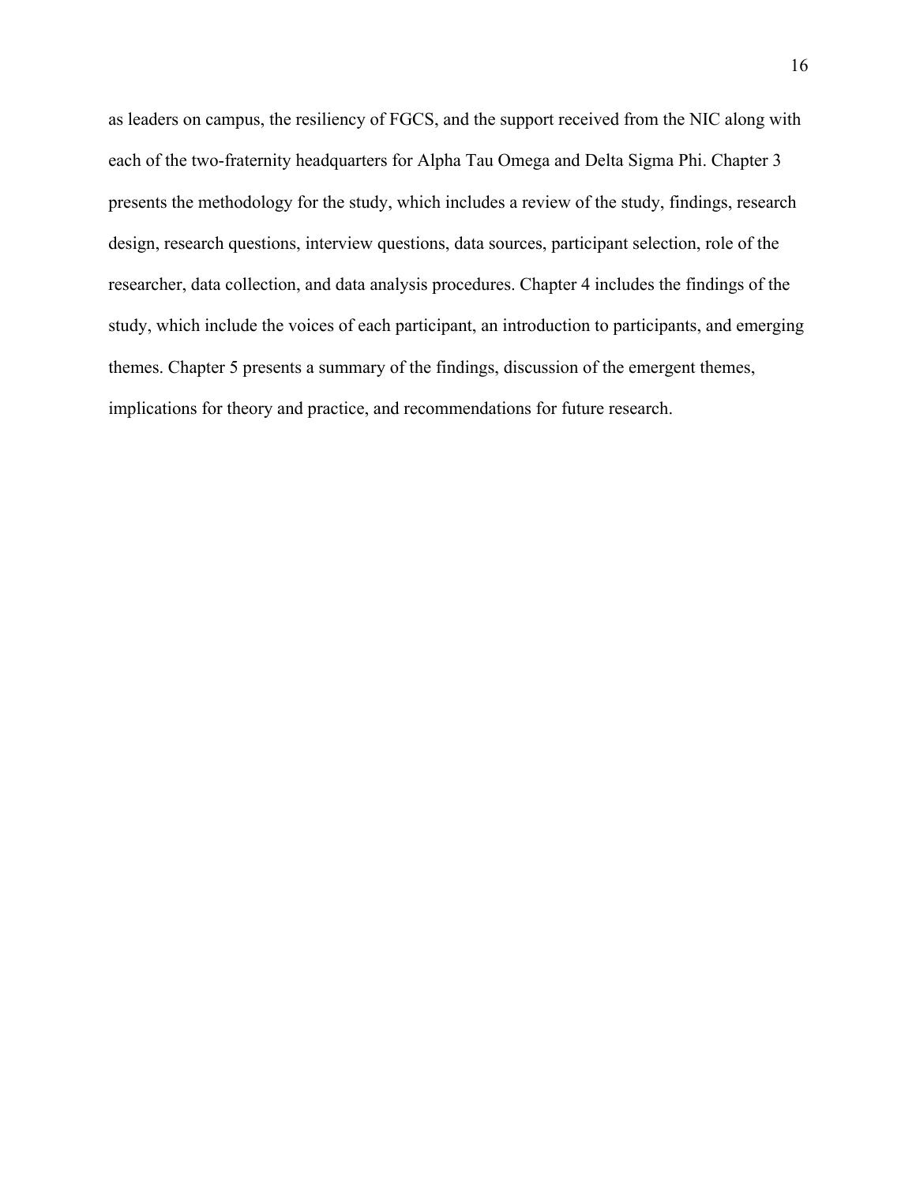as leaders on campus, the resiliency of FGCS, and the support received from the NIC along with each of the two-fraternity headquarters for Alpha Tau Omega and Delta Sigma Phi. Chapter 3 presents the methodology for the study, which includes a review of the study, findings, research design, research questions, interview questions, data sources, participant selection, role of the researcher, data collection, and data analysis procedures. Chapter 4 includes the findings of the study, which include the voices of each participant, an introduction to participants, and emerging themes. Chapter 5 presents a summary of the findings, discussion of the emergent themes, implications for theory and practice, and recommendations for future research.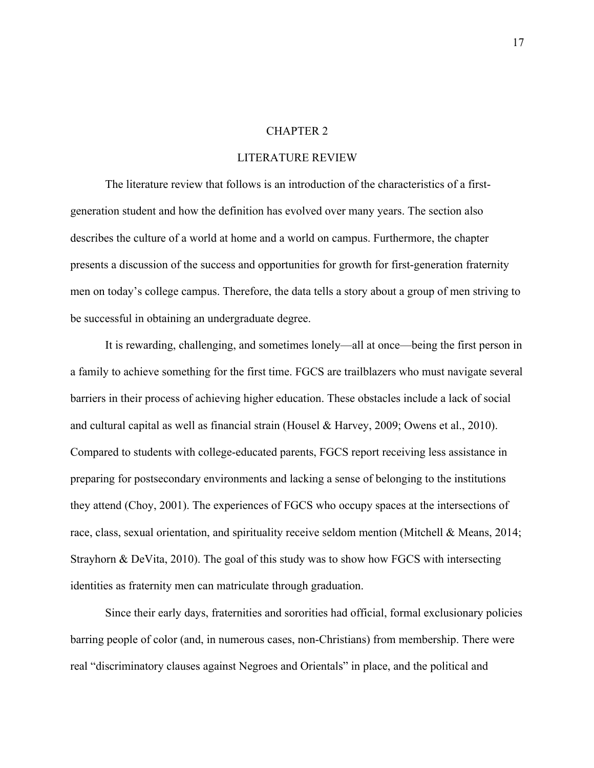# CHAPTER 2

## LITERATURE REVIEW

The literature review that follows is an introduction of the characteristics of a first-generation student and how the definition has evolved over many years. The section also describes the culture of a world at home and a world on campus. Furthermore, the chapter presents a discussion of the success and opportunities for growth for first-generation fraternity men on today's college campus. Therefore, the data tells a story about a group of men striving to be successful in obtaining an undergraduate degree.

It is rewarding, challenging, and sometimes lonely—all at once—being the first person in a family to achieve something for the first time. FGCS are trailblazers who must navigate several barriers in their process of achieving higher education. These obstacles include a lack of social and cultural capital as well as financial strain (Housel & Harvey, 2009; Owens et al., 2010). Compared to students with college-educated parents, FGCS report receiving less assistance in preparing for postsecondary environments and lacking a sense of belonging to the institutions they attend (Choy, 2001). The experiences of FGCS who occupy spaces at the intersections of race, class, sexual orientation, and spirituality receive seldom mention (Mitchell & Means, 2014; Strayhorn & DeVita, 2010). The goal of this study was to show how FGCS with intersecting identities as fraternity men can matriculate through graduation.

Since their early days, fraternities and sororities had official, formal exclusionary policies barring people of color (and, in numerous cases, non-Christians) from membership. There were real "discriminatory clauses against Negroes and Orientals" in place, and the political and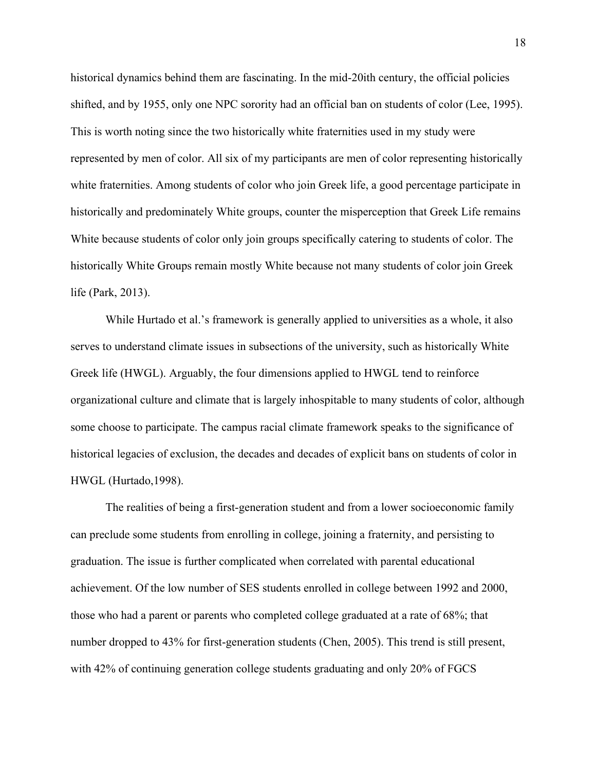historical dynamics behind them are fascinating. In the mid-20ith century, the official policies shifted, and by 1955, only one NPC sorority had an official ban on students of color (Lee, 1995). This is worth noting since the two historically white fraternities used in my study were represented by men of color. All six of my participants are men of color representing historically white fraternities. Among students of color who join Greek life, a good percentage participate in historically and predominately White groups, counter the misperception that Greek Life remains White because students of color only join groups specifically catering to students of color. The historically White Groups remain mostly White because not many students of color join Greek life (Park, 2013).

While Hurtado et al.'s framework is generally applied to universities as a whole, it also serves to understand climate issues in subsections of the university, such as historically White Greek life (HWGL). Arguably, the four dimensions applied to HWGL tend to reinforce organizational culture and climate that is largely inhospitable to many students of color, although some choose to participate. The campus racial climate framework speaks to the significance of historical legacies of exclusion, the decades and decades of explicit bans on students of color in HWGL (Hurtado,1998).

The realities of being a first-generation student and from a lower socioeconomic family can preclude some students from enrolling in college, joining a fraternity, and persisting to graduation. The issue is further complicated when correlated with parental educational achievement. Of the low number of SES students enrolled in college between 1992 and 2000, those who had a parent or parents who completed college graduated at a rate of 68%; that number dropped to 43% for first-generation students (Chen, 2005). This trend is still present, with 42% of continuing generation college students graduating and only 20% of FGCS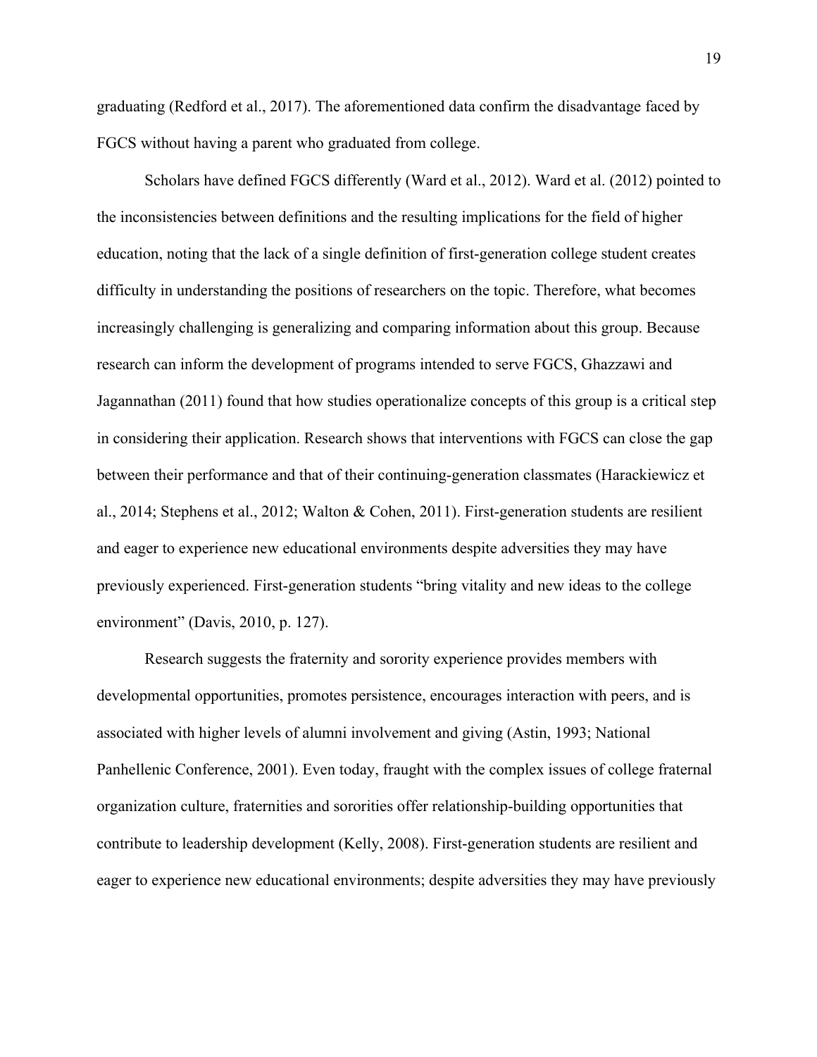graduating (Redford et al., 2017). The aforementioned data confirm the disadvantage faced by FGCS without having a parent who graduated from college.

Scholars have defined FGCS differently (Ward et al., 2012). Ward et al. (2012) pointed to the inconsistencies between definitions and the resulting implications for the field of higher education, noting that the lack of a single definition of first-generation college student creates difficulty in understanding the positions of researchers on the topic. Therefore, what becomes increasingly challenging is generalizing and comparing information about this group. Because research can inform the development of programs intended to serve FGCS, Ghazzawi and Jagannathan (2011) found that how studies operationalize concepts of this group is a critical step in considering their application. Research shows that interventions with FGCS can close the gap between their performance and that of their continuing-generation classmates (Harackiewicz et al., 2014; Stephens et al., 2012; Walton & Cohen, 2011). First-generation students are resilient and eager to experience new educational environments despite adversities they may have previously experienced. First-generation students "bring vitality and new ideas to the college environment" (Davis, 2010, p. 127).

Research suggests the fraternity and sorority experience provides members with developmental opportunities, promotes persistence, encourages interaction with peers, and is associated with higher levels of alumni involvement and giving (Astin, 1993; National Panhellenic Conference, 2001). Even today, fraught with the complex issues of college fraternal organization culture, fraternities and sororities offer relationship-building opportunities that contribute to leadership development (Kelly, 2008). First-generation students are resilient and eager to experience new educational environments; despite adversities they may have previously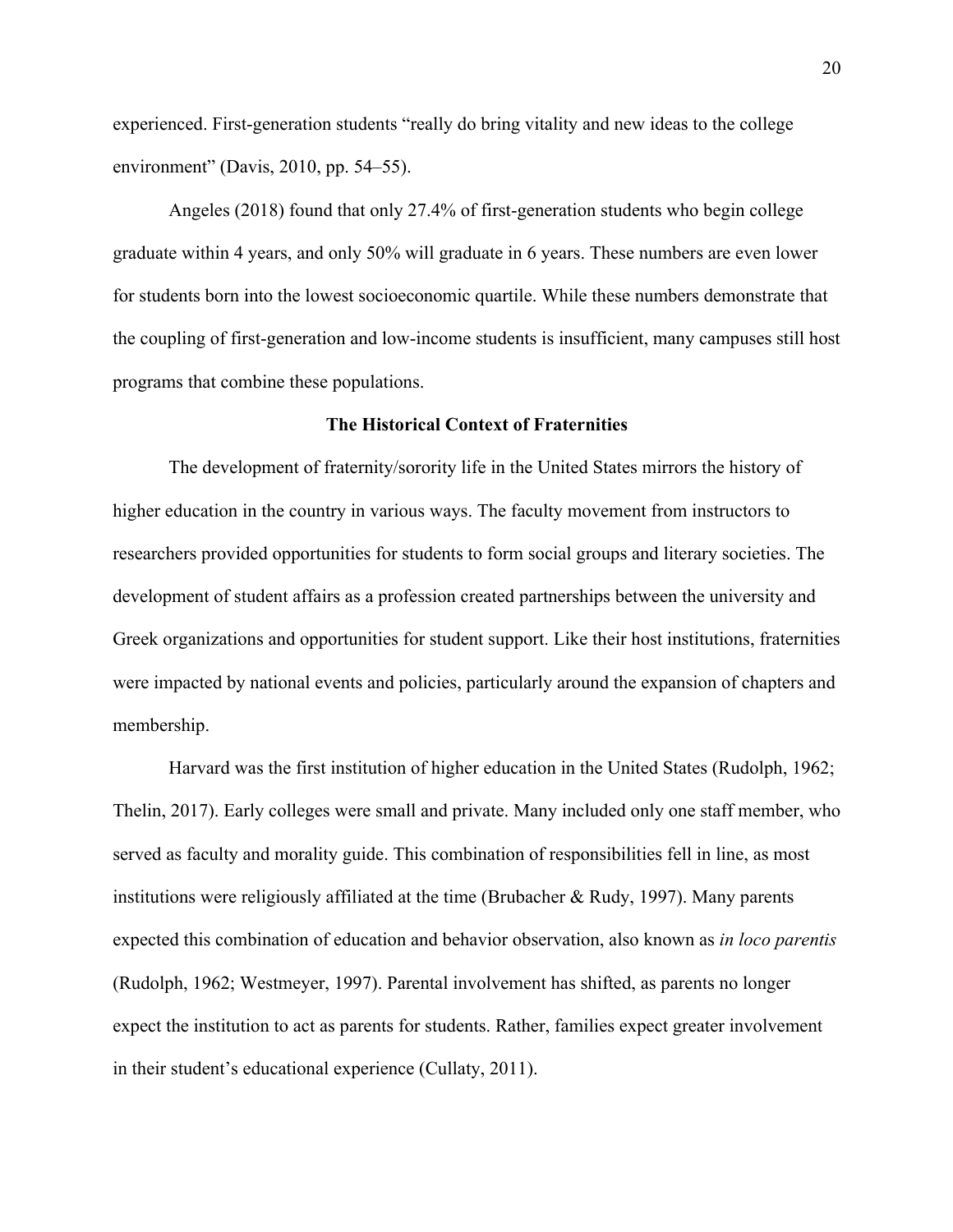experienced. First-generation students "really do bring vitality and new ideas to the college environment" (Davis, 2010, pp. 54–55).

Angeles (2018) found that only 27.4% of first-generation students who begin college graduate within 4 years, and only 50% will graduate in 6 years. These numbers are even lower for students born into the lowest socioeconomic quartile. While these numbers demonstrate that the coupling of first-generation and low-income students is insufficient, many campuses still host programs that combine these populations.

## The Historical Context of Fraternities

The development of fraternity/sorority life in the United States mirrors the history of higher education in the country in various ways. The faculty movement from instructors to researchers provided opportunities for students to form social groups and literary societies. The development of student affairs as a profession created partnerships between the university and Greek organizations and opportunities for student support. Like their host institutions, fraternities were impacted by national events and policies, particularly around the expansion of chapters and membership.

Harvard was the first institution of higher education in the United States (Rudolph, 1962; Thelin, 2017). Early colleges were small and private. Many included only one staff member, who served as faculty and morality guide. This combination of responsibilities fell in line, as most institutions were religiously affiliated at the time (Brubacher & Rudy, 1997). Many parents expected this combination of education and behavior observation, also known as *in loco parentis* (Rudolph, 1962; Westmeyer, 1997). Parental involvement has shifted, as parents no longer expect the institution to act as parents for students. Rather, families expect greater involvement in their student's educational experience (Cullaty, 2011).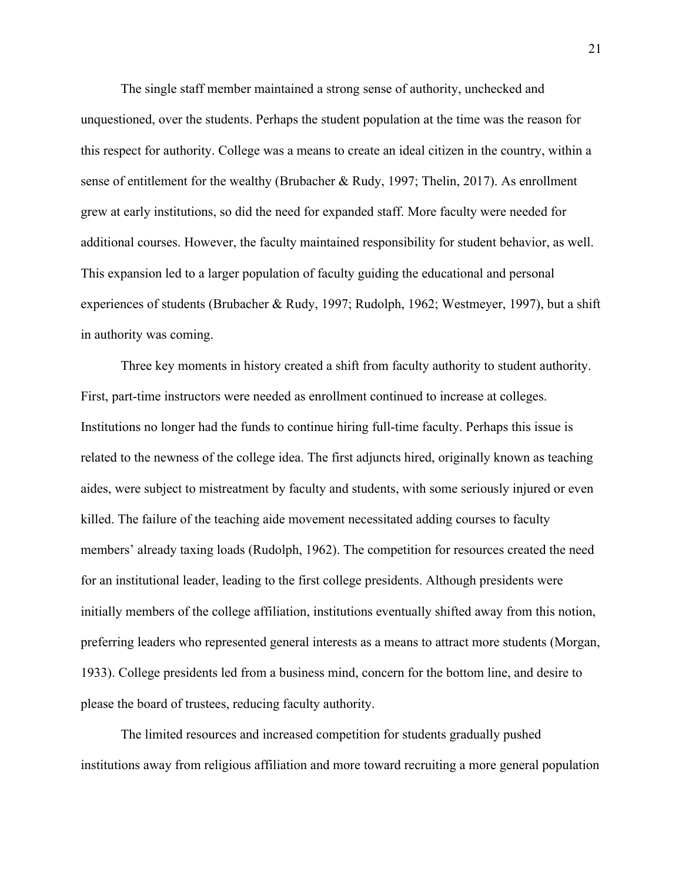The single staff member maintained a strong sense of authority, unchecked and unquestioned, over the students. Perhaps the student population at the time was the reason for this respect for authority. College was a means to create an ideal citizen in the country, within a sense of entitlement for the wealthy (Brubacher & Rudy, 1997; Thelin, 2017). As enrollment grew at early institutions, so did the need for expanded staff. More faculty were needed for additional courses. However, the faculty maintained responsibility for student behavior, as well. This expansion led to a larger population of faculty guiding the educational and personal experiences of students (Brubacher & Rudy, 1997; Rudolph, 1962; Westmeyer, 1997), but a shift in authority was coming.

Three key moments in history created a shift from faculty authority to student authority. First, part-time instructors were needed as enrollment continued to increase at colleges. Institutions no longer had the funds to continue hiring full-time faculty. Perhaps this issue is related to the newness of the college idea. The first adjuncts hired, originally known as teaching aides, were subject to mistreatment by faculty and students, with some seriously injured or even killed. The failure of the teaching aide movement necessitated adding courses to faculty members' already taxing loads (Rudolph, 1962). The competition for resources created the need for an institutional leader, leading to the first college presidents. Although presidents were initially members of the college affiliation, institutions eventually shifted away from this notion, preferring leaders who represented general interests as a means to attract more students (Morgan, 1933). College presidents led from a business mind, concern for the bottom line, and desire to please the board of trustees, reducing faculty authority.

The limited resources and increased competition for students gradually pushed institutions away from religious affiliation and more toward recruiting a more general population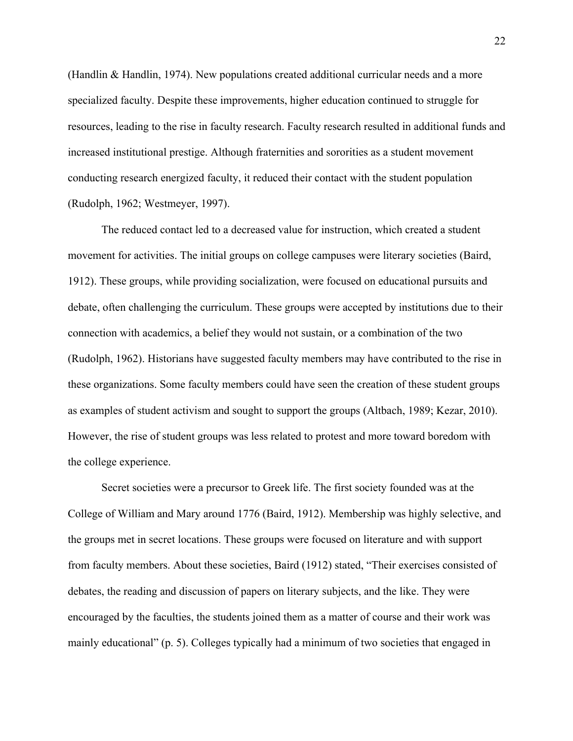(Handlin & Handlin, 1974). New populations created additional curricular needs and a more specialized faculty. Despite these improvements, higher education continued to struggle for resources, leading to the rise in faculty research. Faculty research resulted in additional funds and increased institutional prestige. Although fraternities and sororities as a student movement conducting research energized faculty, it reduced their contact with the student population (Rudolph, 1962; Westmeyer, 1997).

The reduced contact led to a decreased value for instruction, which created a student movement for activities. The initial groups on college campuses were literary societies (Baird, 1912). These groups, while providing socialization, were focused on educational pursuits and debate, often challenging the curriculum. These groups were accepted by institutions due to their connection with academics, a belief they would not sustain, or a combination of the two (Rudolph, 1962). Historians have suggested faculty members may have contributed to the rise in these organizations. Some faculty members could have seen the creation of these student groups as examples of student activism and sought to support the groups (Altbach, 1989; Kezar, 2010). However, the rise of student groups was less related to protest and more toward boredom with the college experience.

Secret societies were a precursor to Greek life. The first society founded was at the College of William and Mary around 1776 (Baird, 1912). Membership was highly selective, and the groups met in secret locations. These groups were focused on literature and with support from faculty members. About these societies, Baird (1912) stated, "Their exercises consisted of debates, the reading and discussion of papers on literary subjects, and the like. They were encouraged by the faculties, the students joined them as a matter of course and their work was mainly educational" (p. 5). Colleges typically had a minimum of two societies that engaged in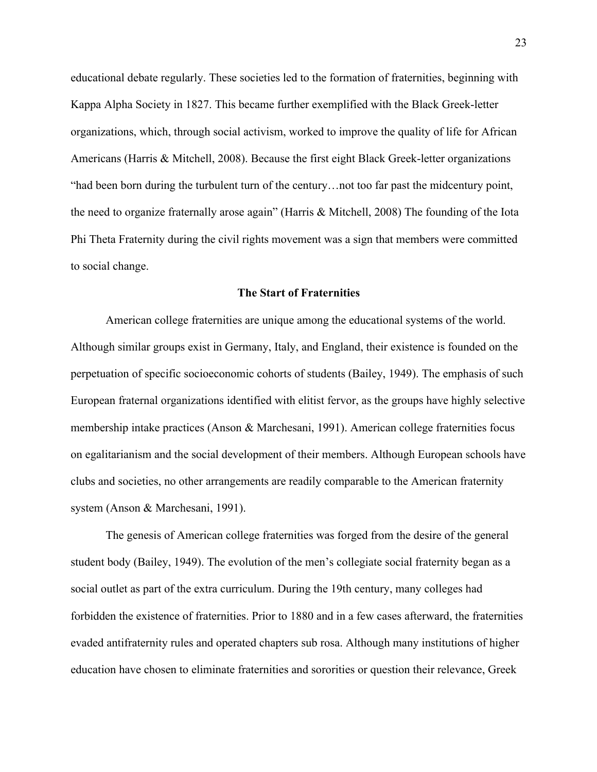educational debate regularly. These societies led to the formation of fraternities, beginning with Kappa Alpha Society in 1827. This became further exemplified with the Black Greek-letter organizations, which, through social activism, worked to improve the quality of life for African Americans (Harris & Mitchell, 2008). Because the first eight Black Greek-letter organizations "had been born during the turbulent turn of the century…not too far past the midcentury point, the need to organize fraternally arose again" (Harris & Mitchell, 2008) The founding of the Iota Phi Theta Fraternity during the civil rights movement was a sign that members were committed to social change.

## The Start of Fraternities

American college fraternities are unique among the educational systems of the world. Although similar groups exist in Germany, Italy, and England, their existence is founded on the perpetuation of specific socioeconomic cohorts of students (Bailey, 1949). The emphasis of such European fraternal organizations identified with elitist fervor, as the groups have highly selective membership intake practices (Anson & Marchesani, 1991). American college fraternities focus on egalitarianism and the social development of their members. Although European schools have clubs and societies, no other arrangements are readily comparable to the American fraternity system (Anson & Marchesani, 1991).

The genesis of American college fraternities was forged from the desire of the general student body (Bailey, 1949). The evolution of the men's collegiate social fraternity began as a social outlet as part of the extra curriculum. During the 19th century, many colleges had forbidden the existence of fraternities. Prior to 1880 and in a few cases afterward, the fraternities evaded antifraternity rules and operated chapters sub rosa. Although many institutions of higher education have chosen to eliminate fraternities and sororities or question their relevance, Greek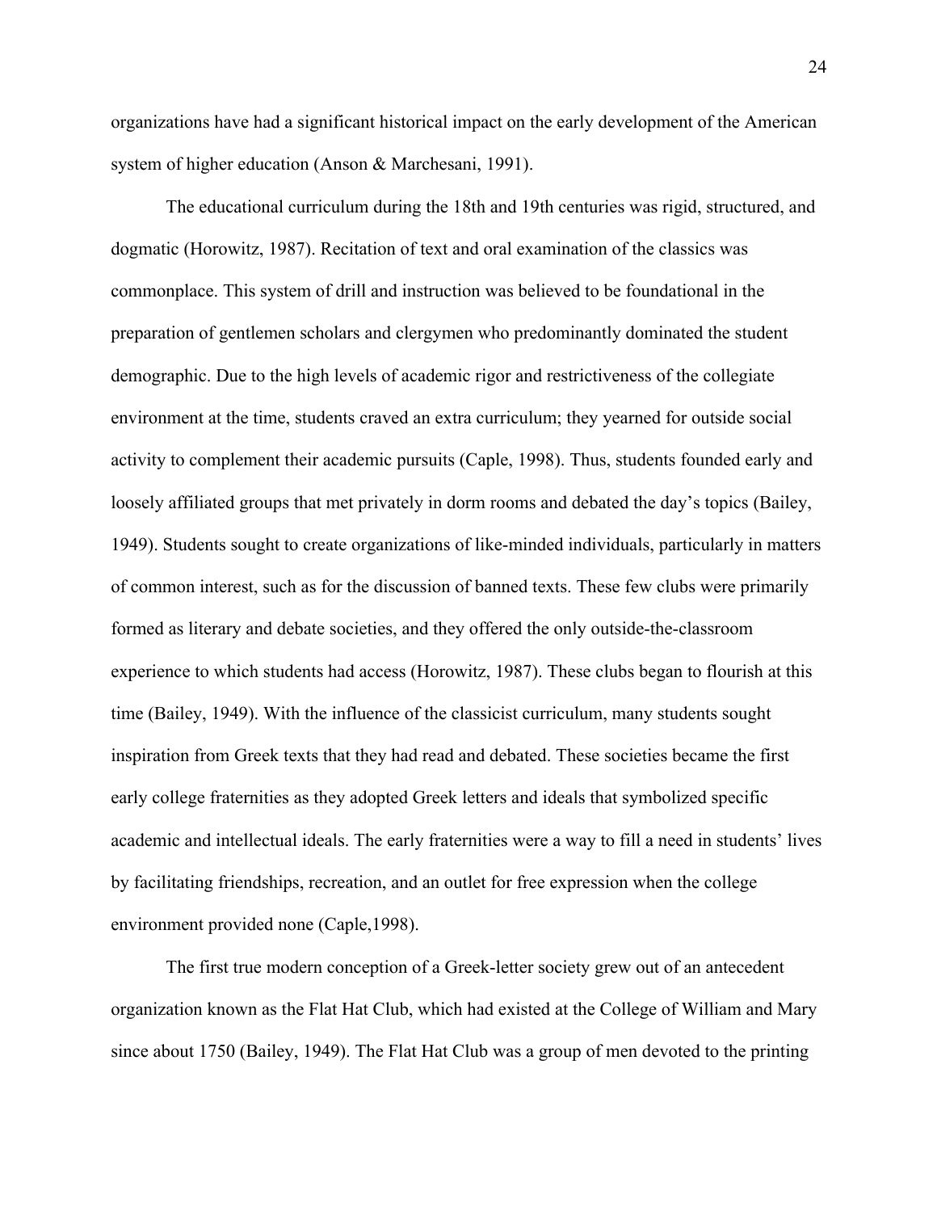organizations have had a significant historical impact on the early development of the American system of higher education (Anson & Marchesani, 1991).

The educational curriculum during the 18th and 19th centuries was rigid, structured, and dogmatic (Horowitz, 1987). Recitation of text and oral examination of the classics was commonplace. This system of drill and instruction was believed to be foundational in the preparation of gentlemen scholars and clergymen who predominantly dominated the student demographic. Due to the high levels of academic rigor and restrictiveness of the collegiate environment at the time, students craved an extra curriculum; they yearned for outside social activity to complement their academic pursuits (Caple, 1998). Thus, students founded early and loosely affiliated groups that met privately in dorm rooms and debated the day's topics (Bailey, 1949). Students sought to create organizations of like-minded individuals, particularly in matters of common interest, such as for the discussion of banned texts. These few clubs were primarily formed as literary and debate societies, and they offered the only outside-the-classroom experience to which students had access (Horowitz, 1987). These clubs began to flourish at this time (Bailey, 1949). With the influence of the classicist curriculum, many students sought inspiration from Greek texts that they had read and debated. These societies became the first early college fraternities as they adopted Greek letters and ideals that symbolized specific academic and intellectual ideals. The early fraternities were a way to fill a need in students' lives by facilitating friendships, recreation, and an outlet for free expression when the college environment provided none (Caple,1998).

The first true modern conception of a Greek-letter society grew out of an antecedent organization known as the Flat Hat Club, which had existed at the College of William and Mary since about 1750 (Bailey, 1949). The Flat Hat Club was a group of men devoted to the printing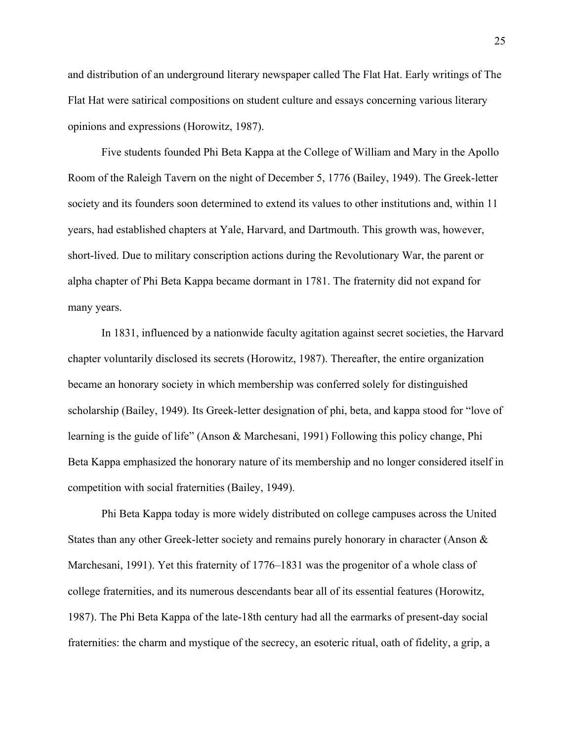and distribution of an underground literary newspaper called The Flat Hat. Early writings of The Flat Hat were satirical compositions on student culture and essays concerning various literary opinions and expressions (Horowitz, 1987).

Five students founded Phi Beta Kappa at the College of William and Mary in the Apollo Room of the Raleigh Tavern on the night of December 5, 1776 (Bailey, 1949). The Greek-letter society and its founders soon determined to extend its values to other institutions and, within 11 years, had established chapters at Yale, Harvard, and Dartmouth. This growth was, however, short-lived. Due to military conscription actions during the Revolutionary War, the parent or alpha chapter of Phi Beta Kappa became dormant in 1781. The fraternity did not expand for many years.

In 1831, influenced by a nationwide faculty agitation against secret societies, the Harvard chapter voluntarily disclosed its secrets (Horowitz, 1987). Thereafter, the entire organization became an honorary society in which membership was conferred solely for distinguished scholarship (Bailey, 1949). Its Greek-letter designation of phi, beta, and kappa stood for "love of learning is the guide of life" (Anson & Marchesani, 1991) Following this policy change, Phi Beta Kappa emphasized the honorary nature of its membership and no longer considered itself in competition with social fraternities (Bailey, 1949).

Phi Beta Kappa today is more widely distributed on college campuses across the United States than any other Greek-letter society and remains purely honorary in character (Anson & Marchesani, 1991). Yet this fraternity of 1776–1831 was the progenitor of a whole class of college fraternities, and its numerous descendants bear all of its essential features (Horowitz, 1987). The Phi Beta Kappa of the late-18th century had all the earmarks of present-day social fraternities: the charm and mystique of the secrecy, an esoteric ritual, oath of fidelity, a grip, a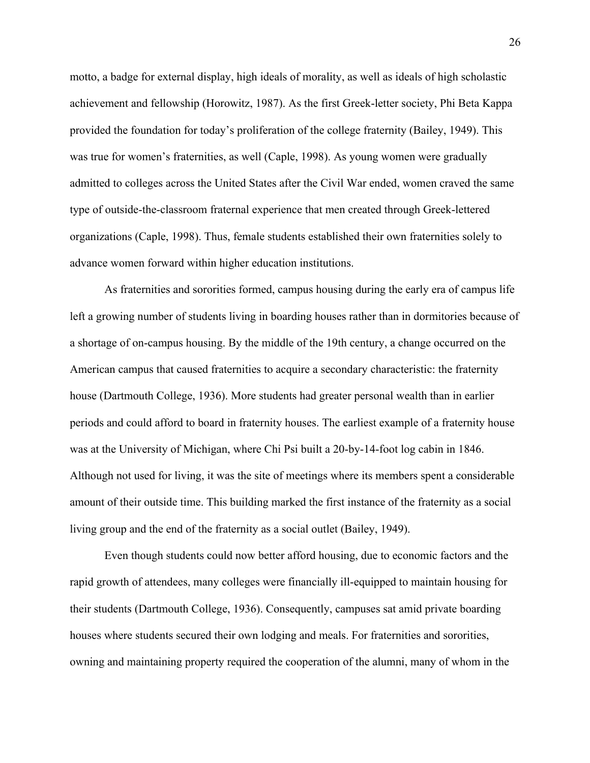motto, a badge for external display, high ideals of morality, as well as ideals of high scholastic achievement and fellowship (Horowitz, 1987). As the first Greek-letter society, Phi Beta Kappa provided the foundation for today's proliferation of the college fraternity (Bailey, 1949). This was true for women's fraternities, as well (Caple, 1998). As young women were gradually admitted to colleges across the United States after the Civil War ended, women craved the same type of outside-the-classroom fraternal experience that men created through Greek-lettered organizations (Caple, 1998). Thus, female students established their own fraternities solely to advance women forward within higher education institutions.

As fraternities and sororities formed, campus housing during the early era of campus life left a growing number of students living in boarding houses rather than in dormitories because of a shortage of on-campus housing. By the middle of the 19th century, a change occurred on the American campus that caused fraternities to acquire a secondary characteristic: the fraternity house (Dartmouth College, 1936). More students had greater personal wealth than in earlier periods and could afford to board in fraternity houses. The earliest example of a fraternity house was at the University of Michigan, where Chi Psi built a 20-by-14-foot log cabin in 1846. Although not used for living, it was the site of meetings where its members spent a considerable amount of their outside time. This building marked the first instance of the fraternity as a social living group and the end of the fraternity as a social outlet (Bailey, 1949).

Even though students could now better afford housing, due to economic factors and the rapid growth of attendees, many colleges were financially ill-equipped to maintain housing for their students (Dartmouth College, 1936). Consequently, campuses sat amid private boarding houses where students secured their own lodging and meals. For fraternities and sororities, owning and maintaining property required the cooperation of the alumni, many of whom in the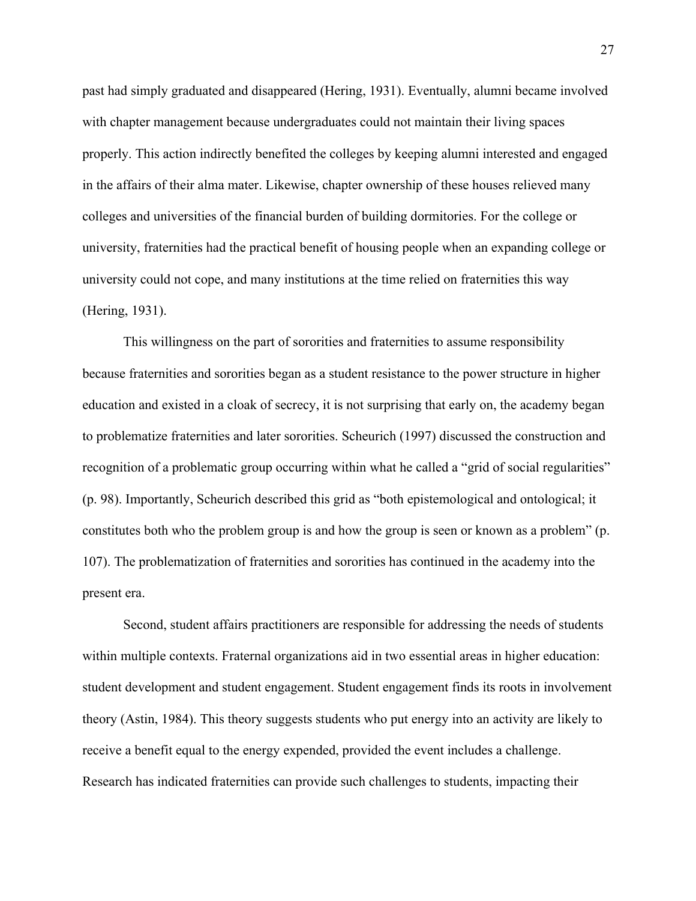past had simply graduated and disappeared (Hering, 1931). Eventually, alumni became involved with chapter management because undergraduates could not maintain their living spaces properly. This action indirectly benefited the colleges by keeping alumni interested and engaged in the affairs of their alma mater. Likewise, chapter ownership of these houses relieved many colleges and universities of the financial burden of building dormitories. For the college or university, fraternities had the practical benefit of housing people when an expanding college or university could not cope, and many institutions at the time relied on fraternities this way (Hering, 1931).

This willingness on the part of sororities and fraternities to assume responsibility because fraternities and sororities began as a student resistance to the power structure in higher education and existed in a cloak of secrecy, it is not surprising that early on, the academy began to problematize fraternities and later sororities. Scheurich (1997) discussed the construction and recognition of a problematic group occurring within what he called a "grid of social regularities" (p. 98). Importantly, Scheurich described this grid as "both epistemological and ontological; it constitutes both who the problem group is and how the group is seen or known as a problem" (p. 107). The problematization of fraternities and sororities has continued in the academy into the present era.

Second, student affairs practitioners are responsible for addressing the needs of students within multiple contexts. Fraternal organizations aid in two essential areas in higher education: student development and student engagement. Student engagement finds its roots in involvement theory (Astin, 1984). This theory suggests students who put energy into an activity are likely to receive a benefit equal to the energy expended, provided the event includes a challenge. Research has indicated fraternities can provide such challenges to students, impacting their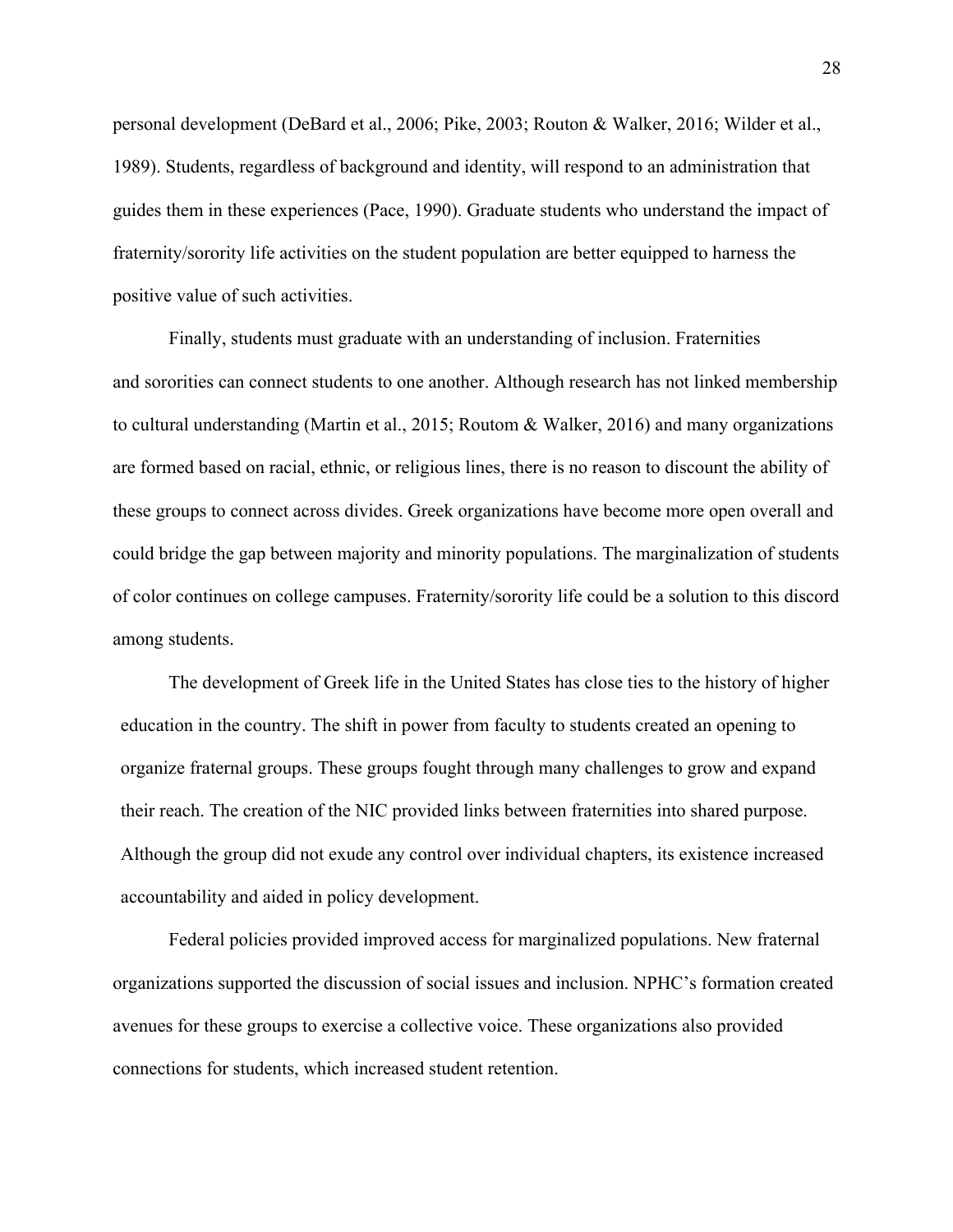personal development (DeBard et al., 2006; Pike, 2003; Routon & Walker, 2016; Wilder et al., 1989). Students, regardless of background and identity, will respond to an administration that guides them in these experiences (Pace, 1990). Graduate students who understand the impact of fraternity/sorority life activities on the student population are better equipped to harness the positive value of such activities.

Finally, students must graduate with an understanding of inclusion. Fraternities and sororities can connect students to one another. Although research has not linked membership to cultural understanding (Martin et al., 2015; Routom & Walker, 2016) and many organizations are formed based on racial, ethnic, or religious lines, there is no reason to discount the ability of these groups to connect across divides. Greek organizations have become more open overall and could bridge the gap between majority and minority populations. The marginalization of students of color continues on college campuses. Fraternity/sorority life could be a solution to this discord among students.

The development of Greek life in the United States has close ties to the history of higher education in the country. The shift in power from faculty to students created an opening to organize fraternal groups. These groups fought through many challenges to grow and expand their reach. The creation of the NIC provided links between fraternities into shared purpose. Although the group did not exude any control over individual chapters, its existence increased accountability and aided in policy development.

Federal policies provided improved access for marginalized populations. New fraternal organizations supported the discussion of social issues and inclusion. NPHC's formation created avenues for these groups to exercise a collective voice. These organizations also provided connections for students, which increased student retention.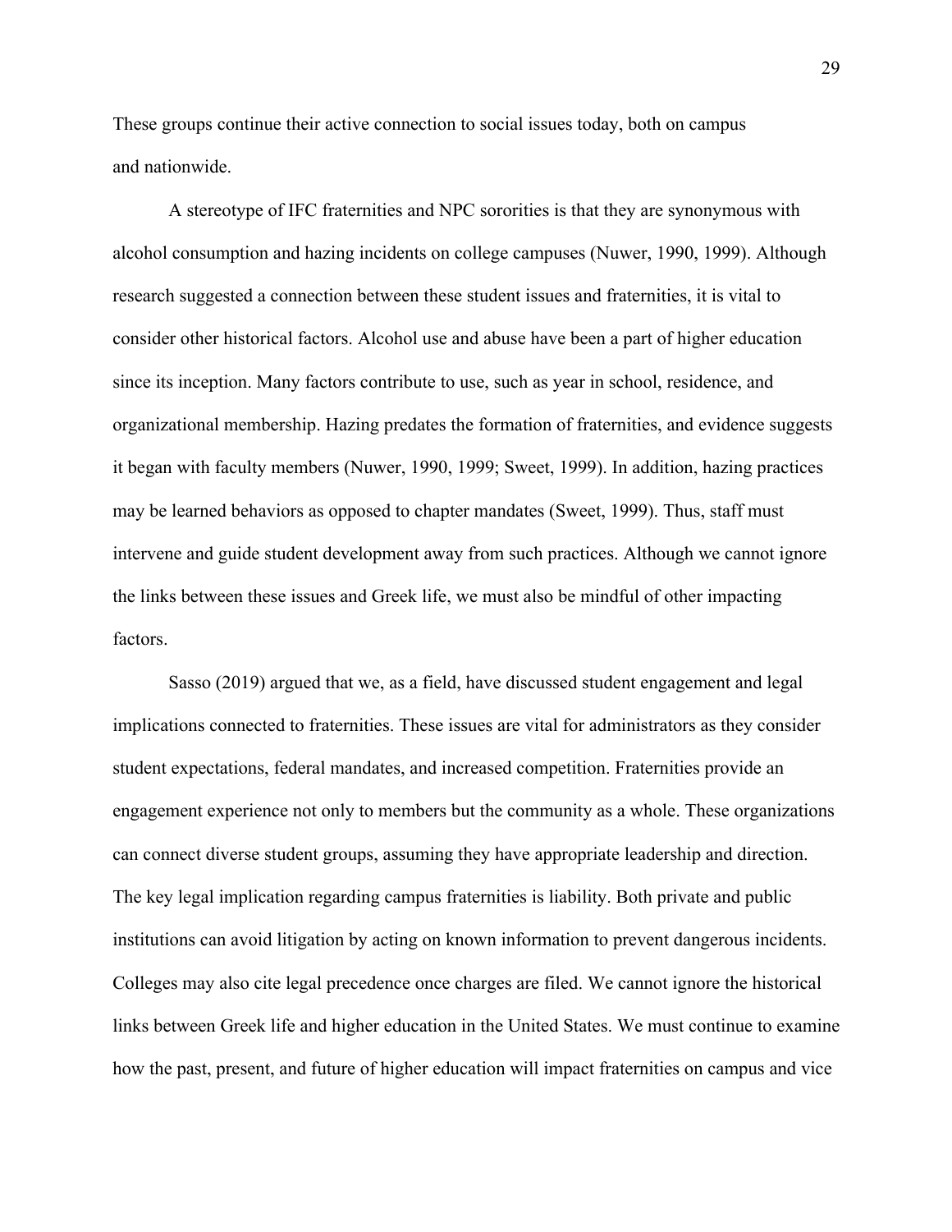These groups continue their active connection to social issues today, both on campus and nationwide.

A stereotype of IFC fraternities and NPC sororities is that they are synonymous with alcohol consumption and hazing incidents on college campuses (Nuwer, 1990, 1999). Although research suggested a connection between these student issues and fraternities, it is vital to consider other historical factors. Alcohol use and abuse have been a part of higher education since its inception. Many factors contribute to use, such as year in school, residence, and organizational membership. Hazing predates the formation of fraternities, and evidence suggests it began with faculty members (Nuwer, 1990, 1999; Sweet, 1999). In addition, hazing practices may be learned behaviors as opposed to chapter mandates (Sweet, 1999). Thus, staff must intervene and guide student development away from such practices. Although we cannot ignore the links between these issues and Greek life, we must also be mindful of other impacting factors.

Sasso (2019) argued that we, as a field, have discussed student engagement and legal implications connected to fraternities. These issues are vital for administrators as they consider student expectations, federal mandates, and increased competition. Fraternities provide an engagement experience not only to members but the community as a whole. These organizations can connect diverse student groups, assuming they have appropriate leadership and direction. The key legal implication regarding campus fraternities is liability. Both private and public institutions can avoid litigation by acting on known information to prevent dangerous incidents. Colleges may also cite legal precedence once charges are filed. We cannot ignore the historical links between Greek life and higher education in the United States. We must continue to examine how the past, present, and future of higher education will impact fraternities on campus and vice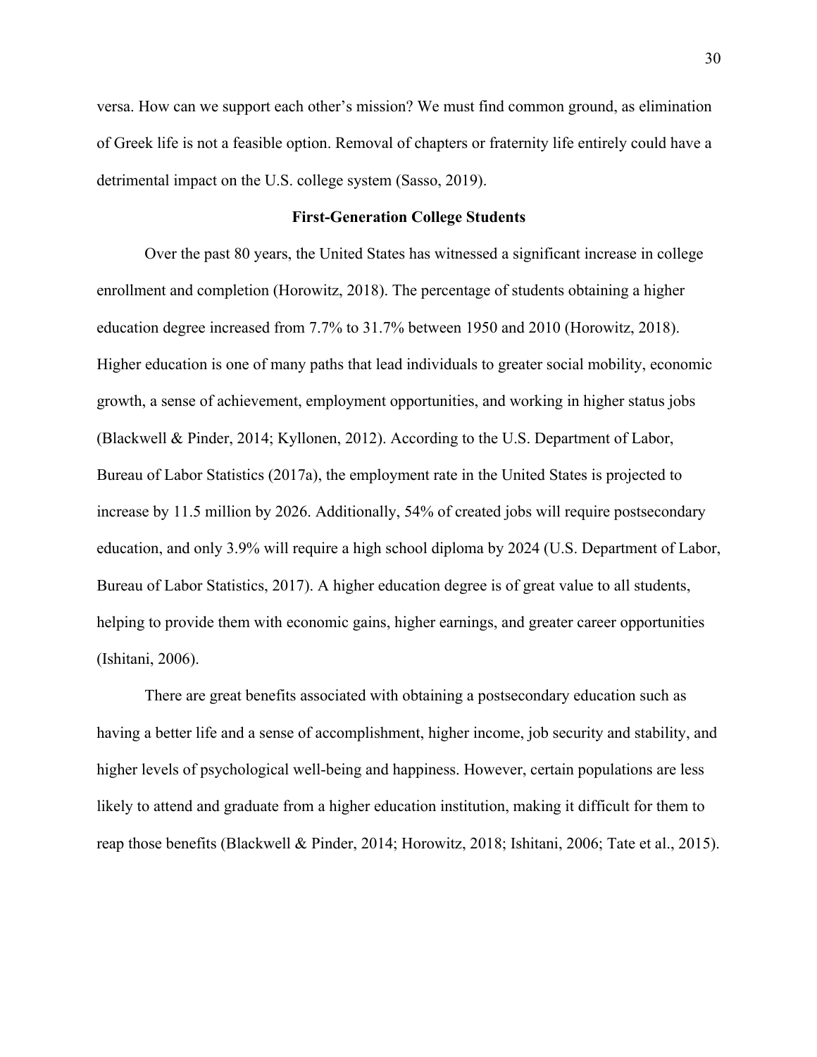versa. How can we support each other's mission? We must find common ground, as elimination of Greek life is not a feasible option. Removal of chapters or fraternity life entirely could have a detrimental impact on the U.S. college system (Sasso, 2019).

## First-Generation College Students

Over the past 80 years, the United States has witnessed a significant increase in college enrollment and completion (Horowitz, 2018). The percentage of students obtaining a higher education degree increased from 7.7% to 31.7% between 1950 and 2010 (Horowitz, 2018). Higher education is one of many paths that lead individuals to greater social mobility, economic growth, a sense of achievement, employment opportunities, and working in higher status jobs (Blackwell & Pinder, 2014; Kyllonen, 2012). According to the U.S. Department of Labor, Bureau of Labor Statistics (2017a), the employment rate in the United States is projected to increase by 11.5 million by 2026. Additionally, 54% of created jobs will require postsecondary education, and only 3.9% will require a high school diploma by 2024 (U.S. Department of Labor, Bureau of Labor Statistics, 2017). A higher education degree is of great value to all students, helping to provide them with economic gains, higher earnings, and greater career opportunities (Ishitani, 2006).

There are great benefits associated with obtaining a postsecondary education such as having a better life and a sense of accomplishment, higher income, job security and stability, and higher levels of psychological well-being and happiness. However, certain populations are less likely to attend and graduate from a higher education institution, making it difficult for them to reap those benefits (Blackwell & Pinder, 2014; Horowitz, 2018; Ishitani, 2006; Tate et al., 2015).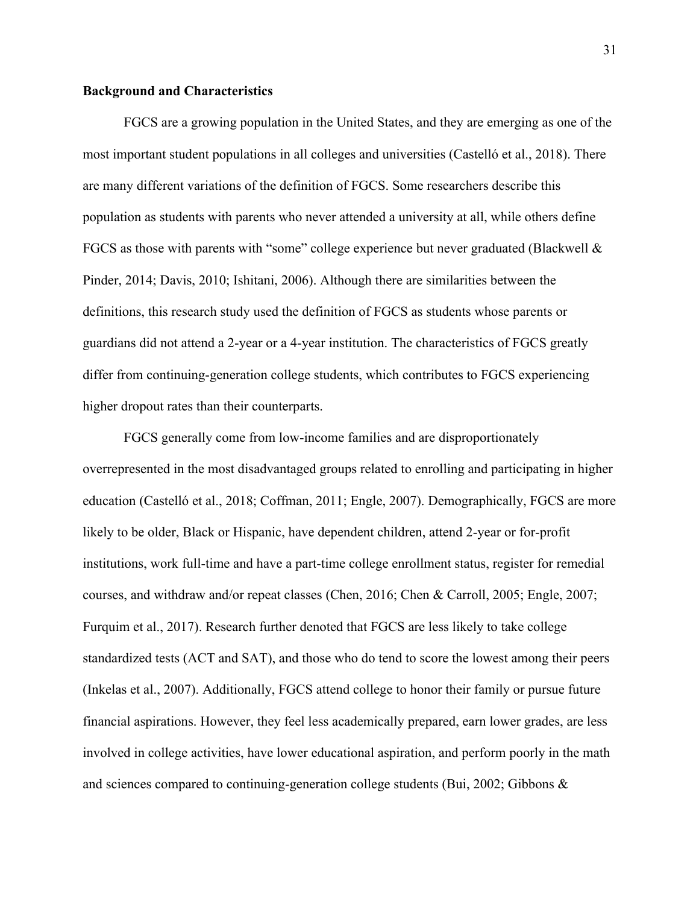**Background and Characteristics**

FGCS are a growing population in the United States, and they are emerging as one of the most important student populations in all colleges and universities (Castelló et al., 2018). There are many different variations of the definition of FGCS. Some researchers describe this population as students with parents who never attended a university at all, while others define FGCS as those with parents with "some" college experience but never graduated (Blackwell & Pinder, 2014; Davis, 2010; Ishitani, 2006). Although there are similarities between the definitions, this research study used the definition of FGCS as students whose parents or guardians did not attend a 2-year or a 4-year institution. The characteristics of FGCS greatly differ from continuing-generation college students, which contributes to FGCS experiencing higher dropout rates than their counterparts.

FGCS generally come from low-income families and are disproportionately overrepresented in the most disadvantaged groups related to enrolling and participating in higher education (Castelló et al., 2018; Coffman, 2011; Engle, 2007). Demographically, FGCS are more likely to be older, Black or Hispanic, have dependent children, attend 2-year or for-profit institutions, work full-time and have a part-time college enrollment status, register for remedial courses, and withdraw and/or repeat classes (Chen, 2016; Chen & Carroll, 2005; Engle, 2007; Furquim et al., 2017). Research further denoted that FGCS are less likely to take college standardized tests (ACT and SAT), and those who do tend to score the lowest among their peers (Inkelas et al., 2007). Additionally, FGCS attend college to honor their family or pursue future financial aspirations. However, they feel less academically prepared, earn lower grades, are less involved in college activities, have lower educational aspiration, and perform poorly in the math and sciences compared to continuing-generation college students (Bui, 2002; Gibbons &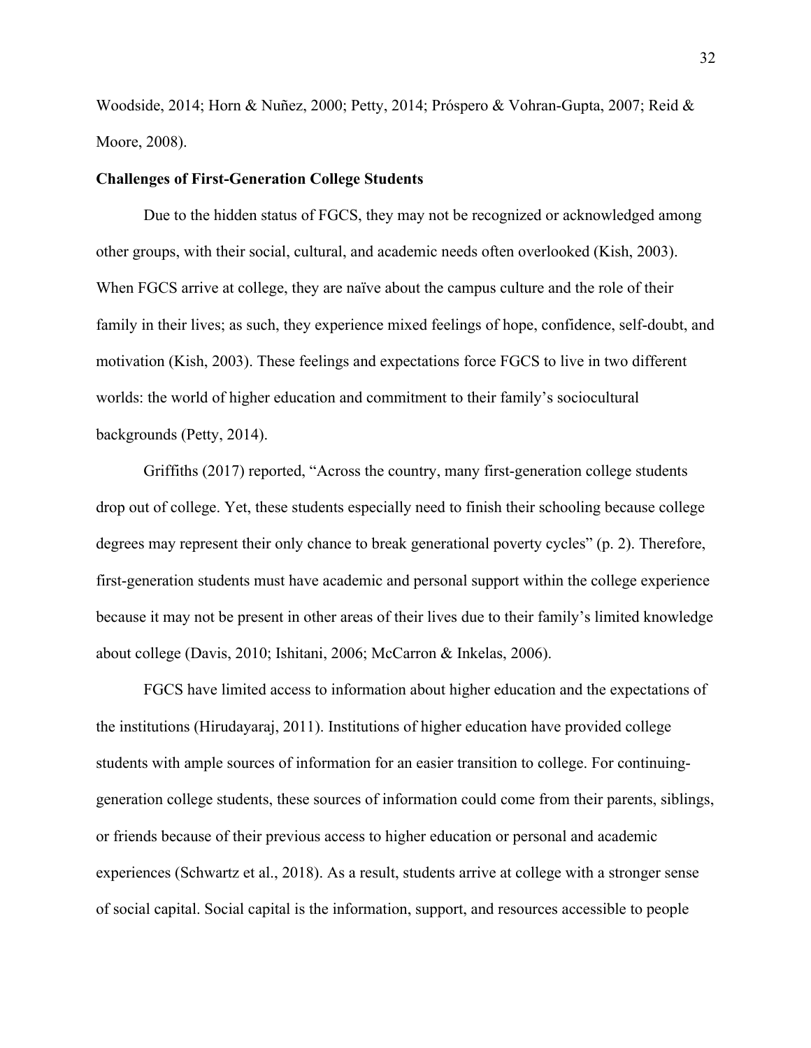Woodside, 2014; Horn & Nuñez, 2000; Petty, 2014; Próspero & Vohran-Gupta, 2007; Reid & Moore, 2008).

**Challenges of First-Generation College Students**

Due to the hidden status of FGCS, they may not be recognized or acknowledged among other groups, with their social, cultural, and academic needs often overlooked (Kish, 2003). When FGCS arrive at college, they are naïve about the campus culture and the role of their family in their lives; as such, they experience mixed feelings of hope, confidence, self-doubt, and motivation (Kish, 2003). These feelings and expectations force FGCS to live in two different worlds: the world of higher education and commitment to their family's sociocultural backgrounds (Petty, 2014).

Griffiths (2017) reported, "Across the country, many first-generation college students drop out of college. Yet, these students especially need to finish their schooling because college degrees may represent their only chance to break generational poverty cycles" (p. 2). Therefore, first-generation students must have academic and personal support within the college experience because it may not be present in other areas of their lives due to their family's limited knowledge about college (Davis, 2010; Ishitani, 2006; McCarron & Inkelas, 2006).

FGCS have limited access to information about higher education and the expectations of the institutions (Hirudayaraj, 2011). Institutions of higher education have provided college students with ample sources of information for an easier transition to college. For continuing-generation college students, these sources of information could come from their parents, siblings, or friends because of their previous access to higher education or personal and academic experiences (Schwartz et al., 2018). As a result, students arrive at college with a stronger sense of social capital. Social capital is the information, support, and resources accessible to people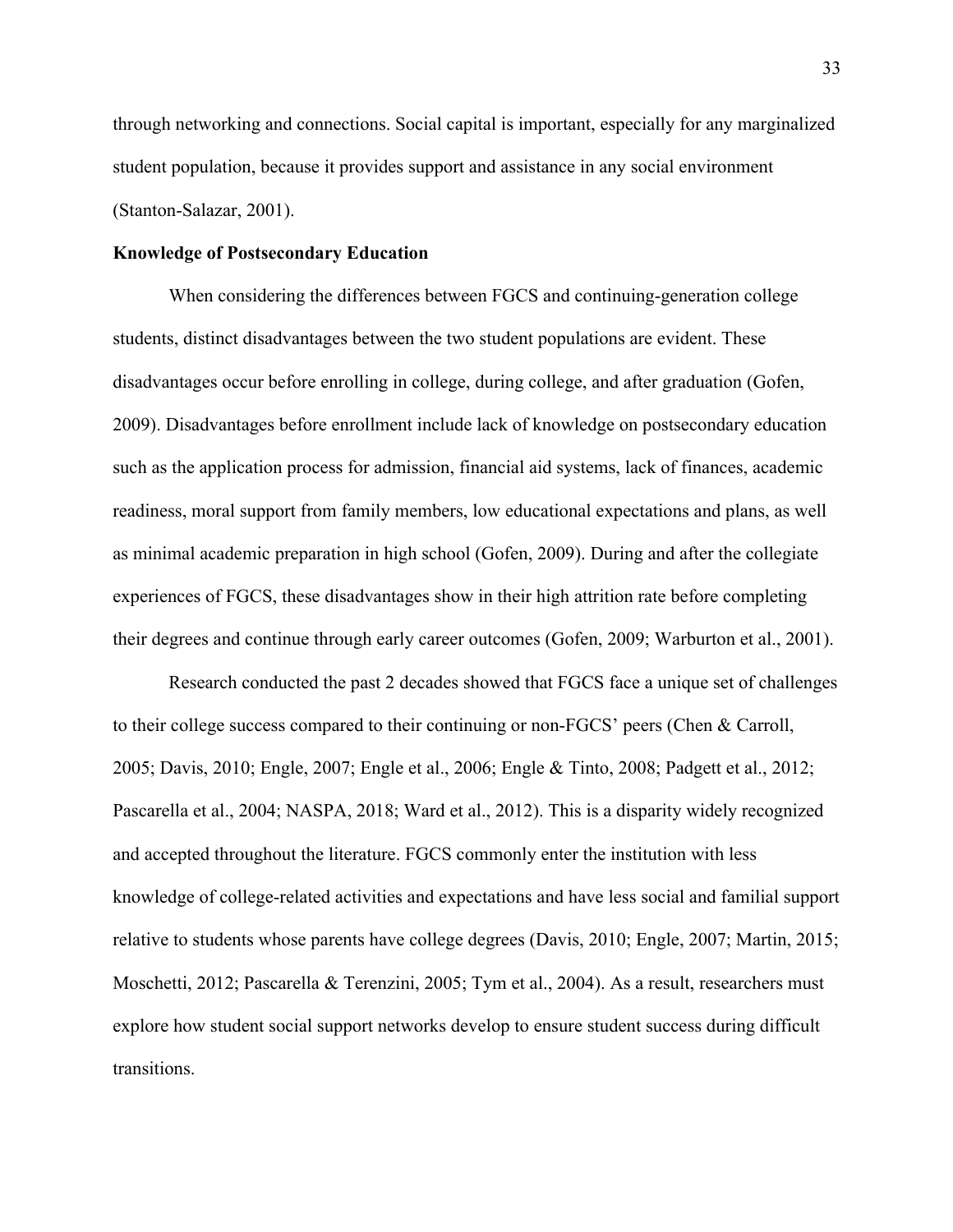through networking and connections. Social capital is important, especially for any marginalized student population, because it provides support and assistance in any social environment (Stanton-Salazar, 2001).

**Knowledge of Postsecondary Education**

When considering the differences between FGCS and continuing-generation college students, distinct disadvantages between the two student populations are evident. These disadvantages occur before enrolling in college, during college, and after graduation (Gofen, 2009). Disadvantages before enrollment include lack of knowledge on postsecondary education such as the application process for admission, financial aid systems, lack of finances, academic readiness, moral support from family members, low educational expectations and plans, as well as minimal academic preparation in high school (Gofen, 2009). During and after the collegiate experiences of FGCS, these disadvantages show in their high attrition rate before completing their degrees and continue through early career outcomes (Gofen, 2009; Warburton et al., 2001).

Research conducted the past 2 decades showed that FGCS face a unique set of challenges to their college success compared to their continuing or non-FGCS' peers (Chen & Carroll, 2005; Davis, 2010; Engle, 2007; Engle et al., 2006; Engle & Tinto, 2008; Padgett et al., 2012; Pascarella et al., 2004; NASPA, 2018; Ward et al., 2012). This is a disparity widely recognized and accepted throughout the literature. FGCS commonly enter the institution with less knowledge of college-related activities and expectations and have less social and familial support relative to students whose parents have college degrees (Davis, 2010; Engle, 2007; Martin, 2015; Moschetti, 2012; Pascarella & Terenzini, 2005; Tym et al., 2004). As a result, researchers must explore how student social support networks develop to ensure student success during difficult transitions.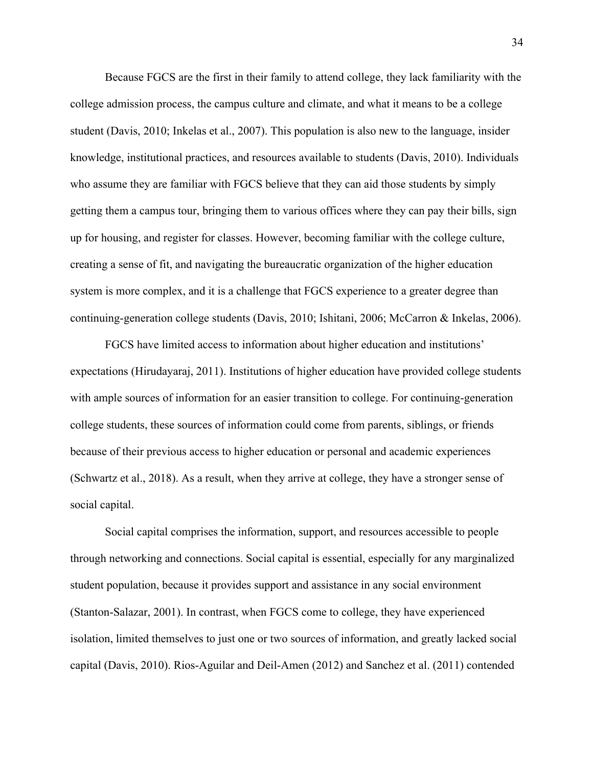Because FGCS are the first in their family to attend college, they lack familiarity with the college admission process, the campus culture and climate, and what it means to be a college student (Davis, 2010; Inkelas et al., 2007). This population is also new to the language, insider knowledge, institutional practices, and resources available to students (Davis, 2010). Individuals who assume they are familiar with FGCS believe that they can aid those students by simply getting them a campus tour, bringing them to various offices where they can pay their bills, sign up for housing, and register for classes. However, becoming familiar with the college culture, creating a sense of fit, and navigating the bureaucratic organization of the higher education system is more complex, and it is a challenge that FGCS experience to a greater degree than continuing-generation college students (Davis, 2010; Ishitani, 2006; McCarron & Inkelas, 2006).

FGCS have limited access to information about higher education and institutions' expectations (Hirudayaraj, 2011). Institutions of higher education have provided college students with ample sources of information for an easier transition to college. For continuing-generation college students, these sources of information could come from parents, siblings, or friends because of their previous access to higher education or personal and academic experiences (Schwartz et al., 2018). As a result, when they arrive at college, they have a stronger sense of social capital.

Social capital comprises the information, support, and resources accessible to people through networking and connections. Social capital is essential, especially for any marginalized student population, because it provides support and assistance in any social environment (Stanton-Salazar, 2001). In contrast, when FGCS come to college, they have experienced isolation, limited themselves to just one or two sources of information, and greatly lacked social capital (Davis, 2010). Rios-Aguilar and Deil-Amen (2012) and Sanchez et al. (2011) contended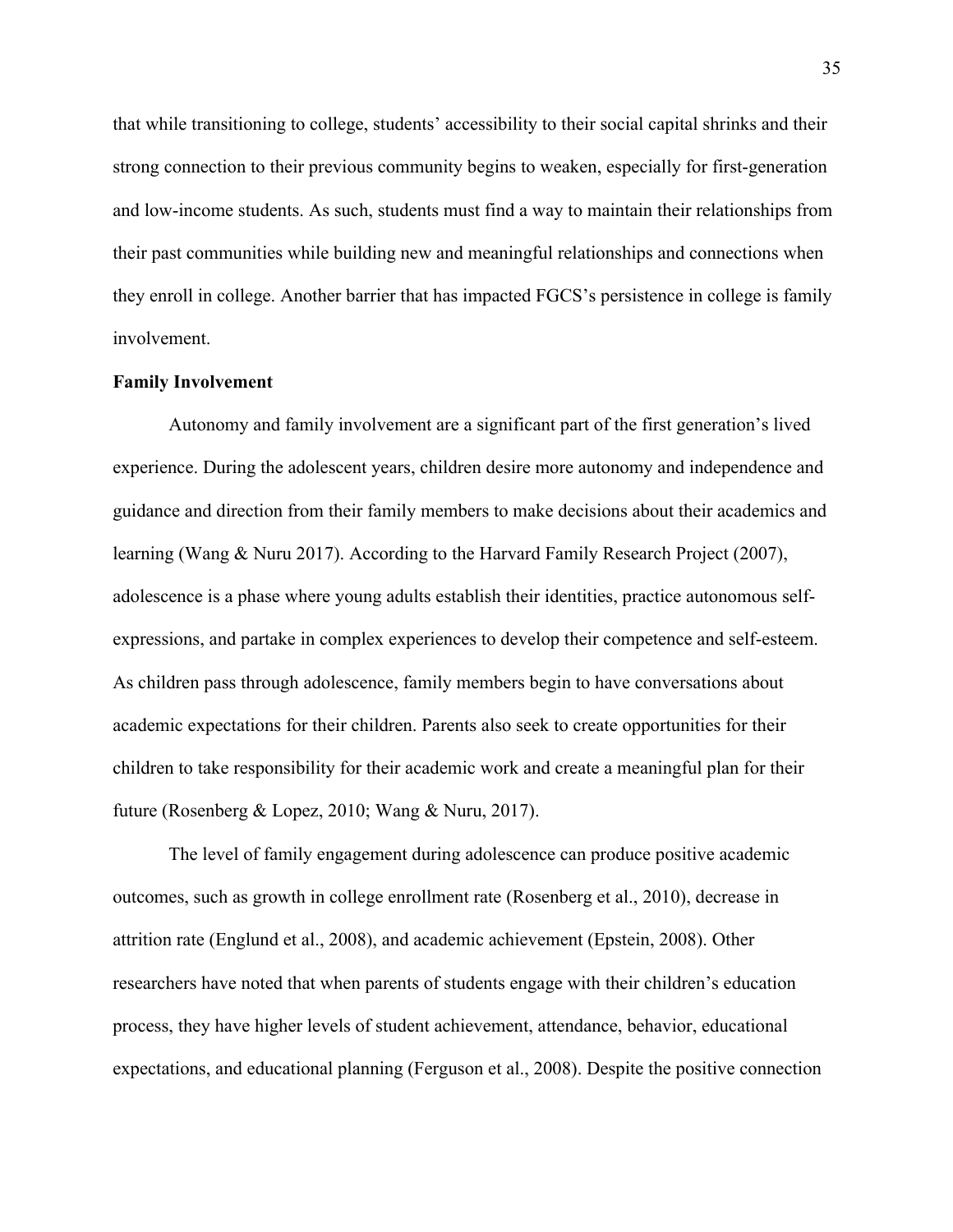that while transitioning to college, students' accessibility to their social capital shrinks and their strong connection to their previous community begins to weaken, especially for first-generation and low-income students. As such, students must find a way to maintain their relationships from their past communities while building new and meaningful relationships and connections when they enroll in college. Another barrier that has impacted FGCS's persistence in college is family involvement.

**Family Involvement**

Autonomy and family involvement are a significant part of the first generation's lived experience. During the adolescent years, children desire more autonomy and independence and guidance and direction from their family members to make decisions about their academics and learning (Wang & Nuru 2017). According to the Harvard Family Research Project (2007), adolescence is a phase where young adults establish their identities, practice autonomous self-expressions, and partake in complex experiences to develop their competence and self-esteem. As children pass through adolescence, family members begin to have conversations about academic expectations for their children. Parents also seek to create opportunities for their children to take responsibility for their academic work and create a meaningful plan for their future (Rosenberg & Lopez, 2010; Wang & Nuru, 2017).

The level of family engagement during adolescence can produce positive academic outcomes, such as growth in college enrollment rate (Rosenberg et al., 2010), decrease in attrition rate (Englund et al., 2008), and academic achievement (Epstein, 2008). Other researchers have noted that when parents of students engage with their children's education process, they have higher levels of student achievement, attendance, behavior, educational expectations, and educational planning (Ferguson et al., 2008). Despite the positive connection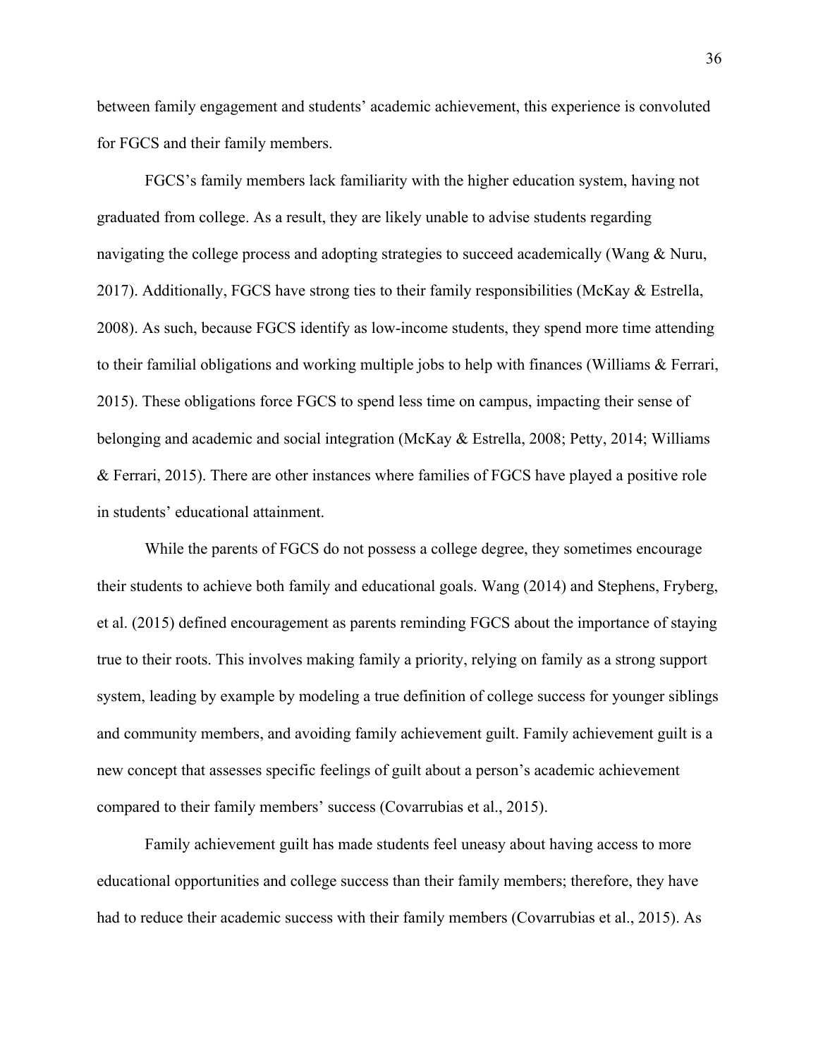between family engagement and students' academic achievement, this experience is convoluted for FGCS and their family members.

FGCS's family members lack familiarity with the higher education system, having not graduated from college. As a result, they are likely unable to advise students regarding navigating the college process and adopting strategies to succeed academically (Wang & Nuru, 2017). Additionally, FGCS have strong ties to their family responsibilities (McKay & Estrella, 2008). As such, because FGCS identify as low-income students, they spend more time attending to their familial obligations and working multiple jobs to help with finances (Williams & Ferrari, 2015). These obligations force FGCS to spend less time on campus, impacting their sense of belonging and academic and social integration (McKay & Estrella, 2008; Petty, 2014; Williams & Ferrari, 2015). There are other instances where families of FGCS have played a positive role in students' educational attainment.

While the parents of FGCS do not possess a college degree, they sometimes encourage their students to achieve both family and educational goals. Wang (2014) and Stephens, Fryberg, et al. (2015) defined encouragement as parents reminding FGCS about the importance of staying true to their roots. This involves making family a priority, relying on family as a strong support system, leading by example by modeling a true definition of college success for younger siblings and community members, and avoiding family achievement guilt. Family achievement guilt is a new concept that assesses specific feelings of guilt about a person's academic achievement compared to their family members' success (Covarrubias et al., 2015).

Family achievement guilt has made students feel uneasy about having access to more educational opportunities and college success than their family members; therefore, they have had to reduce their academic success with their family members (Covarrubias et al., 2015). As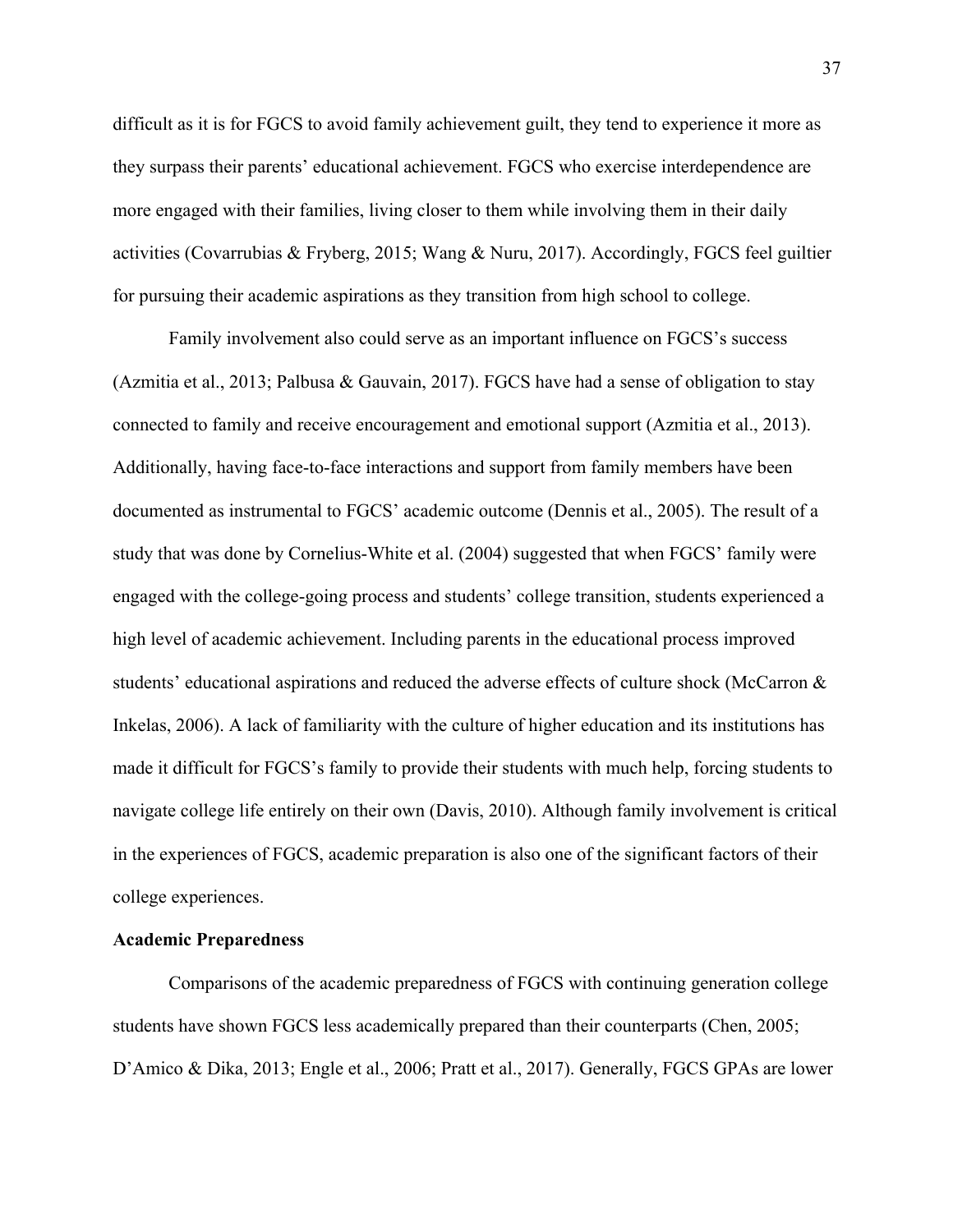difficult as it is for FGCS to avoid family achievement guilt, they tend to experience it more as they surpass their parents' educational achievement. FGCS who exercise interdependence are more engaged with their families, living closer to them while involving them in their daily activities (Covarrubias & Fryberg, 2015; Wang & Nuru, 2017). Accordingly, FGCS feel guiltier for pursuing their academic aspirations as they transition from high school to college.

Family involvement also could serve as an important influence on FGCS's success (Azmitia et al., 2013; Palbusa & Gauvain, 2017). FGCS have had a sense of obligation to stay connected to family and receive encouragement and emotional support (Azmitia et al., 2013). Additionally, having face-to-face interactions and support from family members have been documented as instrumental to FGCS' academic outcome (Dennis et al., 2005). The result of a study that was done by Cornelius-White et al. (2004) suggested that when FGCS' family were engaged with the college-going process and students' college transition, students experienced a high level of academic achievement. Including parents in the educational process improved students' educational aspirations and reduced the adverse effects of culture shock (McCarron & Inkelas, 2006). A lack of familiarity with the culture of higher education and its institutions has made it difficult for FGCS's family to provide their students with much help, forcing students to navigate college life entirely on their own (Davis, 2010). Although family involvement is critical in the experiences of FGCS, academic preparation is also one of the significant factors of their college experiences.

**Academic Preparedness**

Comparisons of the academic preparedness of FGCS with continuing generation college students have shown FGCS less academically prepared than their counterparts (Chen, 2005; D'Amico & Dika, 2013; Engle et al., 2006; Pratt et al., 2017). Generally, FGCS GPAs are lower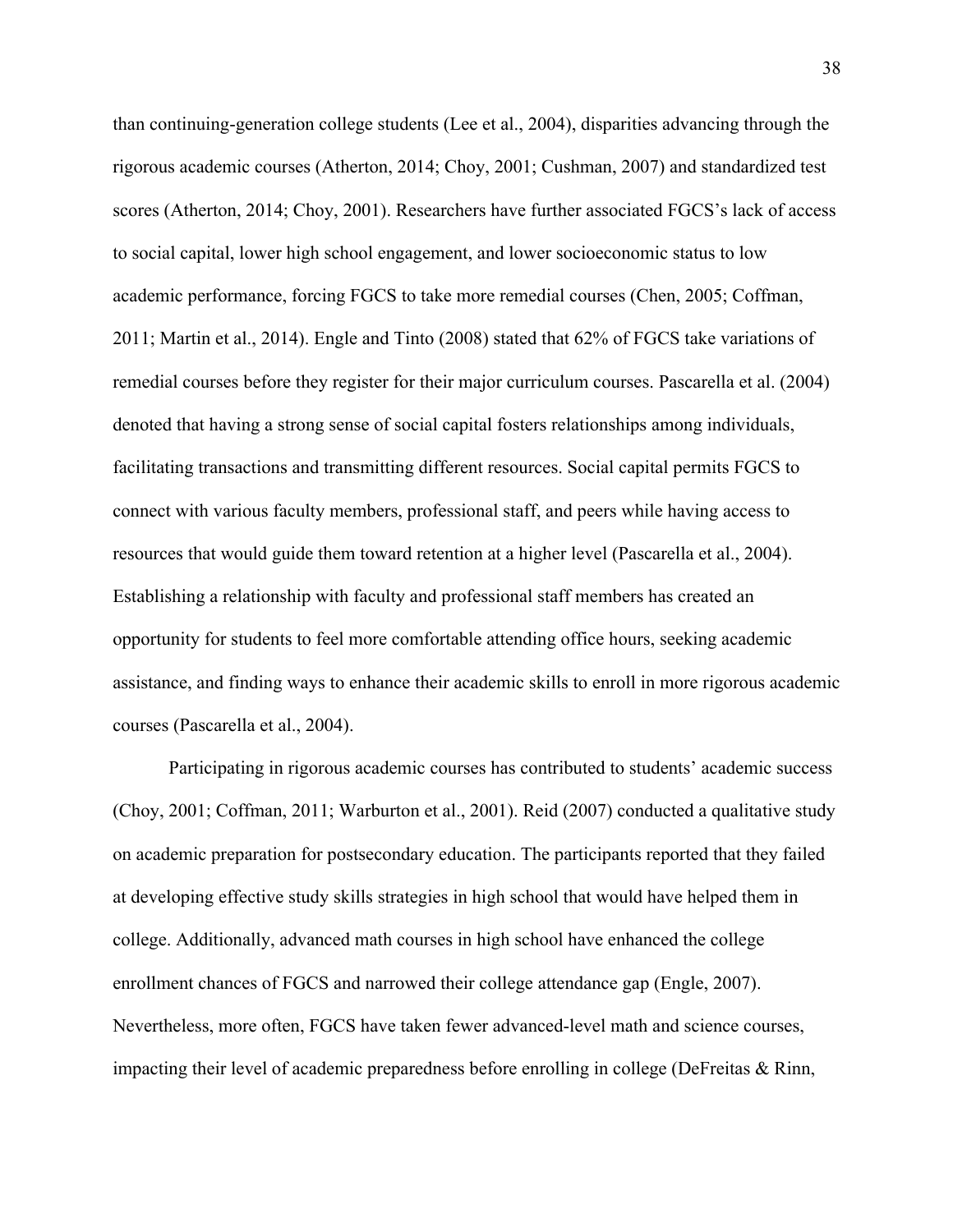than continuing-generation college students (Lee et al., 2004), disparities advancing through the rigorous academic courses (Atherton, 2014; Choy, 2001; Cushman, 2007) and standardized test scores (Atherton, 2014; Choy, 2001). Researchers have further associated FGCS's lack of access to social capital, lower high school engagement, and lower socioeconomic status to low academic performance, forcing FGCS to take more remedial courses (Chen, 2005; Coffman, 2011; Martin et al., 2014). Engle and Tinto (2008) stated that 62% of FGCS take variations of remedial courses before they register for their major curriculum courses. Pascarella et al. (2004) denoted that having a strong sense of social capital fosters relationships among individuals, facilitating transactions and transmitting different resources. Social capital permits FGCS to connect with various faculty members, professional staff, and peers while having access to resources that would guide them toward retention at a higher level (Pascarella et al., 2004). Establishing a relationship with faculty and professional staff members has created an opportunity for students to feel more comfortable attending office hours, seeking academic assistance, and finding ways to enhance their academic skills to enroll in more rigorous academic courses (Pascarella et al., 2004).

Participating in rigorous academic courses has contributed to students' academic success (Choy, 2001; Coffman, 2011; Warburton et al., 2001). Reid (2007) conducted a qualitative study on academic preparation for postsecondary education. The participants reported that they failed at developing effective study skills strategies in high school that would have helped them in college. Additionally, advanced math courses in high school have enhanced the college enrollment chances of FGCS and narrowed their college attendance gap (Engle, 2007). Nevertheless, more often, FGCS have taken fewer advanced-level math and science courses, impacting their level of academic preparedness before enrolling in college (DeFreitas & Rinn,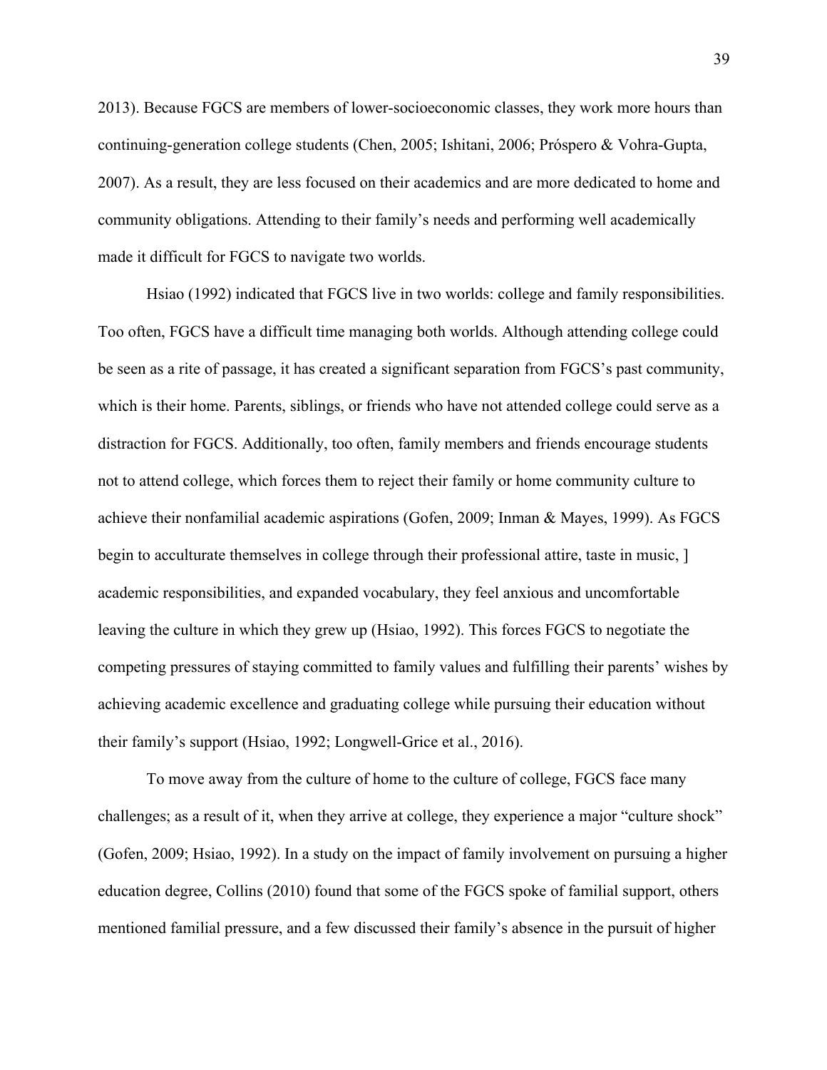2013). Because FGCS are members of lower-socioeconomic classes, they work more hours than continuing-generation college students (Chen, 2005; Ishitani, 2006; Próspero & Vohra-Gupta, 2007). As a result, they are less focused on their academics and are more dedicated to home and community obligations. Attending to their family's needs and performing well academically made it difficult for FGCS to navigate two worlds.

Hsiao (1992) indicated that FGCS live in two worlds: college and family responsibilities. Too often, FGCS have a difficult time managing both worlds. Although attending college could be seen as a rite of passage, it has created a significant separation from FGCS's past community, which is their home. Parents, siblings, or friends who have not attended college could serve as a distraction for FGCS. Additionally, too often, family members and friends encourage students not to attend college, which forces them to reject their family or home community culture to achieve their nonfamilial academic aspirations (Gofen, 2009; Inman & Mayes, 1999). As FGCS begin to acculturate themselves in college through their professional attire, taste in music, ] academic responsibilities, and expanded vocabulary, they feel anxious and uncomfortable leaving the culture in which they grew up (Hsiao, 1992). This forces FGCS to negotiate the competing pressures of staying committed to family values and fulfilling their parents' wishes by achieving academic excellence and graduating college while pursuing their education without their family's support (Hsiao, 1992; Longwell-Grice et al., 2016).

To move away from the culture of home to the culture of college, FGCS face many challenges; as a result of it, when they arrive at college, they experience a major "culture shock" (Gofen, 2009; Hsiao, 1992). In a study on the impact of family involvement on pursuing a higher education degree, Collins (2010) found that some of the FGCS spoke of familial support, others mentioned familial pressure, and a few discussed their family's absence in the pursuit of higher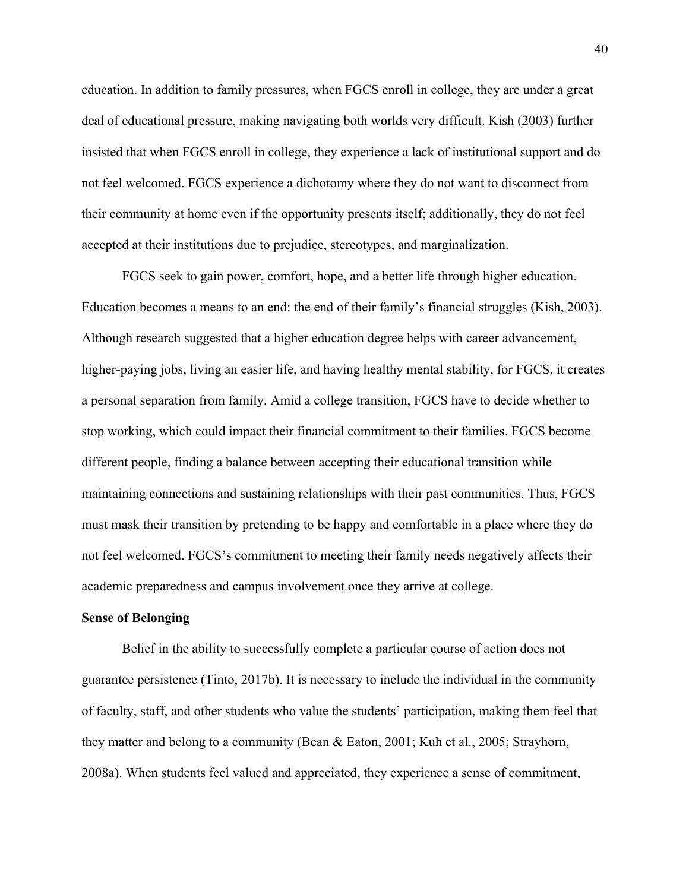education. In addition to family pressures, when FGCS enroll in college, they are under a great deal of educational pressure, making navigating both worlds very difficult. Kish (2003) further insisted that when FGCS enroll in college, they experience a lack of institutional support and do not feel welcomed. FGCS experience a dichotomy where they do not want to disconnect from their community at home even if the opportunity presents itself; additionally, they do not feel accepted at their institutions due to prejudice, stereotypes, and marginalization.

FGCS seek to gain power, comfort, hope, and a better life through higher education. Education becomes a means to an end: the end of their family's financial struggles (Kish, 2003). Although research suggested that a higher education degree helps with career advancement, higher-paying jobs, living an easier life, and having healthy mental stability, for FGCS, it creates a personal separation from family. Amid a college transition, FGCS have to decide whether to stop working, which could impact their financial commitment to their families. FGCS become different people, finding a balance between accepting their educational transition while maintaining connections and sustaining relationships with their past communities. Thus, FGCS must mask their transition by pretending to be happy and comfortable in a place where they do not feel welcomed. FGCS's commitment to meeting their family needs negatively affects their academic preparedness and campus involvement once they arrive at college.

**Sense of Belonging**

Belief in the ability to successfully complete a particular course of action does not guarantee persistence (Tinto, 2017b). It is necessary to include the individual in the community of faculty, staff, and other students who value the students' participation, making them feel that they matter and belong to a community (Bean & Eaton, 2001; Kuh et al., 2005; Strayhorn, 2008a). When students feel valued and appreciated, they experience a sense of commitment,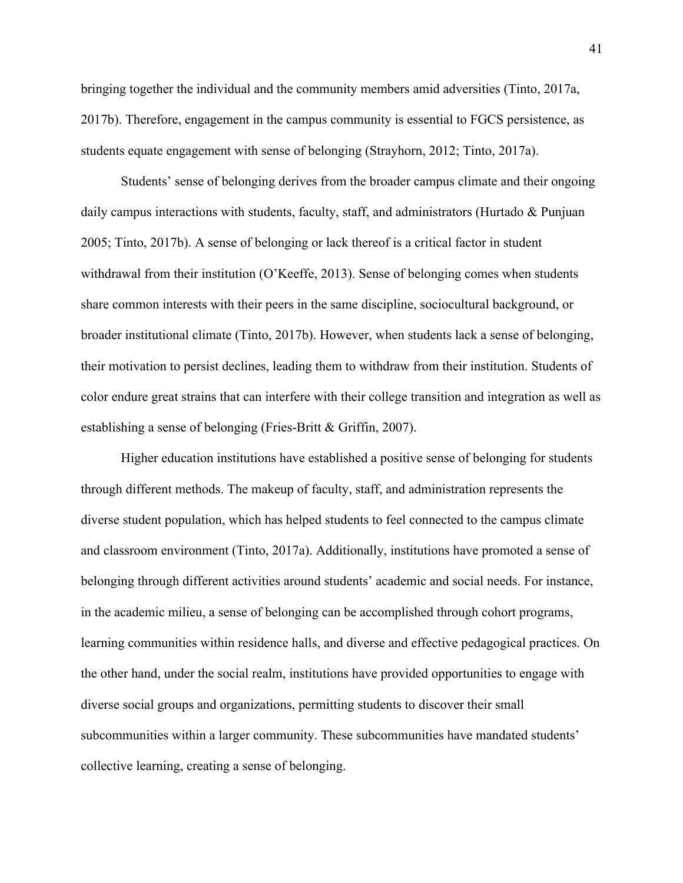bringing together the individual and the community members amid adversities (Tinto, 2017a, 2017b). Therefore, engagement in the campus community is essential to FGCS persistence, as students equate engagement with sense of belonging (Strayhorn, 2012; Tinto, 2017a).

Students' sense of belonging derives from the broader campus climate and their ongoing daily campus interactions with students, faculty, staff, and administrators (Hurtado & Punjuan 2005; Tinto, 2017b). A sense of belonging or lack thereof is a critical factor in student withdrawal from their institution (O'Keeffe, 2013). Sense of belonging comes when students share common interests with their peers in the same discipline, sociocultural background, or broader institutional climate (Tinto, 2017b). However, when students lack a sense of belonging, their motivation to persist declines, leading them to withdraw from their institution. Students of color endure great strains that can interfere with their college transition and integration as well as establishing a sense of belonging (Fries-Britt & Griffin, 2007).

Higher education institutions have established a positive sense of belonging for students through different methods. The makeup of faculty, staff, and administration represents the diverse student population, which has helped students to feel connected to the campus climate and classroom environment (Tinto, 2017a). Additionally, institutions have promoted a sense of belonging through different activities around students' academic and social needs. For instance, in the academic milieu, a sense of belonging can be accomplished through cohort programs, learning communities within residence halls, and diverse and effective pedagogical practices. On the other hand, under the social realm, institutions have provided opportunities to engage with diverse social groups and organizations, permitting students to discover their small subcommunities within a larger community. These subcommunities have mandated students' collective learning, creating a sense of belonging.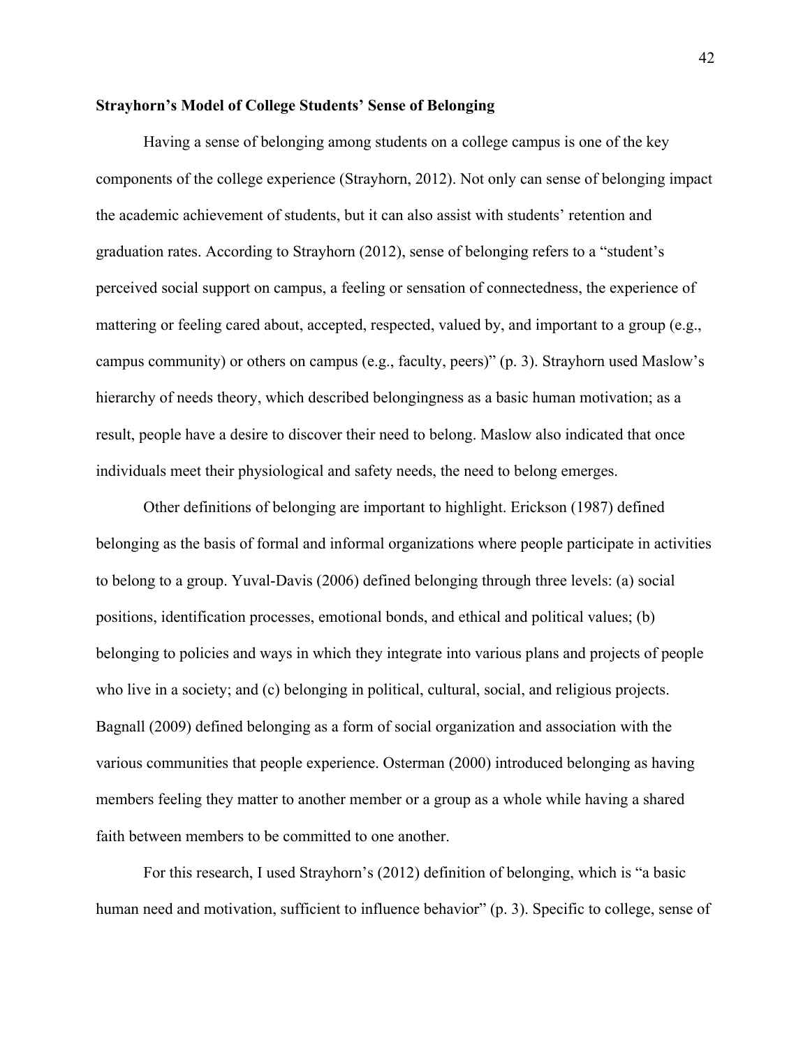**Strayhorn's Model of College Students' Sense of Belonging**

Having a sense of belonging among students on a college campus is one of the key components of the college experience (Strayhorn, 2012). Not only can sense of belonging impact the academic achievement of students, but it can also assist with students' retention and graduation rates. According to Strayhorn (2012), sense of belonging refers to a "student's perceived social support on campus, a feeling or sensation of connectedness, the experience of mattering or feeling cared about, accepted, respected, valued by, and important to a group (e.g., campus community) or others on campus (e.g., faculty, peers)" (p. 3). Strayhorn used Maslow's hierarchy of needs theory, which described belongingness as a basic human motivation; as a result, people have a desire to discover their need to belong. Maslow also indicated that once individuals meet their physiological and safety needs, the need to belong emerges.

Other definitions of belonging are important to highlight. Erickson (1987) defined belonging as the basis of formal and informal organizations where people participate in activities to belong to a group. Yuval-Davis (2006) defined belonging through three levels: (a) social positions, identification processes, emotional bonds, and ethical and political values; (b) belonging to policies and ways in which they integrate into various plans and projects of people who live in a society; and (c) belonging in political, cultural, social, and religious projects. Bagnall (2009) defined belonging as a form of social organization and association with the various communities that people experience. Osterman (2000) introduced belonging as having members feeling they matter to another member or a group as a whole while having a shared faith between members to be committed to one another.

For this research, I used Strayhorn's (2012) definition of belonging, which is "a basic human need and motivation, sufficient to influence behavior" (p. 3). Specific to college, sense of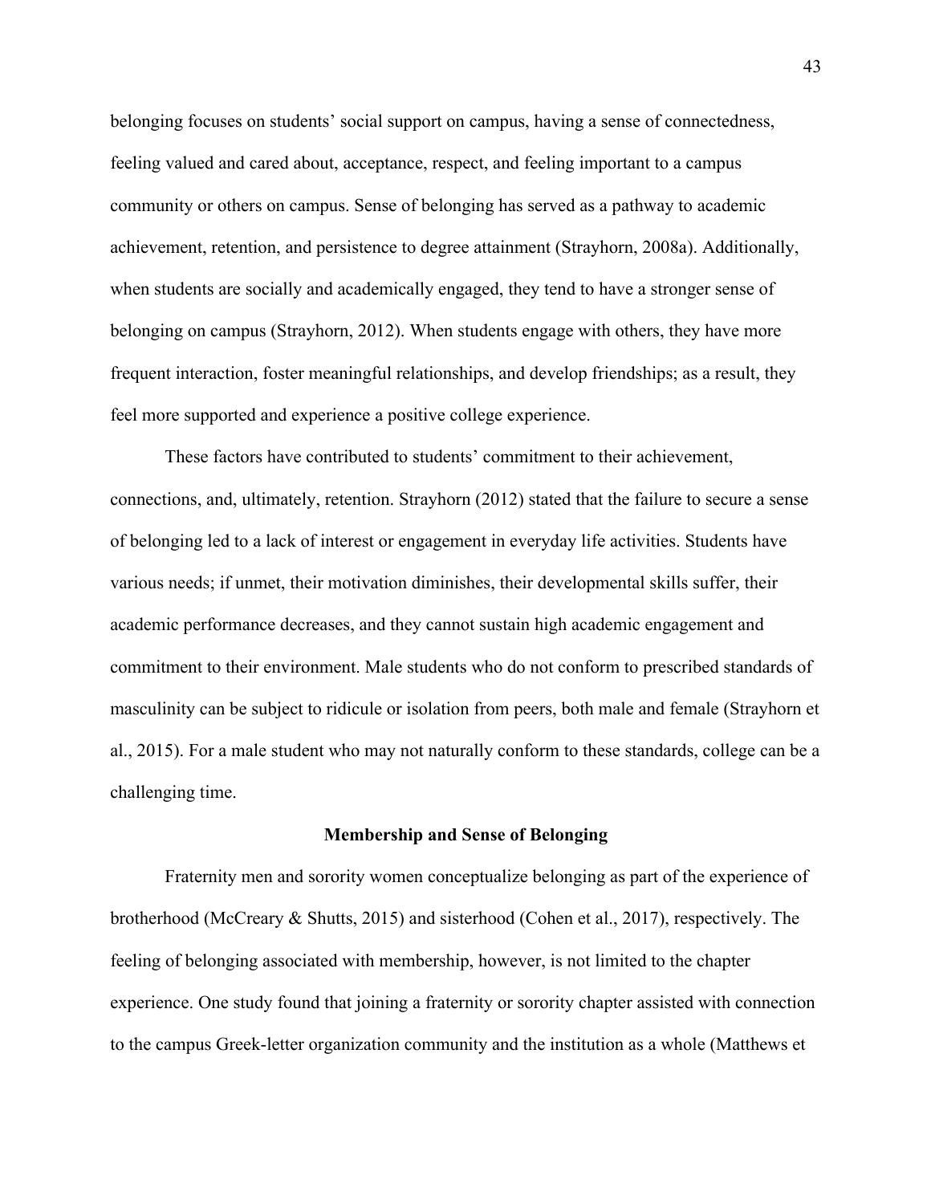belonging focuses on students' social support on campus, having a sense of connectedness, feeling valued and cared about, acceptance, respect, and feeling important to a campus community or others on campus. Sense of belonging has served as a pathway to academic achievement, retention, and persistence to degree attainment (Strayhorn, 2008a). Additionally, when students are socially and academically engaged, they tend to have a stronger sense of belonging on campus (Strayhorn, 2012). When students engage with others, they have more frequent interaction, foster meaningful relationships, and develop friendships; as a result, they feel more supported and experience a positive college experience.

These factors have contributed to students' commitment to their achievement, connections, and, ultimately, retention. Strayhorn (2012) stated that the failure to secure a sense of belonging led to a lack of interest or engagement in everyday life activities. Students have various needs; if unmet, their motivation diminishes, their developmental skills suffer, their academic performance decreases, and they cannot sustain high academic engagement and commitment to their environment. Male students who do not conform to prescribed standards of masculinity can be subject to ridicule or isolation from peers, both male and female (Strayhorn et al., 2015). For a male student who may not naturally conform to these standards, college can be a challenging time.

## Membership and Sense of Belonging

Fraternity men and sorority women conceptualize belonging as part of the experience of brotherhood (McCreary & Shutts, 2015) and sisterhood (Cohen et al., 2017), respectively. The feeling of belonging associated with membership, however, is not limited to the chapter experience. One study found that joining a fraternity or sorority chapter assisted with connection to the campus Greek-letter organization community and the institution as a whole (Matthews et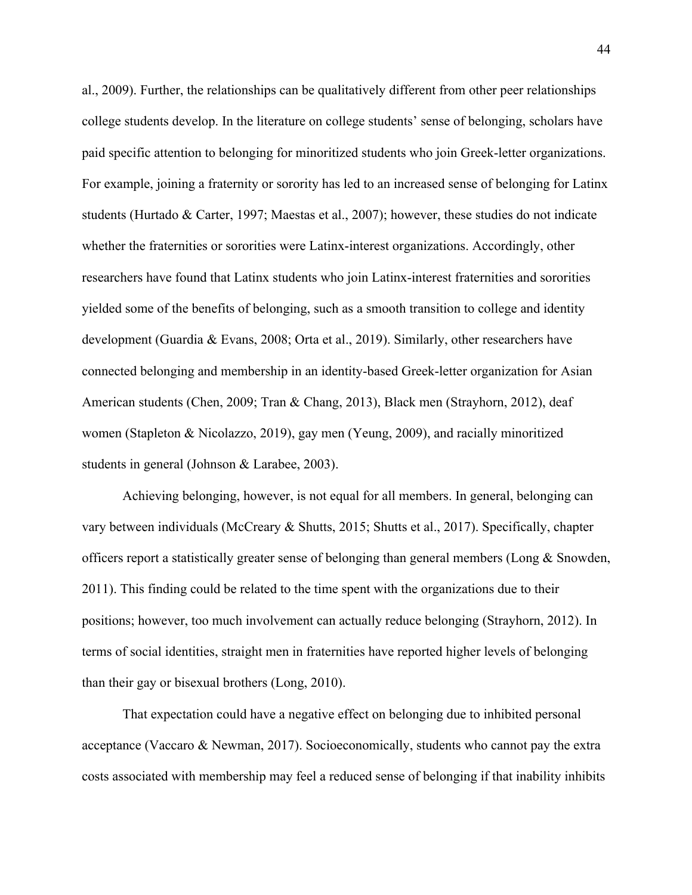al., 2009). Further, the relationships can be qualitatively different from other peer relationships college students develop. In the literature on college students' sense of belonging, scholars have paid specific attention to belonging for minoritized students who join Greek-letter organizations. For example, joining a fraternity or sorority has led to an increased sense of belonging for Latinx students (Hurtado & Carter, 1997; Maestas et al., 2007); however, these studies do not indicate whether the fraternities or sororities were Latinx-interest organizations. Accordingly, other researchers have found that Latinx students who join Latinx-interest fraternities and sororities yielded some of the benefits of belonging, such as a smooth transition to college and identity development (Guardia & Evans, 2008; Orta et al., 2019). Similarly, other researchers have connected belonging and membership in an identity-based Greek-letter organization for Asian American students (Chen, 2009; Tran & Chang, 2013), Black men (Strayhorn, 2012), deaf women (Stapleton & Nicolazzo, 2019), gay men (Yeung, 2009), and racially minoritized students in general (Johnson & Larabee, 2003).

Achieving belonging, however, is not equal for all members. In general, belonging can vary between individuals (McCreary & Shutts, 2015; Shutts et al., 2017). Specifically, chapter officers report a statistically greater sense of belonging than general members (Long & Snowden, 2011). This finding could be related to the time spent with the organizations due to their positions; however, too much involvement can actually reduce belonging (Strayhorn, 2012). In terms of social identities, straight men in fraternities have reported higher levels of belonging than their gay or bisexual brothers (Long, 2010).

That expectation could have a negative effect on belonging due to inhibited personal acceptance (Vaccaro & Newman, 2017). Socioeconomically, students who cannot pay the extra costs associated with membership may feel a reduced sense of belonging if that inability inhibits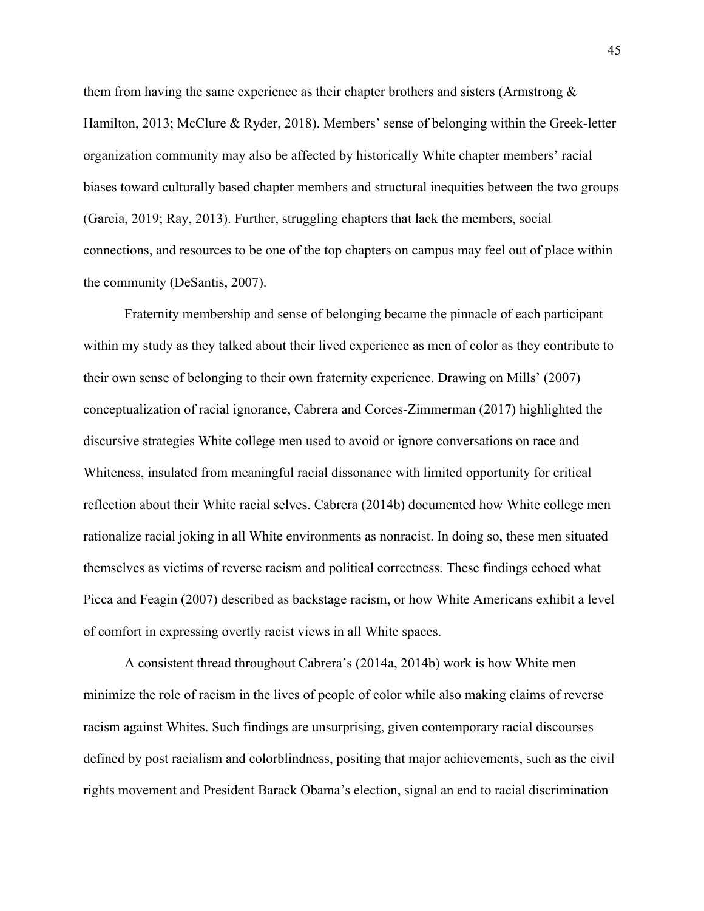them from having the same experience as their chapter brothers and sisters (Armstrong & Hamilton, 2013; McClure & Ryder, 2018). Members' sense of belonging within the Greek-letter organization community may also be affected by historically White chapter members' racial biases toward culturally based chapter members and structural inequities between the two groups (Garcia, 2019; Ray, 2013). Further, struggling chapters that lack the members, social connections, and resources to be one of the top chapters on campus may feel out of place within the community (DeSantis, 2007).

Fraternity membership and sense of belonging became the pinnacle of each participant within my study as they talked about their lived experience as men of color as they contribute to their own sense of belonging to their own fraternity experience. Drawing on Mills' (2007) conceptualization of racial ignorance, Cabrera and Corces-Zimmerman (2017) highlighted the discursive strategies White college men used to avoid or ignore conversations on race and Whiteness, insulated from meaningful racial dissonance with limited opportunity for critical reflection about their White racial selves. Cabrera (2014b) documented how White college men rationalize racial joking in all White environments as nonracist. In doing so, these men situated themselves as victims of reverse racism and political correctness. These findings echoed what Picca and Feagin (2007) described as backstage racism, or how White Americans exhibit a level of comfort in expressing overtly racist views in all White spaces.

A consistent thread throughout Cabrera's (2014a, 2014b) work is how White men minimize the role of racism in the lives of people of color while also making claims of reverse racism against Whites. Such findings are unsurprising, given contemporary racial discourses defined by post racialism and colorblindness, positing that major achievements, such as the civil rights movement and President Barack Obama's election, signal an end to racial discrimination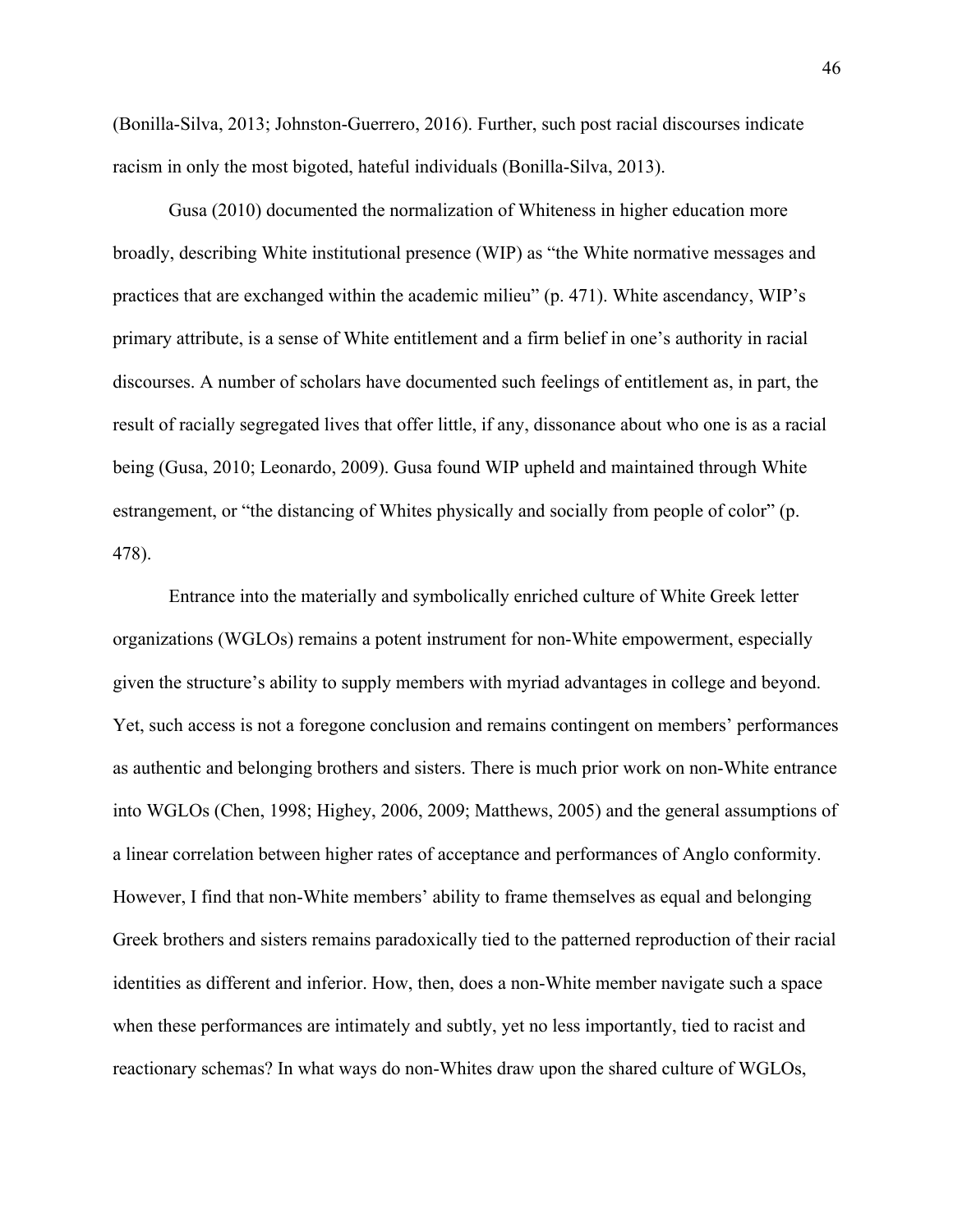(Bonilla-Silva, 2013; Johnston-Guerrero, 2016). Further, such post racial discourses indicate racism in only the most bigoted, hateful individuals (Bonilla-Silva, 2013).

Gusa (2010) documented the normalization of Whiteness in higher education more broadly, describing White institutional presence (WIP) as "the White normative messages and practices that are exchanged within the academic milieu" (p. 471). White ascendancy, WIP's primary attribute, is a sense of White entitlement and a firm belief in one's authority in racial discourses. A number of scholars have documented such feelings of entitlement as, in part, the result of racially segregated lives that offer little, if any, dissonance about who one is as a racial being (Gusa, 2010; Leonardo, 2009). Gusa found WIP upheld and maintained through White estrangement, or "the distancing of Whites physically and socially from people of color" (p. 478).

Entrance into the materially and symbolically enriched culture of White Greek letter organizations (WGLOs) remains a potent instrument for non-White empowerment, especially given the structure's ability to supply members with myriad advantages in college and beyond. Yet, such access is not a foregone conclusion and remains contingent on members' performances as authentic and belonging brothers and sisters. There is much prior work on non-White entrance into WGLOs (Chen, 1998; Highey, 2006, 2009; Matthews, 2005) and the general assumptions of a linear correlation between higher rates of acceptance and performances of Anglo conformity. However, I find that non-White members' ability to frame themselves as equal and belonging Greek brothers and sisters remains paradoxically tied to the patterned reproduction of their racial identities as different and inferior. How, then, does a non-White member navigate such a space when these performances are intimately and subtly, yet no less importantly, tied to racist and reactionary schemas? In what ways do non-Whites draw upon the shared culture of WGLOs,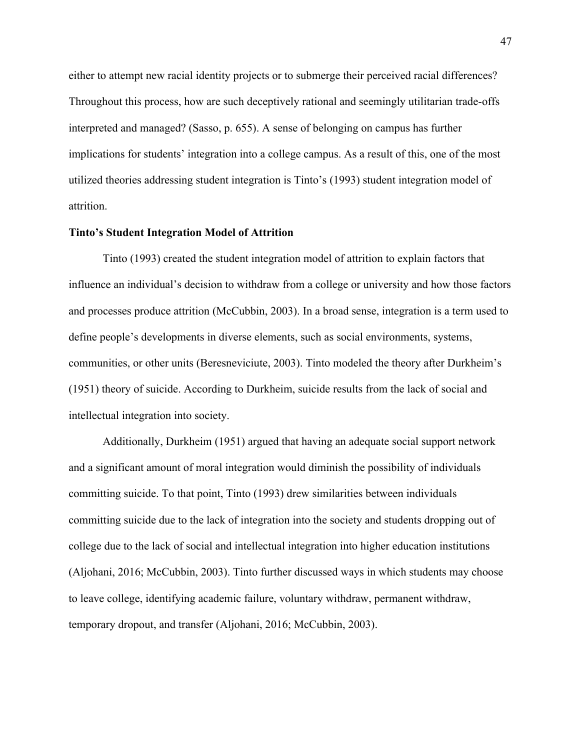either to attempt new racial identity projects or to submerge their perceived racial differences? Throughout this process, how are such deceptively rational and seemingly utilitarian trade-offs interpreted and managed? (Sasso, p. 655). A sense of belonging on campus has further implications for students' integration into a college campus. As a result of this, one of the most utilized theories addressing student integration is Tinto's (1993) student integration model of attrition.

**Tinto's Student Integration Model of Attrition**

Tinto (1993) created the student integration model of attrition to explain factors that influence an individual's decision to withdraw from a college or university and how those factors and processes produce attrition (McCubbin, 2003). In a broad sense, integration is a term used to define people's developments in diverse elements, such as social environments, systems, communities, or other units (Beresneviciute, 2003). Tinto modeled the theory after Durkheim's (1951) theory of suicide. According to Durkheim, suicide results from the lack of social and intellectual integration into society.

Additionally, Durkheim (1951) argued that having an adequate social support network and a significant amount of moral integration would diminish the possibility of individuals committing suicide. To that point, Tinto (1993) drew similarities between individuals committing suicide due to the lack of integration into the society and students dropping out of college due to the lack of social and intellectual integration into higher education institutions (Aljohani, 2016; McCubbin, 2003). Tinto further discussed ways in which students may choose to leave college, identifying academic failure, voluntary withdraw, permanent withdraw, temporary dropout, and transfer (Aljohani, 2016; McCubbin, 2003).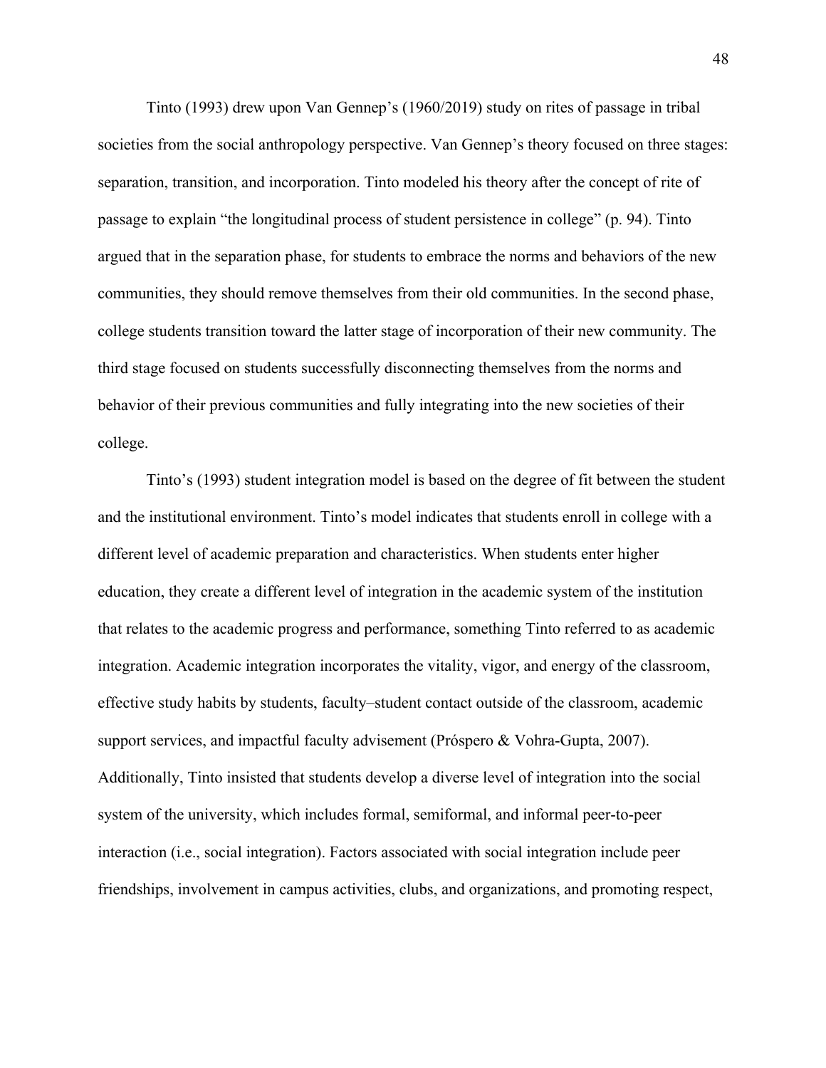Tinto (1993) drew upon Van Gennep's (1960/2019) study on rites of passage in tribal societies from the social anthropology perspective. Van Gennep's theory focused on three stages: separation, transition, and incorporation. Tinto modeled his theory after the concept of rite of passage to explain "the longitudinal process of student persistence in college" (p. 94). Tinto argued that in the separation phase, for students to embrace the norms and behaviors of the new communities, they should remove themselves from their old communities. In the second phase, college students transition toward the latter stage of incorporation of their new community. The third stage focused on students successfully disconnecting themselves from the norms and behavior of their previous communities and fully integrating into the new societies of their college.

Tinto's (1993) student integration model is based on the degree of fit between the student and the institutional environment. Tinto's model indicates that students enroll in college with a different level of academic preparation and characteristics. When students enter higher education, they create a different level of integration in the academic system of the institution that relates to the academic progress and performance, something Tinto referred to as academic integration. Academic integration incorporates the vitality, vigor, and energy of the classroom, effective study habits by students, faculty–student contact outside of the classroom, academic support services, and impactful faculty advisement (Próspero & Vohra-Gupta, 2007). Additionally, Tinto insisted that students develop a diverse level of integration into the social system of the university, which includes formal, semiformal, and informal peer-to-peer interaction (i.e., social integration). Factors associated with social integration include peer friendships, involvement in campus activities, clubs, and organizations, and promoting respect,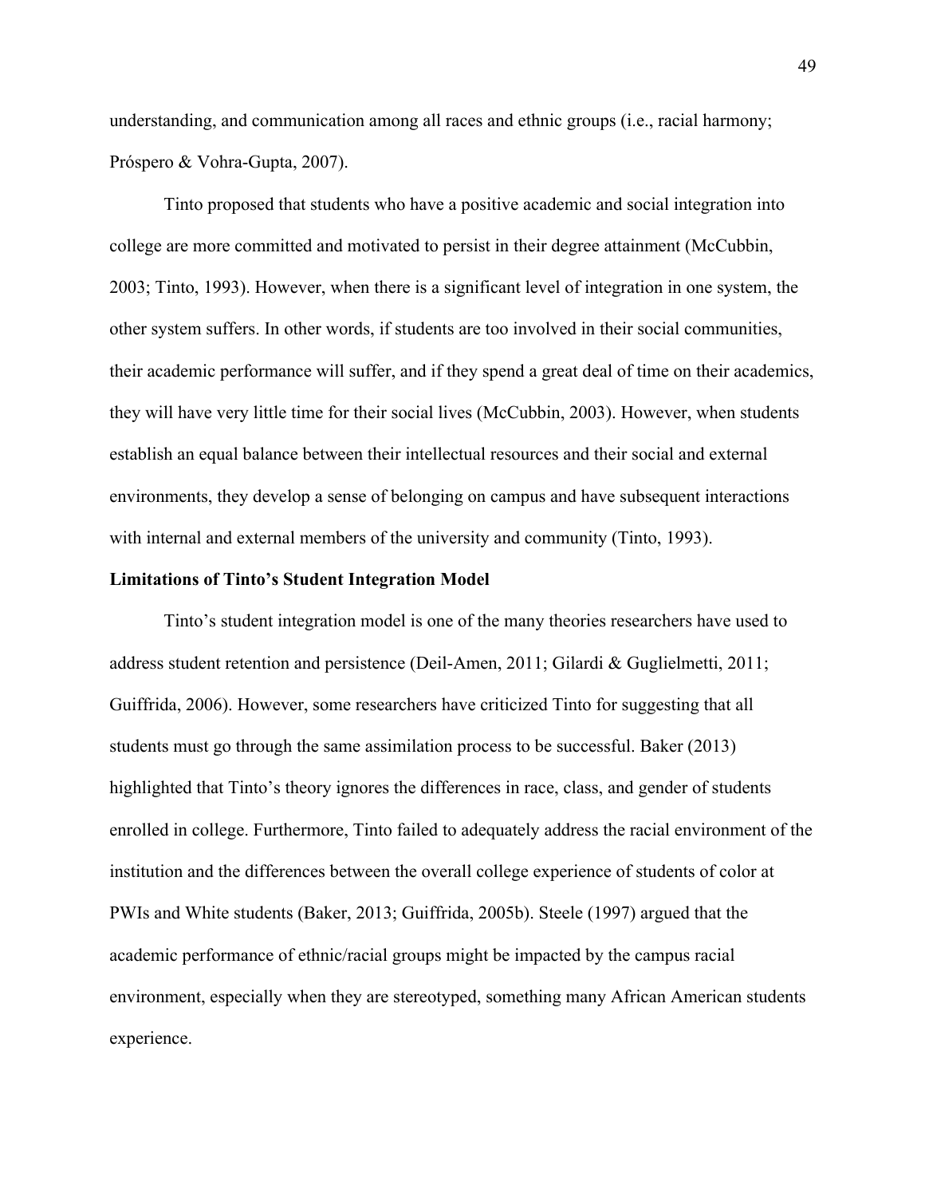understanding, and communication among all races and ethnic groups (i.e., racial harmony; Próspero & Vohra-Gupta, 2007).

Tinto proposed that students who have a positive academic and social integration into college are more committed and motivated to persist in their degree attainment (McCubbin, 2003; Tinto, 1993). However, when there is a significant level of integration in one system, the other system suffers. In other words, if students are too involved in their social communities, their academic performance will suffer, and if they spend a great deal of time on their academics, they will have very little time for their social lives (McCubbin, 2003). However, when students establish an equal balance between their intellectual resources and their social and external environments, they develop a sense of belonging on campus and have subsequent interactions with internal and external members of the university and community (Tinto, 1993).

**Limitations of Tinto's Student Integration Model**

Tinto's student integration model is one of the many theories researchers have used to address student retention and persistence (Deil-Amen, 2011; Gilardi & Guglielmetti, 2011; Guiffrida, 2006). However, some researchers have criticized Tinto for suggesting that all students must go through the same assimilation process to be successful. Baker (2013) highlighted that Tinto's theory ignores the differences in race, class, and gender of students enrolled in college. Furthermore, Tinto failed to adequately address the racial environment of the institution and the differences between the overall college experience of students of color at PWIs and White students (Baker, 2013; Guiffrida, 2005b). Steele (1997) argued that the academic performance of ethnic/racial groups might be impacted by the campus racial environment, especially when they are stereotyped, something many African American students experience.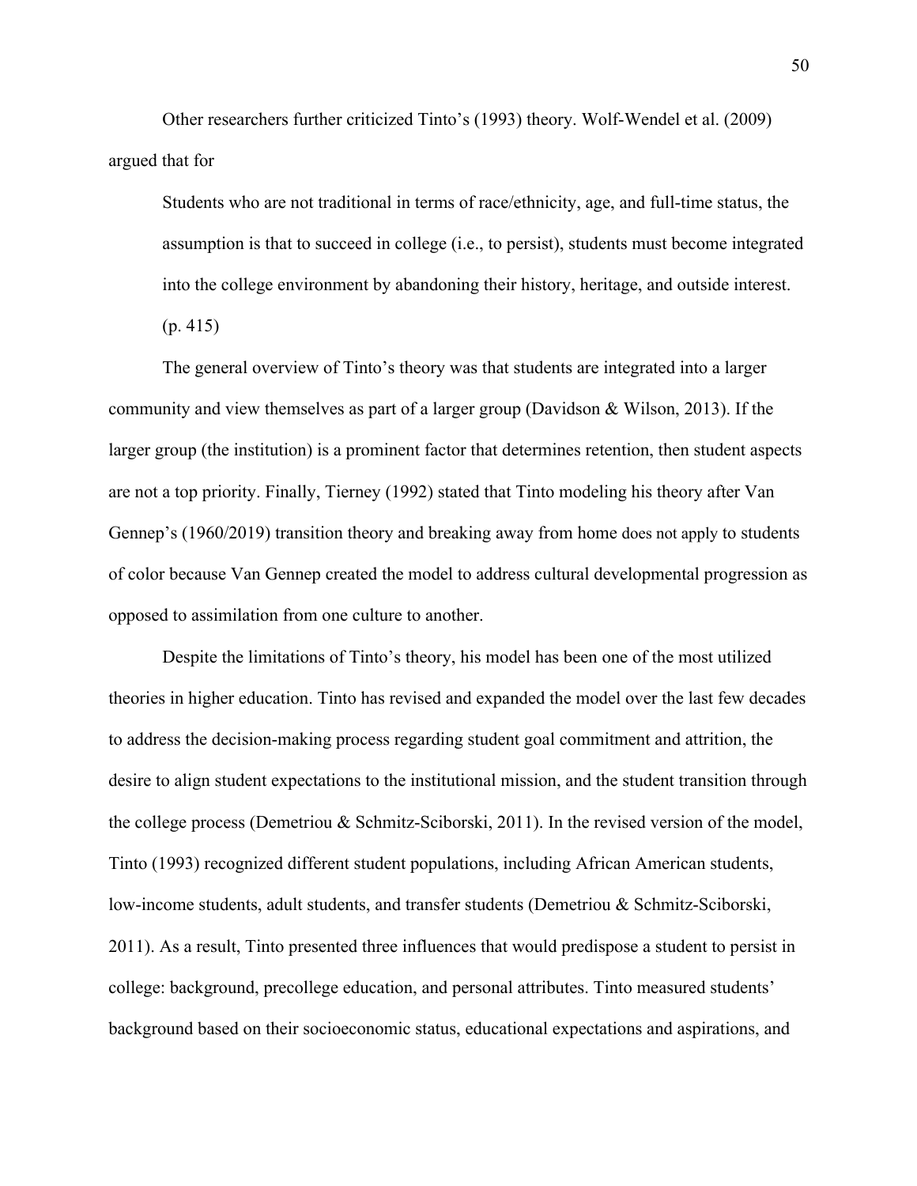Other researchers further criticized Tinto's (1993) theory. Wolf-Wendel et al. (2009) argued that for

> Students who are not traditional in terms of race/ethnicity, age, and full-time status, the assumption is that to succeed in college (i.e., to persist), students must become integrated into the college environment by abandoning their history, heritage, and outside interest. (p. 415)

The general overview of Tinto's theory was that students are integrated into a larger community and view themselves as part of a larger group (Davidson & Wilson, 2013). If the larger group (the institution) is a prominent factor that determines retention, then student aspects are not a top priority. Finally, Tierney (1992) stated that Tinto modeling his theory after Van Gennep's (1960/2019) transition theory and breaking away from home does not apply to students of color because Van Gennep created the model to address cultural developmental progression as opposed to assimilation from one culture to another.

Despite the limitations of Tinto's theory, his model has been one of the most utilized theories in higher education. Tinto has revised and expanded the model over the last few decades to address the decision-making process regarding student goal commitment and attrition, the desire to align student expectations to the institutional mission, and the student transition through the college process (Demetriou & Schmitz-Sciborski, 2011). In the revised version of the model, Tinto (1993) recognized different student populations, including African American students, low-income students, adult students, and transfer students (Demetriou & Schmitz-Sciborski, 2011). As a result, Tinto presented three influences that would predispose a student to persist in college: background, precollege education, and personal attributes. Tinto measured students' background based on their socioeconomic status, educational expectations and aspirations, and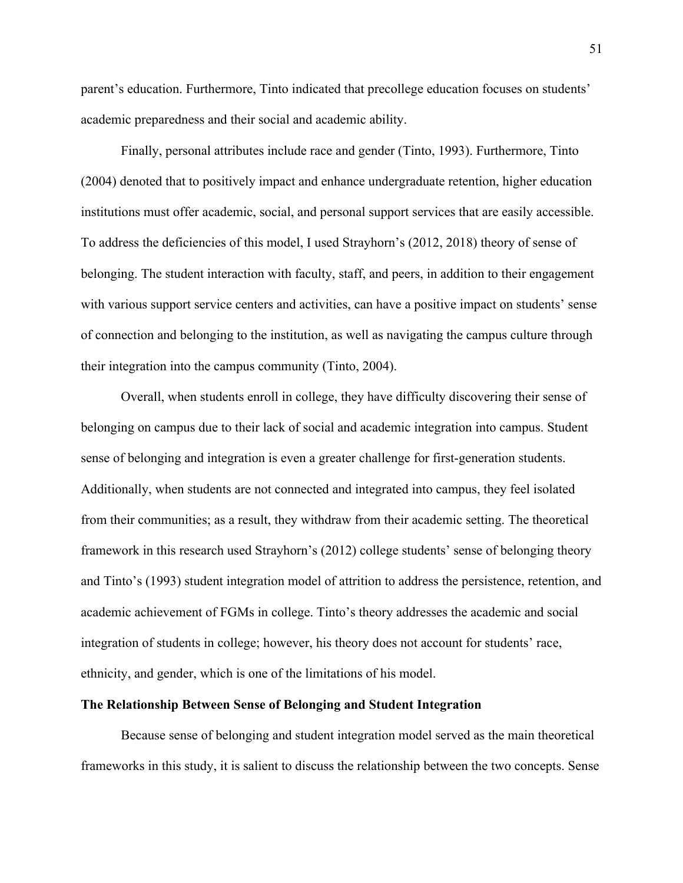parent's education. Furthermore, Tinto indicated that precollege education focuses on students' academic preparedness and their social and academic ability.

Finally, personal attributes include race and gender (Tinto, 1993). Furthermore, Tinto (2004) denoted that to positively impact and enhance undergraduate retention, higher education institutions must offer academic, social, and personal support services that are easily accessible. To address the deficiencies of this model, I used Strayhorn's (2012, 2018) theory of sense of belonging. The student interaction with faculty, staff, and peers, in addition to their engagement with various support service centers and activities, can have a positive impact on students' sense of connection and belonging to the institution, as well as navigating the campus culture through their integration into the campus community (Tinto, 2004).

Overall, when students enroll in college, they have difficulty discovering their sense of belonging on campus due to their lack of social and academic integration into campus. Student sense of belonging and integration is even a greater challenge for first-generation students. Additionally, when students are not connected and integrated into campus, they feel isolated from their communities; as a result, they withdraw from their academic setting. The theoretical framework in this research used Strayhorn's (2012) college students' sense of belonging theory and Tinto's (1993) student integration model of attrition to address the persistence, retention, and academic achievement of FGMs in college. Tinto's theory addresses the academic and social integration of students in college; however, his theory does not account for students' race, ethnicity, and gender, which is one of the limitations of his model.

### The Relationship Between Sense of Belonging and Student Integration

Because sense of belonging and student integration model served as the main theoretical frameworks in this study, it is salient to discuss the relationship between the two concepts. Sense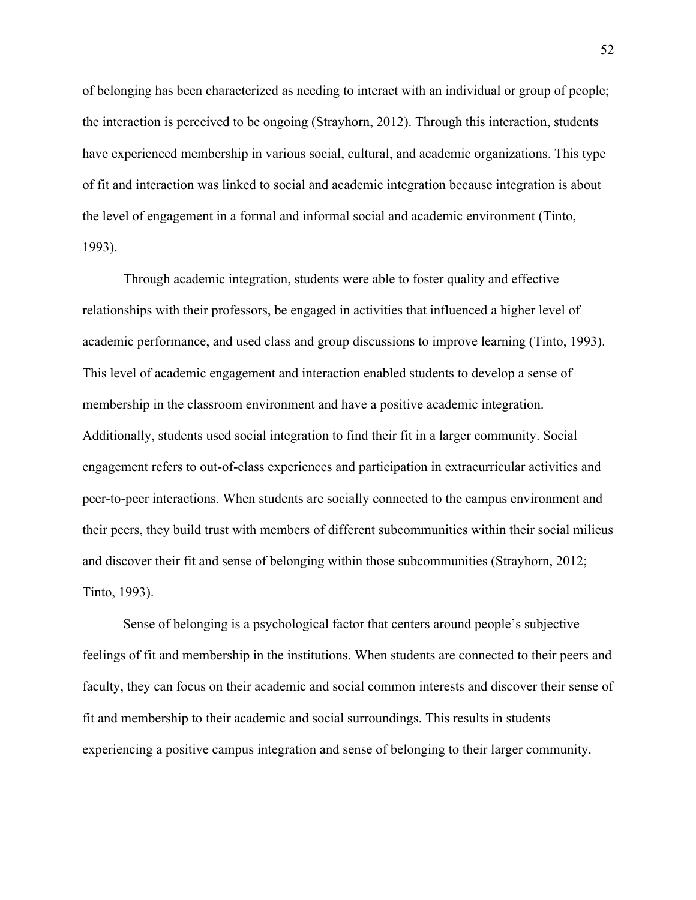of belonging has been characterized as needing to interact with an individual or group of people; the interaction is perceived to be ongoing (Strayhorn, 2012). Through this interaction, students have experienced membership in various social, cultural, and academic organizations. This type of fit and interaction was linked to social and academic integration because integration is about the level of engagement in a formal and informal social and academic environment (Tinto, 1993).

Through academic integration, students were able to foster quality and effective relationships with their professors, be engaged in activities that influenced a higher level of academic performance, and used class and group discussions to improve learning (Tinto, 1993). This level of academic engagement and interaction enabled students to develop a sense of membership in the classroom environment and have a positive academic integration. Additionally, students used social integration to find their fit in a larger community. Social engagement refers to out-of-class experiences and participation in extracurricular activities and peer-to-peer interactions. When students are socially connected to the campus environment and their peers, they build trust with members of different subcommunities within their social milieus and discover their fit and sense of belonging within those subcommunities (Strayhorn, 2012; Tinto, 1993).

Sense of belonging is a psychological factor that centers around people's subjective feelings of fit and membership in the institutions. When students are connected to their peers and faculty, they can focus on their academic and social common interests and discover their sense of fit and membership to their academic and social surroundings. This results in students experiencing a positive campus integration and sense of belonging to their larger community.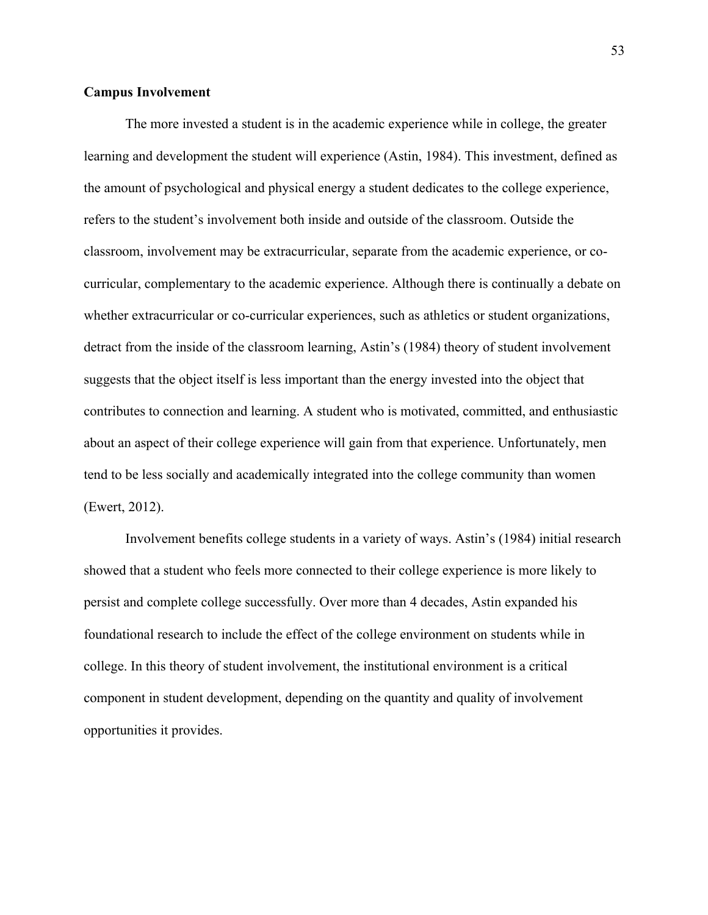**Campus Involvement**

The more invested a student is in the academic experience while in college, the greater learning and development the student will experience (Astin, 1984). This investment, defined as the amount of psychological and physical energy a student dedicates to the college experience, refers to the student's involvement both inside and outside of the classroom. Outside the classroom, involvement may be extracurricular, separate from the academic experience, or co-curricular, complementary to the academic experience. Although there is continually a debate on whether extracurricular or co-curricular experiences, such as athletics or student organizations, detract from the inside of the classroom learning, Astin's (1984) theory of student involvement suggests that the object itself is less important than the energy invested into the object that contributes to connection and learning. A student who is motivated, committed, and enthusiastic about an aspect of their college experience will gain from that experience. Unfortunately, men tend to be less socially and academically integrated into the college community than women (Ewert, 2012).

Involvement benefits college students in a variety of ways. Astin's (1984) initial research showed that a student who feels more connected to their college experience is more likely to persist and complete college successfully. Over more than 4 decades, Astin expanded his foundational research to include the effect of the college environment on students while in college. In this theory of student involvement, the institutional environment is a critical component in student development, depending on the quantity and quality of involvement opportunities it provides.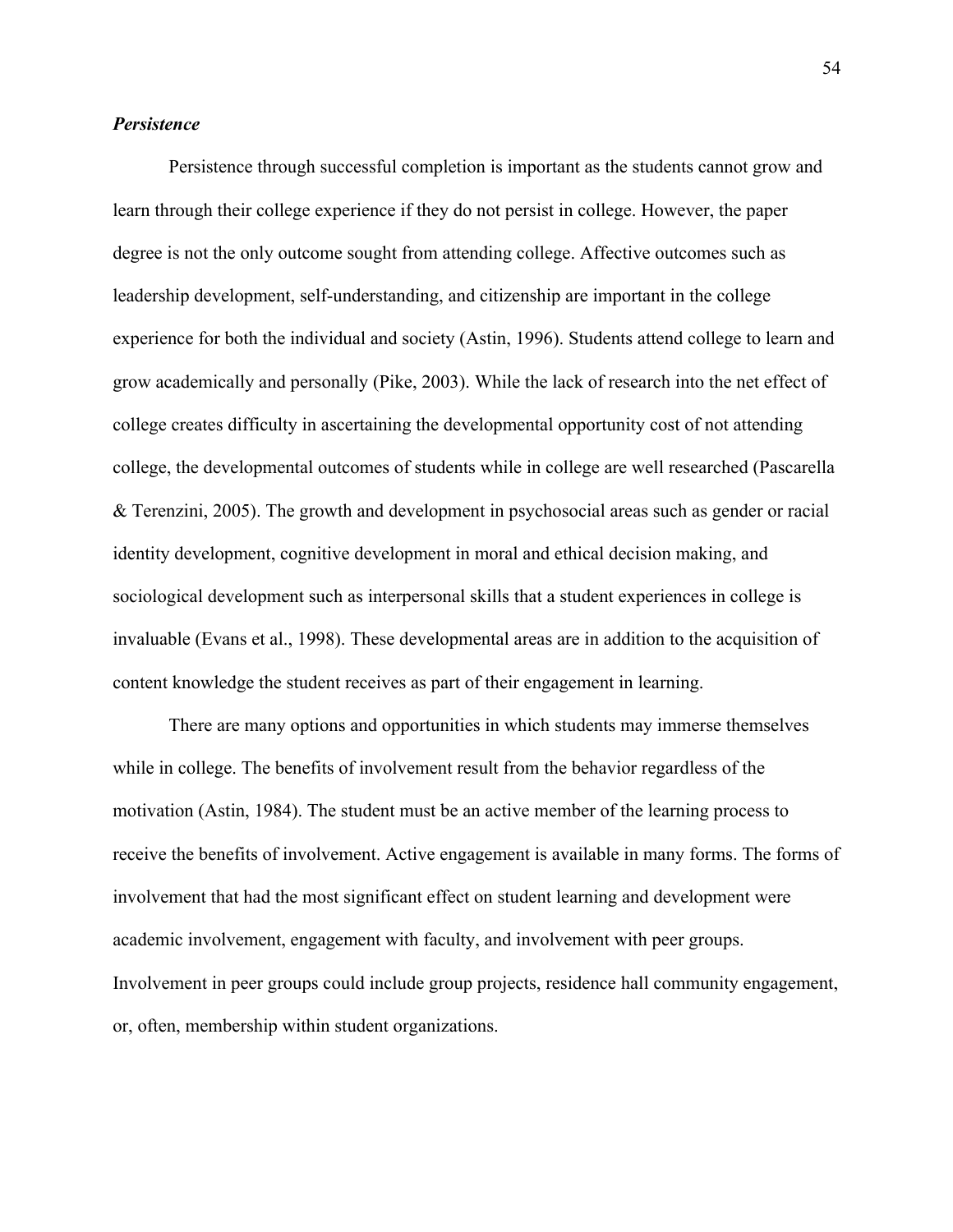### ***Persistence***

Persistence through successful completion is important as the students cannot grow and learn through their college experience if they do not persist in college. However, the paper degree is not the only outcome sought from attending college. Affective outcomes such as leadership development, self-understanding, and citizenship are important in the college experience for both the individual and society (Astin, 1996). Students attend college to learn and grow academically and personally (Pike, 2003). While the lack of research into the net effect of college creates difficulty in ascertaining the developmental opportunity cost of not attending college, the developmental outcomes of students while in college are well researched (Pascarella & Terenzini, 2005). The growth and development in psychosocial areas such as gender or racial identity development, cognitive development in moral and ethical decision making, and sociological development such as interpersonal skills that a student experiences in college is invaluable (Evans et al., 1998). These developmental areas are in addition to the acquisition of content knowledge the student receives as part of their engagement in learning.

There are many options and opportunities in which students may immerse themselves while in college. The benefits of involvement result from the behavior regardless of the motivation (Astin, 1984). The student must be an active member of the learning process to receive the benefits of involvement. Active engagement is available in many forms. The forms of involvement that had the most significant effect on student learning and development were academic involvement, engagement with faculty, and involvement with peer groups. Involvement in peer groups could include group projects, residence hall community engagement, or, often, membership within student organizations.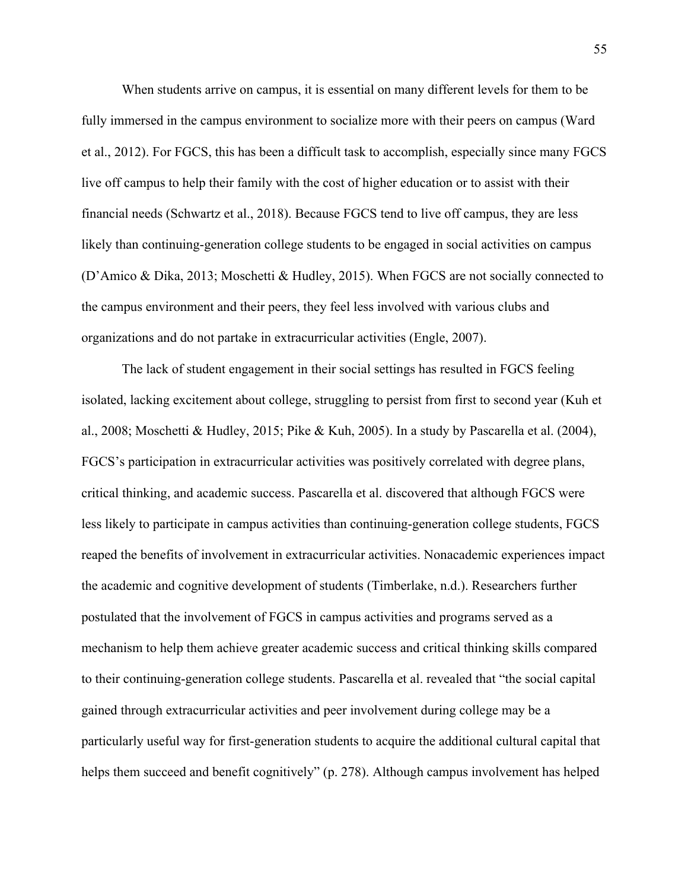When students arrive on campus, it is essential on many different levels for them to be fully immersed in the campus environment to socialize more with their peers on campus (Ward et al., 2012). For FGCS, this has been a difficult task to accomplish, especially since many FGCS live off campus to help their family with the cost of higher education or to assist with their financial needs (Schwartz et al., 2018). Because FGCS tend to live off campus, they are less likely than continuing-generation college students to be engaged in social activities on campus (D'Amico & Dika, 2013; Moschetti & Hudley, 2015). When FGCS are not socially connected to the campus environment and their peers, they feel less involved with various clubs and organizations and do not partake in extracurricular activities (Engle, 2007).

The lack of student engagement in their social settings has resulted in FGCS feeling isolated, lacking excitement about college, struggling to persist from first to second year (Kuh et al., 2008; Moschetti & Hudley, 2015; Pike & Kuh, 2005). In a study by Pascarella et al. (2004), FGCS's participation in extracurricular activities was positively correlated with degree plans, critical thinking, and academic success. Pascarella et al. discovered that although FGCS were less likely to participate in campus activities than continuing-generation college students, FGCS reaped the benefits of involvement in extracurricular activities. Nonacademic experiences impact the academic and cognitive development of students (Timberlake, n.d.). Researchers further postulated that the involvement of FGCS in campus activities and programs served as a mechanism to help them achieve greater academic success and critical thinking skills compared to their continuing-generation college students. Pascarella et al. revealed that "the social capital gained through extracurricular activities and peer involvement during college may be a particularly useful way for first-generation students to acquire the additional cultural capital that helps them succeed and benefit cognitively" (p. 278). Although campus involvement has helped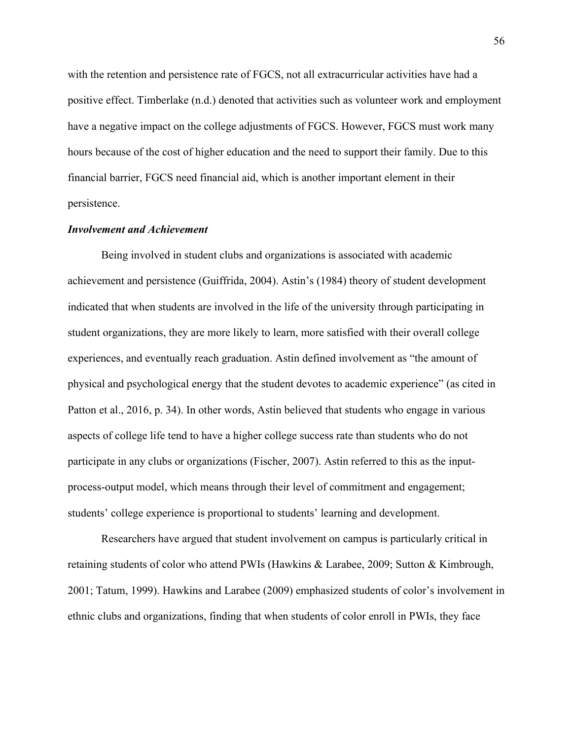with the retention and persistence rate of FGCS, not all extracurricular activities have had a positive effect. Timberlake (n.d.) denoted that activities such as volunteer work and employment have a negative impact on the college adjustments of FGCS. However, FGCS must work many hours because of the cost of higher education and the need to support their family. Due to this financial barrier, FGCS need financial aid, which is another important element in their persistence.

### ***Involvement and Achievement***

Being involved in student clubs and organizations is associated with academic achievement and persistence (Guiffrida, 2004). Astin's (1984) theory of student development indicated that when students are involved in the life of the university through participating in student organizations, they are more likely to learn, more satisfied with their overall college experiences, and eventually reach graduation. Astin defined involvement as "the amount of physical and psychological energy that the student devotes to academic experience" (as cited in Patton et al., 2016, p. 34). In other words, Astin believed that students who engage in various aspects of college life tend to have a higher college success rate than students who do not participate in any clubs or organizations (Fischer, 2007). Astin referred to this as the input-process-output model, which means through their level of commitment and engagement; students' college experience is proportional to students' learning and development.

Researchers have argued that student involvement on campus is particularly critical in retaining students of color who attend PWIs (Hawkins & Larabee, 2009; Sutton & Kimbrough, 2001; Tatum, 1999). Hawkins and Larabee (2009) emphasized students of color's involvement in ethnic clubs and organizations, finding that when students of color enroll in PWIs, they face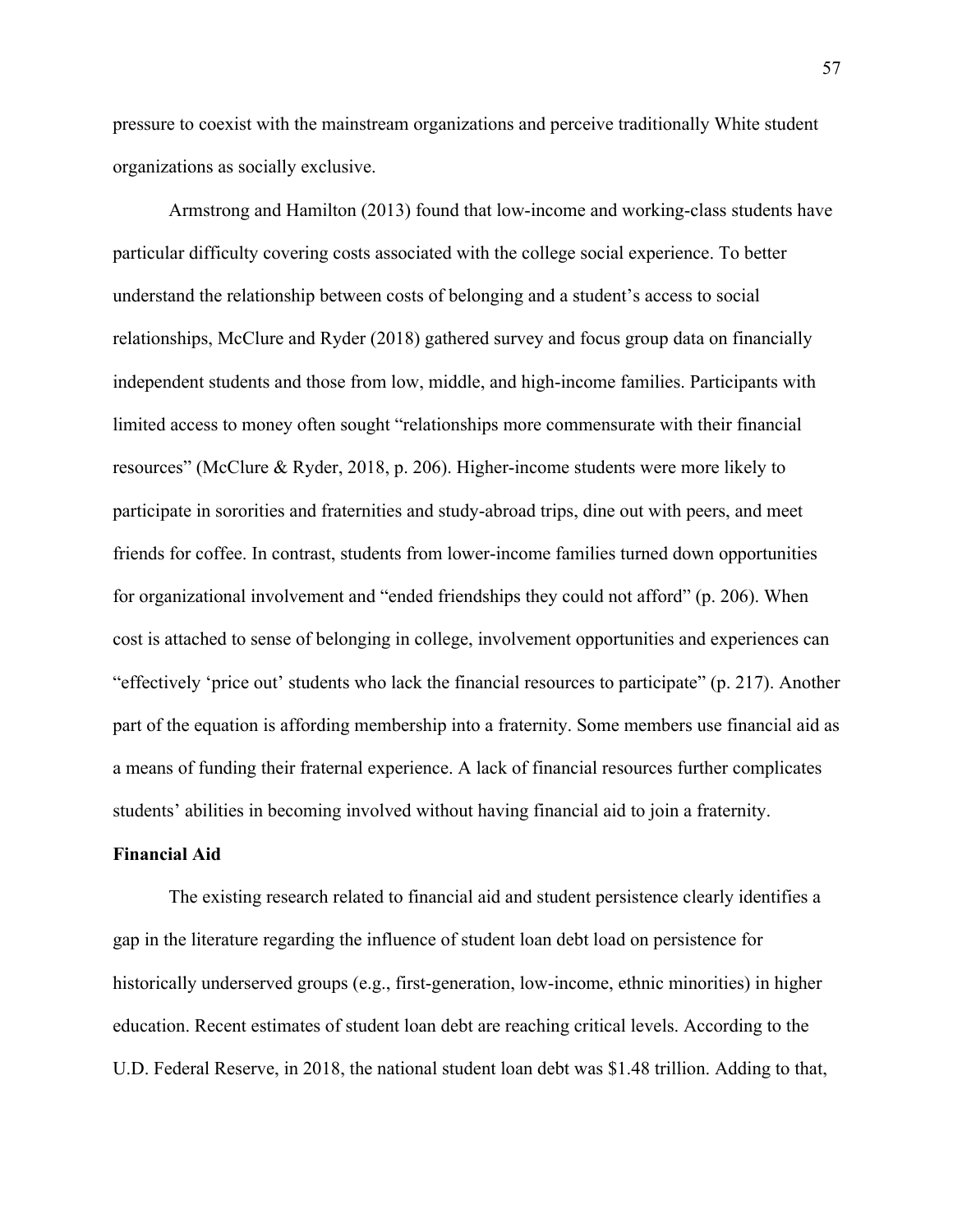pressure to coexist with the mainstream organizations and perceive traditionally White student organizations as socially exclusive.

Armstrong and Hamilton (2013) found that low-income and working-class students have particular difficulty covering costs associated with the college social experience. To better understand the relationship between costs of belonging and a student's access to social relationships, McClure and Ryder (2018) gathered survey and focus group data on financially independent students and those from low, middle, and high-income families. Participants with limited access to money often sought "relationships more commensurate with their financial resources" (McClure & Ryder, 2018, p. 206). Higher-income students were more likely to participate in sororities and fraternities and study-abroad trips, dine out with peers, and meet friends for coffee. In contrast, students from lower-income families turned down opportunities for organizational involvement and "ended friendships they could not afford" (p. 206). When cost is attached to sense of belonging in college, involvement opportunities and experiences can "effectively 'price out' students who lack the financial resources to participate" (p. 217). Another part of the equation is affording membership into a fraternity. Some members use financial aid as a means of funding their fraternal experience. A lack of financial resources further complicates students' abilities in becoming involved without having financial aid to join a fraternity.

**Financial Aid**

The existing research related to financial aid and student persistence clearly identifies a gap in the literature regarding the influence of student loan debt load on persistence for historically underserved groups (e.g., first-generation, low-income, ethnic minorities) in higher education. Recent estimates of student loan debt are reaching critical levels. According to the U.D. Federal Reserve, in 2018, the national student loan debt was $1.48 trillion. Adding to that,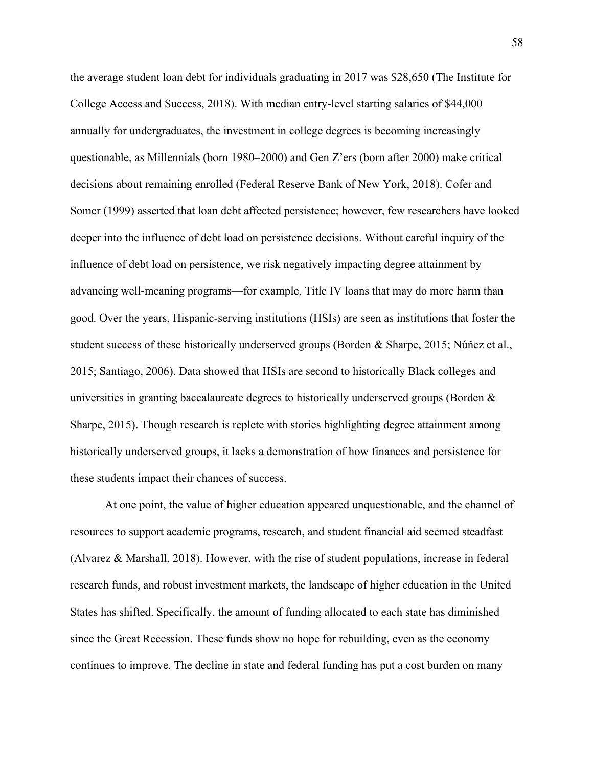the average student loan debt for individuals graduating in 2017 was $28,650 (The Institute for College Access and Success, 2018). With median entry-level starting salaries of $44,000 annually for undergraduates, the investment in college degrees is becoming increasingly questionable, as Millennials (born 1980–2000) and Gen Z'ers (born after 2000) make critical decisions about remaining enrolled (Federal Reserve Bank of New York, 2018). Cofer and Somer (1999) asserted that loan debt affected persistence; however, few researchers have looked deeper into the influence of debt load on persistence decisions. Without careful inquiry of the influence of debt load on persistence, we risk negatively impacting degree attainment by advancing well-meaning programs—for example, Title IV loans that may do more harm than good. Over the years, Hispanic-serving institutions (HSIs) are seen as institutions that foster the student success of these historically underserved groups (Borden & Sharpe, 2015; Núñez et al., 2015; Santiago, 2006). Data showed that HSIs are second to historically Black colleges and universities in granting baccalaureate degrees to historically underserved groups (Borden & Sharpe, 2015). Though research is replete with stories highlighting degree attainment among historically underserved groups, it lacks a demonstration of how finances and persistence for these students impact their chances of success.

At one point, the value of higher education appeared unquestionable, and the channel of resources to support academic programs, research, and student financial aid seemed steadfast (Alvarez & Marshall, 2018). However, with the rise of student populations, increase in federal research funds, and robust investment markets, the landscape of higher education in the United States has shifted. Specifically, the amount of funding allocated to each state has diminished since the Great Recession. These funds show no hope for rebuilding, even as the economy continues to improve. The decline in state and federal funding has put a cost burden on many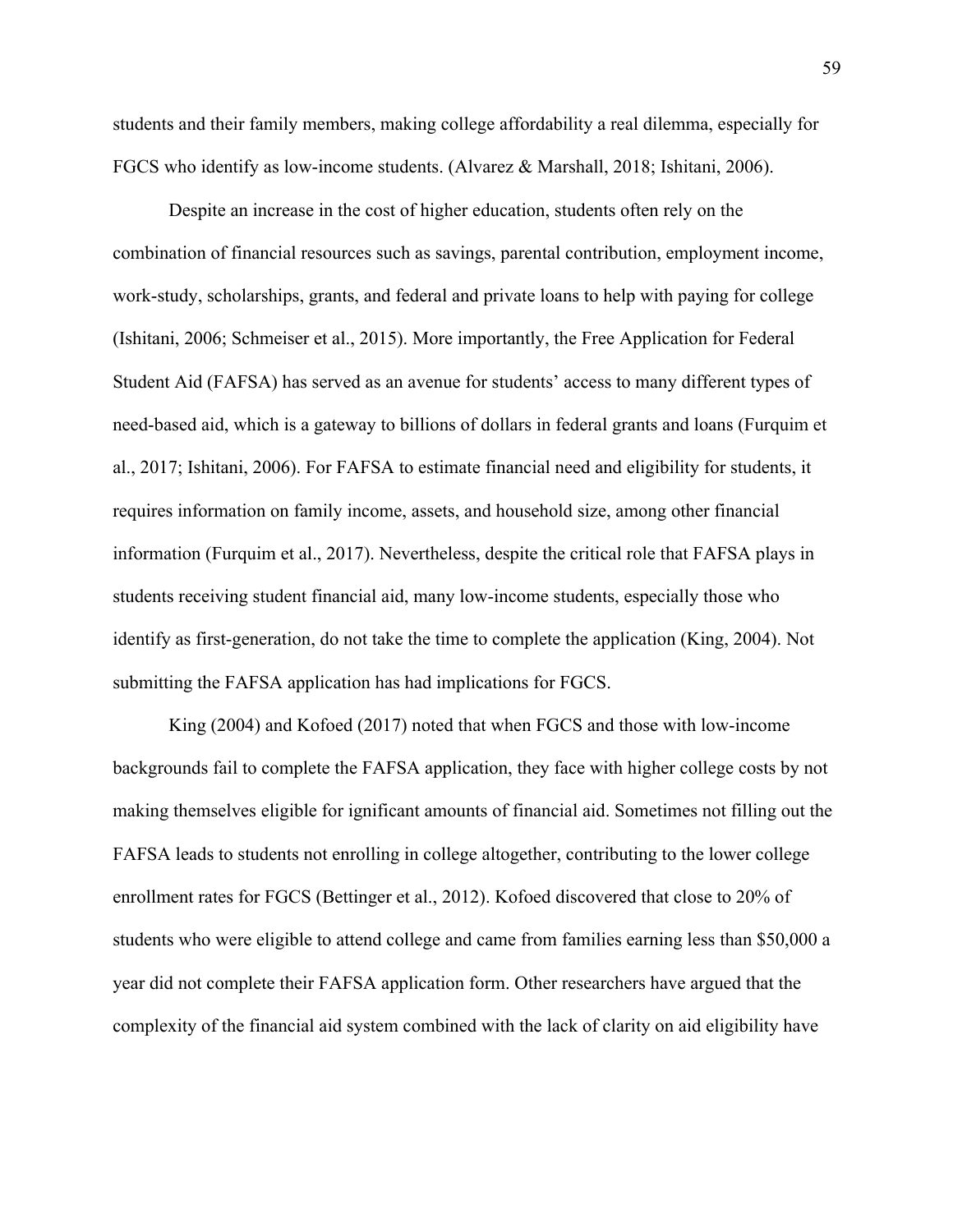students and their family members, making college affordability a real dilemma, especially for FGCS who identify as low-income students. (Alvarez & Marshall, 2018; Ishitani, 2006).

Despite an increase in the cost of higher education, students often rely on the combination of financial resources such as savings, parental contribution, employment income, work-study, scholarships, grants, and federal and private loans to help with paying for college (Ishitani, 2006; Schmeiser et al., 2015). More importantly, the Free Application for Federal Student Aid (FAFSA) has served as an avenue for students' access to many different types of need-based aid, which is a gateway to billions of dollars in federal grants and loans (Furquim et al., 2017; Ishitani, 2006). For FAFSA to estimate financial need and eligibility for students, it requires information on family income, assets, and household size, among other financial information (Furquim et al., 2017). Nevertheless, despite the critical role that FAFSA plays in students receiving student financial aid, many low-income students, especially those who identify as first-generation, do not take the time to complete the application (King, 2004). Not submitting the FAFSA application has had implications for FGCS.

King (2004) and Kofoed (2017) noted that when FGCS and those with low-income backgrounds fail to complete the FAFSA application, they face with higher college costs by not making themselves eligible for ignificant amounts of financial aid. Sometimes not filling out the FAFSA leads to students not enrolling in college altogether, contributing to the lower college enrollment rates for FGCS (Bettinger et al., 2012). Kofoed discovered that close to 20% of students who were eligible to attend college and came from families earning less than $50,000 a year did not complete their FAFSA application form. Other researchers have argued that the complexity of the financial aid system combined with the lack of clarity on aid eligibility have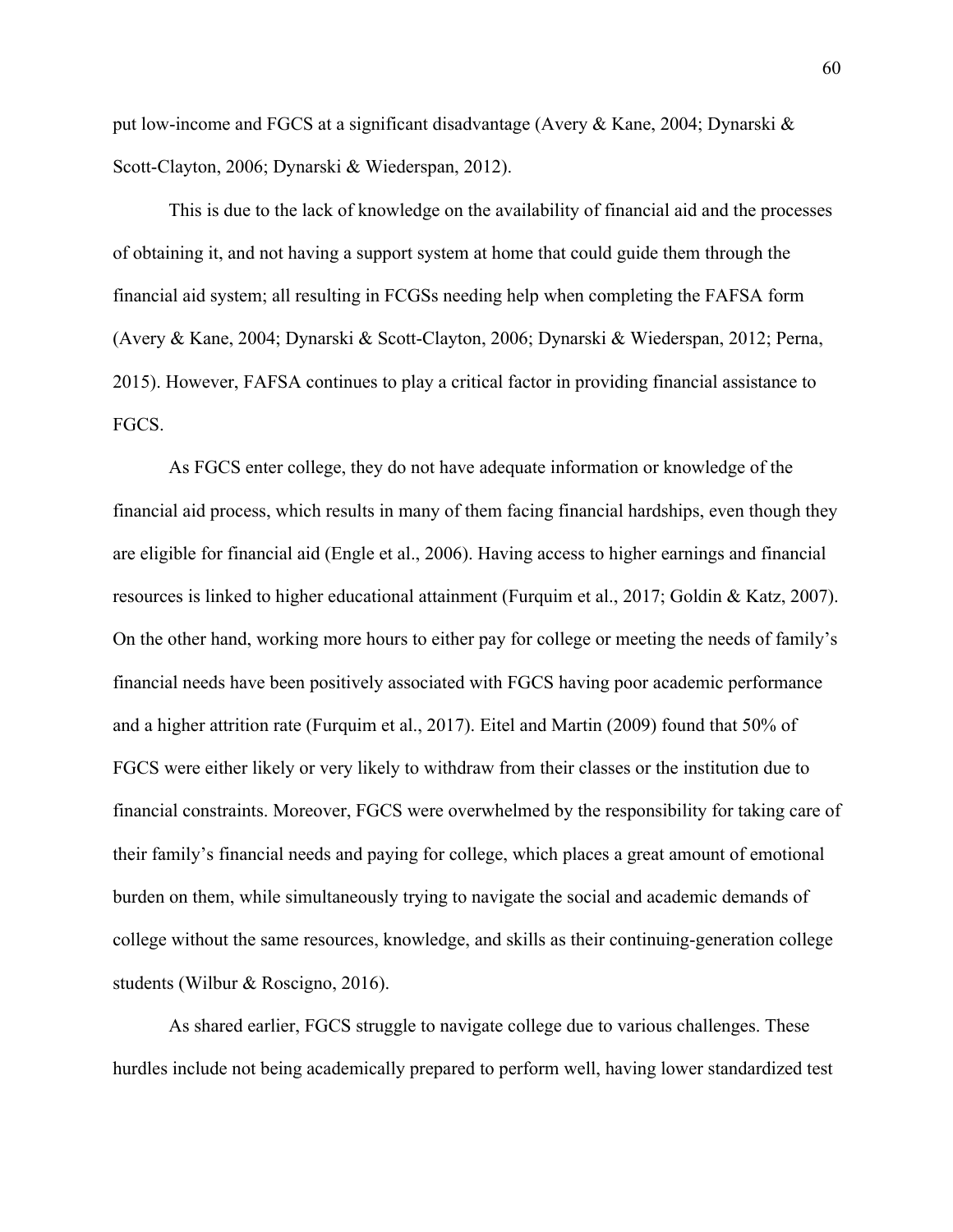put low-income and FGCS at a significant disadvantage (Avery & Kane, 2004; Dynarski & Scott-Clayton, 2006; Dynarski & Wiederspan, 2012).

This is due to the lack of knowledge on the availability of financial aid and the processes of obtaining it, and not having a support system at home that could guide them through the financial aid system; all resulting in FCGSs needing help when completing the FAFSA form (Avery & Kane, 2004; Dynarski & Scott-Clayton, 2006; Dynarski & Wiederspan, 2012; Perna, 2015). However, FAFSA continues to play a critical factor in providing financial assistance to FGCS.

As FGCS enter college, they do not have adequate information or knowledge of the financial aid process, which results in many of them facing financial hardships, even though they are eligible for financial aid (Engle et al., 2006). Having access to higher earnings and financial resources is linked to higher educational attainment (Furquim et al., 2017; Goldin & Katz, 2007). On the other hand, working more hours to either pay for college or meeting the needs of family's financial needs have been positively associated with FGCS having poor academic performance and a higher attrition rate (Furquim et al., 2017). Eitel and Martin (2009) found that 50% of FGCS were either likely or very likely to withdraw from their classes or the institution due to financial constraints. Moreover, FGCS were overwhelmed by the responsibility for taking care of their family's financial needs and paying for college, which places a great amount of emotional burden on them, while simultaneously trying to navigate the social and academic demands of college without the same resources, knowledge, and skills as their continuing-generation college students (Wilbur & Roscigno, 2016).

As shared earlier, FGCS struggle to navigate college due to various challenges. These hurdles include not being academically prepared to perform well, having lower standardized test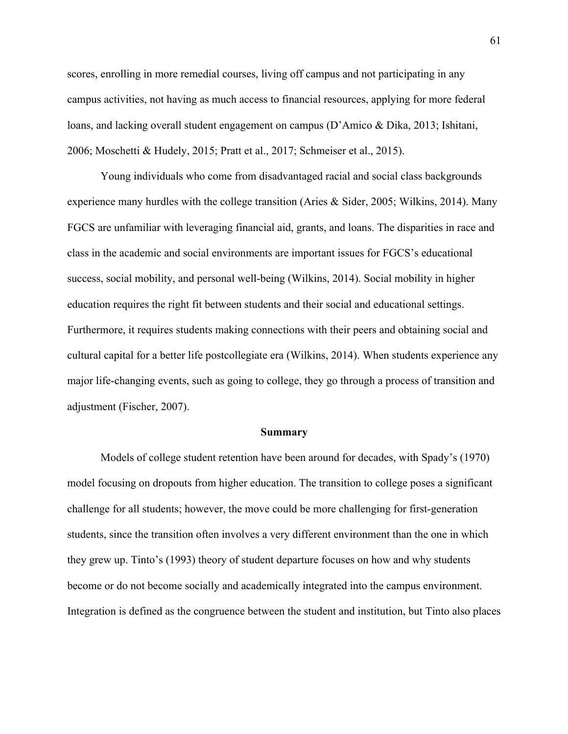scores, enrolling in more remedial courses, living off campus and not participating in any campus activities, not having as much access to financial resources, applying for more federal loans, and lacking overall student engagement on campus (D'Amico & Dika, 2013; Ishitani, 2006; Moschetti & Hudely, 2015; Pratt et al., 2017; Schmeiser et al., 2015).

Young individuals who come from disadvantaged racial and social class backgrounds experience many hurdles with the college transition (Aries & Sider, 2005; Wilkins, 2014). Many FGCS are unfamiliar with leveraging financial aid, grants, and loans. The disparities in race and class in the academic and social environments are important issues for FGCS's educational success, social mobility, and personal well-being (Wilkins, 2014). Social mobility in higher education requires the right fit between students and their social and educational settings. Furthermore, it requires students making connections with their peers and obtaining social and cultural capital for a better life postcollegiate era (Wilkins, 2014). When students experience any major life-changing events, such as going to college, they go through a process of transition and adjustment (Fischer, 2007).

## Summary

Models of college student retention have been around for decades, with Spady's (1970) model focusing on dropouts from higher education. The transition to college poses a significant challenge for all students; however, the move could be more challenging for first-generation students, since the transition often involves a very different environment than the one in which they grew up. Tinto's (1993) theory of student departure focuses on how and why students become or do not become socially and academically integrated into the campus environment. Integration is defined as the congruence between the student and institution, but Tinto also places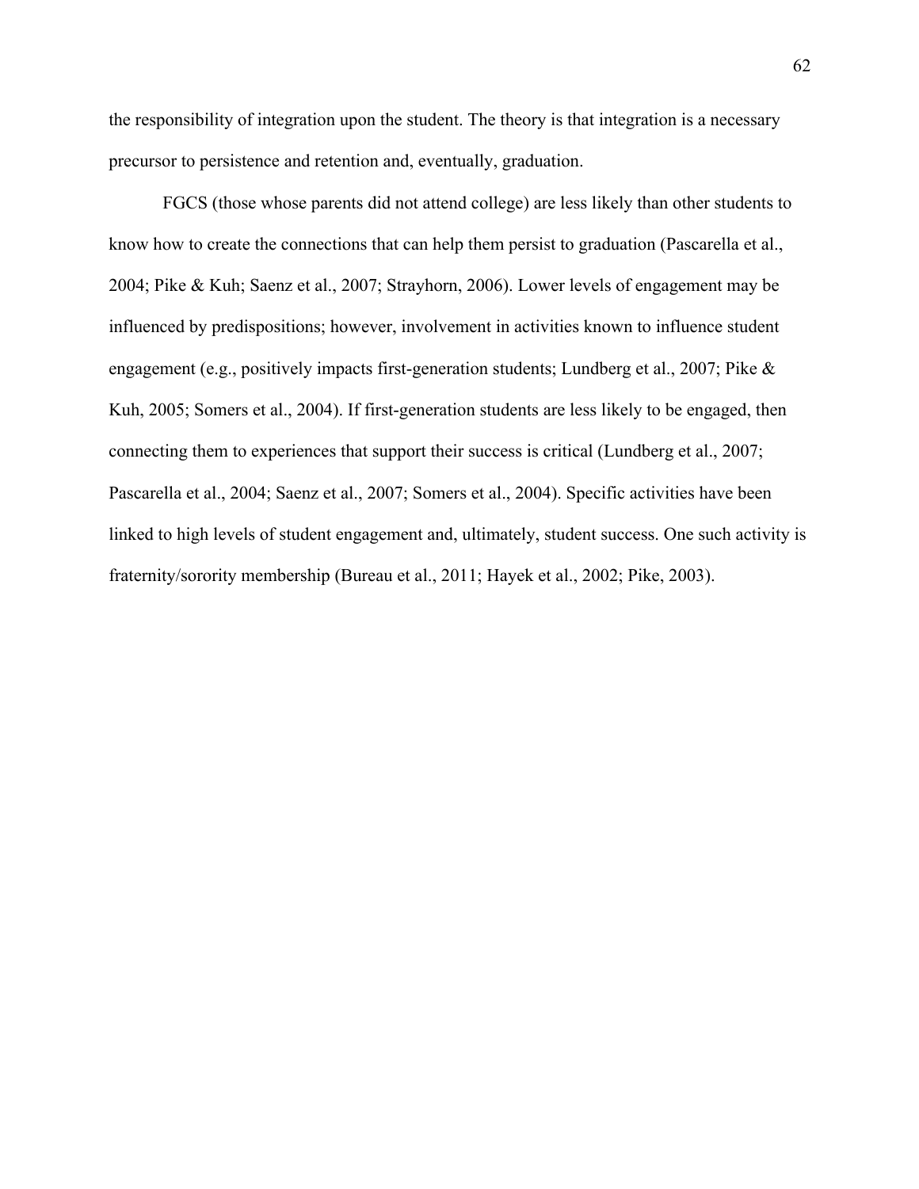the responsibility of integration upon the student. The theory is that integration is a necessary precursor to persistence and retention and, eventually, graduation.

FGCS (those whose parents did not attend college) are less likely than other students to know how to create the connections that can help them persist to graduation (Pascarella et al., 2004; Pike & Kuh; Saenz et al., 2007; Strayhorn, 2006). Lower levels of engagement may be influenced by predispositions; however, involvement in activities known to influence student engagement (e.g., positively impacts first-generation students; Lundberg et al., 2007; Pike & Kuh, 2005; Somers et al., 2004). If first-generation students are less likely to be engaged, then connecting them to experiences that support their success is critical (Lundberg et al., 2007; Pascarella et al., 2004; Saenz et al., 2007; Somers et al., 2004). Specific activities have been linked to high levels of student engagement and, ultimately, student success. One such activity is fraternity/sorority membership (Bureau et al., 2011; Hayek et al., 2002; Pike, 2003).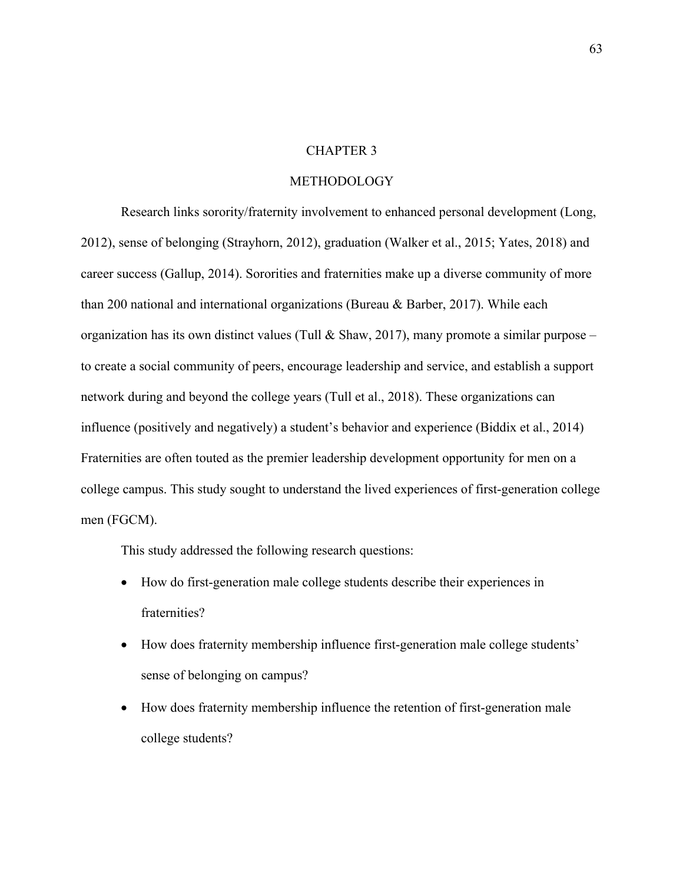# CHAPTER 3

# METHODOLOGY

Research links sorority/fraternity involvement to enhanced personal development (Long, 2012), sense of belonging (Strayhorn, 2012), graduation (Walker et al., 2015; Yates, 2018) and career success (Gallup, 2014). Sororities and fraternities make up a diverse community of more than 200 national and international organizations (Bureau & Barber, 2017). While each organization has its own distinct values (Tull & Shaw, 2017), many promote a similar purpose – to create a social community of peers, encourage leadership and service, and establish a support network during and beyond the college years (Tull et al., 2018). These organizations can influence (positively and negatively) a student's behavior and experience (Biddix et al., 2014) Fraternities are often touted as the premier leadership development opportunity for men on a college campus. This study sought to understand the lived experiences of first-generation college men (FGCM).

This study addressed the following research questions:

- How do first-generation male college students describe their experiences in fraternities?
- How does fraternity membership influence first-generation male college students' sense of belonging on campus?
- How does fraternity membership influence the retention of first-generation male college students?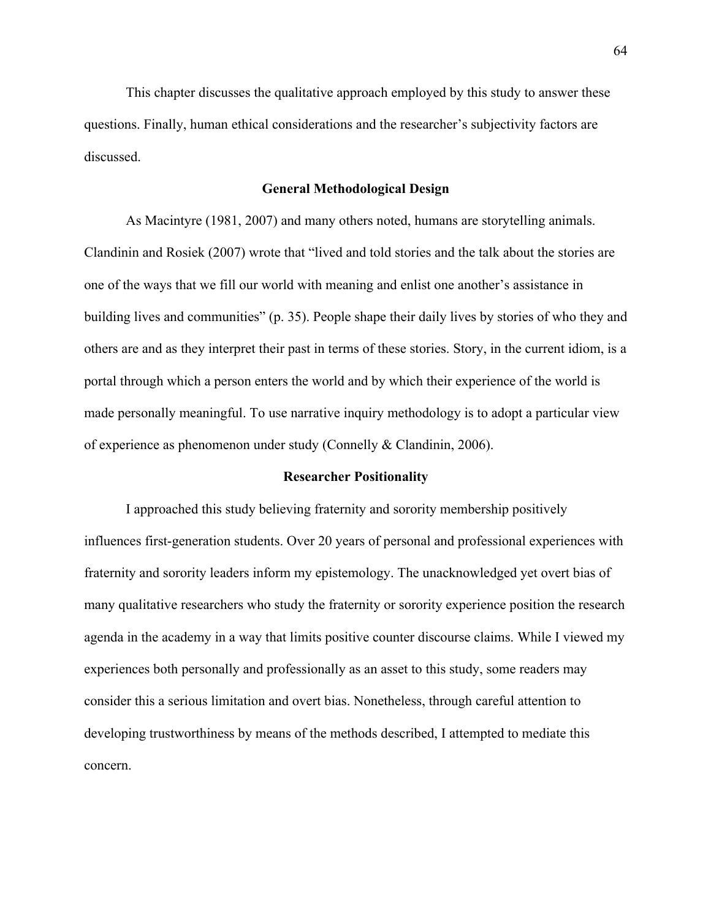This chapter discusses the qualitative approach employed by this study to answer these questions. Finally, human ethical considerations and the researcher's subjectivity factors are discussed.

## General Methodological Design

As Macintyre (1981, 2007) and many others noted, humans are storytelling animals. Clandinin and Rosiek (2007) wrote that "lived and told stories and the talk about the stories are one of the ways that we fill our world with meaning and enlist one another's assistance in building lives and communities" (p. 35). People shape their daily lives by stories of who they and others are and as they interpret their past in terms of these stories. Story, in the current idiom, is a portal through which a person enters the world and by which their experience of the world is made personally meaningful. To use narrative inquiry methodology is to adopt a particular view of experience as phenomenon under study (Connelly & Clandinin, 2006).

## Researcher Positionality

I approached this study believing fraternity and sorority membership positively influences first-generation students. Over 20 years of personal and professional experiences with fraternity and sorority leaders inform my epistemology. The unacknowledged yet overt bias of many qualitative researchers who study the fraternity or sorority experience position the research agenda in the academy in a way that limits positive counter discourse claims. While I viewed my experiences both personally and professionally as an asset to this study, some readers may consider this a serious limitation and overt bias. Nonetheless, through careful attention to developing trustworthiness by means of the methods described, I attempted to mediate this concern.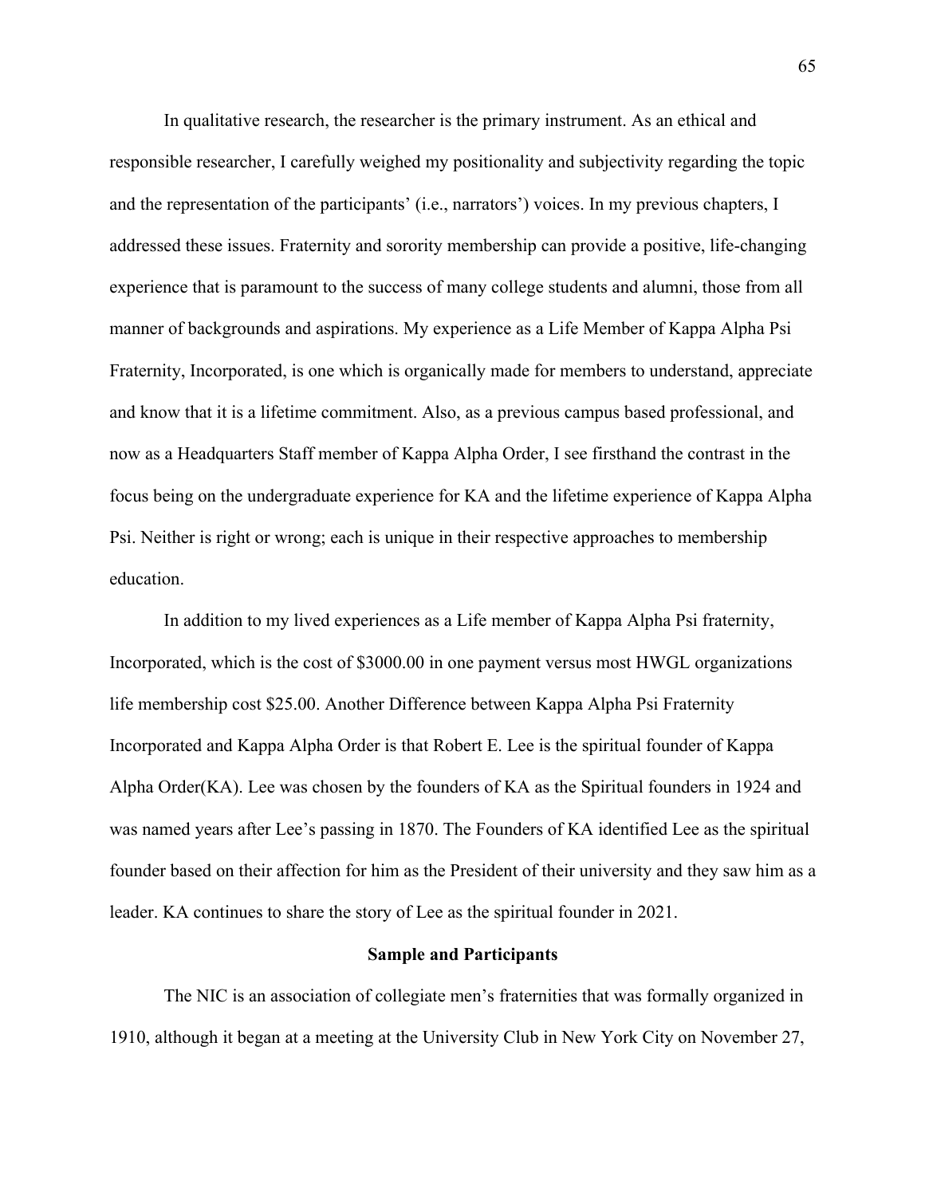In qualitative research, the researcher is the primary instrument. As an ethical and responsible researcher, I carefully weighed my positionality and subjectivity regarding the topic and the representation of the participants' (i.e., narrators') voices. In my previous chapters, I addressed these issues. Fraternity and sorority membership can provide a positive, life-changing experience that is paramount to the success of many college students and alumni, those from all manner of backgrounds and aspirations. My experience as a Life Member of Kappa Alpha Psi Fraternity, Incorporated, is one which is organically made for members to understand, appreciate and know that it is a lifetime commitment. Also, as a previous campus based professional, and now as a Headquarters Staff member of Kappa Alpha Order, I see firsthand the contrast in the focus being on the undergraduate experience for KA and the lifetime experience of Kappa Alpha Psi. Neither is right or wrong; each is unique in their respective approaches to membership education.

In addition to my lived experiences as a Life member of Kappa Alpha Psi fraternity, Incorporated, which is the cost of $3000.00 in one payment versus most HWGL organizations life membership cost $25.00. Another Difference between Kappa Alpha Psi Fraternity Incorporated and Kappa Alpha Order is that Robert E. Lee is the spiritual founder of Kappa Alpha Order(KA). Lee was chosen by the founders of KA as the Spiritual founders in 1924 and was named years after Lee's passing in 1870. The Founders of KA identified Lee as the spiritual founder based on their affection for him as the President of their university and they saw him as a leader. KA continues to share the story of Lee as the spiritual founder in 2021.

## Sample and Participants

The NIC is an association of collegiate men's fraternities that was formally organized in 1910, although it began at a meeting at the University Club in New York City on November 27,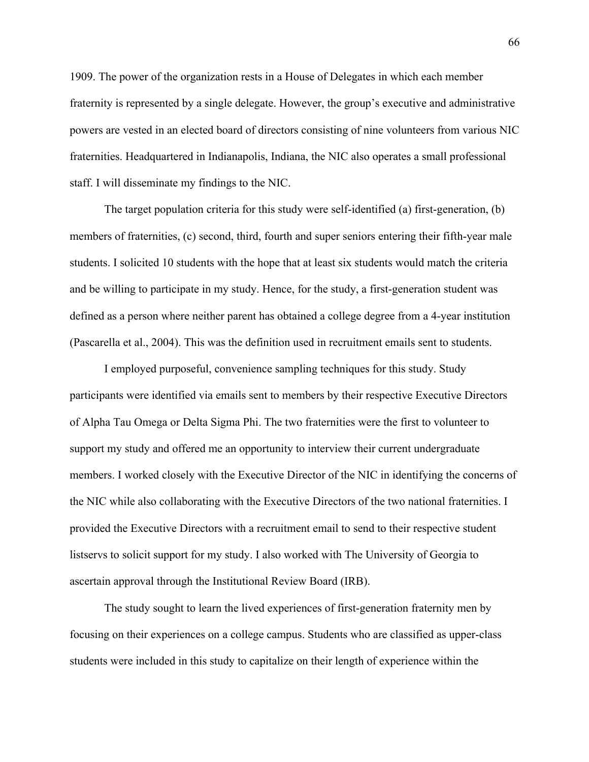1909. The power of the organization rests in a House of Delegates in which each member fraternity is represented by a single delegate. However, the group's executive and administrative powers are vested in an elected board of directors consisting of nine volunteers from various NIC fraternities. Headquartered in Indianapolis, Indiana, the NIC also operates a small professional staff. I will disseminate my findings to the NIC.

The target population criteria for this study were self-identified (a) first-generation, (b) members of fraternities, (c) second, third, fourth and super seniors entering their fifth-year male students. I solicited 10 students with the hope that at least six students would match the criteria and be willing to participate in my study. Hence, for the study, a first-generation student was defined as a person where neither parent has obtained a college degree from a 4-year institution (Pascarella et al., 2004). This was the definition used in recruitment emails sent to students.

I employed purposeful, convenience sampling techniques for this study. Study participants were identified via emails sent to members by their respective Executive Directors of Alpha Tau Omega or Delta Sigma Phi. The two fraternities were the first to volunteer to support my study and offered me an opportunity to interview their current undergraduate members. I worked closely with the Executive Director of the NIC in identifying the concerns of the NIC while also collaborating with the Executive Directors of the two national fraternities. I provided the Executive Directors with a recruitment email to send to their respective student listservs to solicit support for my study. I also worked with The University of Georgia to ascertain approval through the Institutional Review Board (IRB).

The study sought to learn the lived experiences of first-generation fraternity men by focusing on their experiences on a college campus. Students who are classified as upper-class students were included in this study to capitalize on their length of experience within the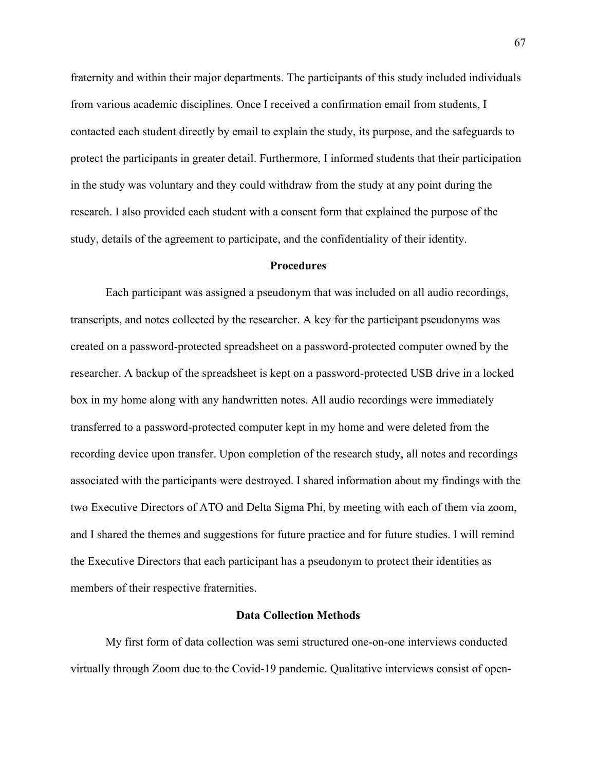fraternity and within their major departments. The participants of this study included individuals from various academic disciplines. Once I received a confirmation email from students, I contacted each student directly by email to explain the study, its purpose, and the safeguards to protect the participants in greater detail. Furthermore, I informed students that their participation in the study was voluntary and they could withdraw from the study at any point during the research. I also provided each student with a consent form that explained the purpose of the study, details of the agreement to participate, and the confidentiality of their identity.

## Procedures

Each participant was assigned a pseudonym that was included on all audio recordings, transcripts, and notes collected by the researcher. A key for the participant pseudonyms was created on a password-protected spreadsheet on a password-protected computer owned by the researcher. A backup of the spreadsheet is kept on a password-protected USB drive in a locked box in my home along with any handwritten notes. All audio recordings were immediately transferred to a password-protected computer kept in my home and were deleted from the recording device upon transfer. Upon completion of the research study, all notes and recordings associated with the participants were destroyed. I shared information about my findings with the two Executive Directors of ATO and Delta Sigma Phi, by meeting with each of them via zoom, and I shared the themes and suggestions for future practice and for future studies. I will remind the Executive Directors that each participant has a pseudonym to protect their identities as members of their respective fraternities.

## Data Collection Methods

My first form of data collection was semi structured one-on-one interviews conducted virtually through Zoom due to the Covid-19 pandemic. Qualitative interviews consist of open-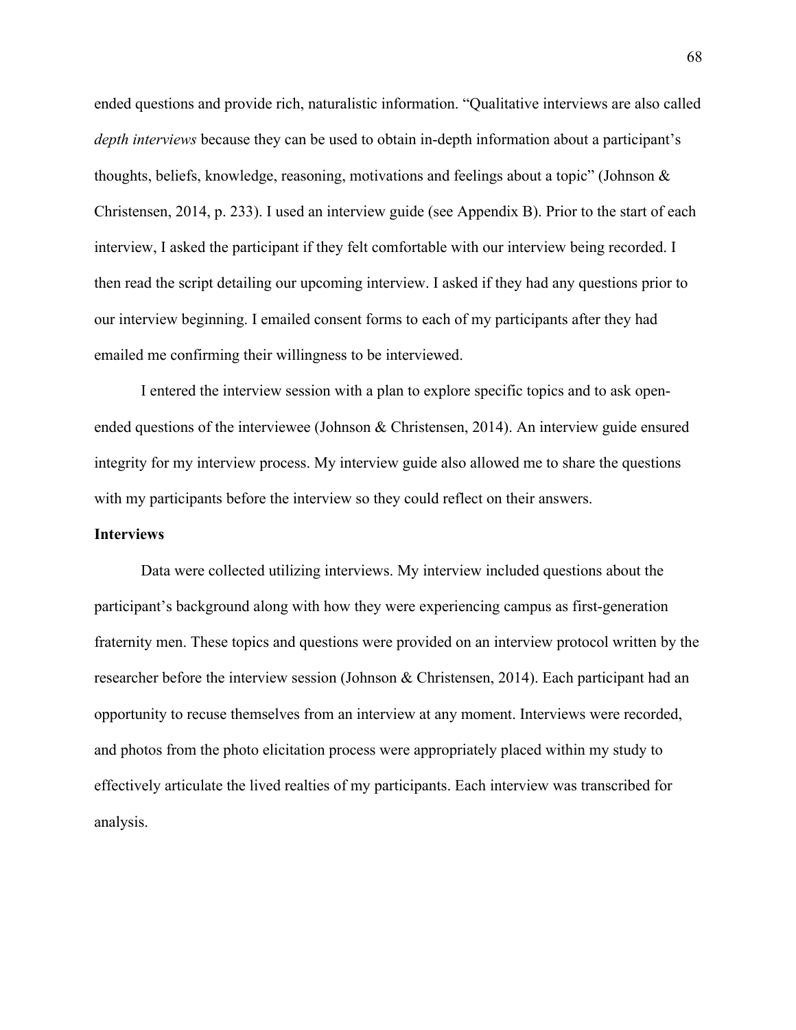ended questions and provide rich, naturalistic information. "Qualitative interviews are also called *depth interviews* because they can be used to obtain in-depth information about a participant's thoughts, beliefs, knowledge, reasoning, motivations and feelings about a topic" (Johnson & Christensen, 2014, p. 233). I used an interview guide (see Appendix B). Prior to the start of each interview, I asked the participant if they felt comfortable with our interview being recorded. I then read the script detailing our upcoming interview. I asked if they had any questions prior to our interview beginning. I emailed consent forms to each of my participants after they had emailed me confirming their willingness to be interviewed.

I entered the interview session with a plan to explore specific topics and to ask open-ended questions of the interviewee (Johnson & Christensen, 2014). An interview guide ensured integrity for my interview process. My interview guide also allowed me to share the questions with my participants before the interview so they could reflect on their answers.

**Interviews**

Data were collected utilizing interviews. My interview included questions about the participant's background along with how they were experiencing campus as first-generation fraternity men. These topics and questions were provided on an interview protocol written by the researcher before the interview session (Johnson & Christensen, 2014). Each participant had an opportunity to recuse themselves from an interview at any moment. Interviews were recorded, and photos from the photo elicitation process were appropriately placed within my study to effectively articulate the lived realties of my participants. Each interview was transcribed for analysis.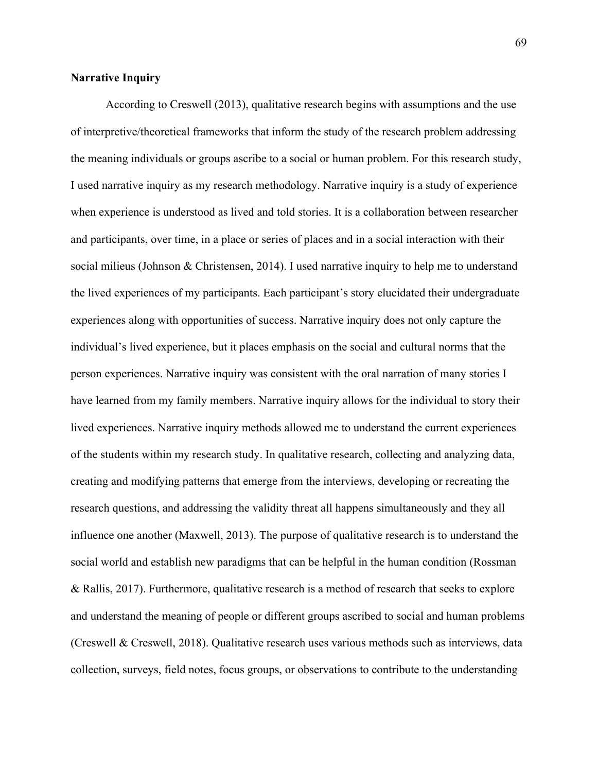**Narrative Inquiry**

According to Creswell (2013), qualitative research begins with assumptions and the use of interpretive/theoretical frameworks that inform the study of the research problem addressing the meaning individuals or groups ascribe to a social or human problem. For this research study, I used narrative inquiry as my research methodology. Narrative inquiry is a study of experience when experience is understood as lived and told stories. It is a collaboration between researcher and participants, over time, in a place or series of places and in a social interaction with their social milieus (Johnson & Christensen, 2014). I used narrative inquiry to help me to understand the lived experiences of my participants. Each participant's story elucidated their undergraduate experiences along with opportunities of success. Narrative inquiry does not only capture the individual's lived experience, but it places emphasis on the social and cultural norms that the person experiences. Narrative inquiry was consistent with the oral narration of many stories I have learned from my family members. Narrative inquiry allows for the individual to story their lived experiences. Narrative inquiry methods allowed me to understand the current experiences of the students within my research study. In qualitative research, collecting and analyzing data, creating and modifying patterns that emerge from the interviews, developing or recreating the research questions, and addressing the validity threat all happens simultaneously and they all influence one another (Maxwell, 2013). The purpose of qualitative research is to understand the social world and establish new paradigms that can be helpful in the human condition (Rossman & Rallis, 2017). Furthermore, qualitative research is a method of research that seeks to explore and understand the meaning of people or different groups ascribed to social and human problems (Creswell & Creswell, 2018). Qualitative research uses various methods such as interviews, data collection, surveys, field notes, focus groups, or observations to contribute to the understanding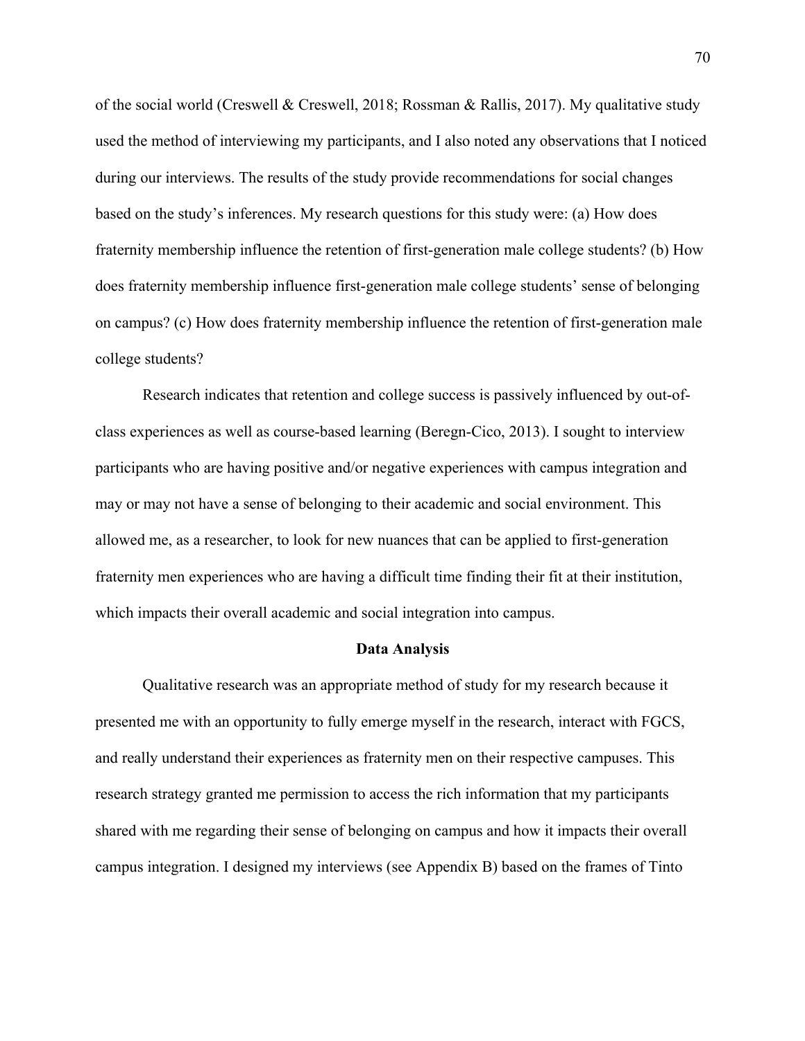of the social world (Creswell & Creswell, 2018; Rossman & Rallis, 2017). My qualitative study used the method of interviewing my participants, and I also noted any observations that I noticed during our interviews. The results of the study provide recommendations for social changes based on the study's inferences. My research questions for this study were: (a) How does fraternity membership influence the retention of first-generation male college students? (b) How does fraternity membership influence first-generation male college students' sense of belonging on campus? (c) How does fraternity membership influence the retention of first-generation male college students?

Research indicates that retention and college success is passively influenced by out-of-class experiences as well as course-based learning (Beregn-Cico, 2013). I sought to interview participants who are having positive and/or negative experiences with campus integration and may or may not have a sense of belonging to their academic and social environment. This allowed me, as a researcher, to look for new nuances that can be applied to first-generation fraternity men experiences who are having a difficult time finding their fit at their institution, which impacts their overall academic and social integration into campus.

## Data Analysis

Qualitative research was an appropriate method of study for my research because it presented me with an opportunity to fully emerge myself in the research, interact with FGCS, and really understand their experiences as fraternity men on their respective campuses. This research strategy granted me permission to access the rich information that my participants shared with me regarding their sense of belonging on campus and how it impacts their overall campus integration. I designed my interviews (see Appendix B) based on the frames of Tinto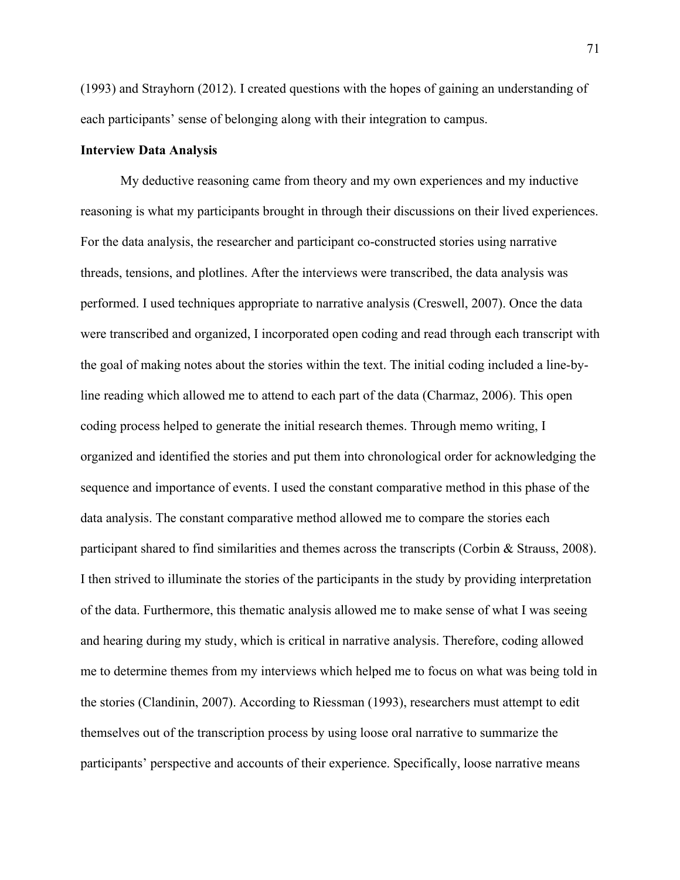(1993) and Strayhorn (2012). I created questions with the hopes of gaining an understanding of each participants' sense of belonging along with their integration to campus.

**Interview Data Analysis**

My deductive reasoning came from theory and my own experiences and my inductive reasoning is what my participants brought in through their discussions on their lived experiences. For the data analysis, the researcher and participant co-constructed stories using narrative threads, tensions, and plotlines. After the interviews were transcribed, the data analysis was performed. I used techniques appropriate to narrative analysis (Creswell, 2007). Once the data were transcribed and organized, I incorporated open coding and read through each transcript with the goal of making notes about the stories within the text. The initial coding included a line-by-line reading which allowed me to attend to each part of the data (Charmaz, 2006). This open coding process helped to generate the initial research themes. Through memo writing, I organized and identified the stories and put them into chronological order for acknowledging the sequence and importance of events. I used the constant comparative method in this phase of the data analysis. The constant comparative method allowed me to compare the stories each participant shared to find similarities and themes across the transcripts (Corbin & Strauss, 2008). I then strived to illuminate the stories of the participants in the study by providing interpretation of the data. Furthermore, this thematic analysis allowed me to make sense of what I was seeing and hearing during my study, which is critical in narrative analysis. Therefore, coding allowed me to determine themes from my interviews which helped me to focus on what was being told in the stories (Clandinin, 2007). According to Riessman (1993), researchers must attempt to edit themselves out of the transcription process by using loose oral narrative to summarize the participants' perspective and accounts of their experience. Specifically, loose narrative means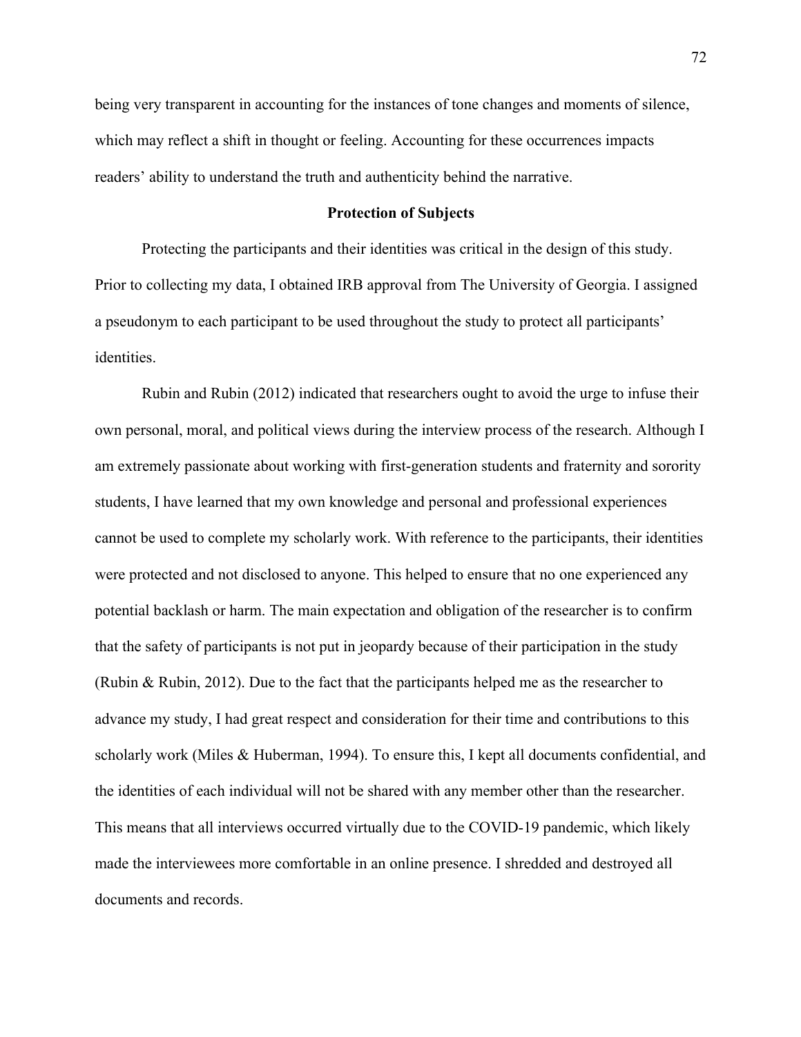being very transparent in accounting for the instances of tone changes and moments of silence, which may reflect a shift in thought or feeling. Accounting for these occurrences impacts readers' ability to understand the truth and authenticity behind the narrative.

## Protection of Subjects

Protecting the participants and their identities was critical in the design of this study. Prior to collecting my data, I obtained IRB approval from The University of Georgia. I assigned a pseudonym to each participant to be used throughout the study to protect all participants' identities.

Rubin and Rubin (2012) indicated that researchers ought to avoid the urge to infuse their own personal, moral, and political views during the interview process of the research. Although I am extremely passionate about working with first-generation students and fraternity and sorority students, I have learned that my own knowledge and personal and professional experiences cannot be used to complete my scholarly work. With reference to the participants, their identities were protected and not disclosed to anyone. This helped to ensure that no one experienced any potential backlash or harm. The main expectation and obligation of the researcher is to confirm that the safety of participants is not put in jeopardy because of their participation in the study (Rubin & Rubin, 2012). Due to the fact that the participants helped me as the researcher to advance my study, I had great respect and consideration for their time and contributions to this scholarly work (Miles & Huberman, 1994). To ensure this, I kept all documents confidential, and the identities of each individual will not be shared with any member other than the researcher. This means that all interviews occurred virtually due to the COVID-19 pandemic, which likely made the interviewees more comfortable in an online presence. I shredded and destroyed all documents and records.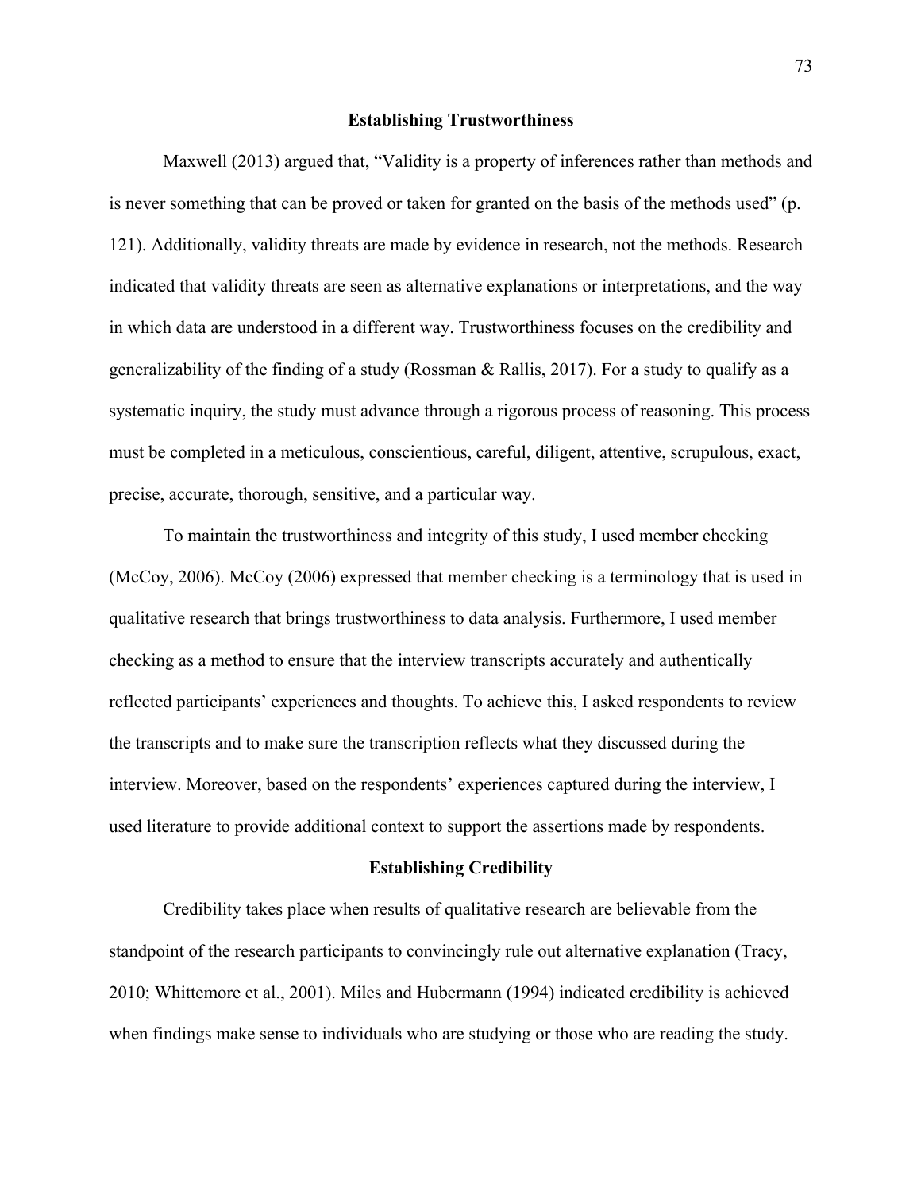## Establishing Trustworthiness

Maxwell (2013) argued that, "Validity is a property of inferences rather than methods and is never something that can be proved or taken for granted on the basis of the methods used" (p. 121). Additionally, validity threats are made by evidence in research, not the methods. Research indicated that validity threats are seen as alternative explanations or interpretations, and the way in which data are understood in a different way. Trustworthiness focuses on the credibility and generalizability of the finding of a study (Rossman & Rallis, 2017). For a study to qualify as a systematic inquiry, the study must advance through a rigorous process of reasoning. This process must be completed in a meticulous, conscientious, careful, diligent, attentive, scrupulous, exact, precise, accurate, thorough, sensitive, and a particular way.

To maintain the trustworthiness and integrity of this study, I used member checking (McCoy, 2006). McCoy (2006) expressed that member checking is a terminology that is used in qualitative research that brings trustworthiness to data analysis. Furthermore, I used member checking as a method to ensure that the interview transcripts accurately and authentically reflected participants' experiences and thoughts. To achieve this, I asked respondents to review the transcripts and to make sure the transcription reflects what they discussed during the interview. Moreover, based on the respondents' experiences captured during the interview, I used literature to provide additional context to support the assertions made by respondents.

## Establishing Credibility

Credibility takes place when results of qualitative research are believable from the standpoint of the research participants to convincingly rule out alternative explanation (Tracy, 2010; Whittemore et al., 2001). Miles and Hubermann (1994) indicated credibility is achieved when findings make sense to individuals who are studying or those who are reading the study.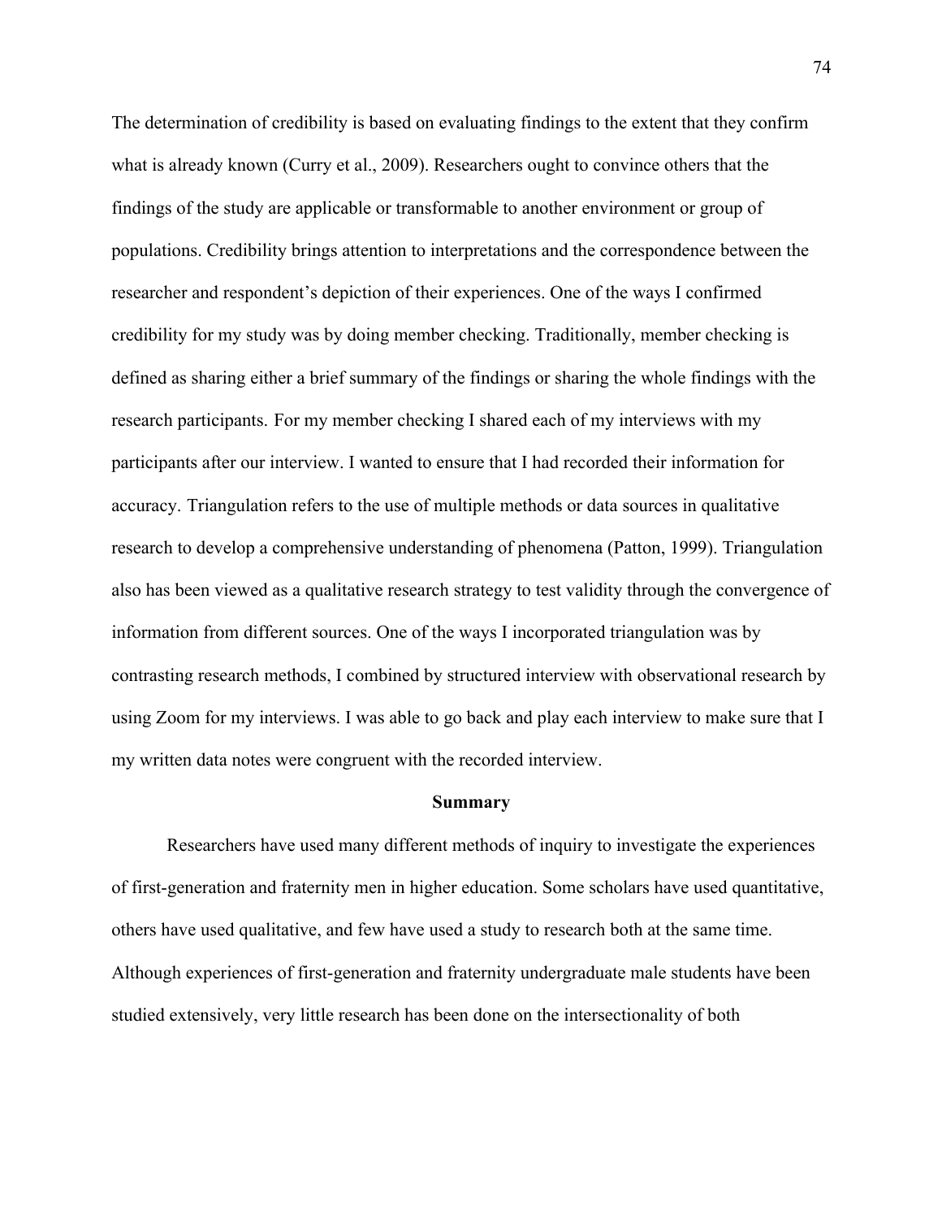The determination of credibility is based on evaluating findings to the extent that they confirm what is already known (Curry et al., 2009). Researchers ought to convince others that the findings of the study are applicable or transformable to another environment or group of populations. Credibility brings attention to interpretations and the correspondence between the researcher and respondent's depiction of their experiences. One of the ways I confirmed credibility for my study was by doing member checking. Traditionally, member checking is defined as sharing either a brief summary of the findings or sharing the whole findings with the research participants. For my member checking I shared each of my interviews with my participants after our interview. I wanted to ensure that I had recorded their information for accuracy. Triangulation refers to the use of multiple methods or data sources in qualitative research to develop a comprehensive understanding of phenomena (Patton, 1999). Triangulation also has been viewed as a qualitative research strategy to test validity through the convergence of information from different sources. One of the ways I incorporated triangulation was by contrasting research methods, I combined by structured interview with observational research by using Zoom for my interviews. I was able to go back and play each interview to make sure that I my written data notes were congruent with the recorded interview.

## Summary

Researchers have used many different methods of inquiry to investigate the experiences of first-generation and fraternity men in higher education. Some scholars have used quantitative, others have used qualitative, and few have used a study to research both at the same time. Although experiences of first-generation and fraternity undergraduate male students have been studied extensively, very little research has been done on the intersectionality of both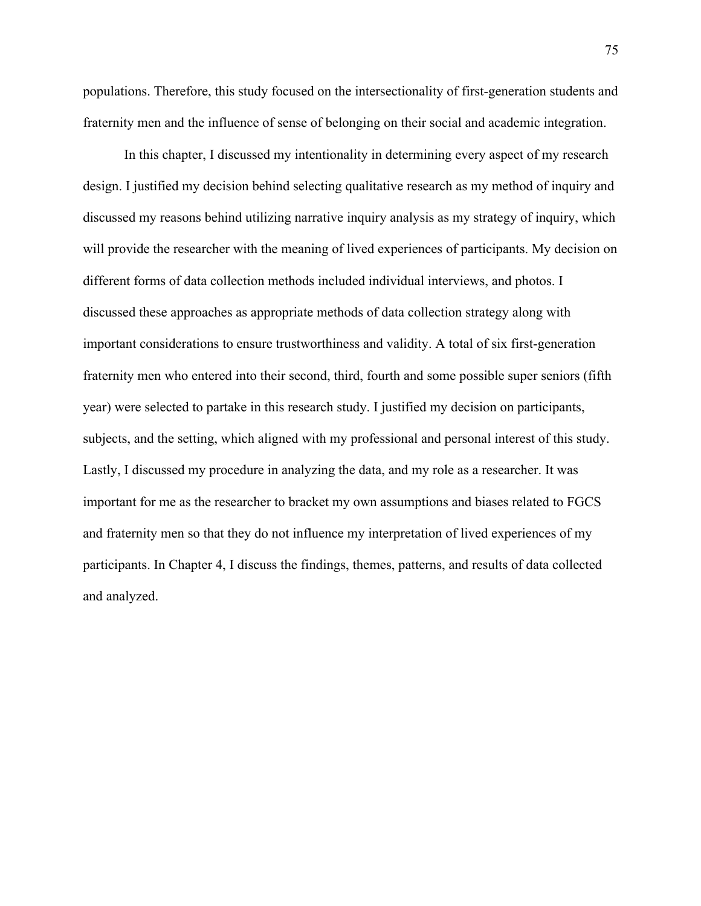populations. Therefore, this study focused on the intersectionality of first-generation students and fraternity men and the influence of sense of belonging on their social and academic integration.

In this chapter, I discussed my intentionality in determining every aspect of my research design. I justified my decision behind selecting qualitative research as my method of inquiry and discussed my reasons behind utilizing narrative inquiry analysis as my strategy of inquiry, which will provide the researcher with the meaning of lived experiences of participants. My decision on different forms of data collection methods included individual interviews, and photos. I discussed these approaches as appropriate methods of data collection strategy along with important considerations to ensure trustworthiness and validity. A total of six first-generation fraternity men who entered into their second, third, fourth and some possible super seniors (fifth year) were selected to partake in this research study. I justified my decision on participants, subjects, and the setting, which aligned with my professional and personal interest of this study. Lastly, I discussed my procedure in analyzing the data, and my role as a researcher. It was important for me as the researcher to bracket my own assumptions and biases related to FGCS and fraternity men so that they do not influence my interpretation of lived experiences of my participants. In Chapter 4, I discuss the findings, themes, patterns, and results of data collected and analyzed.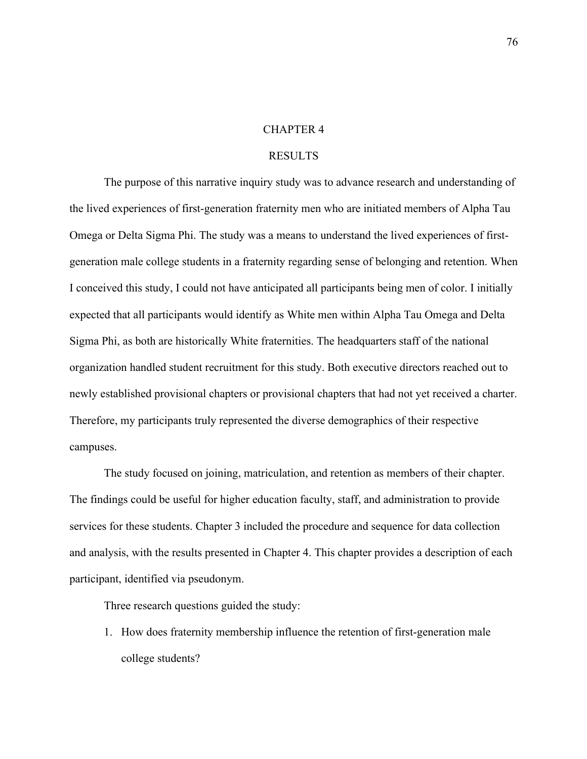# CHAPTER 4

# RESULTS

The purpose of this narrative inquiry study was to advance research and understanding of the lived experiences of first-generation fraternity men who are initiated members of Alpha Tau Omega or Delta Sigma Phi. The study was a means to understand the lived experiences of first-generation male college students in a fraternity regarding sense of belonging and retention. When I conceived this study, I could not have anticipated all participants being men of color. I initially expected that all participants would identify as White men within Alpha Tau Omega and Delta Sigma Phi, as both are historically White fraternities. The headquarters staff of the national organization handled student recruitment for this study. Both executive directors reached out to newly established provisional chapters or provisional chapters that had not yet received a charter. Therefore, my participants truly represented the diverse demographics of their respective campuses.

The study focused on joining, matriculation, and retention as members of their chapter. The findings could be useful for higher education faculty, staff, and administration to provide services for these students. Chapter 3 included the procedure and sequence for data collection and analysis, with the results presented in Chapter 4. This chapter provides a description of each participant, identified via pseudonym.

Three research questions guided the study:

1. How does fraternity membership influence the retention of first-generation male college students?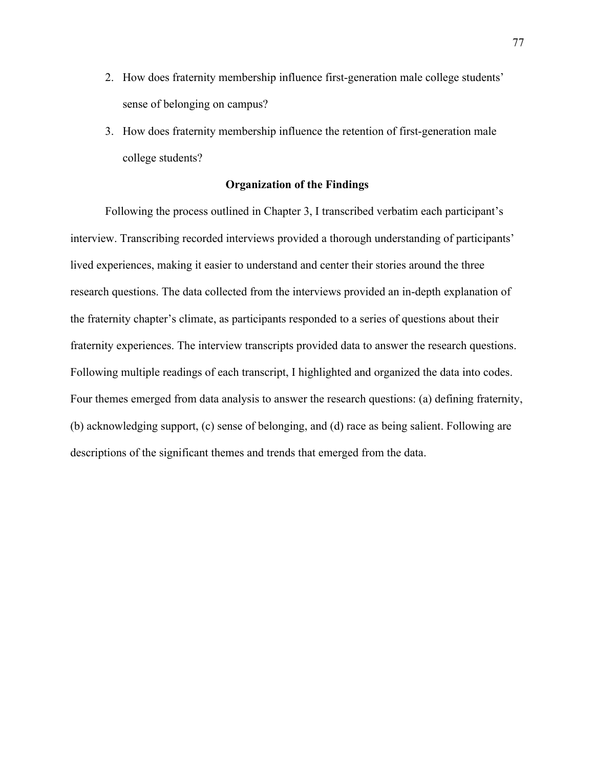2. How does fraternity membership influence first-generation male college students' sense of belonging on campus?
3. How does fraternity membership influence the retention of first-generation male college students?

## Organization of the Findings

Following the process outlined in Chapter 3, I transcribed verbatim each participant's interview. Transcribing recorded interviews provided a thorough understanding of participants' lived experiences, making it easier to understand and center their stories around the three research questions. The data collected from the interviews provided an in-depth explanation of the fraternity chapter's climate, as participants responded to a series of questions about their fraternity experiences. The interview transcripts provided data to answer the research questions. Following multiple readings of each transcript, I highlighted and organized the data into codes. Four themes emerged from data analysis to answer the research questions: (a) defining fraternity, (b) acknowledging support, (c) sense of belonging, and (d) race as being salient. Following are descriptions of the significant themes and trends that emerged from the data.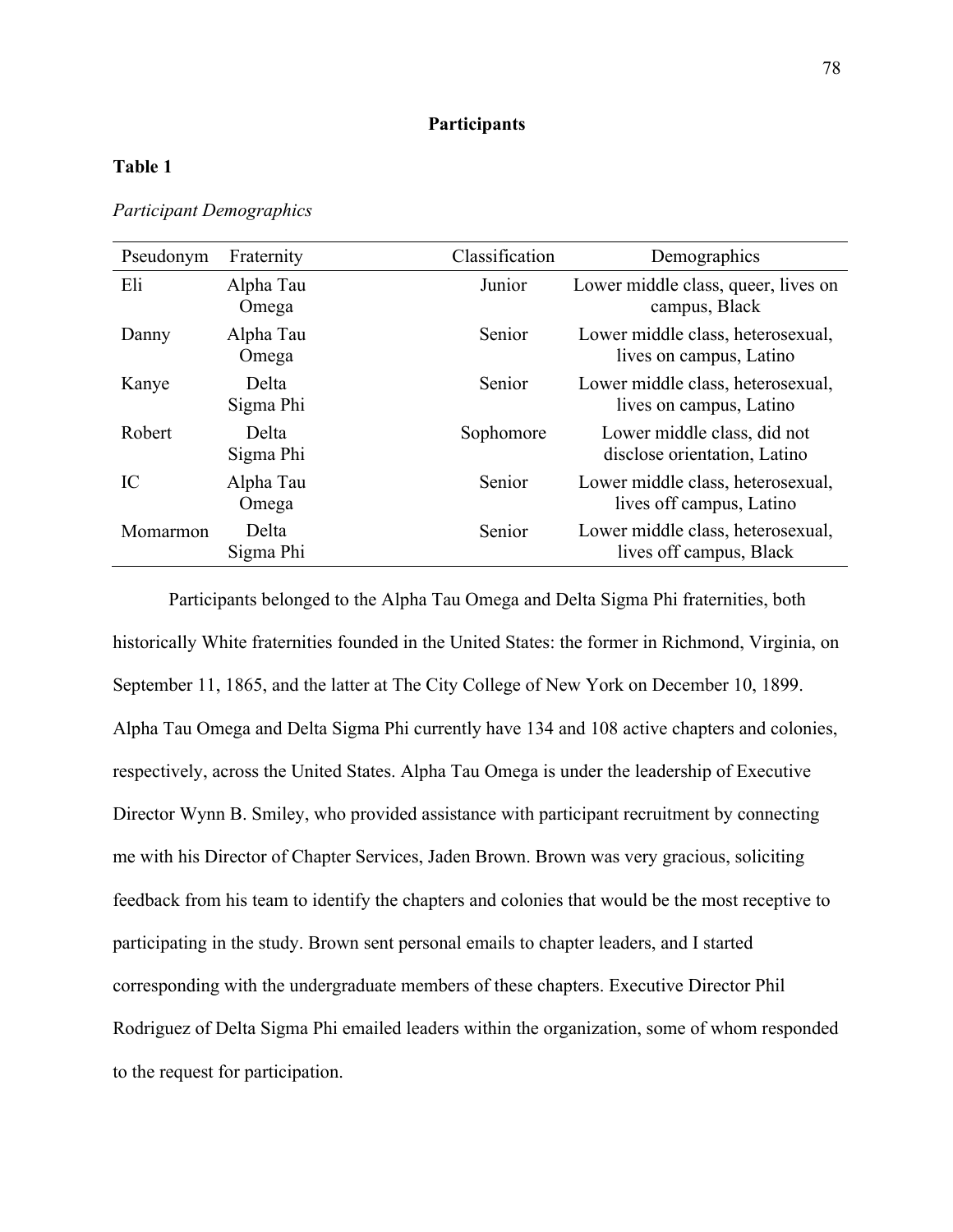## Participants

**Table 1**

*Participant Demographics*

| Pseudonym | Fraternity | Classification | Demographics |
|---|---|---|---|
| Eli | Alpha Tau Omega | Junior | Lower middle class, queer, lives on campus, Black |
| Danny | Alpha Tau Omega | Senior | Lower middle class, heterosexual, lives on campus, Latino |
| Kanye | Delta Sigma Phi | Senior | Lower middle class, heterosexual, lives on campus, Latino |
| Robert | Delta Sigma Phi | Sophomore | Lower middle class, did not disclose orientation, Latino |
| IC | Alpha Tau Omega | Senior | Lower middle class, heterosexual, lives off campus, Latino |
| Momarmon | Delta Sigma Phi | Senior | Lower middle class, heterosexual, lives off campus, Black |

Participants belonged to the Alpha Tau Omega and Delta Sigma Phi fraternities, both historically White fraternities founded in the United States: the former in Richmond, Virginia, on September 11, 1865, and the latter at The City College of New York on December 10, 1899. Alpha Tau Omega and Delta Sigma Phi currently have 134 and 108 active chapters and colonies, respectively, across the United States. Alpha Tau Omega is under the leadership of Executive Director Wynn B. Smiley, who provided assistance with participant recruitment by connecting me with his Director of Chapter Services, Jaden Brown. Brown was very gracious, soliciting feedback from his team to identify the chapters and colonies that would be the most receptive to participating in the study. Brown sent personal emails to chapter leaders, and I started corresponding with the undergraduate members of these chapters. Executive Director Phil Rodriguez of Delta Sigma Phi emailed leaders within the organization, some of whom responded to the request for participation.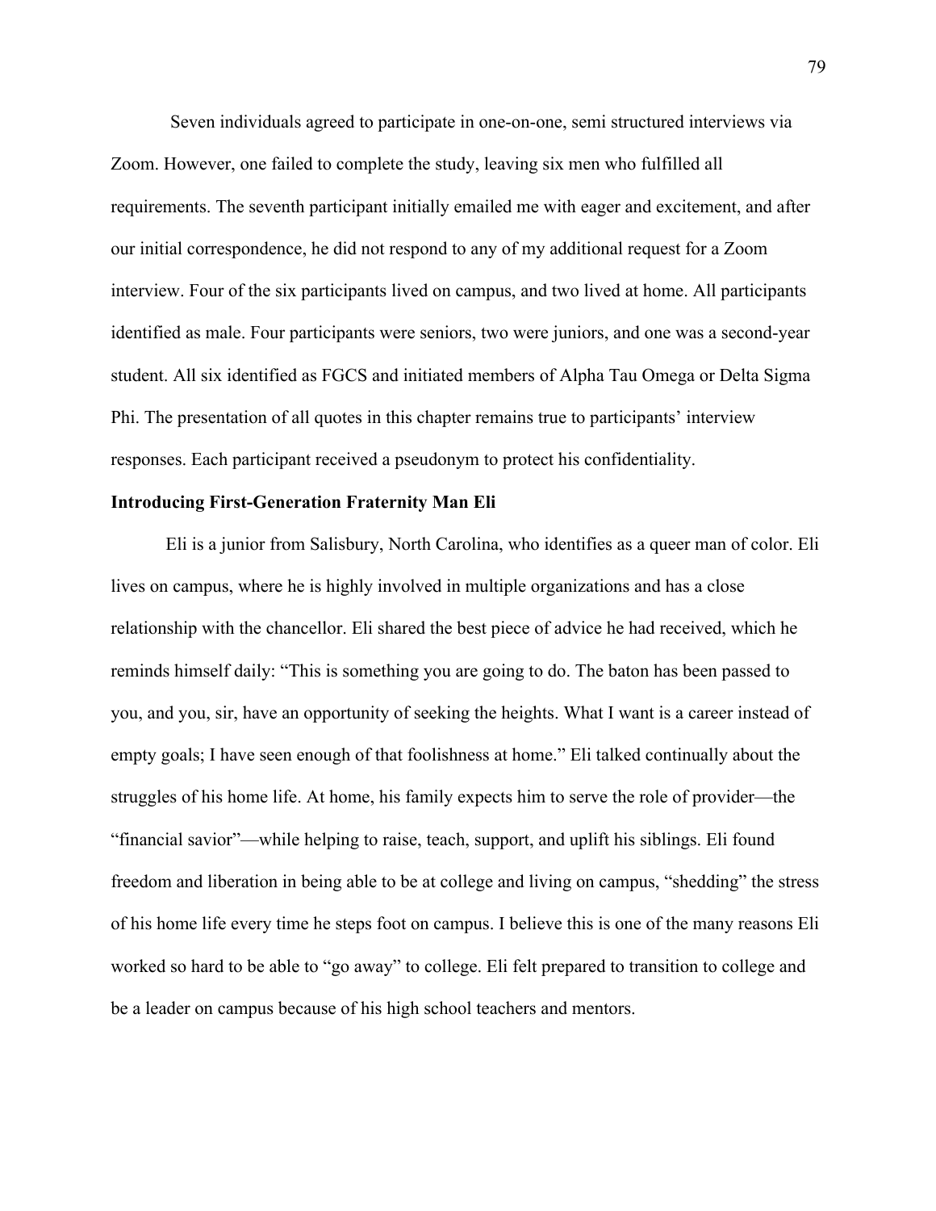Seven individuals agreed to participate in one-on-one, semi structured interviews via Zoom. However, one failed to complete the study, leaving six men who fulfilled all requirements. The seventh participant initially emailed me with eager and excitement, and after our initial correspondence, he did not respond to any of my additional request for a Zoom interview. Four of the six participants lived on campus, and two lived at home. All participants identified as male. Four participants were seniors, two were juniors, and one was a second-year student. All six identified as FGCS and initiated members of Alpha Tau Omega or Delta Sigma Phi. The presentation of all quotes in this chapter remains true to participants' interview responses. Each participant received a pseudonym to protect his confidentiality.

**Introducing First-Generation Fraternity Man Eli**

Eli is a junior from Salisbury, North Carolina, who identifies as a queer man of color. Eli lives on campus, where he is highly involved in multiple organizations and has a close relationship with the chancellor. Eli shared the best piece of advice he had received, which he reminds himself daily: "This is something you are going to do. The baton has been passed to you, and you, sir, have an opportunity of seeking the heights. What I want is a career instead of empty goals; I have seen enough of that foolishness at home." Eli talked continually about the struggles of his home life. At home, his family expects him to serve the role of provider—the "financial savior"—while helping to raise, teach, support, and uplift his siblings. Eli found freedom and liberation in being able to be at college and living on campus, "shedding" the stress of his home life every time he steps foot on campus. I believe this is one of the many reasons Eli worked so hard to be able to "go away" to college. Eli felt prepared to transition to college and be a leader on campus because of his high school teachers and mentors.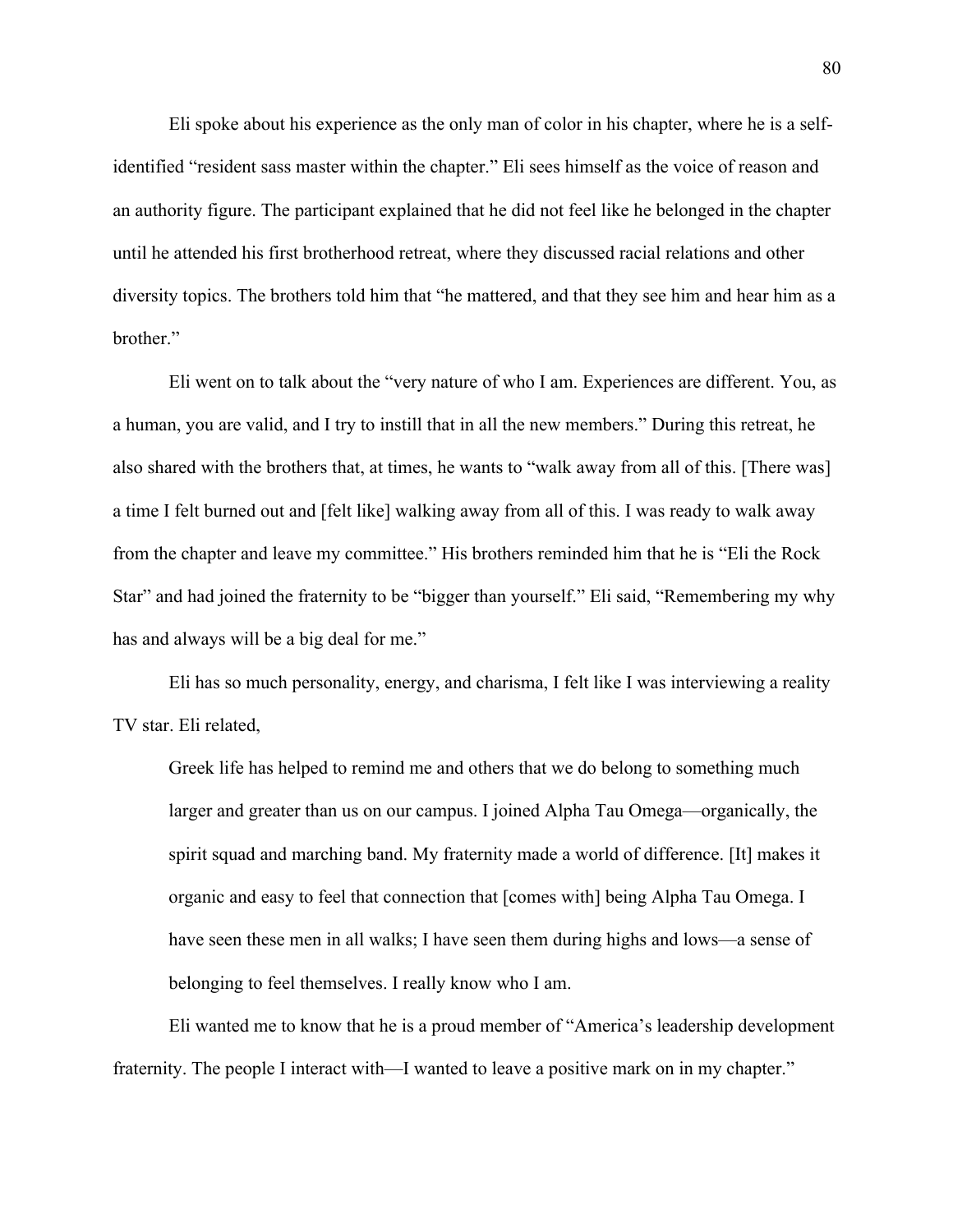Eli spoke about his experience as the only man of color in his chapter, where he is a self-identified "resident sass master within the chapter." Eli sees himself as the voice of reason and an authority figure. The participant explained that he did not feel like he belonged in the chapter until he attended his first brotherhood retreat, where they discussed racial relations and other diversity topics. The brothers told him that "he mattered, and that they see him and hear him as a brother."

Eli went on to talk about the "very nature of who I am. Experiences are different. You, as a human, you are valid, and I try to instill that in all the new members." During this retreat, he also shared with the brothers that, at times, he wants to "walk away from all of this. [There was] a time I felt burned out and [felt like] walking away from all of this. I was ready to walk away from the chapter and leave my committee." His brothers reminded him that he is "Eli the Rock Star" and had joined the fraternity to be "bigger than yourself." Eli said, "Remembering my why has and always will be a big deal for me."

Eli has so much personality, energy, and charisma, I felt like I was interviewing a reality TV star. Eli related,

> Greek life has helped to remind me and others that we do belong to something much larger and greater than us on our campus. I joined Alpha Tau Omega—organically, the spirit squad and marching band. My fraternity made a world of difference. [It] makes it organic and easy to feel that connection that [comes with] being Alpha Tau Omega. I have seen these men in all walks; I have seen them during highs and lows—a sense of belonging to feel themselves. I really know who I am.

Eli wanted me to know that he is a proud member of "America's leadership development fraternity. The people I interact with—I wanted to leave a positive mark on in my chapter."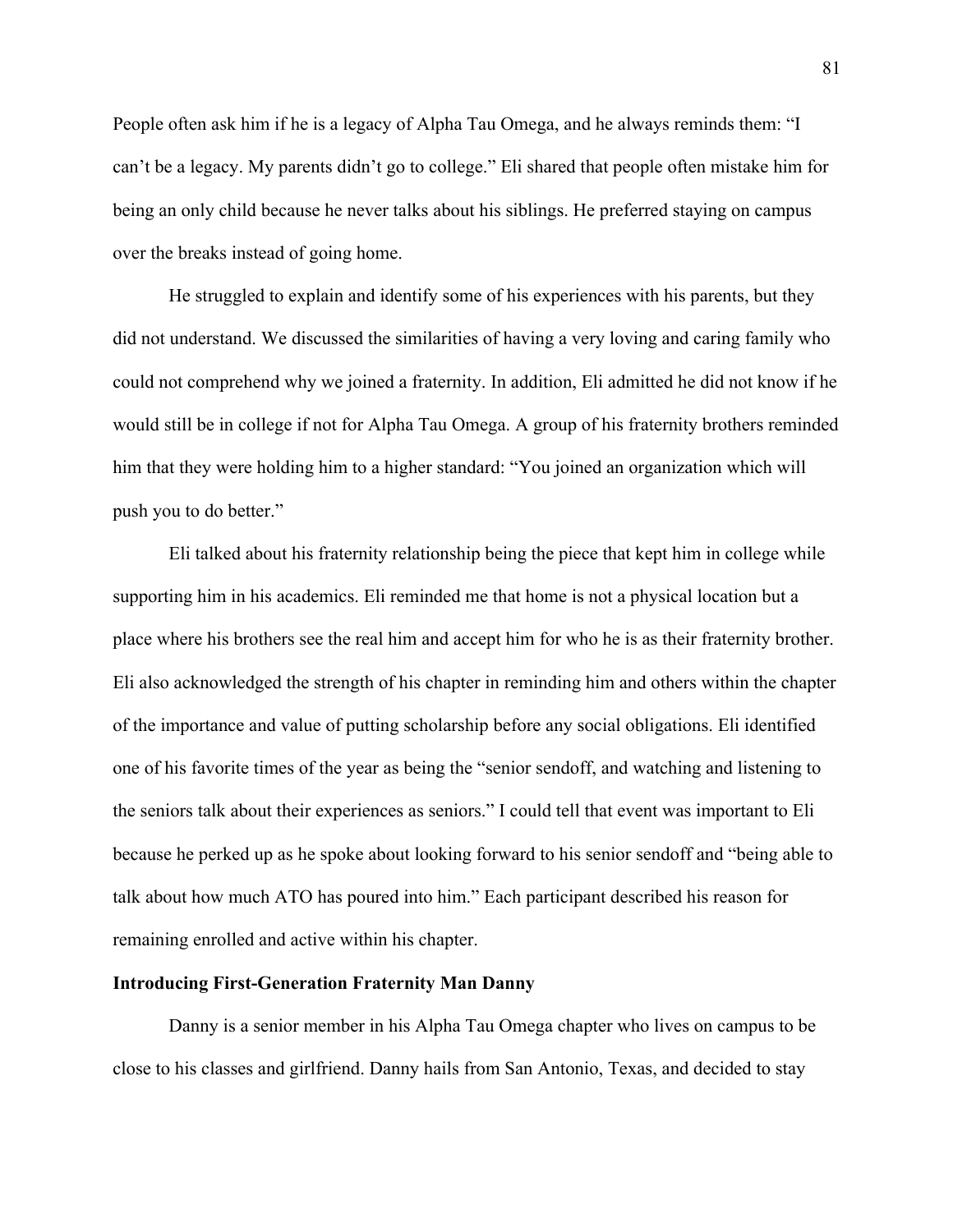People often ask him if he is a legacy of Alpha Tau Omega, and he always reminds them: "I can't be a legacy. My parents didn't go to college." Eli shared that people often mistake him for being an only child because he never talks about his siblings. He preferred staying on campus over the breaks instead of going home.

He struggled to explain and identify some of his experiences with his parents, but they did not understand. We discussed the similarities of having a very loving and caring family who could not comprehend why we joined a fraternity. In addition, Eli admitted he did not know if he would still be in college if not for Alpha Tau Omega. A group of his fraternity brothers reminded him that they were holding him to a higher standard: "You joined an organization which will push you to do better."

Eli talked about his fraternity relationship being the piece that kept him in college while supporting him in his academics. Eli reminded me that home is not a physical location but a place where his brothers see the real him and accept him for who he is as their fraternity brother. Eli also acknowledged the strength of his chapter in reminding him and others within the chapter of the importance and value of putting scholarship before any social obligations. Eli identified one of his favorite times of the year as being the "senior sendoff, and watching and listening to the seniors talk about their experiences as seniors." I could tell that event was important to Eli because he perked up as he spoke about looking forward to his senior sendoff and "being able to talk about how much ATO has poured into him." Each participant described his reason for remaining enrolled and active within his chapter.

**Introducing First-Generation Fraternity Man Danny**

Danny is a senior member in his Alpha Tau Omega chapter who lives on campus to be close to his classes and girlfriend. Danny hails from San Antonio, Texas, and decided to stay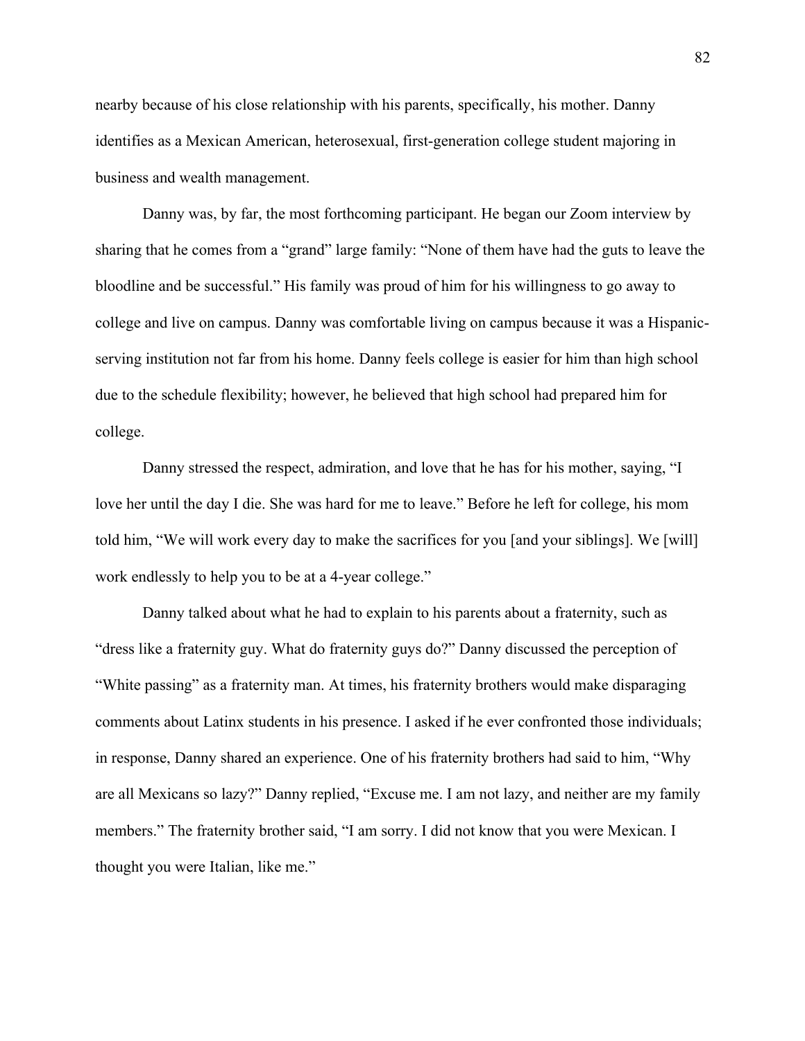nearby because of his close relationship with his parents, specifically, his mother. Danny identifies as a Mexican American, heterosexual, first-generation college student majoring in business and wealth management.

Danny was, by far, the most forthcoming participant. He began our Zoom interview by sharing that he comes from a "grand" large family: "None of them have had the guts to leave the bloodline and be successful." His family was proud of him for his willingness to go away to college and live on campus. Danny was comfortable living on campus because it was a Hispanic-serving institution not far from his home. Danny feels college is easier for him than high school due to the schedule flexibility; however, he believed that high school had prepared him for college.

Danny stressed the respect, admiration, and love that he has for his mother, saying, "I love her until the day I die. She was hard for me to leave." Before he left for college, his mom told him, "We will work every day to make the sacrifices for you [and your siblings]. We [will] work endlessly to help you to be at a 4-year college."

Danny talked about what he had to explain to his parents about a fraternity, such as "dress like a fraternity guy. What do fraternity guys do?" Danny discussed the perception of "White passing" as a fraternity man. At times, his fraternity brothers would make disparaging comments about Latinx students in his presence. I asked if he ever confronted those individuals; in response, Danny shared an experience. One of his fraternity brothers had said to him, "Why are all Mexicans so lazy?" Danny replied, "Excuse me. I am not lazy, and neither are my family members." The fraternity brother said, "I am sorry. I did not know that you were Mexican. I thought you were Italian, like me."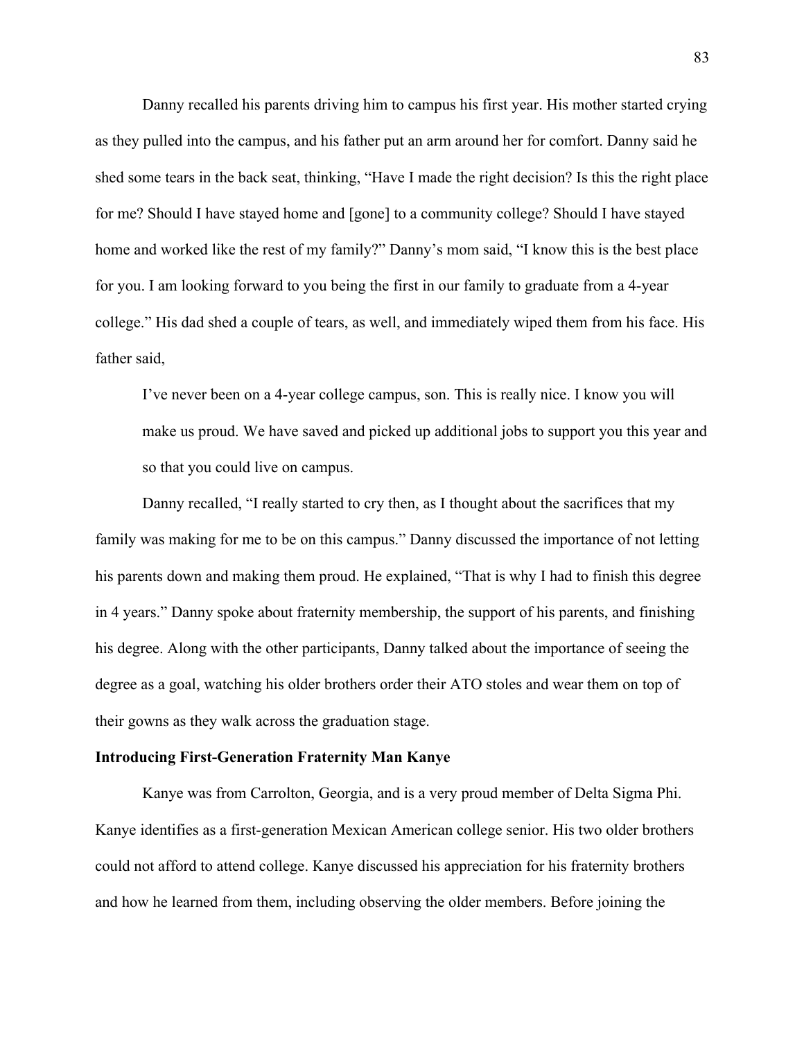Danny recalled his parents driving him to campus his first year. His mother started crying as they pulled into the campus, and his father put an arm around her for comfort. Danny said he shed some tears in the back seat, thinking, "Have I made the right decision? Is this the right place for me? Should I have stayed home and [gone] to a community college? Should I have stayed home and worked like the rest of my family?" Danny's mom said, "I know this is the best place for you. I am looking forward to you being the first in our family to graduate from a 4-year college." His dad shed a couple of tears, as well, and immediately wiped them from his face. His father said,

> I've never been on a 4-year college campus, son. This is really nice. I know you will make us proud. We have saved and picked up additional jobs to support you this year and so that you could live on campus.

Danny recalled, "I really started to cry then, as I thought about the sacrifices that my family was making for me to be on this campus." Danny discussed the importance of not letting his parents down and making them proud. He explained, "That is why I had to finish this degree in 4 years." Danny spoke about fraternity membership, the support of his parents, and finishing his degree. Along with the other participants, Danny talked about the importance of seeing the degree as a goal, watching his older brothers order their ATO stoles and wear them on top of their gowns as they walk across the graduation stage.

**Introducing First-Generation Fraternity Man Kanye**

Kanye was from Carrolton, Georgia, and is a very proud member of Delta Sigma Phi. Kanye identifies as a first-generation Mexican American college senior. His two older brothers could not afford to attend college. Kanye discussed his appreciation for his fraternity brothers and how he learned from them, including observing the older members. Before joining the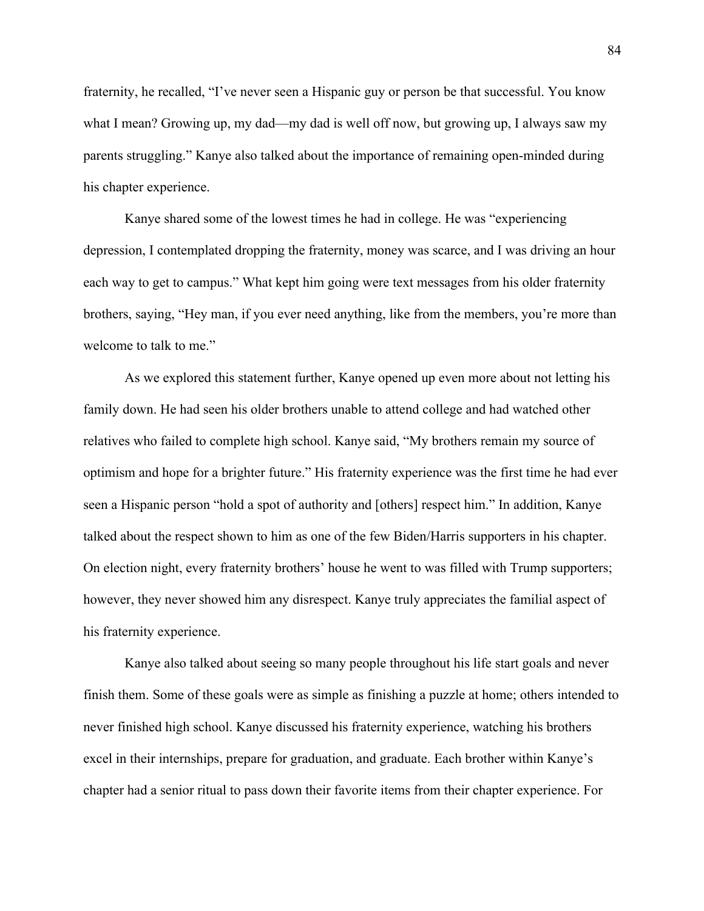fraternity, he recalled, "I've never seen a Hispanic guy or person be that successful. You know what I mean? Growing up, my dad—my dad is well off now, but growing up, I always saw my parents struggling." Kanye also talked about the importance of remaining open-minded during his chapter experience.

Kanye shared some of the lowest times he had in college. He was "experiencing depression, I contemplated dropping the fraternity, money was scarce, and I was driving an hour each way to get to campus." What kept him going were text messages from his older fraternity brothers, saying, "Hey man, if you ever need anything, like from the members, you're more than welcome to talk to me."

As we explored this statement further, Kanye opened up even more about not letting his family down. He had seen his older brothers unable to attend college and had watched other relatives who failed to complete high school. Kanye said, "My brothers remain my source of optimism and hope for a brighter future." His fraternity experience was the first time he had ever seen a Hispanic person "hold a spot of authority and [others] respect him." In addition, Kanye talked about the respect shown to him as one of the few Biden/Harris supporters in his chapter. On election night, every fraternity brothers' house he went to was filled with Trump supporters; however, they never showed him any disrespect. Kanye truly appreciates the familial aspect of his fraternity experience.

Kanye also talked about seeing so many people throughout his life start goals and never finish them. Some of these goals were as simple as finishing a puzzle at home; others intended to never finished high school. Kanye discussed his fraternity experience, watching his brothers excel in their internships, prepare for graduation, and graduate. Each brother within Kanye's chapter had a senior ritual to pass down their favorite items from their chapter experience. For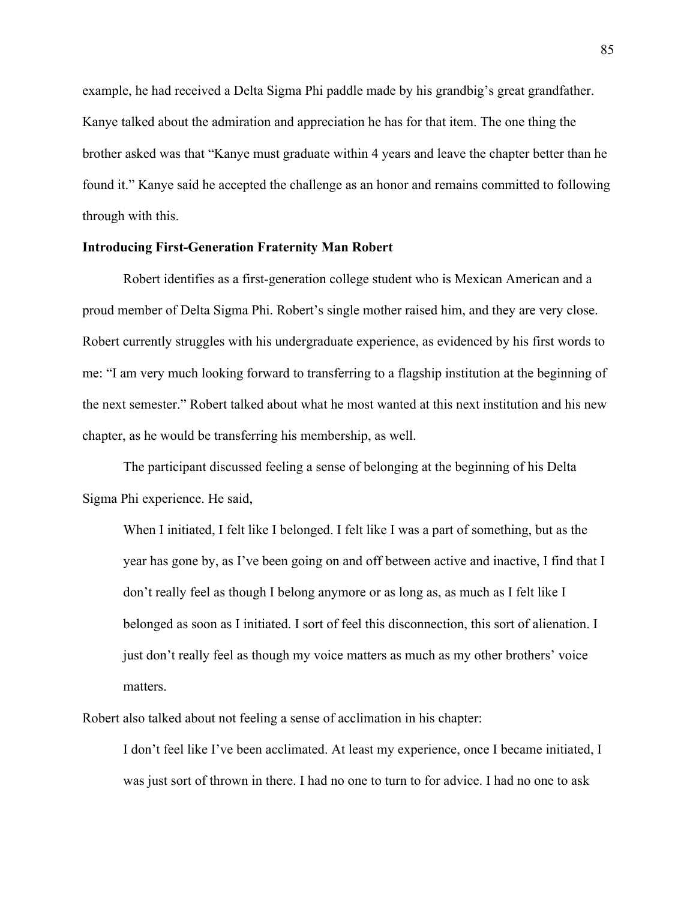example, he had received a Delta Sigma Phi paddle made by his grandbig's great grandfather. Kanye talked about the admiration and appreciation he has for that item. The one thing the brother asked was that "Kanye must graduate within 4 years and leave the chapter better than he found it." Kanye said he accepted the challenge as an honor and remains committed to following through with this.

**Introducing First-Generation Fraternity Man Robert**

Robert identifies as a first-generation college student who is Mexican American and a proud member of Delta Sigma Phi. Robert's single mother raised him, and they are very close. Robert currently struggles with his undergraduate experience, as evidenced by his first words to me: "I am very much looking forward to transferring to a flagship institution at the beginning of the next semester." Robert talked about what he most wanted at this next institution and his new chapter, as he would be transferring his membership, as well.

The participant discussed feeling a sense of belonging at the beginning of his Delta Sigma Phi experience. He said,

> When I initiated, I felt like I belonged. I felt like I was a part of something, but as the year has gone by, as I've been going on and off between active and inactive, I find that I don't really feel as though I belong anymore or as long as, as much as I felt like I belonged as soon as I initiated. I sort of feel this disconnection, this sort of alienation. I just don't really feel as though my voice matters as much as my other brothers' voice matters.

Robert also talked about not feeling a sense of acclimation in his chapter:

> I don't feel like I've been acclimated. At least my experience, once I became initiated, I was just sort of thrown in there. I had no one to turn to for advice. I had no one to ask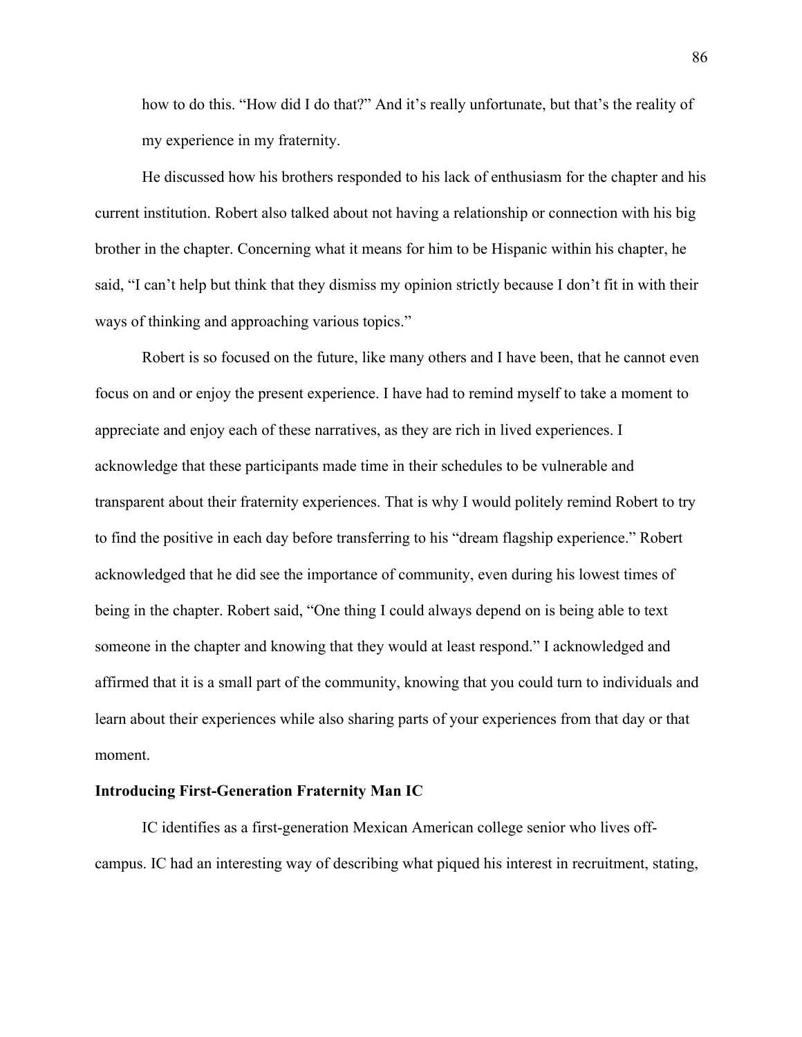how to do this. "How did I do that?" And it's really unfortunate, but that's the reality of my experience in my fraternity.

He discussed how his brothers responded to his lack of enthusiasm for the chapter and his current institution. Robert also talked about not having a relationship or connection with his big brother in the chapter. Concerning what it means for him to be Hispanic within his chapter, he said, "I can't help but think that they dismiss my opinion strictly because I don't fit in with their ways of thinking and approaching various topics."

Robert is so focused on the future, like many others and I have been, that he cannot even focus on and or enjoy the present experience. I have had to remind myself to take a moment to appreciate and enjoy each of these narratives, as they are rich in lived experiences. I acknowledge that these participants made time in their schedules to be vulnerable and transparent about their fraternity experiences. That is why I would politely remind Robert to try to find the positive in each day before transferring to his "dream flagship experience." Robert acknowledged that he did see the importance of community, even during his lowest times of being in the chapter. Robert said, "One thing I could always depend on is being able to text someone in the chapter and knowing that they would at least respond." I acknowledged and affirmed that it is a small part of the community, knowing that you could turn to individuals and learn about their experiences while also sharing parts of your experiences from that day or that moment.

**Introducing First-Generation Fraternity Man IC**

IC identifies as a first-generation Mexican American college senior who lives off-campus. IC had an interesting way of describing what piqued his interest in recruitment, stating,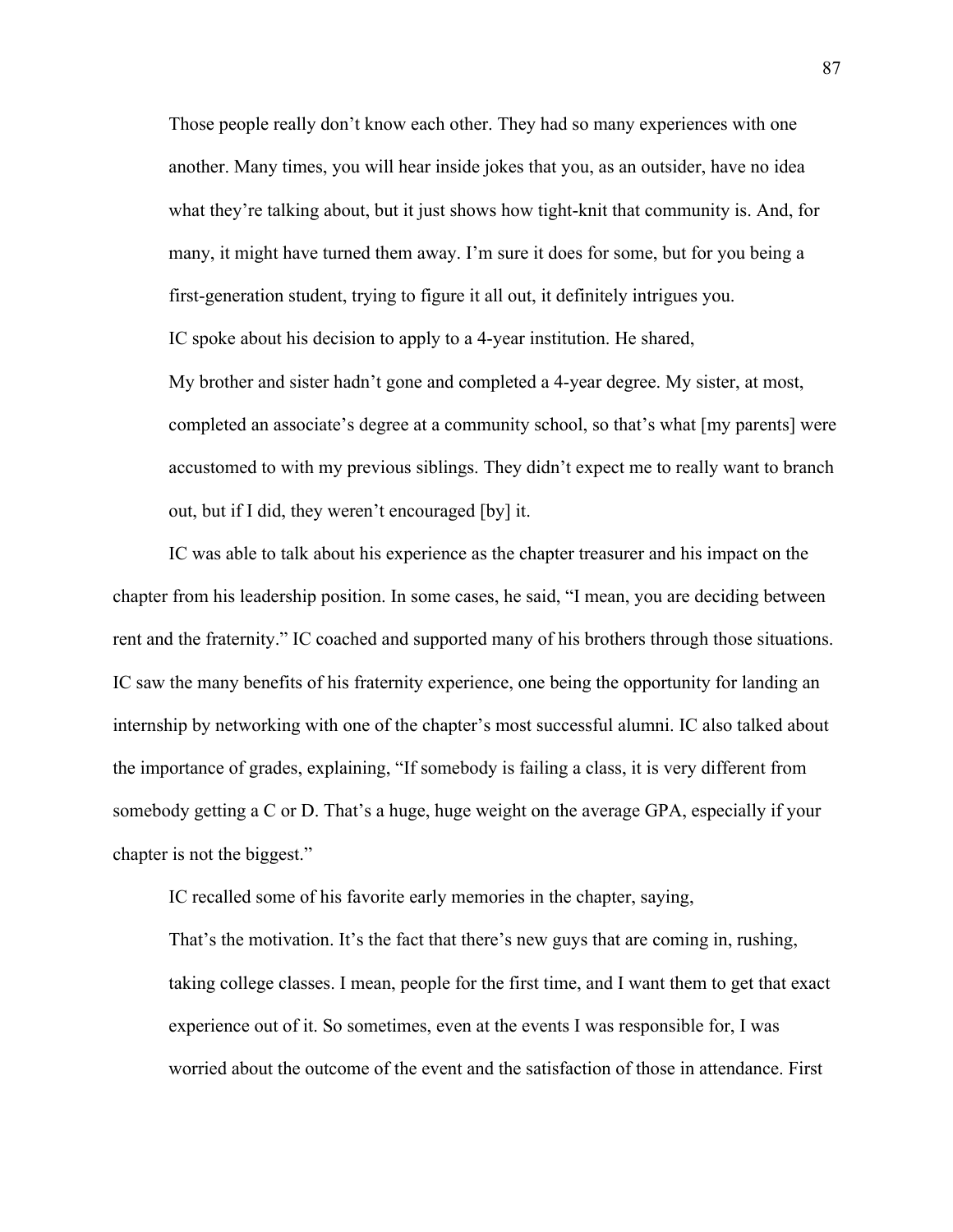> Those people really don't know each other. They had so many experiences with one another. Many times, you will hear inside jokes that you, as an outsider, have no idea what they're talking about, but it just shows how tight-knit that community is. And, for many, it might have turned them away. I'm sure it does for some, but for you being a first-generation student, trying to figure it all out, it definitely intrigues you.

IC spoke about his decision to apply to a 4-year institution. He shared,

> My brother and sister hadn't gone and completed a 4-year degree. My sister, at most, completed an associate's degree at a community school, so that's what [my parents] were accustomed to with my previous siblings. They didn't expect me to really want to branch out, but if I did, they weren't encouraged [by] it.

IC was able to talk about his experience as the chapter treasurer and his impact on the chapter from his leadership position. In some cases, he said, "I mean, you are deciding between rent and the fraternity." IC coached and supported many of his brothers through those situations. IC saw the many benefits of his fraternity experience, one being the opportunity for landing an internship by networking with one of the chapter's most successful alumni. IC also talked about the importance of grades, explaining, "If somebody is failing a class, it is very different from somebody getting a C or D. That's a huge, huge weight on the average GPA, especially if your chapter is not the biggest."

IC recalled some of his favorite early memories in the chapter, saying,

> That's the motivation. It's the fact that there's new guys that are coming in, rushing, taking college classes. I mean, people for the first time, and I want them to get that exact experience out of it. So sometimes, even at the events I was responsible for, I was worried about the outcome of the event and the satisfaction of those in attendance. First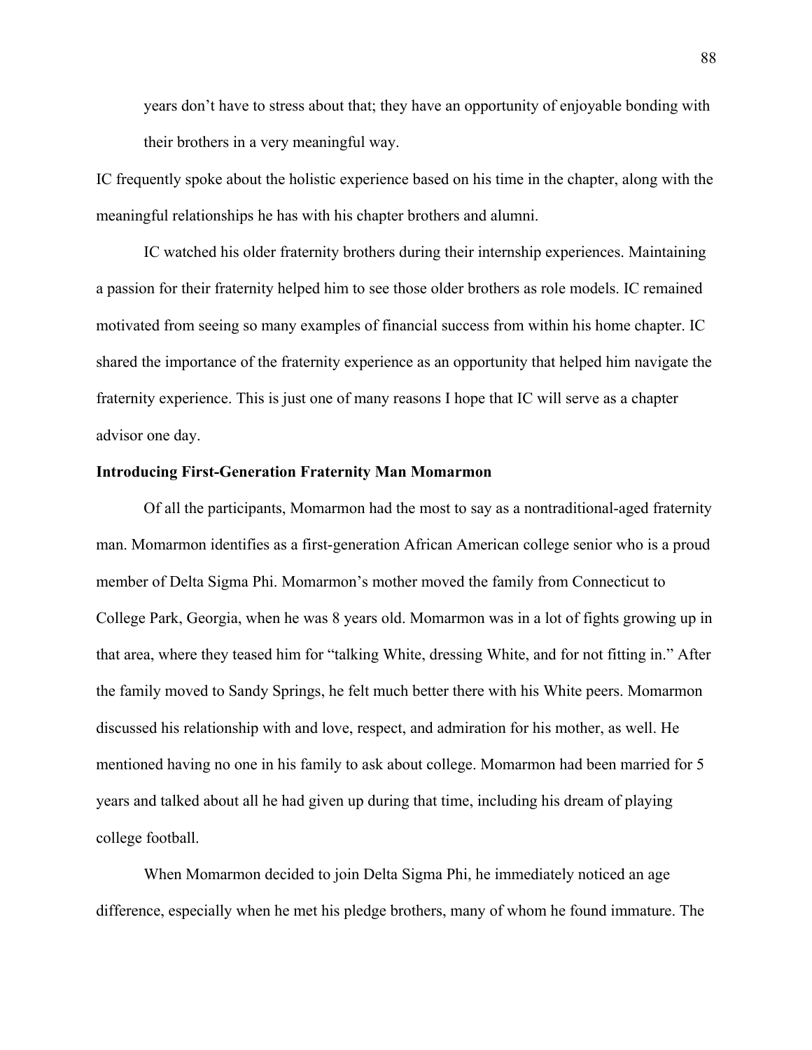years don't have to stress about that; they have an opportunity of enjoyable bonding with their brothers in a very meaningful way.

IC frequently spoke about the holistic experience based on his time in the chapter, along with the meaningful relationships he has with his chapter brothers and alumni.

IC watched his older fraternity brothers during their internship experiences. Maintaining a passion for their fraternity helped him to see those older brothers as role models. IC remained motivated from seeing so many examples of financial success from within his home chapter. IC shared the importance of the fraternity experience as an opportunity that helped him navigate the fraternity experience. This is just one of many reasons I hope that IC will serve as a chapter advisor one day.

**Introducing First-Generation Fraternity Man Momarmon**

Of all the participants, Momarmon had the most to say as a nontraditional-aged fraternity man. Momarmon identifies as a first-generation African American college senior who is a proud member of Delta Sigma Phi. Momarmon's mother moved the family from Connecticut to College Park, Georgia, when he was 8 years old. Momarmon was in a lot of fights growing up in that area, where they teased him for "talking White, dressing White, and for not fitting in." After the family moved to Sandy Springs, he felt much better there with his White peers. Momarmon discussed his relationship with and love, respect, and admiration for his mother, as well. He mentioned having no one in his family to ask about college. Momarmon had been married for 5 years and talked about all he had given up during that time, including his dream of playing college football.

When Momarmon decided to join Delta Sigma Phi, he immediately noticed an age difference, especially when he met his pledge brothers, many of whom he found immature. The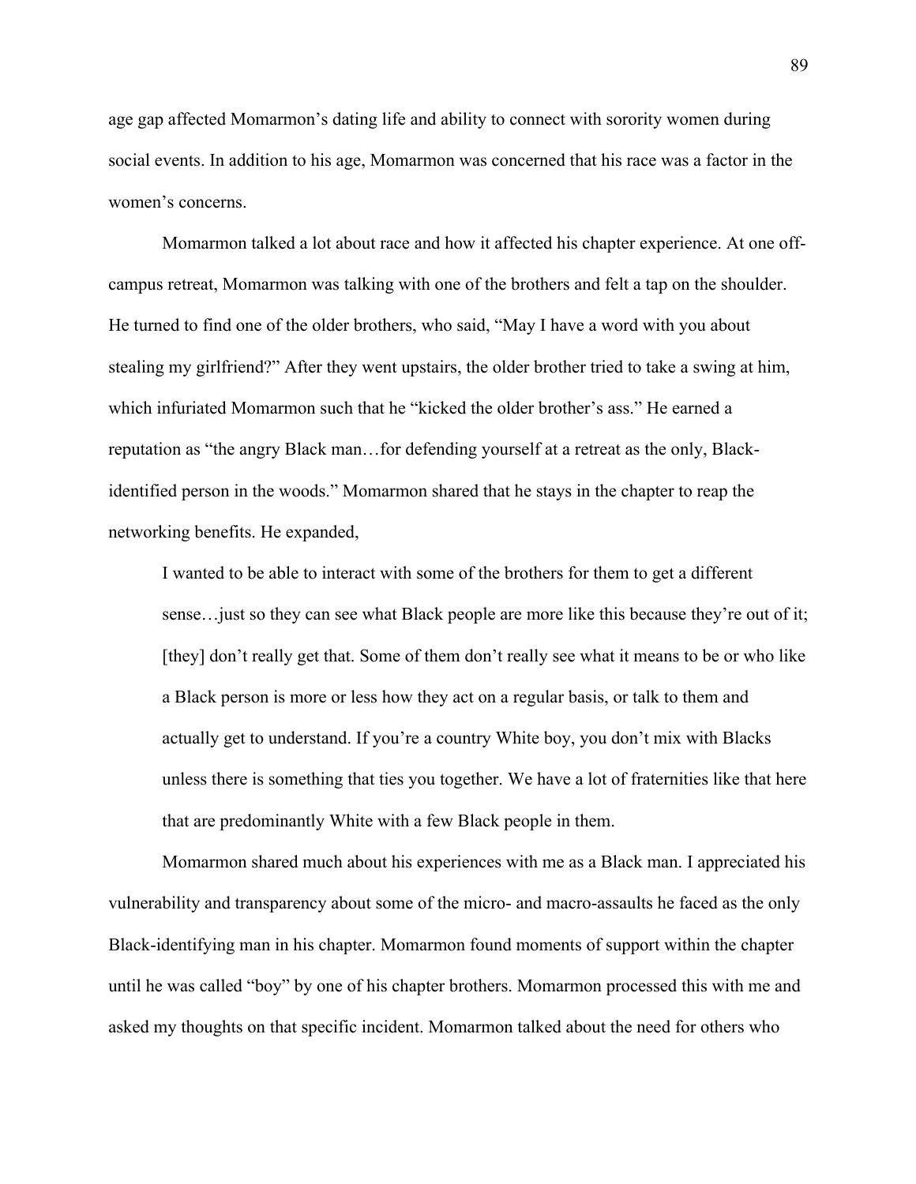age gap affected Momarmon's dating life and ability to connect with sorority women during social events. In addition to his age, Momarmon was concerned that his race was a factor in the women's concerns.

Momarmon talked a lot about race and how it affected his chapter experience. At one off-campus retreat, Momarmon was talking with one of the brothers and felt a tap on the shoulder. He turned to find one of the older brothers, who said, "May I have a word with you about stealing my girlfriend?" After they went upstairs, the older brother tried to take a swing at him, which infuriated Momarmon such that he "kicked the older brother's ass." He earned a reputation as "the angry Black man…for defending yourself at a retreat as the only, Black-identified person in the woods." Momarmon shared that he stays in the chapter to reap the networking benefits. He expanded,

> I wanted to be able to interact with some of the brothers for them to get a different sense…just so they can see what Black people are more like this because they're out of it; [they] don't really get that. Some of them don't really see what it means to be or who like a Black person is more or less how they act on a regular basis, or talk to them and actually get to understand. If you're a country White boy, you don't mix with Blacks unless there is something that ties you together. We have a lot of fraternities like that here that are predominantly White with a few Black people in them.

Momarmon shared much about his experiences with me as a Black man. I appreciated his vulnerability and transparency about some of the micro- and macro-assaults he faced as the only Black-identifying man in his chapter. Momarmon found moments of support within the chapter until he was called "boy" by one of his chapter brothers. Momarmon processed this with me and asked my thoughts on that specific incident. Momarmon talked about the need for others who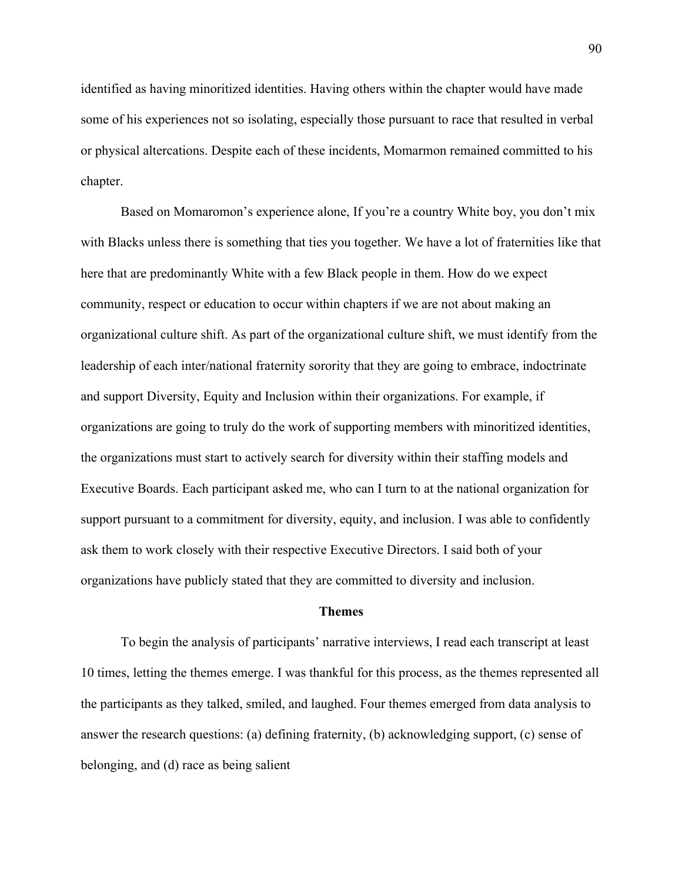identified as having minoritized identities. Having others within the chapter would have made some of his experiences not so isolating, especially those pursuant to race that resulted in verbal or physical altercations. Despite each of these incidents, Momarmon remained committed to his chapter.

Based on Momaromon's experience alone, If you're a country White boy, you don't mix with Blacks unless there is something that ties you together. We have a lot of fraternities like that here that are predominantly White with a few Black people in them. How do we expect community, respect or education to occur within chapters if we are not about making an organizational culture shift. As part of the organizational culture shift, we must identify from the leadership of each inter/national fraternity sorority that they are going to embrace, indoctrinate and support Diversity, Equity and Inclusion within their organizations. For example, if organizations are going to truly do the work of supporting members with minoritized identities, the organizations must start to actively search for diversity within their staffing models and Executive Boards. Each participant asked me, who can I turn to at the national organization for support pursuant to a commitment for diversity, equity, and inclusion. I was able to confidently ask them to work closely with their respective Executive Directors. I said both of your organizations have publicly stated that they are committed to diversity and inclusion.

## Themes

To begin the analysis of participants' narrative interviews, I read each transcript at least 10 times, letting the themes emerge. I was thankful for this process, as the themes represented all the participants as they talked, smiled, and laughed. Four themes emerged from data analysis to answer the research questions: (a) defining fraternity, (b) acknowledging support, (c) sense of belonging, and (d) race as being salient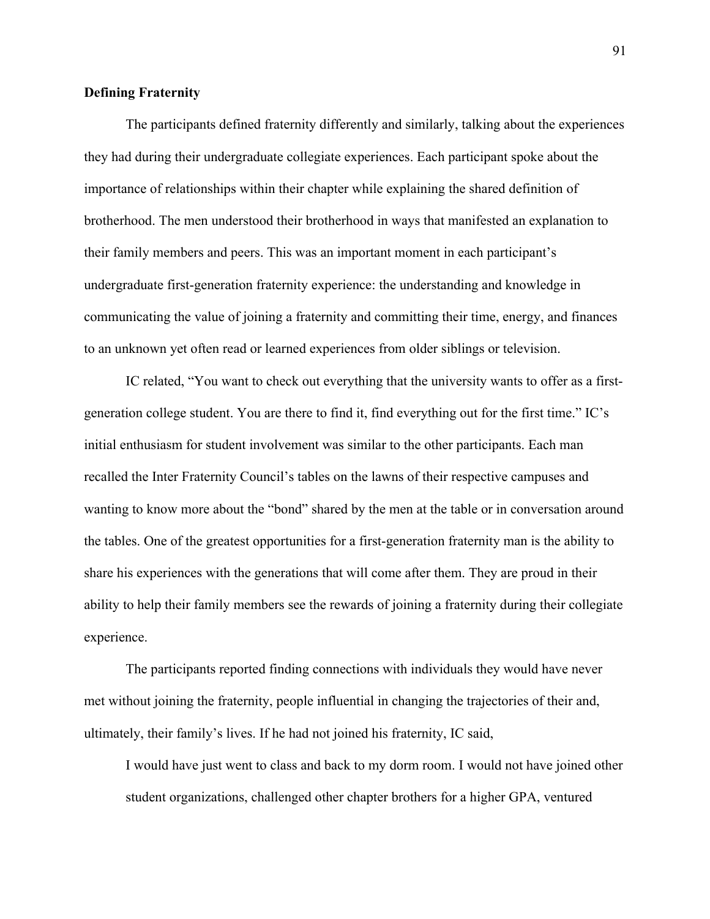**Defining Fraternity**

The participants defined fraternity differently and similarly, talking about the experiences they had during their undergraduate collegiate experiences. Each participant spoke about the importance of relationships within their chapter while explaining the shared definition of brotherhood. The men understood their brotherhood in ways that manifested an explanation to their family members and peers. This was an important moment in each participant's undergraduate first-generation fraternity experience: the understanding and knowledge in communicating the value of joining a fraternity and committing their time, energy, and finances to an unknown yet often read or learned experiences from older siblings or television.

IC related, "You want to check out everything that the university wants to offer as a first-generation college student. You are there to find it, find everything out for the first time." IC's initial enthusiasm for student involvement was similar to the other participants. Each man recalled the Inter Fraternity Council's tables on the lawns of their respective campuses and wanting to know more about the "bond" shared by the men at the table or in conversation around the tables. One of the greatest opportunities for a first-generation fraternity man is the ability to share his experiences with the generations that will come after them. They are proud in their ability to help their family members see the rewards of joining a fraternity during their collegiate experience.

The participants reported finding connections with individuals they would have never met without joining the fraternity, people influential in changing the trajectories of their and, ultimately, their family's lives. If he had not joined his fraternity, IC said,

> I would have just went to class and back to my dorm room. I would not have joined other student organizations, challenged other chapter brothers for a higher GPA, ventured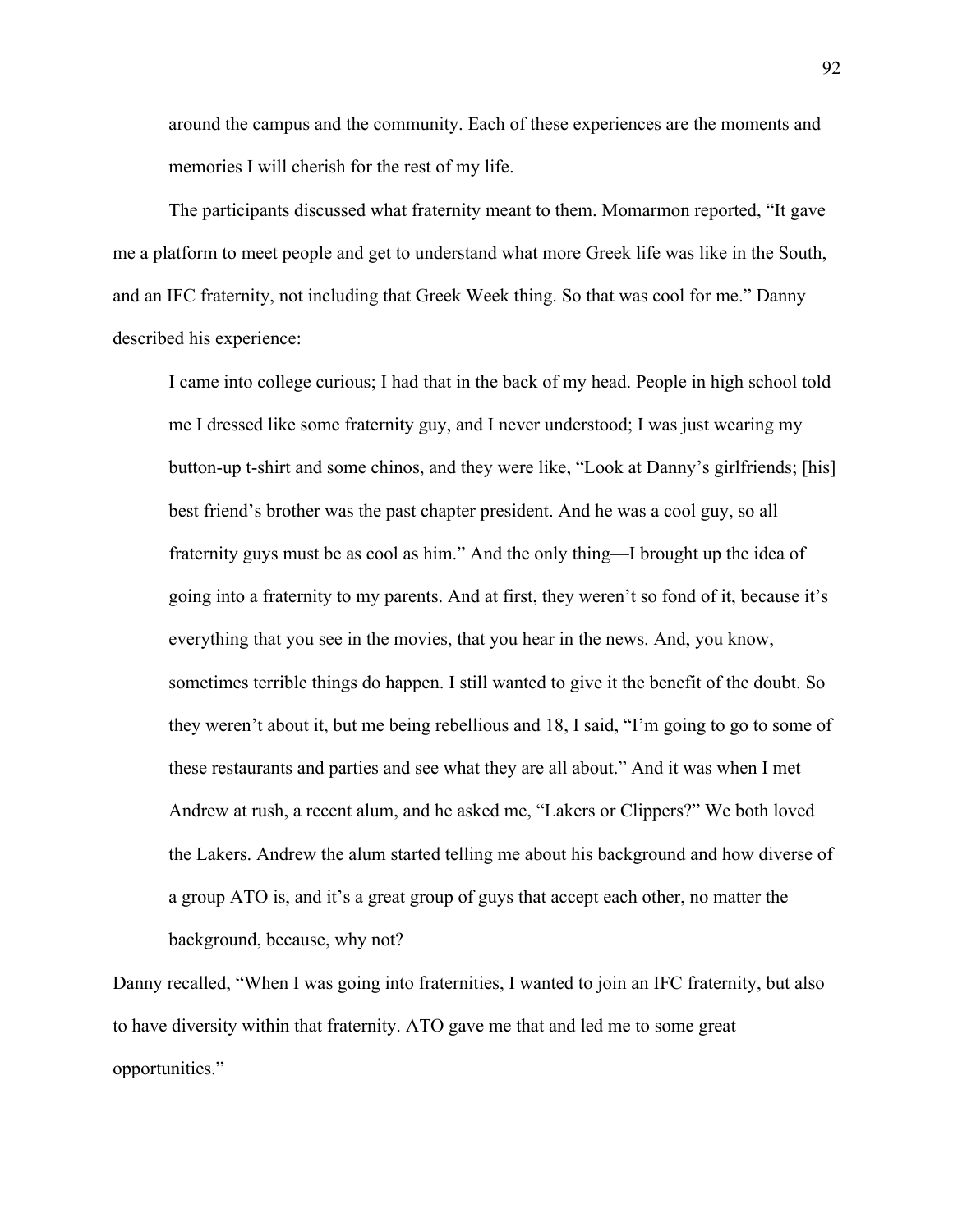around the campus and the community. Each of these experiences are the moments and memories I will cherish for the rest of my life.

The participants discussed what fraternity meant to them. Momarmon reported, "It gave me a platform to meet people and get to understand what more Greek life was like in the South, and an IFC fraternity, not including that Greek Week thing. So that was cool for me." Danny described his experience:

> I came into college curious; I had that in the back of my head. People in high school told me I dressed like some fraternity guy, and I never understood; I was just wearing my button-up t-shirt and some chinos, and they were like, "Look at Danny's girlfriends; [his] best friend's brother was the past chapter president. And he was a cool guy, so all fraternity guys must be as cool as him." And the only thing—I brought up the idea of going into a fraternity to my parents. And at first, they weren't so fond of it, because it's everything that you see in the movies, that you hear in the news. And, you know, sometimes terrible things do happen. I still wanted to give it the benefit of the doubt. So they weren't about it, but me being rebellious and 18, I said, "I'm going to go to some of these restaurants and parties and see what they are all about." And it was when I met Andrew at rush, a recent alum, and he asked me, "Lakers or Clippers?" We both loved the Lakers. Andrew the alum started telling me about his background and how diverse of a group ATO is, and it's a great group of guys that accept each other, no matter the background, because, why not?

Danny recalled, "When I was going into fraternities, I wanted to join an IFC fraternity, but also to have diversity within that fraternity. ATO gave me that and led me to some great opportunities."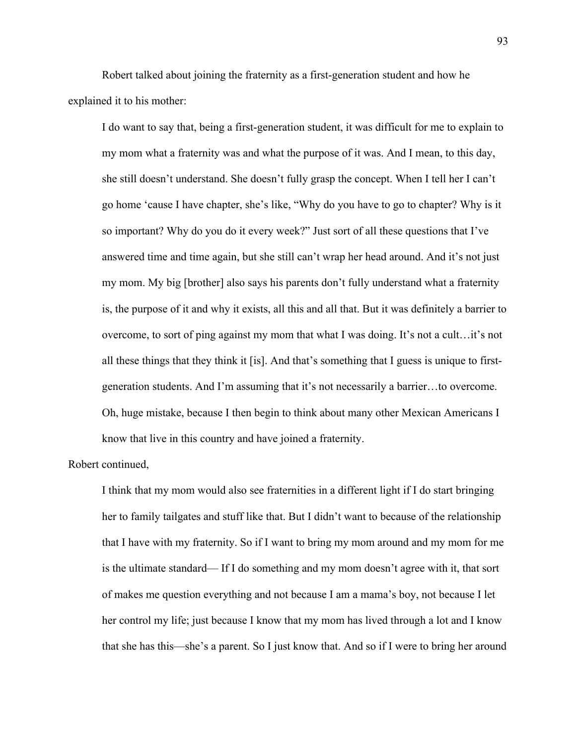Robert talked about joining the fraternity as a first-generation student and how he explained it to his mother:

> I do want to say that, being a first-generation student, it was difficult for me to explain to my mom what a fraternity was and what the purpose of it was. And I mean, to this day, she still doesn't understand. She doesn't fully grasp the concept. When I tell her I can't go home 'cause I have chapter, she's like, "Why do you have to go to chapter? Why is it so important? Why do you do it every week?" Just sort of all these questions that I've answered time and time again, but she still can't wrap her head around. And it's not just my mom. My big [brother] also says his parents don't fully understand what a fraternity is, the purpose of it and why it exists, all this and all that. But it was definitely a barrier to overcome, to sort of ping against my mom that what I was doing. It's not a cult…it's not all these things that they think it [is]. And that's something that I guess is unique to first-generation students. And I'm assuming that it's not necessarily a barrier…to overcome. Oh, huge mistake, because I then begin to think about many other Mexican Americans I know that live in this country and have joined a fraternity.

Robert continued,

> I think that my mom would also see fraternities in a different light if I do start bringing her to family tailgates and stuff like that. But I didn't want to because of the relationship that I have with my fraternity. So if I want to bring my mom around and my mom for me is the ultimate standard— If I do something and my mom doesn't agree with it, that sort of makes me question everything and not because I am a mama's boy, not because I let her control my life; just because I know that my mom has lived through a lot and I know that she has this—she's a parent. So I just know that. And so if I were to bring her around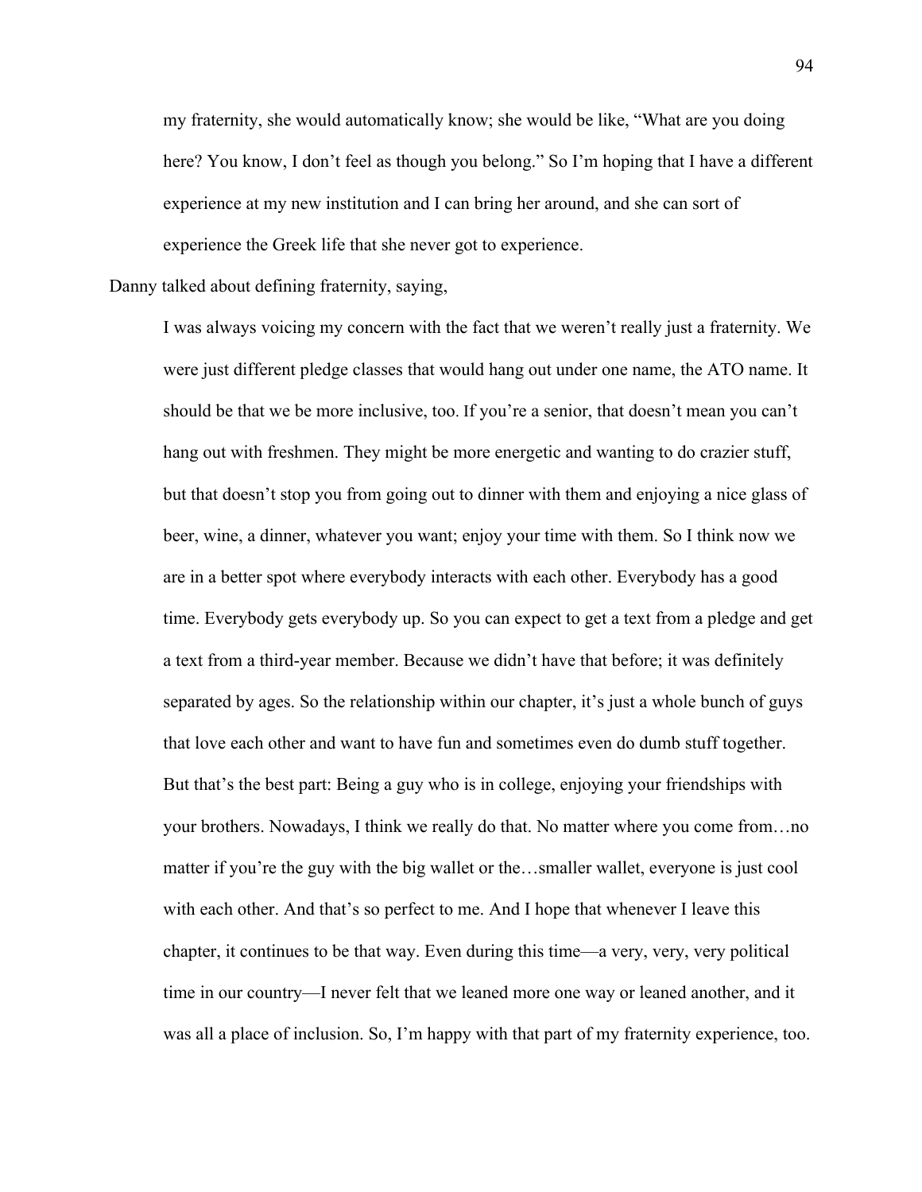> my fraternity, she would automatically know; she would be like, "What are you doing here? You know, I don't feel as though you belong." So I'm hoping that I have a different experience at my new institution and I can bring her around, and she can sort of experience the Greek life that she never got to experience.

Danny talked about defining fraternity, saying,

> I was always voicing my concern with the fact that we weren't really just a fraternity. We were just different pledge classes that would hang out under one name, the ATO name. It should be that we be more inclusive, too. If you're a senior, that doesn't mean you can't hang out with freshmen. They might be more energetic and wanting to do crazier stuff, but that doesn't stop you from going out to dinner with them and enjoying a nice glass of beer, wine, a dinner, whatever you want; enjoy your time with them. So I think now we are in a better spot where everybody interacts with each other. Everybody has a good time. Everybody gets everybody up. So you can expect to get a text from a pledge and get a text from a third-year member. Because we didn't have that before; it was definitely separated by ages. So the relationship within our chapter, it's just a whole bunch of guys that love each other and want to have fun and sometimes even do dumb stuff together. But that's the best part: Being a guy who is in college, enjoying your friendships with your brothers. Nowadays, I think we really do that. No matter where you come from…no matter if you're the guy with the big wallet or the…smaller wallet, everyone is just cool with each other. And that's so perfect to me. And I hope that whenever I leave this chapter, it continues to be that way. Even during this time—a very, very, very political time in our country—I never felt that we leaned more one way or leaned another, and it was all a place of inclusion. So, I'm happy with that part of my fraternity experience, too.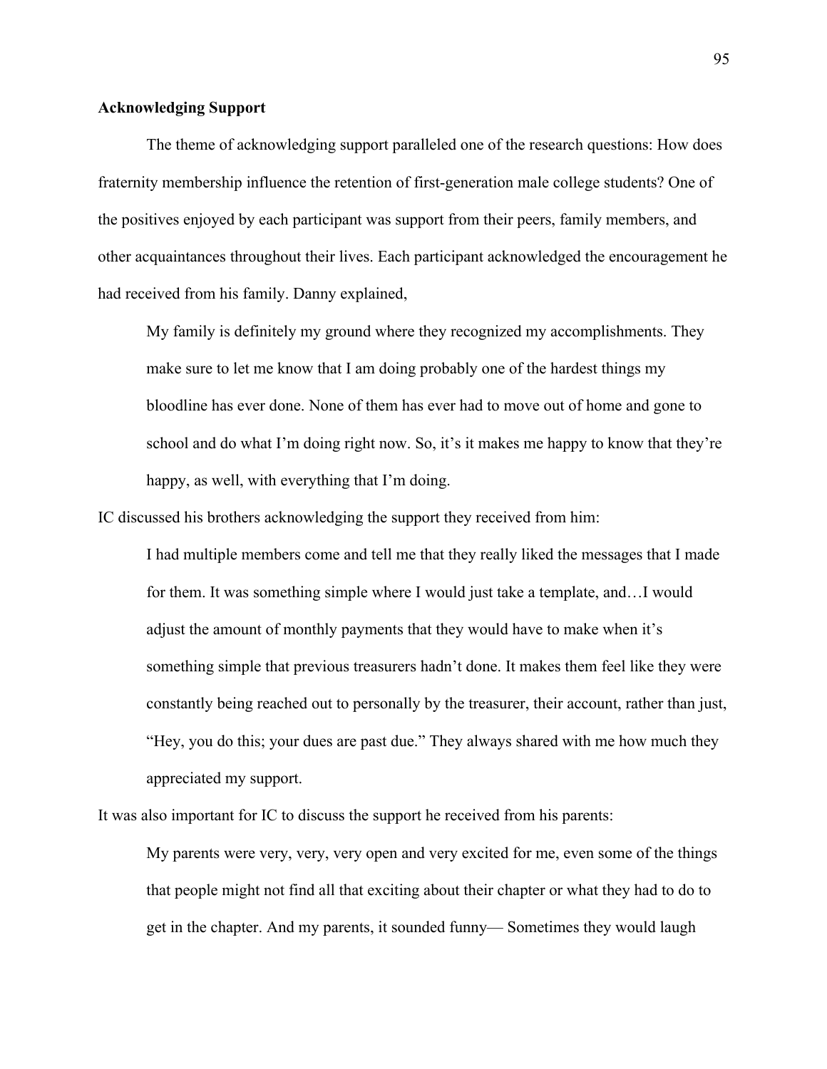**Acknowledging Support**

The theme of acknowledging support paralleled one of the research questions: How does fraternity membership influence the retention of first-generation male college students? One of the positives enjoyed by each participant was support from their peers, family members, and other acquaintances throughout their lives. Each participant acknowledged the encouragement he had received from his family. Danny explained,

> My family is definitely my ground where they recognized my accomplishments. They make sure to let me know that I am doing probably one of the hardest things my bloodline has ever done. None of them has ever had to move out of home and gone to school and do what I'm doing right now. So, it's it makes me happy to know that they're happy, as well, with everything that I'm doing.

IC discussed his brothers acknowledging the support they received from him:

> I had multiple members come and tell me that they really liked the messages that I made for them. It was something simple where I would just take a template, and…I would adjust the amount of monthly payments that they would have to make when it's something simple that previous treasurers hadn't done. It makes them feel like they were constantly being reached out to personally by the treasurer, their account, rather than just, "Hey, you do this; your dues are past due." They always shared with me how much they appreciated my support.

It was also important for IC to discuss the support he received from his parents:

> My parents were very, very, very open and very excited for me, even some of the things that people might not find all that exciting about their chapter or what they had to do to get in the chapter. And my parents, it sounded funny— Sometimes they would laugh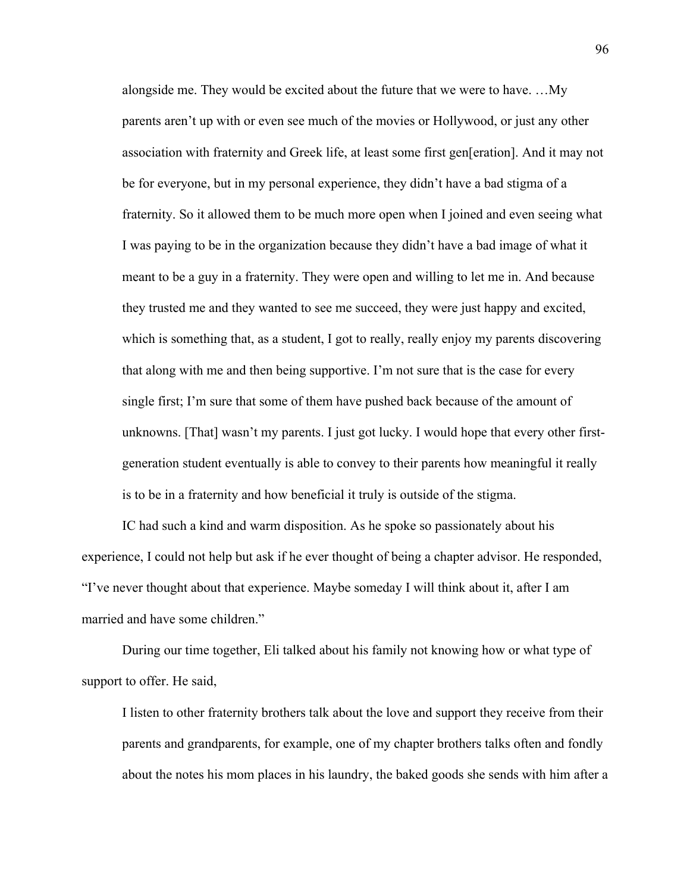> alongside me. They would be excited about the future that we were to have. …My parents aren't up with or even see much of the movies or Hollywood, or just any other association with fraternity and Greek life, at least some first gen[eration]. And it may not be for everyone, but in my personal experience, they didn't have a bad stigma of a fraternity. So it allowed them to be much more open when I joined and even seeing what I was paying to be in the organization because they didn't have a bad image of what it meant to be a guy in a fraternity. They were open and willing to let me in. And because they trusted me and they wanted to see me succeed, they were just happy and excited, which is something that, as a student, I got to really, really enjoy my parents discovering that along with me and then being supportive. I'm not sure that is the case for every single first; I'm sure that some of them have pushed back because of the amount of unknowns. [That] wasn't my parents. I just got lucky. I would hope that every other first-generation student eventually is able to convey to their parents how meaningful it really is to be in a fraternity and how beneficial it truly is outside of the stigma.

IC had such a kind and warm disposition. As he spoke so passionately about his experience, I could not help but ask if he ever thought of being a chapter advisor. He responded, "I've never thought about that experience. Maybe someday I will think about it, after I am married and have some children."

During our time together, Eli talked about his family not knowing how or what type of support to offer. He said,

> I listen to other fraternity brothers talk about the love and support they receive from their parents and grandparents, for example, one of my chapter brothers talks often and fondly about the notes his mom places in his laundry, the baked goods she sends with him after a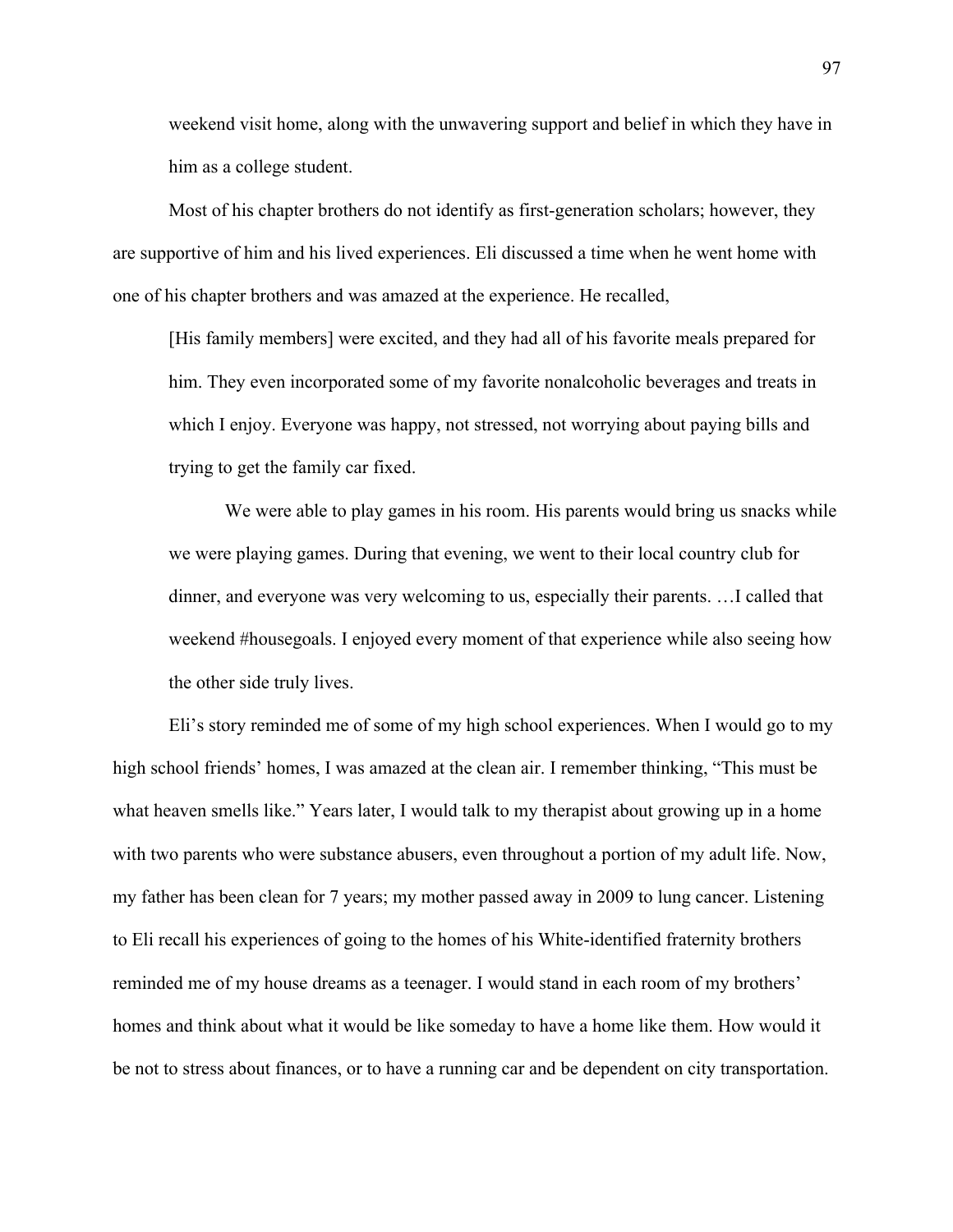weekend visit home, along with the unwavering support and belief in which they have in him as a college student.

Most of his chapter brothers do not identify as first-generation scholars; however, they are supportive of him and his lived experiences. Eli discussed a time when he went home with one of his chapter brothers and was amazed at the experience. He recalled,

> [His family members] were excited, and they had all of his favorite meals prepared for him. They even incorporated some of my favorite nonalcoholic beverages and treats in which I enjoy. Everyone was happy, not stressed, not worrying about paying bills and trying to get the family car fixed.
>
> We were able to play games in his room. His parents would bring us snacks while we were playing games. During that evening, we went to their local country club for dinner, and everyone was very welcoming to us, especially their parents. …I called that weekend #housegoals. I enjoyed every moment of that experience while also seeing how the other side truly lives.

Eli's story reminded me of some of my high school experiences. When I would go to my high school friends' homes, I was amazed at the clean air. I remember thinking, "This must be what heaven smells like." Years later, I would talk to my therapist about growing up in a home with two parents who were substance abusers, even throughout a portion of my adult life. Now, my father has been clean for 7 years; my mother passed away in 2009 to lung cancer. Listening to Eli recall his experiences of going to the homes of his White-identified fraternity brothers reminded me of my house dreams as a teenager. I would stand in each room of my brothers' homes and think about what it would be like someday to have a home like them. How would it be not to stress about finances, or to have a running car and be dependent on city transportation.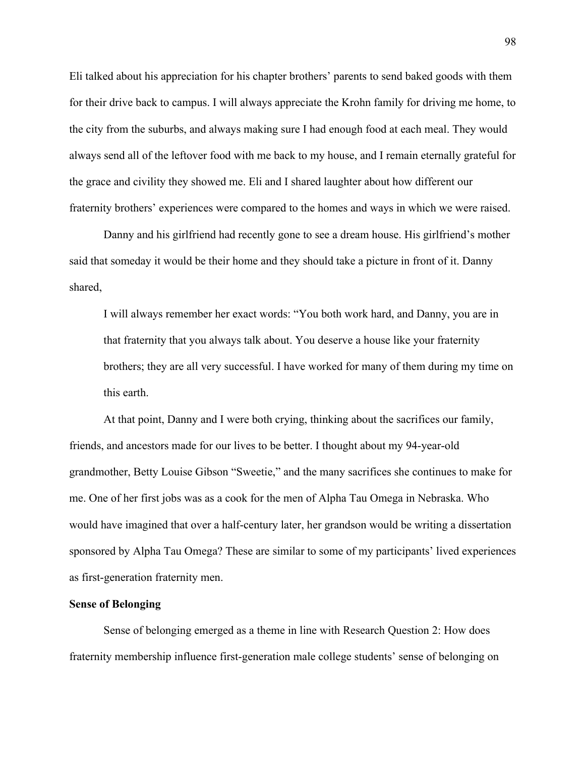Eli talked about his appreciation for his chapter brothers' parents to send baked goods with them for their drive back to campus. I will always appreciate the Krohn family for driving me home, to the city from the suburbs, and always making sure I had enough food at each meal. They would always send all of the leftover food with me back to my house, and I remain eternally grateful for the grace and civility they showed me. Eli and I shared laughter about how different our fraternity brothers' experiences were compared to the homes and ways in which we were raised.

Danny and his girlfriend had recently gone to see a dream house. His girlfriend's mother said that someday it would be their home and they should take a picture in front of it. Danny shared,

> I will always remember her exact words: "You both work hard, and Danny, you are in that fraternity that you always talk about. You deserve a house like your fraternity brothers; they are all very successful. I have worked for many of them during my time on this earth.

At that point, Danny and I were both crying, thinking about the sacrifices our family, friends, and ancestors made for our lives to be better. I thought about my 94-year-old grandmother, Betty Louise Gibson "Sweetie," and the many sacrifices she continues to make for me. One of her first jobs was as a cook for the men of Alpha Tau Omega in Nebraska. Who would have imagined that over a half-century later, her grandson would be writing a dissertation sponsored by Alpha Tau Omega? These are similar to some of my participants' lived experiences as first-generation fraternity men.

**Sense of Belonging**

Sense of belonging emerged as a theme in line with Research Question 2: How does fraternity membership influence first-generation male college students' sense of belonging on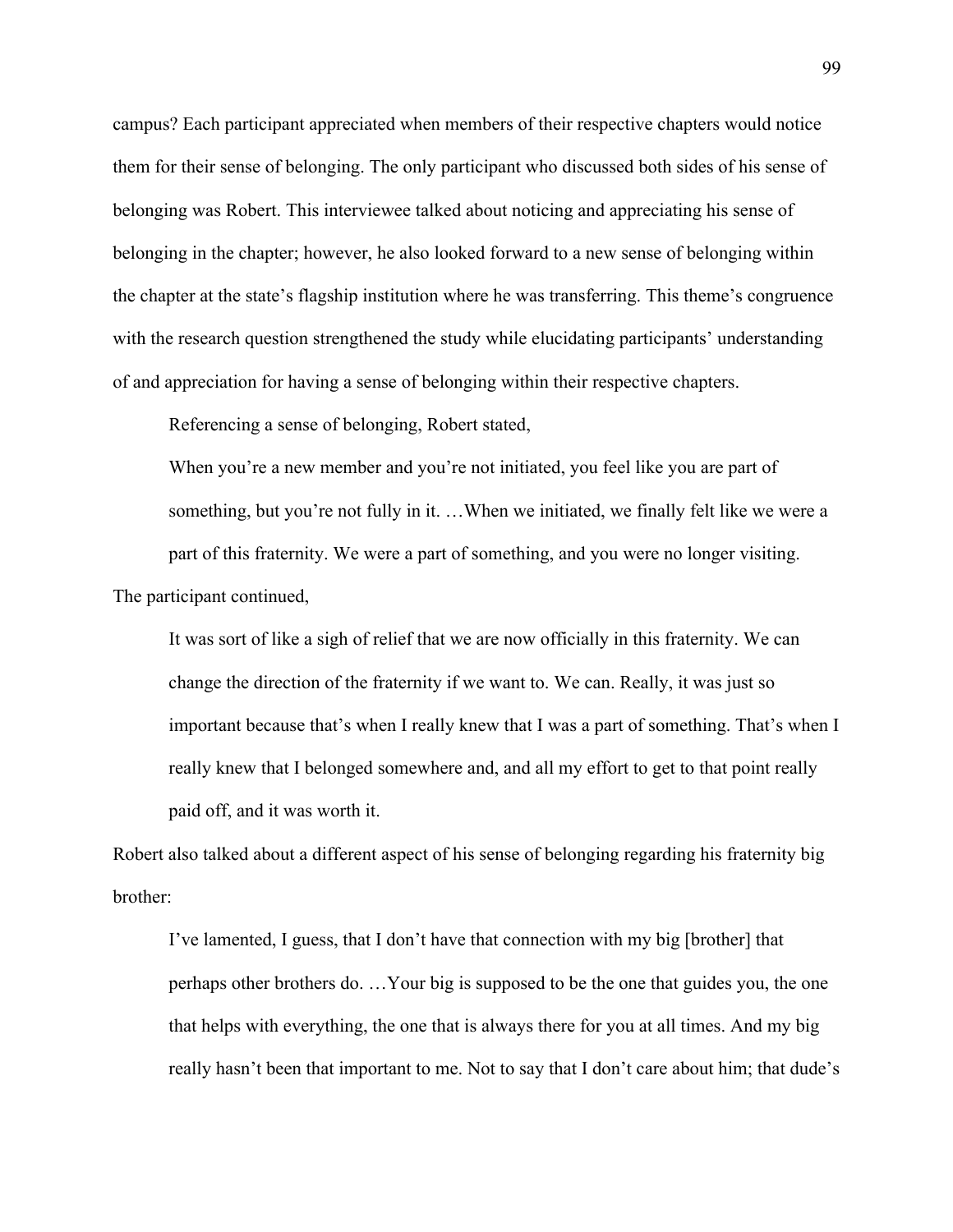campus? Each participant appreciated when members of their respective chapters would notice them for their sense of belonging. The only participant who discussed both sides of his sense of belonging was Robert. This interviewee talked about noticing and appreciating his sense of belonging in the chapter; however, he also looked forward to a new sense of belonging within the chapter at the state's flagship institution where he was transferring. This theme's congruence with the research question strengthened the study while elucidating participants' understanding of and appreciation for having a sense of belonging within their respective chapters.

Referencing a sense of belonging, Robert stated,

> When you're a new member and you're not initiated, you feel like you are part of something, but you're not fully in it. …When we initiated, we finally felt like we were a part of this fraternity. We were a part of something, and you were no longer visiting.

The participant continued,

> It was sort of like a sigh of relief that we are now officially in this fraternity. We can change the direction of the fraternity if we want to. We can. Really, it was just so important because that's when I really knew that I was a part of something. That's when I really knew that I belonged somewhere and, and all my effort to get to that point really paid off, and it was worth it.

Robert also talked about a different aspect of his sense of belonging regarding his fraternity big brother:

> I've lamented, I guess, that I don't have that connection with my big [brother] that perhaps other brothers do. …Your big is supposed to be the one that guides you, the one that helps with everything, the one that is always there for you at all times. And my big really hasn't been that important to me. Not to say that I don't care about him; that dude's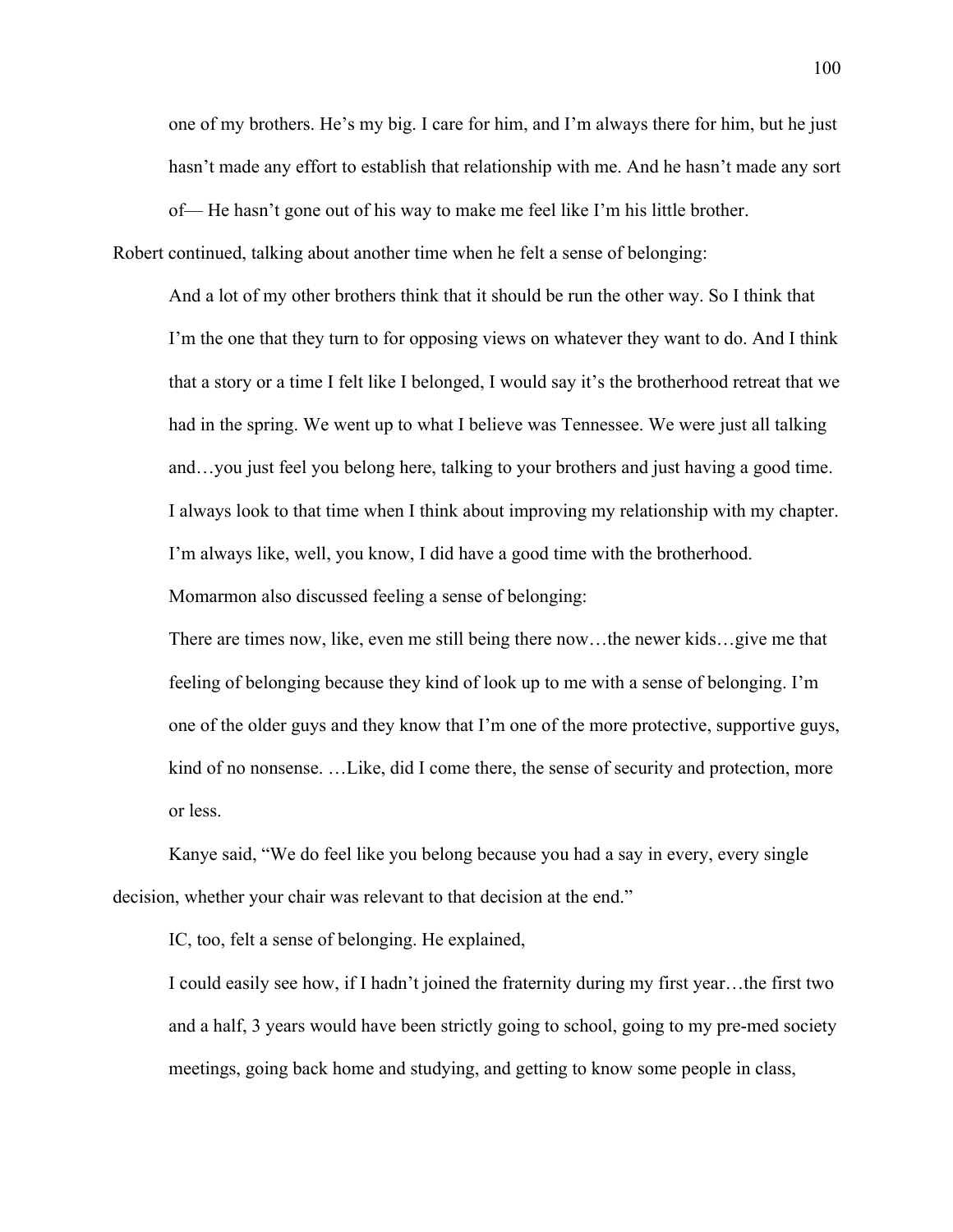> one of my brothers. He's my big. I care for him, and I'm always there for him, but he just hasn't made any effort to establish that relationship with me. And he hasn't made any sort of— He hasn't gone out of his way to make me feel like I'm his little brother.

Robert continued, talking about another time when he felt a sense of belonging:

> And a lot of my other brothers think that it should be run the other way. So I think that I'm the one that they turn to for opposing views on whatever they want to do. And I think that a story or a time I felt like I belonged, I would say it's the brotherhood retreat that we had in the spring. We went up to what I believe was Tennessee. We were just all talking and…you just feel you belong here, talking to your brothers and just having a good time. I always look to that time when I think about improving my relationship with my chapter. I'm always like, well, you know, I did have a good time with the brotherhood.

Momarmon also discussed feeling a sense of belonging:

> There are times now, like, even me still being there now…the newer kids…give me that feeling of belonging because they kind of look up to me with a sense of belonging. I'm one of the older guys and they know that I'm one of the more protective, supportive guys, kind of no nonsense. …Like, did I come there, the sense of security and protection, more or less.

Kanye said, "We do feel like you belong because you had a say in every, every single decision, whether your chair was relevant to that decision at the end."

IC, too, felt a sense of belonging. He explained,

> I could easily see how, if I hadn't joined the fraternity during my first year…the first two and a half, 3 years would have been strictly going to school, going to my pre-med society meetings, going back home and studying, and getting to know some people in class,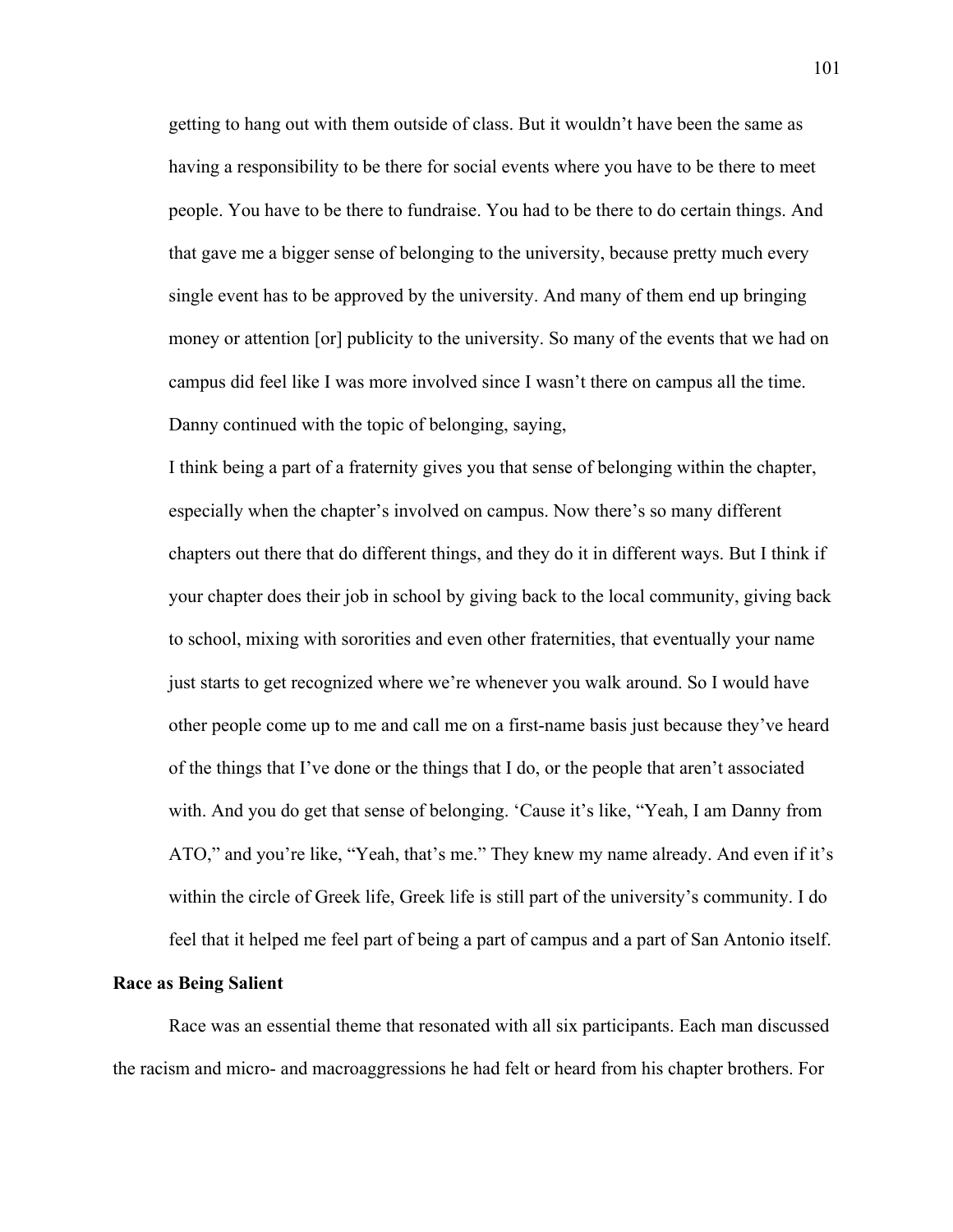getting to hang out with them outside of class. But it wouldn't have been the same as having a responsibility to be there for social events where you have to be there to meet people. You have to be there to fundraise. You had to be there to do certain things. And that gave me a bigger sense of belonging to the university, because pretty much every single event has to be approved by the university. And many of them end up bringing money or attention [or] publicity to the university. So many of the events that we had on campus did feel like I was more involved since I wasn't there on campus all the time.

Danny continued with the topic of belonging, saying,

> I think being a part of a fraternity gives you that sense of belonging within the chapter, especially when the chapter's involved on campus. Now there's so many different chapters out there that do different things, and they do it in different ways. But I think if your chapter does their job in school by giving back to the local community, giving back to school, mixing with sororities and even other fraternities, that eventually your name just starts to get recognized where we're whenever you walk around. So I would have other people come up to me and call me on a first-name basis just because they've heard of the things that I've done or the things that I do, or the people that aren't associated with. And you do get that sense of belonging. 'Cause it's like, "Yeah, I am Danny from ATO," and you're like, "Yeah, that's me." They knew my name already. And even if it's within the circle of Greek life, Greek life is still part of the university's community. I do feel that it helped me feel part of being a part of campus and a part of San Antonio itself.

**Race as Being Salient**

Race was an essential theme that resonated with all six participants. Each man discussed the racism and micro- and macroaggressions he had felt or heard from his chapter brothers. For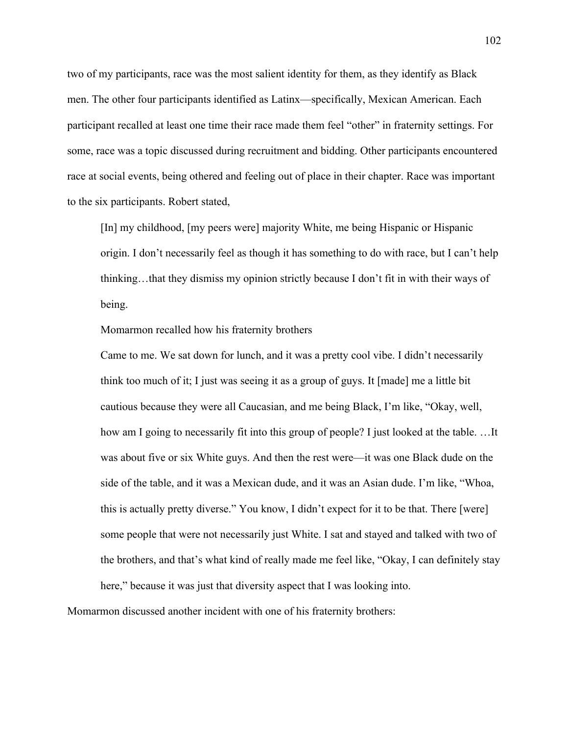two of my participants, race was the most salient identity for them, as they identify as Black men. The other four participants identified as Latinx—specifically, Mexican American. Each participant recalled at least one time their race made them feel "other" in fraternity settings. For some, race was a topic discussed during recruitment and bidding. Other participants encountered race at social events, being othered and feeling out of place in their chapter. Race was important to the six participants. Robert stated,

> [In] my childhood, [my peers were] majority White, me being Hispanic or Hispanic origin. I don't necessarily feel as though it has something to do with race, but I can't help thinking…that they dismiss my opinion strictly because I don't fit in with their ways of being.

Momarmon recalled how his fraternity brothers

> Came to me. We sat down for lunch, and it was a pretty cool vibe. I didn't necessarily think too much of it; I just was seeing it as a group of guys. It [made] me a little bit cautious because they were all Caucasian, and me being Black, I'm like, "Okay, well, how am I going to necessarily fit into this group of people? I just looked at the table. …It was about five or six White guys. And then the rest were—it was one Black dude on the side of the table, and it was a Mexican dude, and it was an Asian dude. I'm like, "Whoa, this is actually pretty diverse." You know, I didn't expect for it to be that. There [were] some people that were not necessarily just White. I sat and stayed and talked with two of the brothers, and that's what kind of really made me feel like, "Okay, I can definitely stay here," because it was just that diversity aspect that I was looking into.

Momarmon discussed another incident with one of his fraternity brothers: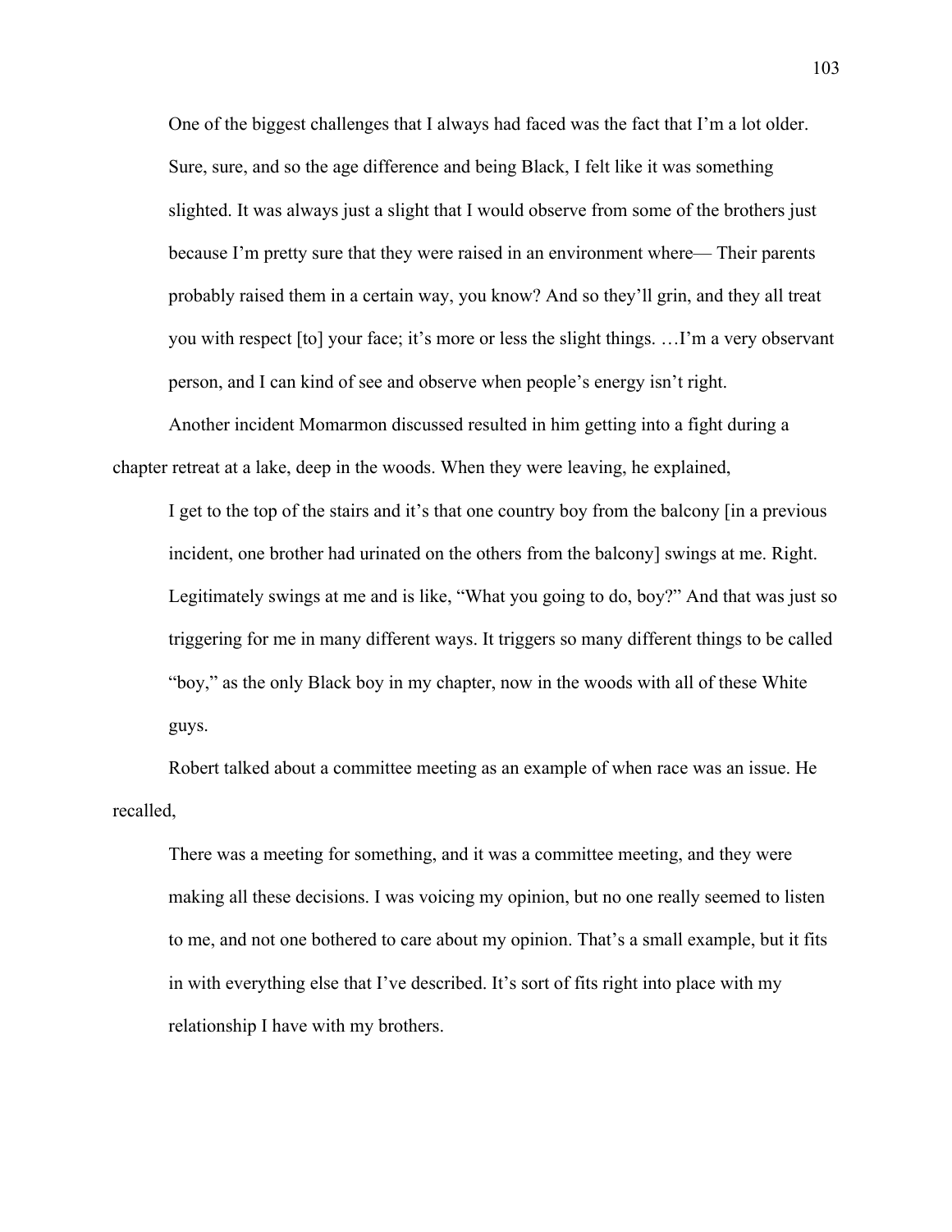> One of the biggest challenges that I always had faced was the fact that I'm a lot older. Sure, sure, and so the age difference and being Black, I felt like it was something slighted. It was always just a slight that I would observe from some of the brothers just because I'm pretty sure that they were raised in an environment where— Their parents probably raised them in a certain way, you know? And so they'll grin, and they all treat you with respect [to] your face; it's more or less the slight things. …I'm a very observant person, and I can kind of see and observe when people's energy isn't right.

Another incident Momarmon discussed resulted in him getting into a fight during a chapter retreat at a lake, deep in the woods. When they were leaving, he explained,

> I get to the top of the stairs and it's that one country boy from the balcony [in a previous incident, one brother had urinated on the others from the balcony] swings at me. Right. Legitimately swings at me and is like, "What you going to do, boy?" And that was just so triggering for me in many different ways. It triggers so many different things to be called "boy," as the only Black boy in my chapter, now in the woods with all of these White guys.

Robert talked about a committee meeting as an example of when race was an issue. He recalled,

> There was a meeting for something, and it was a committee meeting, and they were making all these decisions. I was voicing my opinion, but no one really seemed to listen to me, and not one bothered to care about my opinion. That's a small example, but it fits in with everything else that I've described. It's sort of fits right into place with my relationship I have with my brothers.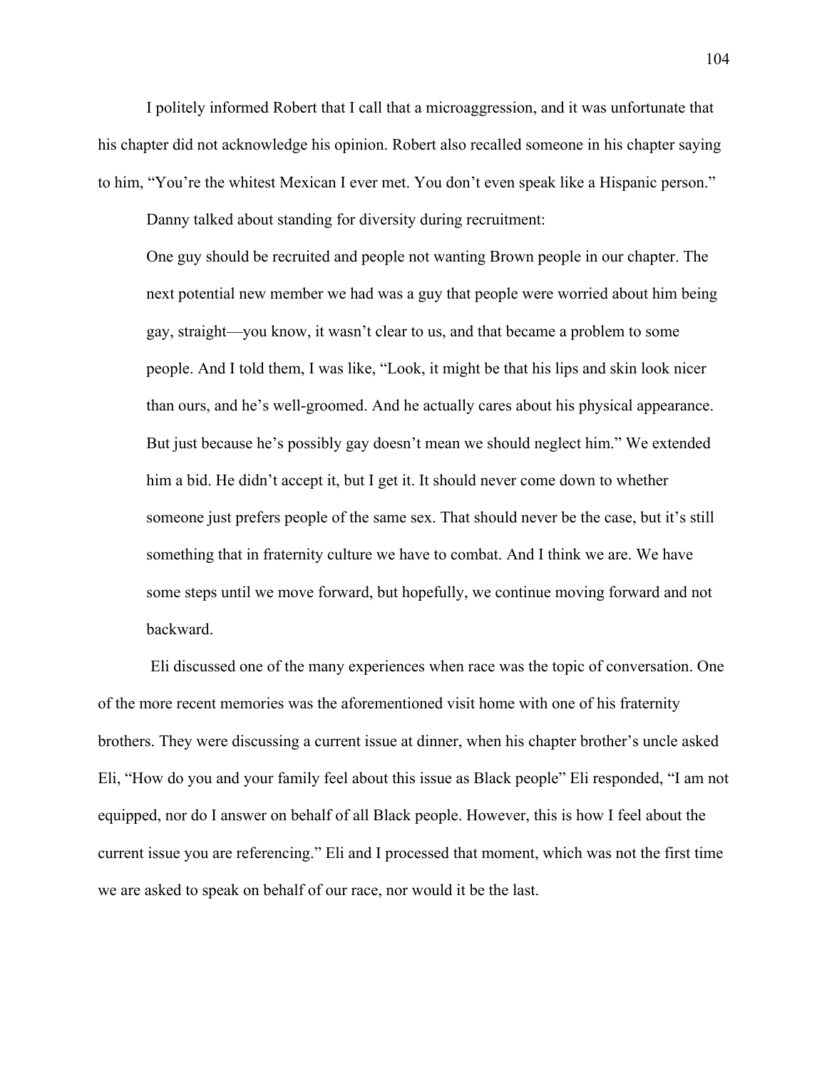I politely informed Robert that I call that a microaggression, and it was unfortunate that his chapter did not acknowledge his opinion. Robert also recalled someone in his chapter saying to him, "You're the whitest Mexican I ever met. You don't even speak like a Hispanic person."

Danny talked about standing for diversity during recruitment:

> One guy should be recruited and people not wanting Brown people in our chapter. The next potential new member we had was a guy that people were worried about him being gay, straight—you know, it wasn't clear to us, and that became a problem to some people. And I told them, I was like, "Look, it might be that his lips and skin look nicer than ours, and he's well-groomed. And he actually cares about his physical appearance. But just because he's possibly gay doesn't mean we should neglect him." We extended him a bid. He didn't accept it, but I get it. It should never come down to whether someone just prefers people of the same sex. That should never be the case, but it's still something that in fraternity culture we have to combat. And I think we are. We have some steps until we move forward, but hopefully, we continue moving forward and not backward.

Eli discussed one of the many experiences when race was the topic of conversation. One of the more recent memories was the aforementioned visit home with one of his fraternity brothers. They were discussing a current issue at dinner, when his chapter brother's uncle asked Eli, "How do you and your family feel about this issue as Black people" Eli responded, "I am not equipped, nor do I answer on behalf of all Black people. However, this is how I feel about the current issue you are referencing." Eli and I processed that moment, which was not the first time we are asked to speak on behalf of our race, nor would it be the last.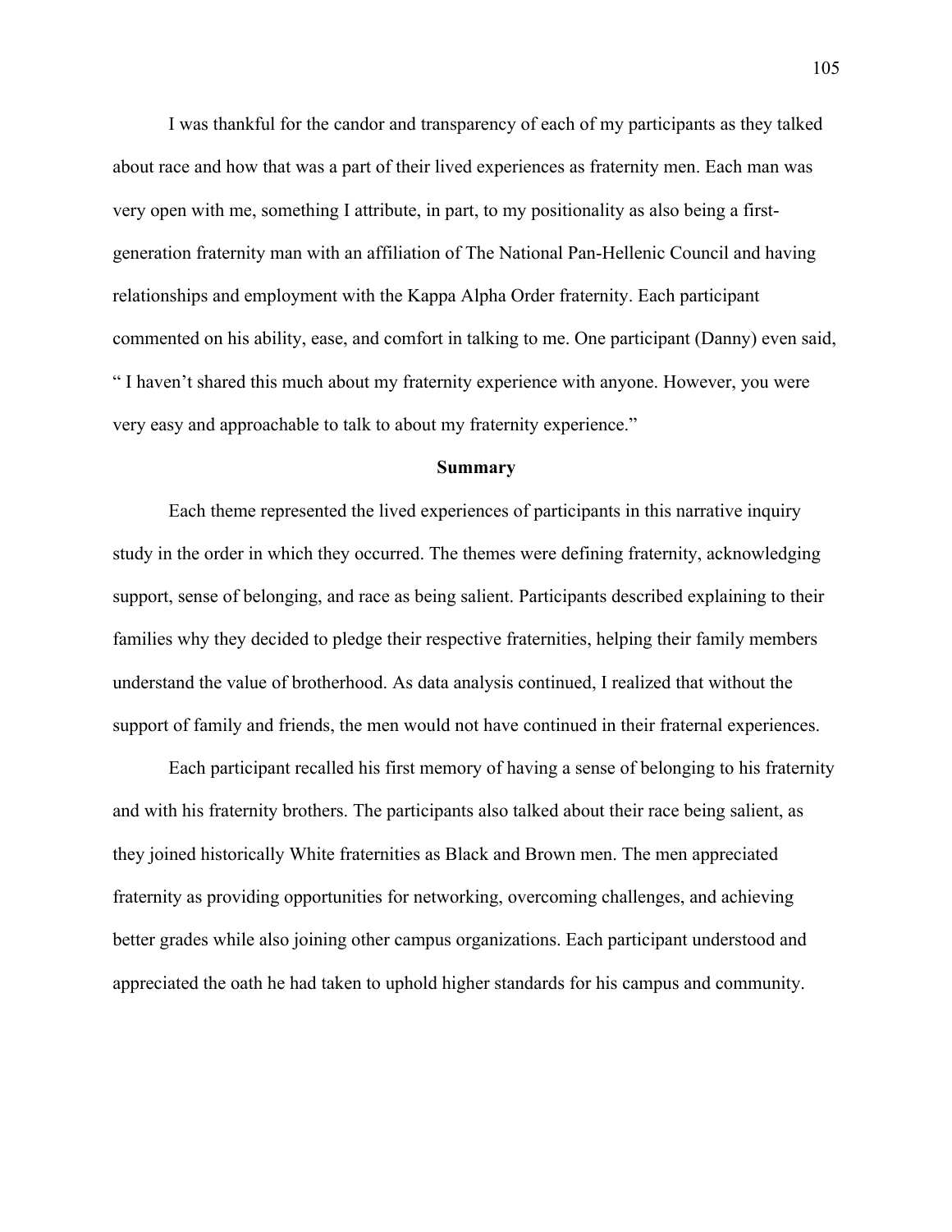I was thankful for the candor and transparency of each of my participants as they talked about race and how that was a part of their lived experiences as fraternity men. Each man was very open with me, something I attribute, in part, to my positionality as also being a first-generation fraternity man with an affiliation of The National Pan-Hellenic Council and having relationships and employment with the Kappa Alpha Order fraternity. Each participant commented on his ability, ease, and comfort in talking to me. One participant (Danny) even said, " I haven't shared this much about my fraternity experience with anyone. However, you were very easy and approachable to talk to about my fraternity experience."

## Summary

Each theme represented the lived experiences of participants in this narrative inquiry study in the order in which they occurred. The themes were defining fraternity, acknowledging support, sense of belonging, and race as being salient. Participants described explaining to their families why they decided to pledge their respective fraternities, helping their family members understand the value of brotherhood. As data analysis continued, I realized that without the support of family and friends, the men would not have continued in their fraternal experiences.

Each participant recalled his first memory of having a sense of belonging to his fraternity and with his fraternity brothers. The participants also talked about their race being salient, as they joined historically White fraternities as Black and Brown men. The men appreciated fraternity as providing opportunities for networking, overcoming challenges, and achieving better grades while also joining other campus organizations. Each participant understood and appreciated the oath he had taken to uphold higher standards for his campus and community.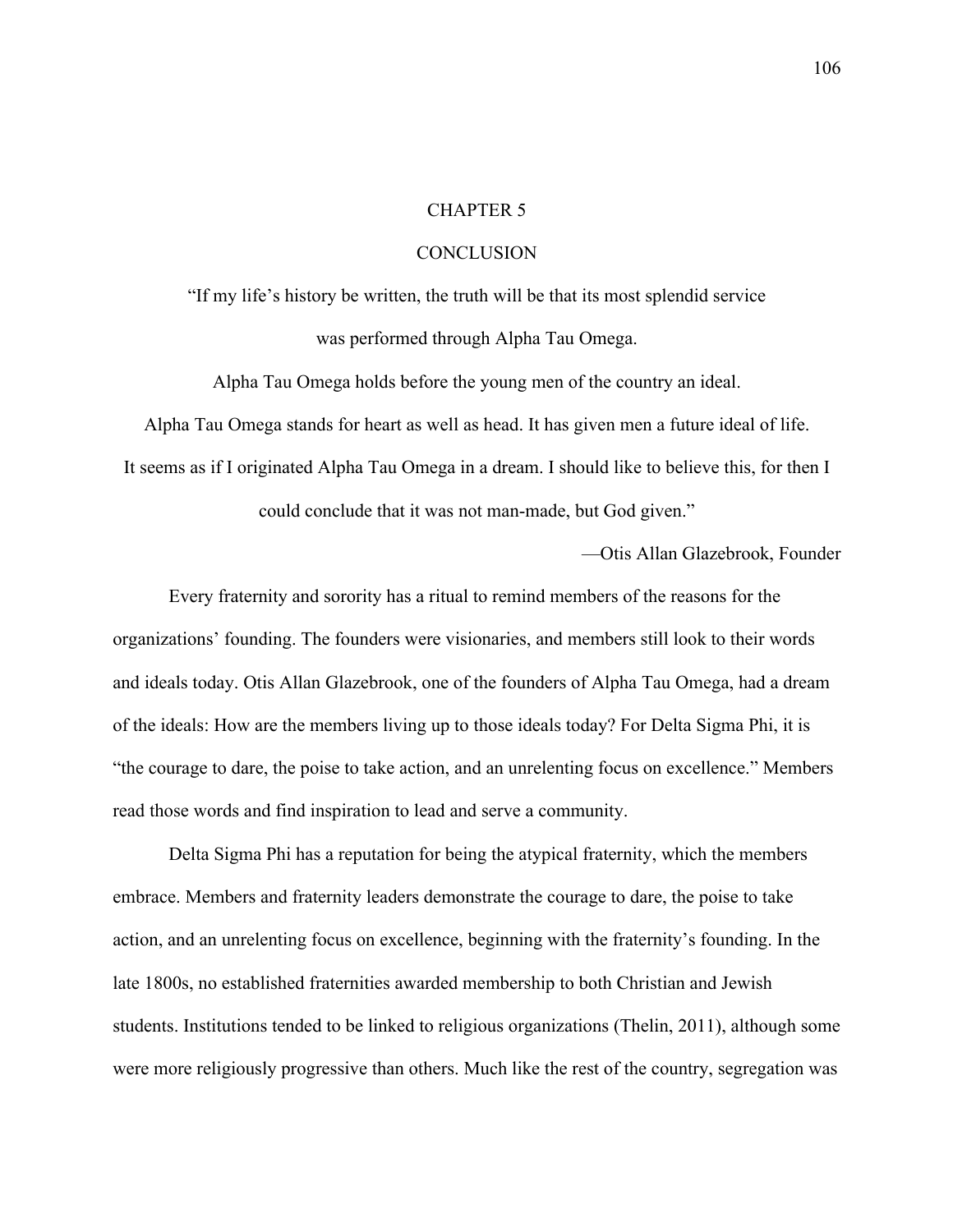# CHAPTER 5

# CONCLUSION

"If my life's history be written, the truth will be that its most splendid service was performed through Alpha Tau Omega.

Alpha Tau Omega holds before the young men of the country an ideal.

Alpha Tau Omega stands for heart as well as head. It has given men a future ideal of life.

It seems as if I originated Alpha Tau Omega in a dream. I should like to believe this, for then I could conclude that it was not man-made, but God given."

—Otis Allan Glazebrook, Founder

Every fraternity and sorority has a ritual to remind members of the reasons for the organizations' founding. The founders were visionaries, and members still look to their words and ideals today. Otis Allan Glazebrook, one of the founders of Alpha Tau Omega, had a dream of the ideals: How are the members living up to those ideals today? For Delta Sigma Phi, it is "the courage to dare, the poise to take action, and an unrelenting focus on excellence." Members read those words and find inspiration to lead and serve a community.

Delta Sigma Phi has a reputation for being the atypical fraternity, which the members embrace. Members and fraternity leaders demonstrate the courage to dare, the poise to take action, and an unrelenting focus on excellence, beginning with the fraternity's founding. In the late 1800s, no established fraternities awarded membership to both Christian and Jewish students. Institutions tended to be linked to religious organizations (Thelin, 2011), although some were more religiously progressive than others. Much like the rest of the country, segregation was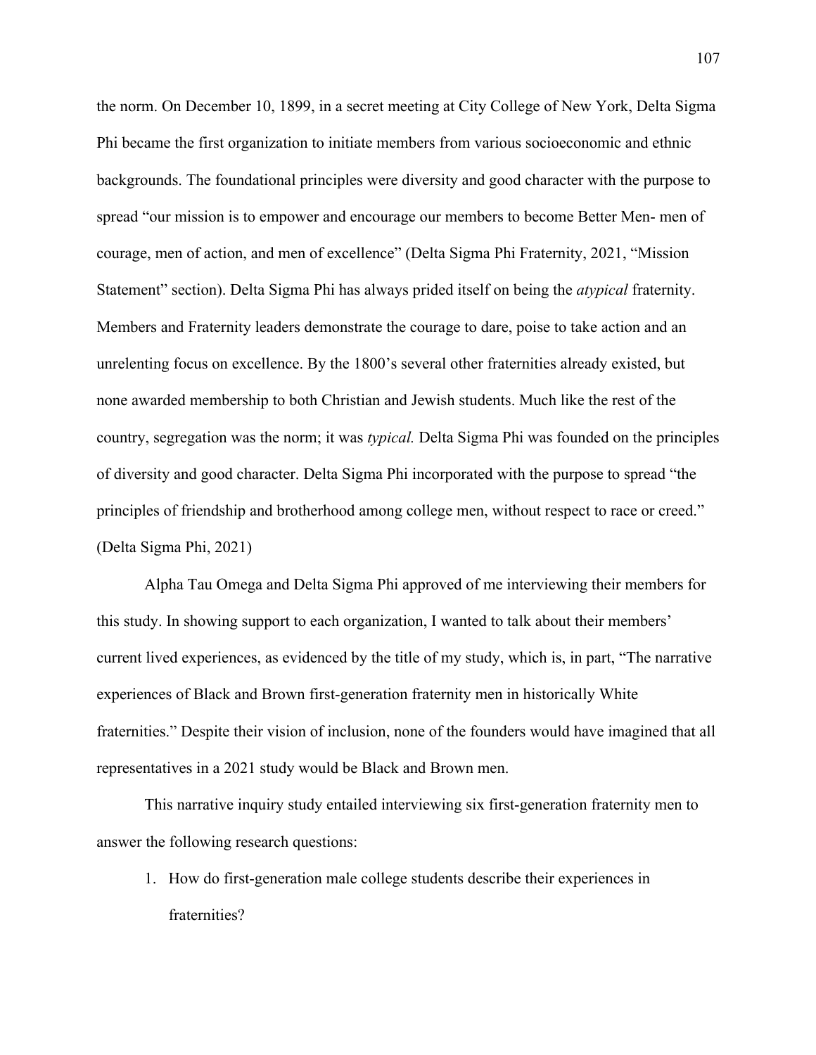the norm. On December 10, 1899, in a secret meeting at City College of New York, Delta Sigma Phi became the first organization to initiate members from various socioeconomic and ethnic backgrounds. The foundational principles were diversity and good character with the purpose to spread "our mission is to empower and encourage our members to become Better Men- men of courage, men of action, and men of excellence" (Delta Sigma Phi Fraternity, 2021, "Mission Statement" section). Delta Sigma Phi has always prided itself on being the *atypical* fraternity. Members and Fraternity leaders demonstrate the courage to dare, poise to take action and an unrelenting focus on excellence. By the 1800's several other fraternities already existed, but none awarded membership to both Christian and Jewish students. Much like the rest of the country, segregation was the norm; it was *typical.* Delta Sigma Phi was founded on the principles of diversity and good character. Delta Sigma Phi incorporated with the purpose to spread "the principles of friendship and brotherhood among college men, without respect to race or creed." (Delta Sigma Phi, 2021)

Alpha Tau Omega and Delta Sigma Phi approved of me interviewing their members for this study. In showing support to each organization, I wanted to talk about their members' current lived experiences, as evidenced by the title of my study, which is, in part, "The narrative experiences of Black and Brown first-generation fraternity men in historically White fraternities." Despite their vision of inclusion, none of the founders would have imagined that all representatives in a 2021 study would be Black and Brown men.

This narrative inquiry study entailed interviewing six first-generation fraternity men to answer the following research questions:

1. How do first-generation male college students describe their experiences in fraternities?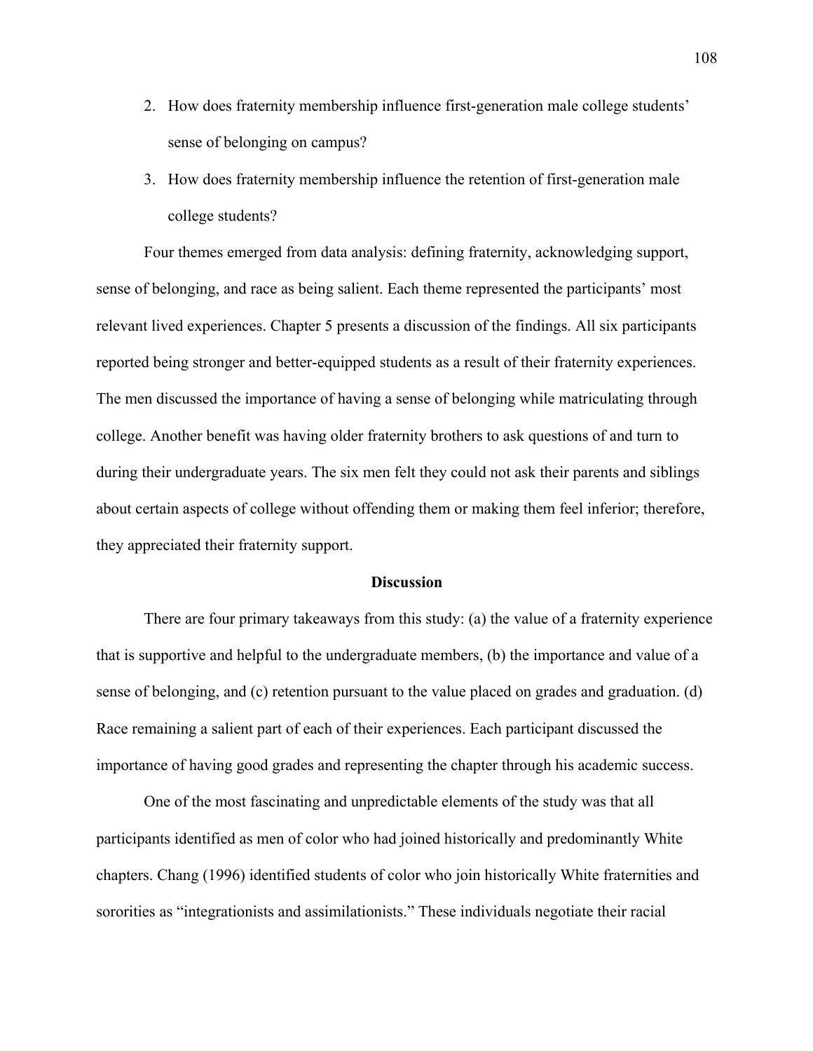2. How does fraternity membership influence first-generation male college students' sense of belonging on campus?
3. How does fraternity membership influence the retention of first-generation male college students?

Four themes emerged from data analysis: defining fraternity, acknowledging support, sense of belonging, and race as being salient. Each theme represented the participants' most relevant lived experiences. Chapter 5 presents a discussion of the findings. All six participants reported being stronger and better-equipped students as a result of their fraternity experiences. The men discussed the importance of having a sense of belonging while matriculating through college. Another benefit was having older fraternity brothers to ask questions of and turn to during their undergraduate years. The six men felt they could not ask their parents and siblings about certain aspects of college without offending them or making them feel inferior; therefore, they appreciated their fraternity support.

## Discussion

There are four primary takeaways from this study: (a) the value of a fraternity experience that is supportive and helpful to the undergraduate members, (b) the importance and value of a sense of belonging, and (c) retention pursuant to the value placed on grades and graduation. (d) Race remaining a salient part of each of their experiences. Each participant discussed the importance of having good grades and representing the chapter through his academic success.

One of the most fascinating and unpredictable elements of the study was that all participants identified as men of color who had joined historically and predominantly White chapters. Chang (1996) identified students of color who join historically White fraternities and sororities as "integrationists and assimilationists." These individuals negotiate their racial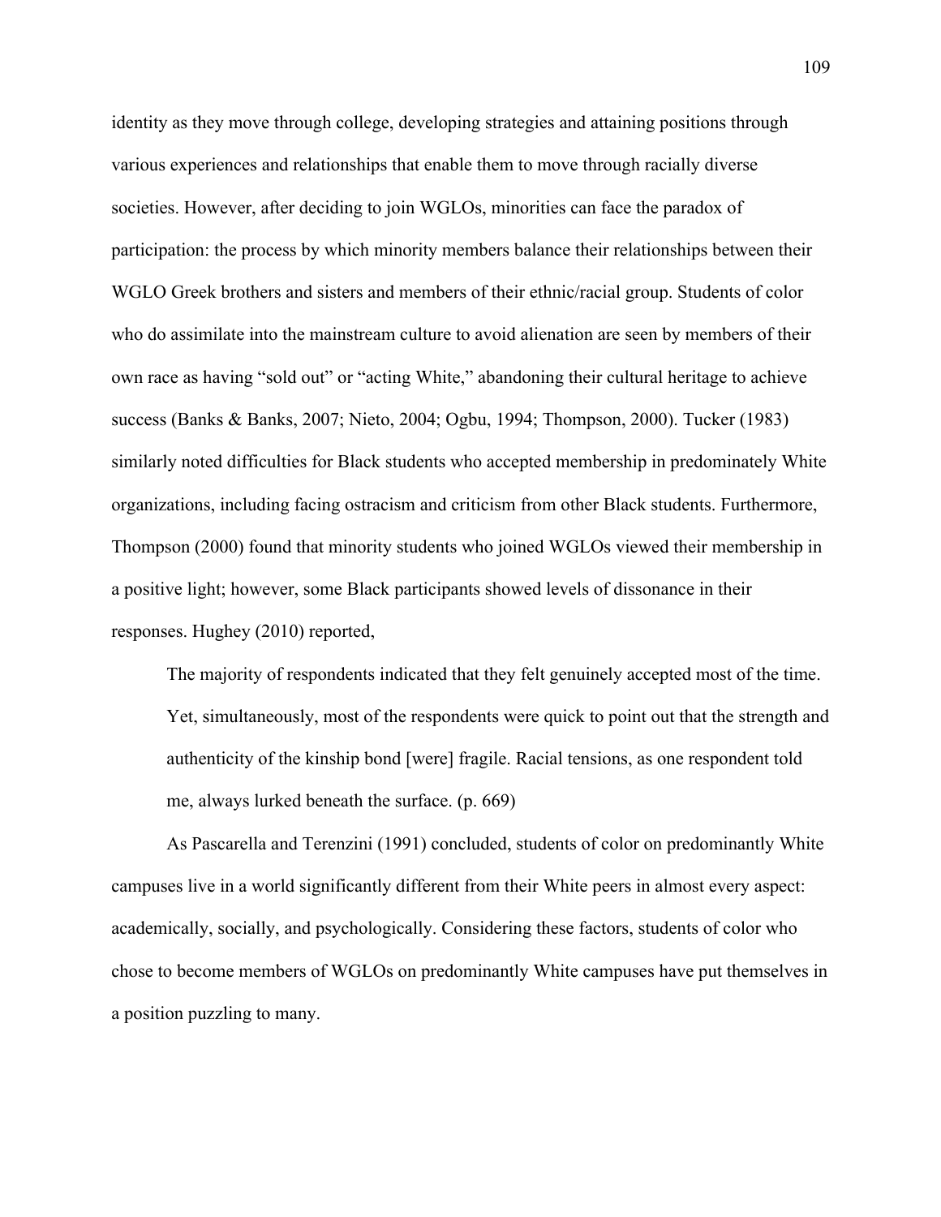identity as they move through college, developing strategies and attaining positions through various experiences and relationships that enable them to move through racially diverse societies. However, after deciding to join WGLOs, minorities can face the paradox of participation: the process by which minority members balance their relationships between their WGLO Greek brothers and sisters and members of their ethnic/racial group. Students of color who do assimilate into the mainstream culture to avoid alienation are seen by members of their own race as having "sold out" or "acting White," abandoning their cultural heritage to achieve success (Banks & Banks, 2007; Nieto, 2004; Ogbu, 1994; Thompson, 2000). Tucker (1983) similarly noted difficulties for Black students who accepted membership in predominately White organizations, including facing ostracism and criticism from other Black students. Furthermore, Thompson (2000) found that minority students who joined WGLOs viewed their membership in a positive light; however, some Black participants showed levels of dissonance in their responses. Hughey (2010) reported,

> The majority of respondents indicated that they felt genuinely accepted most of the time. Yet, simultaneously, most of the respondents were quick to point out that the strength and authenticity of the kinship bond [were] fragile. Racial tensions, as one respondent told me, always lurked beneath the surface. (p. 669)

As Pascarella and Terenzini (1991) concluded, students of color on predominantly White campuses live in a world significantly different from their White peers in almost every aspect: academically, socially, and psychologically. Considering these factors, students of color who chose to become members of WGLOs on predominantly White campuses have put themselves in a position puzzling to many.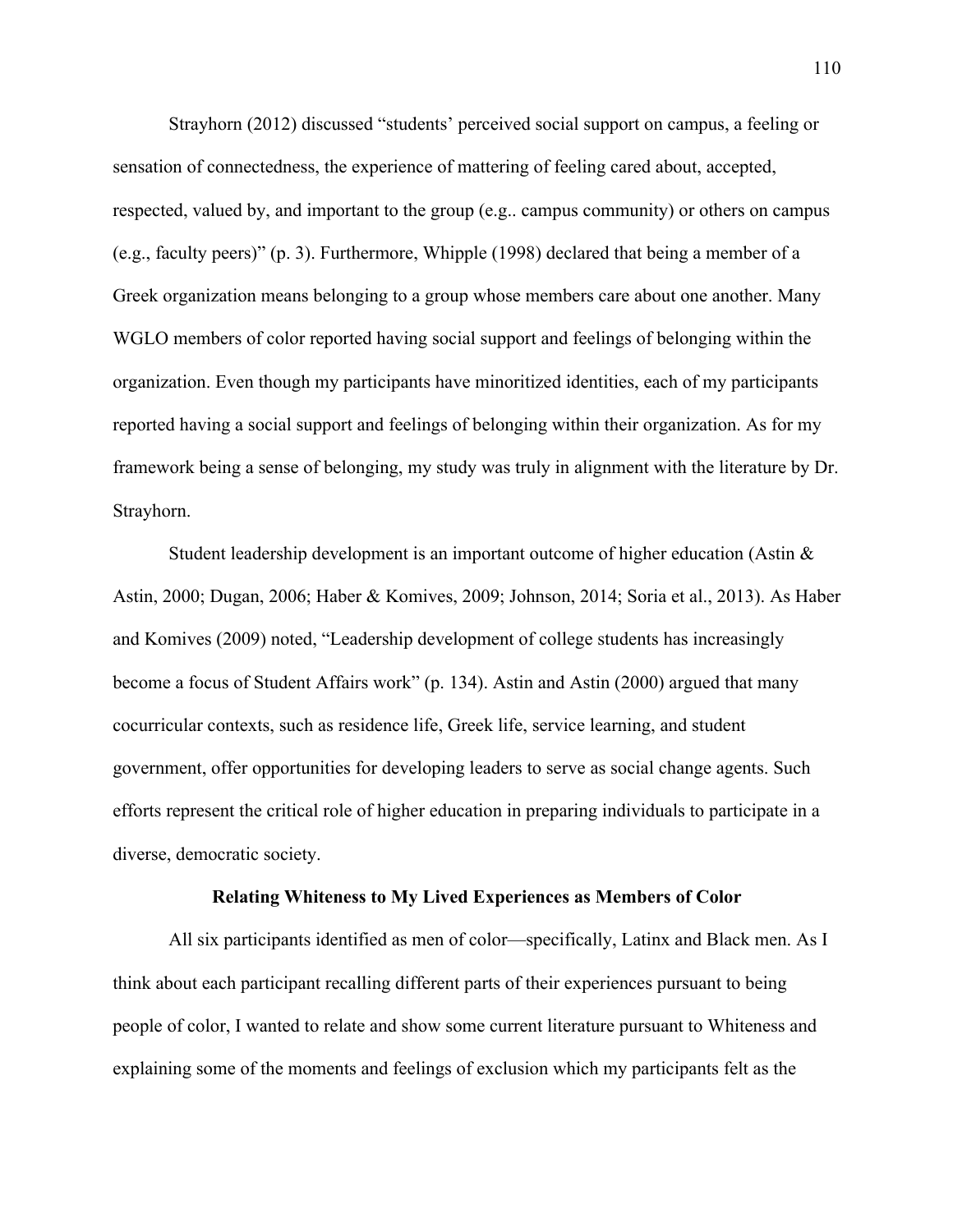Strayhorn (2012) discussed "students' perceived social support on campus, a feeling or sensation of connectedness, the experience of mattering of feeling cared about, accepted, respected, valued by, and important to the group (e.g.. campus community) or others on campus (e.g., faculty peers)" (p. 3). Furthermore, Whipple (1998) declared that being a member of a Greek organization means belonging to a group whose members care about one another. Many WGLO members of color reported having social support and feelings of belonging within the organization. Even though my participants have minoritized identities, each of my participants reported having a social support and feelings of belonging within their organization. As for my framework being a sense of belonging, my study was truly in alignment with the literature by Dr. Strayhorn.

Student leadership development is an important outcome of higher education (Astin & Astin, 2000; Dugan, 2006; Haber & Komives, 2009; Johnson, 2014; Soria et al., 2013). As Haber and Komives (2009) noted, "Leadership development of college students has increasingly become a focus of Student Affairs work" (p. 134). Astin and Astin (2000) argued that many cocurricular contexts, such as residence life, Greek life, service learning, and student government, offer opportunities for developing leaders to serve as social change agents. Such efforts represent the critical role of higher education in preparing individuals to participate in a diverse, democratic society.

### Relating Whiteness to My Lived Experiences as Members of Color

All six participants identified as men of color—specifically, Latinx and Black men. As I think about each participant recalling different parts of their experiences pursuant to being people of color, I wanted to relate and show some current literature pursuant to Whiteness and explaining some of the moments and feelings of exclusion which my participants felt as the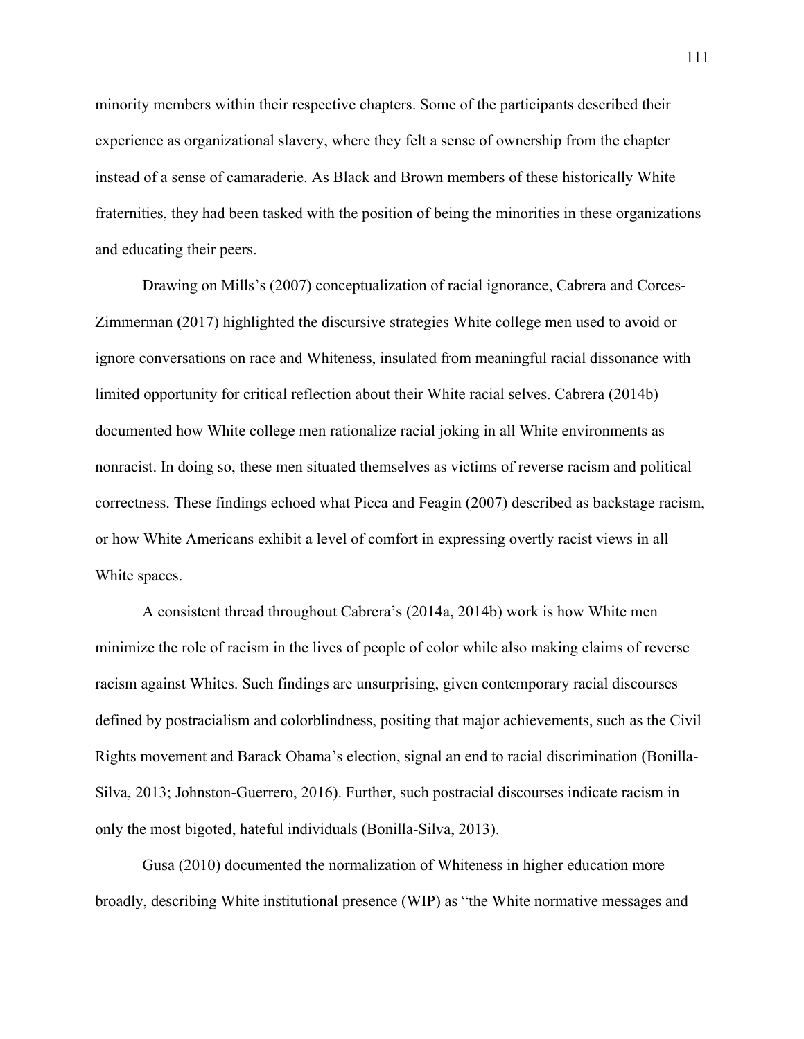minority members within their respective chapters. Some of the participants described their experience as organizational slavery, where they felt a sense of ownership from the chapter instead of a sense of camaraderie. As Black and Brown members of these historically White fraternities, they had been tasked with the position of being the minorities in these organizations and educating their peers.

Drawing on Mills's (2007) conceptualization of racial ignorance, Cabrera and Corces-Zimmerman (2017) highlighted the discursive strategies White college men used to avoid or ignore conversations on race and Whiteness, insulated from meaningful racial dissonance with limited opportunity for critical reflection about their White racial selves. Cabrera (2014b) documented how White college men rationalize racial joking in all White environments as nonracist. In doing so, these men situated themselves as victims of reverse racism and political correctness. These findings echoed what Picca and Feagin (2007) described as backstage racism, or how White Americans exhibit a level of comfort in expressing overtly racist views in all White spaces.

A consistent thread throughout Cabrera's (2014a, 2014b) work is how White men minimize the role of racism in the lives of people of color while also making claims of reverse racism against Whites. Such findings are unsurprising, given contemporary racial discourses defined by postracialism and colorblindness, positing that major achievements, such as the Civil Rights movement and Barack Obama's election, signal an end to racial discrimination (Bonilla-Silva, 2013; Johnston-Guerrero, 2016). Further, such postracial discourses indicate racism in only the most bigoted, hateful individuals (Bonilla-Silva, 2013).

Gusa (2010) documented the normalization of Whiteness in higher education more broadly, describing White institutional presence (WIP) as "the White normative messages and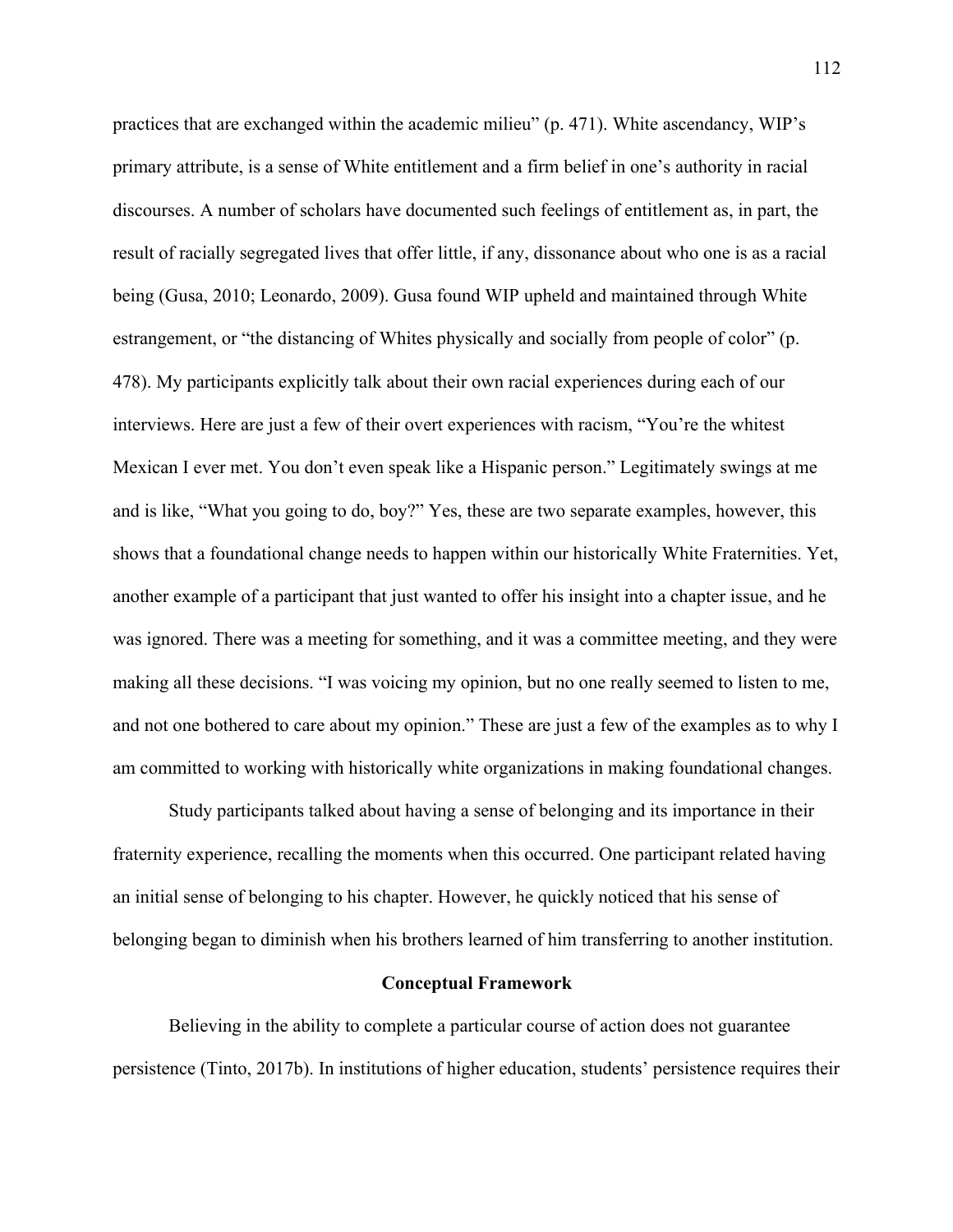practices that are exchanged within the academic milieu" (p. 471). White ascendancy, WIP's primary attribute, is a sense of White entitlement and a firm belief in one's authority in racial discourses. A number of scholars have documented such feelings of entitlement as, in part, the result of racially segregated lives that offer little, if any, dissonance about who one is as a racial being (Gusa, 2010; Leonardo, 2009). Gusa found WIP upheld and maintained through White estrangement, or "the distancing of Whites physically and socially from people of color" (p. 478). My participants explicitly talk about their own racial experiences during each of our interviews. Here are just a few of their overt experiences with racism, "You're the whitest Mexican I ever met. You don't even speak like a Hispanic person." Legitimately swings at me and is like, "What you going to do, boy?" Yes, these are two separate examples, however, this shows that a foundational change needs to happen within our historically White Fraternities. Yet, another example of a participant that just wanted to offer his insight into a chapter issue, and he was ignored. There was a meeting for something, and it was a committee meeting, and they were making all these decisions. "I was voicing my opinion, but no one really seemed to listen to me, and not one bothered to care about my opinion." These are just a few of the examples as to why I am committed to working with historically white organizations in making foundational changes.

Study participants talked about having a sense of belonging and its importance in their fraternity experience, recalling the moments when this occurred. One participant related having an initial sense of belonging to his chapter. However, he quickly noticed that his sense of belonging began to diminish when his brothers learned of him transferring to another institution.

## Conceptual Framework

Believing in the ability to complete a particular course of action does not guarantee persistence (Tinto, 2017b). In institutions of higher education, students' persistence requires their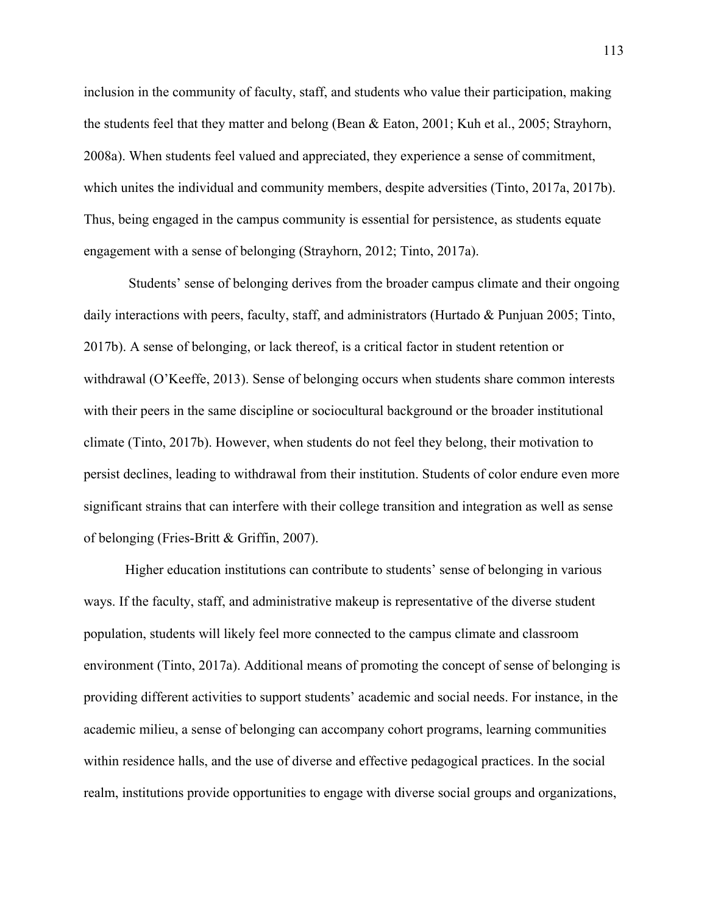inclusion in the community of faculty, staff, and students who value their participation, making the students feel that they matter and belong (Bean & Eaton, 2001; Kuh et al., 2005; Strayhorn, 2008a). When students feel valued and appreciated, they experience a sense of commitment, which unites the individual and community members, despite adversities (Tinto, 2017a, 2017b). Thus, being engaged in the campus community is essential for persistence, as students equate engagement with a sense of belonging (Strayhorn, 2012; Tinto, 2017a).

Students' sense of belonging derives from the broader campus climate and their ongoing daily interactions with peers, faculty, staff, and administrators (Hurtado & Punjuan 2005; Tinto, 2017b). A sense of belonging, or lack thereof, is a critical factor in student retention or withdrawal (O'Keeffe, 2013). Sense of belonging occurs when students share common interests with their peers in the same discipline or sociocultural background or the broader institutional climate (Tinto, 2017b). However, when students do not feel they belong, their motivation to persist declines, leading to withdrawal from their institution. Students of color endure even more significant strains that can interfere with their college transition and integration as well as sense of belonging (Fries-Britt & Griffin, 2007).

Higher education institutions can contribute to students' sense of belonging in various ways. If the faculty, staff, and administrative makeup is representative of the diverse student population, students will likely feel more connected to the campus climate and classroom environment (Tinto, 2017a). Additional means of promoting the concept of sense of belonging is providing different activities to support students' academic and social needs. For instance, in the academic milieu, a sense of belonging can accompany cohort programs, learning communities within residence halls, and the use of diverse and effective pedagogical practices. In the social realm, institutions provide opportunities to engage with diverse social groups and organizations,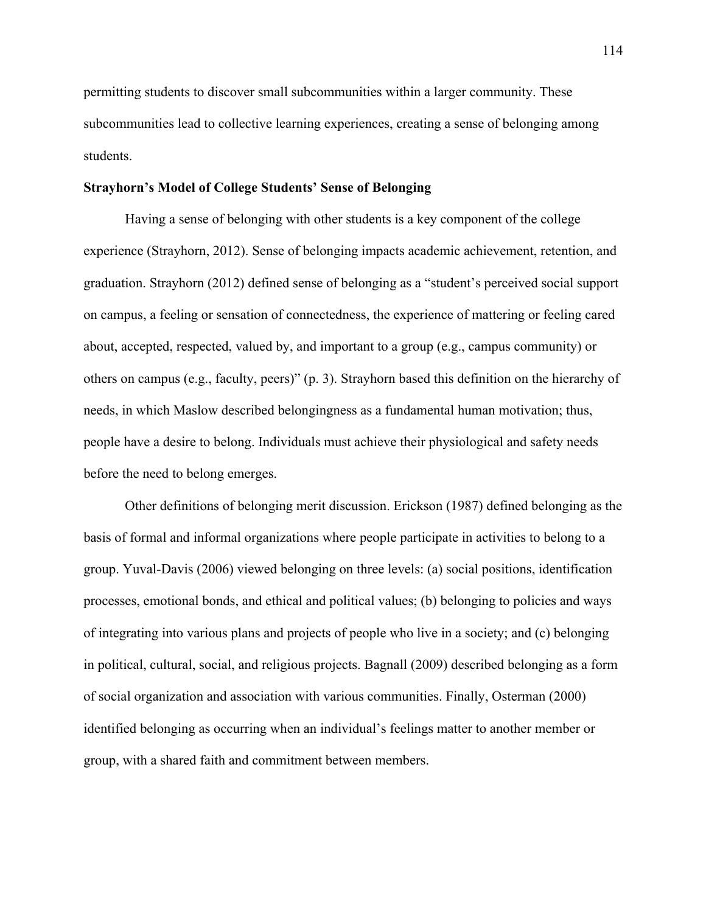permitting students to discover small subcommunities within a larger community. These subcommunities lead to collective learning experiences, creating a sense of belonging among students.

**Strayhorn's Model of College Students' Sense of Belonging**

Having a sense of belonging with other students is a key component of the college experience (Strayhorn, 2012). Sense of belonging impacts academic achievement, retention, and graduation. Strayhorn (2012) defined sense of belonging as a "student's perceived social support on campus, a feeling or sensation of connectedness, the experience of mattering or feeling cared about, accepted, respected, valued by, and important to a group (e.g., campus community) or others on campus (e.g., faculty, peers)" (p. 3). Strayhorn based this definition on the hierarchy of needs, in which Maslow described belongingness as a fundamental human motivation; thus, people have a desire to belong. Individuals must achieve their physiological and safety needs before the need to belong emerges.

Other definitions of belonging merit discussion. Erickson (1987) defined belonging as the basis of formal and informal organizations where people participate in activities to belong to a group. Yuval-Davis (2006) viewed belonging on three levels: (a) social positions, identification processes, emotional bonds, and ethical and political values; (b) belonging to policies and ways of integrating into various plans and projects of people who live in a society; and (c) belonging in political, cultural, social, and religious projects. Bagnall (2009) described belonging as a form of social organization and association with various communities. Finally, Osterman (2000) identified belonging as occurring when an individual's feelings matter to another member or group, with a shared faith and commitment between members.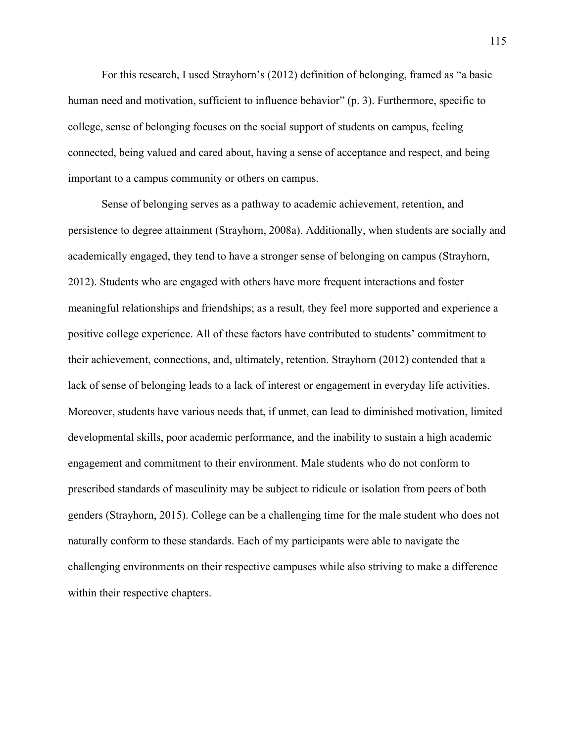For this research, I used Strayhorn's (2012) definition of belonging, framed as "a basic human need and motivation, sufficient to influence behavior" (p. 3). Furthermore, specific to college, sense of belonging focuses on the social support of students on campus, feeling connected, being valued and cared about, having a sense of acceptance and respect, and being important to a campus community or others on campus.

Sense of belonging serves as a pathway to academic achievement, retention, and persistence to degree attainment (Strayhorn, 2008a). Additionally, when students are socially and academically engaged, they tend to have a stronger sense of belonging on campus (Strayhorn, 2012). Students who are engaged with others have more frequent interactions and foster meaningful relationships and friendships; as a result, they feel more supported and experience a positive college experience. All of these factors have contributed to students' commitment to their achievement, connections, and, ultimately, retention. Strayhorn (2012) contended that a lack of sense of belonging leads to a lack of interest or engagement in everyday life activities. Moreover, students have various needs that, if unmet, can lead to diminished motivation, limited developmental skills, poor academic performance, and the inability to sustain a high academic engagement and commitment to their environment. Male students who do not conform to prescribed standards of masculinity may be subject to ridicule or isolation from peers of both genders (Strayhorn, 2015). College can be a challenging time for the male student who does not naturally conform to these standards. Each of my participants were able to navigate the challenging environments on their respective campuses while also striving to make a difference within their respective chapters.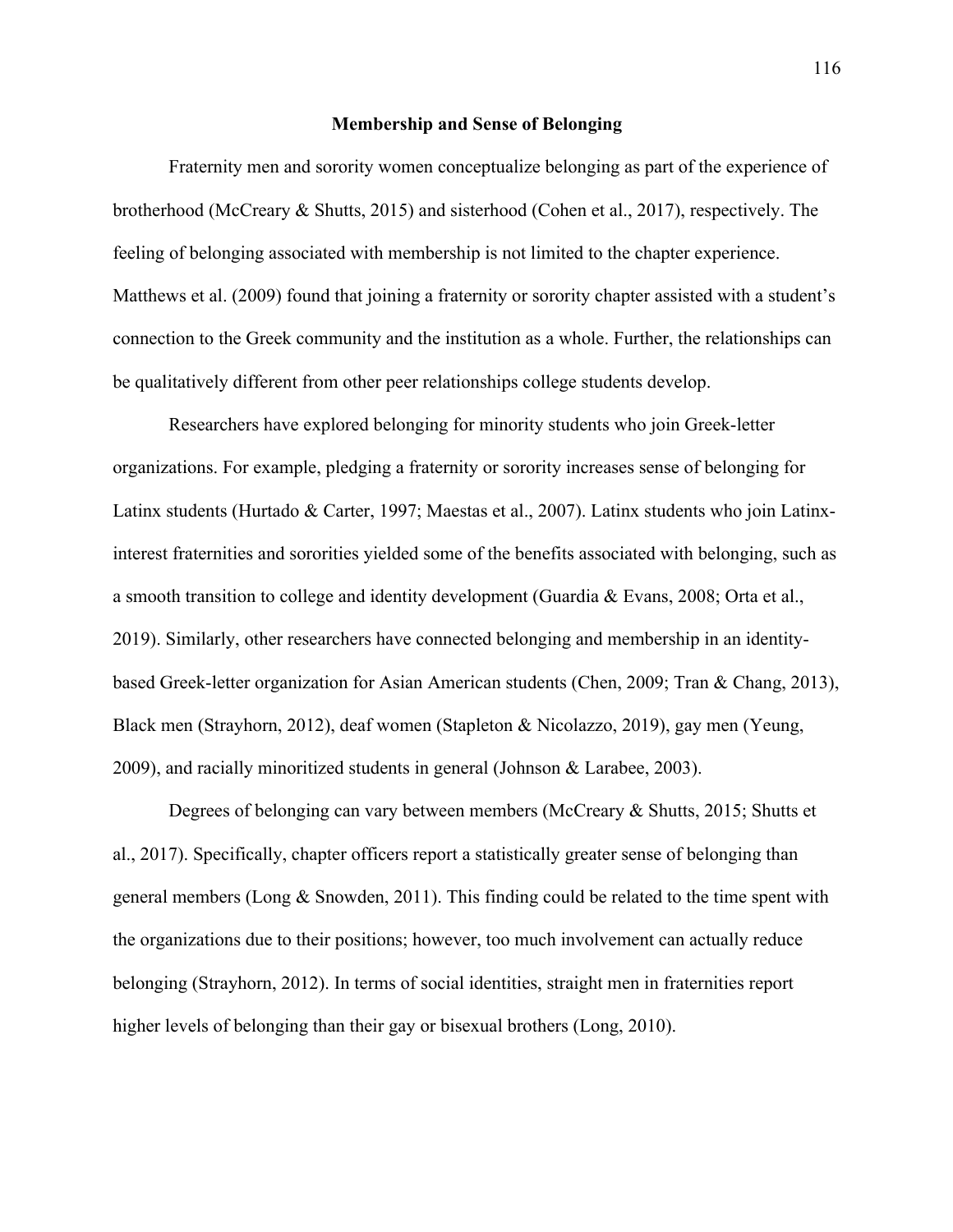## Membership and Sense of Belonging

Fraternity men and sorority women conceptualize belonging as part of the experience of brotherhood (McCreary & Shutts, 2015) and sisterhood (Cohen et al., 2017), respectively. The feeling of belonging associated with membership is not limited to the chapter experience. Matthews et al. (2009) found that joining a fraternity or sorority chapter assisted with a student's connection to the Greek community and the institution as a whole. Further, the relationships can be qualitatively different from other peer relationships college students develop.

Researchers have explored belonging for minority students who join Greek-letter organizations. For example, pledging a fraternity or sorority increases sense of belonging for Latinx students (Hurtado & Carter, 1997; Maestas et al., 2007). Latinx students who join Latinx-interest fraternities and sororities yielded some of the benefits associated with belonging, such as a smooth transition to college and identity development (Guardia & Evans, 2008; Orta et al., 2019). Similarly, other researchers have connected belonging and membership in an identity-based Greek-letter organization for Asian American students (Chen, 2009; Tran & Chang, 2013), Black men (Strayhorn, 2012), deaf women (Stapleton & Nicolazzo, 2019), gay men (Yeung, 2009), and racially minoritized students in general (Johnson & Larabee, 2003).

Degrees of belonging can vary between members (McCreary & Shutts, 2015; Shutts et al., 2017). Specifically, chapter officers report a statistically greater sense of belonging than general members (Long & Snowden, 2011). This finding could be related to the time spent with the organizations due to their positions; however, too much involvement can actually reduce belonging (Strayhorn, 2012). In terms of social identities, straight men in fraternities report higher levels of belonging than their gay or bisexual brothers (Long, 2010).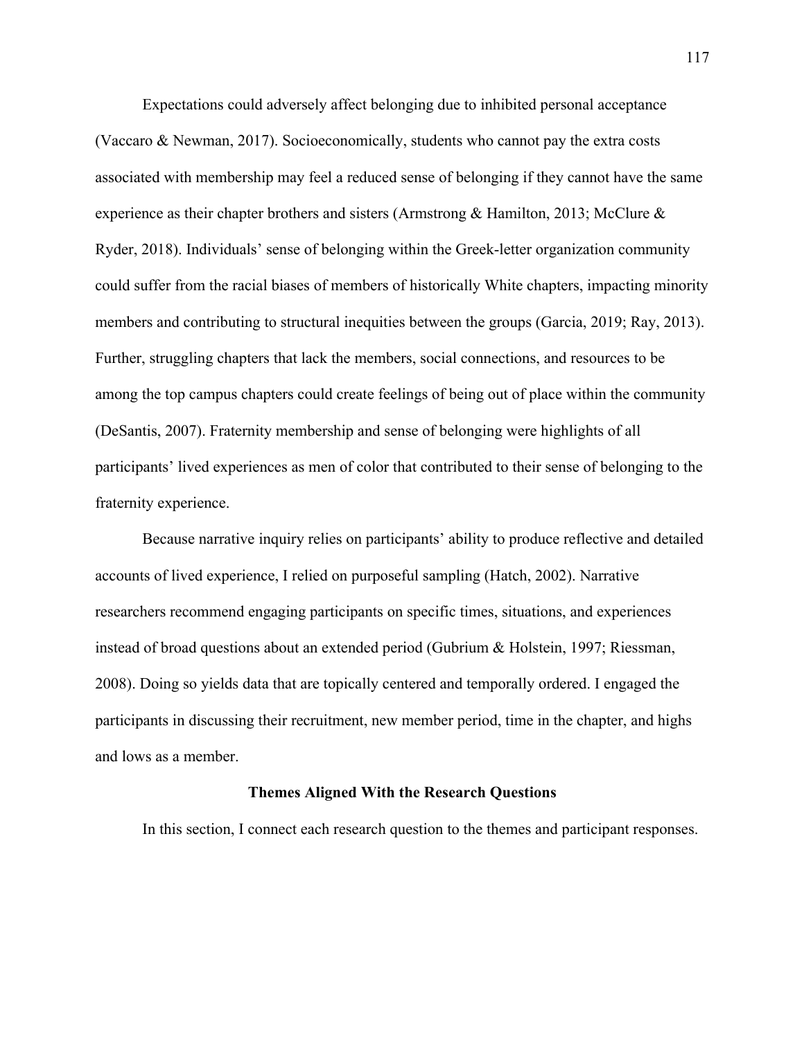Expectations could adversely affect belonging due to inhibited personal acceptance (Vaccaro & Newman, 2017). Socioeconomically, students who cannot pay the extra costs associated with membership may feel a reduced sense of belonging if they cannot have the same experience as their chapter brothers and sisters (Armstrong & Hamilton, 2013; McClure & Ryder, 2018). Individuals' sense of belonging within the Greek-letter organization community could suffer from the racial biases of members of historically White chapters, impacting minority members and contributing to structural inequities between the groups (Garcia, 2019; Ray, 2013). Further, struggling chapters that lack the members, social connections, and resources to be among the top campus chapters could create feelings of being out of place within the community (DeSantis, 2007). Fraternity membership and sense of belonging were highlights of all participants' lived experiences as men of color that contributed to their sense of belonging to the fraternity experience.

Because narrative inquiry relies on participants' ability to produce reflective and detailed accounts of lived experience, I relied on purposeful sampling (Hatch, 2002). Narrative researchers recommend engaging participants on specific times, situations, and experiences instead of broad questions about an extended period (Gubrium & Holstein, 1997; Riessman, 2008). Doing so yields data that are topically centered and temporally ordered. I engaged the participants in discussing their recruitment, new member period, time in the chapter, and highs and lows as a member.

## Themes Aligned With the Research Questions

In this section, I connect each research question to the themes and participant responses.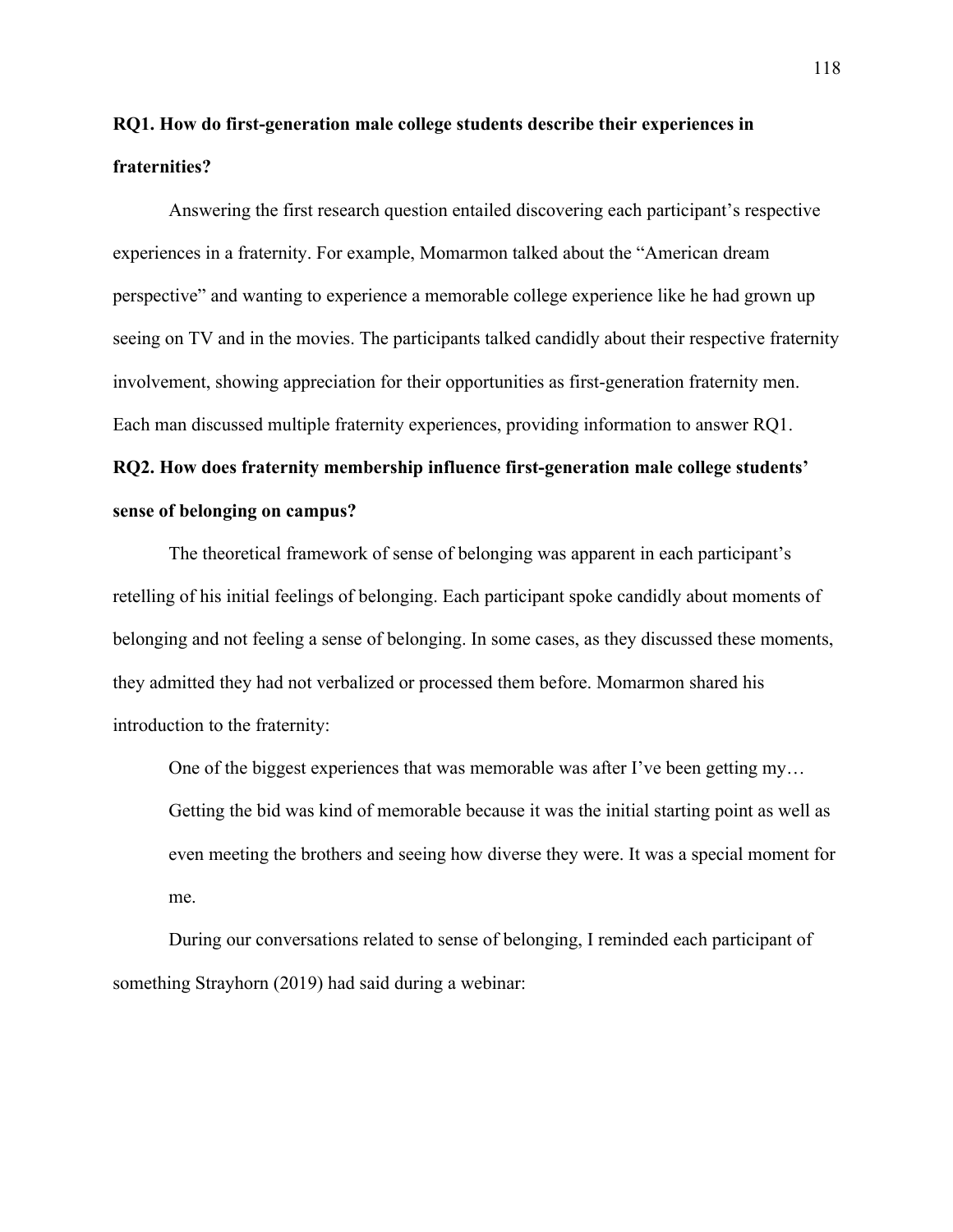**RQ1. How do first-generation male college students describe their experiences in fraternities?**

Answering the first research question entailed discovering each participant's respective experiences in a fraternity. For example, Momarmon talked about the "American dream perspective" and wanting to experience a memorable college experience like he had grown up seeing on TV and in the movies. The participants talked candidly about their respective fraternity involvement, showing appreciation for their opportunities as first-generation fraternity men. Each man discussed multiple fraternity experiences, providing information to answer RQ1.

**RQ2. How does fraternity membership influence first-generation male college students' sense of belonging on campus?**

The theoretical framework of sense of belonging was apparent in each participant's retelling of his initial feelings of belonging. Each participant spoke candidly about moments of belonging and not feeling a sense of belonging. In some cases, as they discussed these moments, they admitted they had not verbalized or processed them before. Momarmon shared his introduction to the fraternity:

> One of the biggest experiences that was memorable was after I've been getting my… Getting the bid was kind of memorable because it was the initial starting point as well as even meeting the brothers and seeing how diverse they were. It was a special moment for me.

During our conversations related to sense of belonging, I reminded each participant of something Strayhorn (2019) had said during a webinar: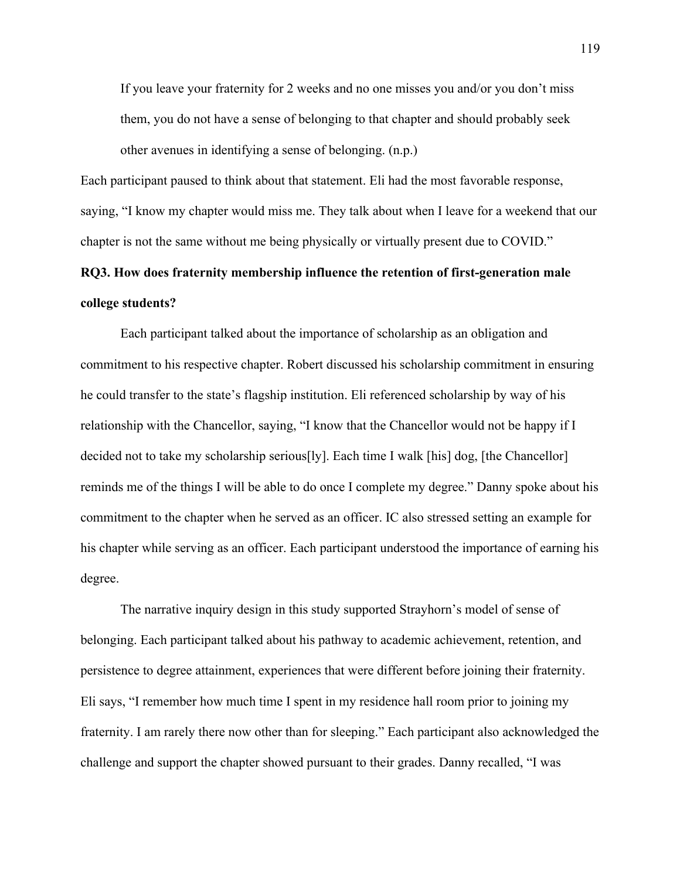> If you leave your fraternity for 2 weeks and no one misses you and/or you don't miss them, you do not have a sense of belonging to that chapter and should probably seek other avenues in identifying a sense of belonging. (n.p.)

Each participant paused to think about that statement. Eli had the most favorable response, saying, "I know my chapter would miss me. They talk about when I leave for a weekend that our chapter is not the same without me being physically or virtually present due to COVID."

**RQ3. How does fraternity membership influence the retention of first-generation male college students?**

Each participant talked about the importance of scholarship as an obligation and commitment to his respective chapter. Robert discussed his scholarship commitment in ensuring he could transfer to the state's flagship institution. Eli referenced scholarship by way of his relationship with the Chancellor, saying, "I know that the Chancellor would not be happy if I decided not to take my scholarship serious[ly]. Each time I walk [his] dog, [the Chancellor] reminds me of the things I will be able to do once I complete my degree." Danny spoke about his commitment to the chapter when he served as an officer. IC also stressed setting an example for his chapter while serving as an officer. Each participant understood the importance of earning his degree.

The narrative inquiry design in this study supported Strayhorn's model of sense of belonging. Each participant talked about his pathway to academic achievement, retention, and persistence to degree attainment, experiences that were different before joining their fraternity. Eli says, "I remember how much time I spent in my residence hall room prior to joining my fraternity. I am rarely there now other than for sleeping." Each participant also acknowledged the challenge and support the chapter showed pursuant to their grades. Danny recalled, "I was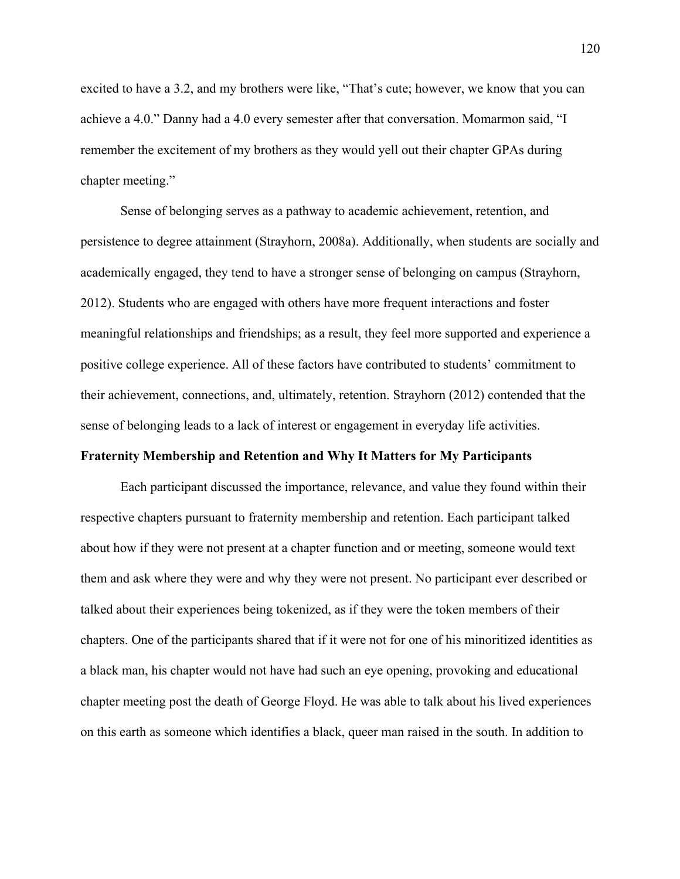excited to have a 3.2, and my brothers were like, "That's cute; however, we know that you can achieve a 4.0." Danny had a 4.0 every semester after that conversation. Momarmon said, "I remember the excitement of my brothers as they would yell out their chapter GPAs during chapter meeting."

Sense of belonging serves as a pathway to academic achievement, retention, and persistence to degree attainment (Strayhorn, 2008a). Additionally, when students are socially and academically engaged, they tend to have a stronger sense of belonging on campus (Strayhorn, 2012). Students who are engaged with others have more frequent interactions and foster meaningful relationships and friendships; as a result, they feel more supported and experience a positive college experience. All of these factors have contributed to students' commitment to their achievement, connections, and, ultimately, retention. Strayhorn (2012) contended that the sense of belonging leads to a lack of interest or engagement in everyday life activities.

**Fraternity Membership and Retention and Why It Matters for My Participants**

Each participant discussed the importance, relevance, and value they found within their respective chapters pursuant to fraternity membership and retention. Each participant talked about how if they were not present at a chapter function and or meeting, someone would text them and ask where they were and why they were not present. No participant ever described or talked about their experiences being tokenized, as if they were the token members of their chapters. One of the participants shared that if it were not for one of his minoritized identities as a black man, his chapter would not have had such an eye opening, provoking and educational chapter meeting post the death of George Floyd. He was able to talk about his lived experiences on this earth as someone which identifies a black, queer man raised in the south. In addition to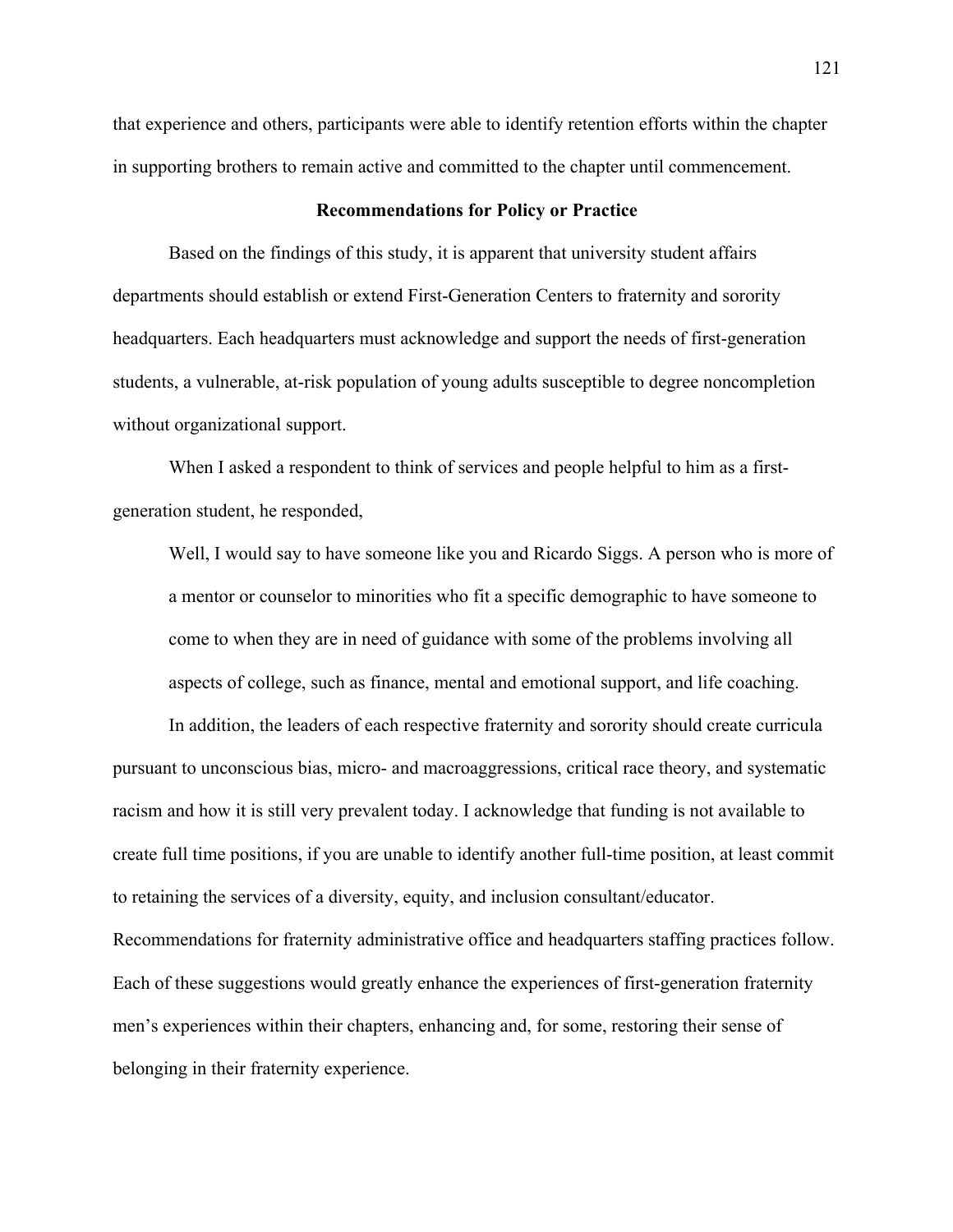that experience and others, participants were able to identify retention efforts within the chapter in supporting brothers to remain active and committed to the chapter until commencement.

## Recommendations for Policy or Practice

Based on the findings of this study, it is apparent that university student affairs departments should establish or extend First-Generation Centers to fraternity and sorority headquarters. Each headquarters must acknowledge and support the needs of first-generation students, a vulnerable, at-risk population of young adults susceptible to degree noncompletion without organizational support.

When I asked a respondent to think of services and people helpful to him as a first-generation student, he responded,

> Well, I would say to have someone like you and Ricardo Siggs. A person who is more of a mentor or counselor to minorities who fit a specific demographic to have someone to come to when they are in need of guidance with some of the problems involving all aspects of college, such as finance, mental and emotional support, and life coaching.

In addition, the leaders of each respective fraternity and sorority should create curricula pursuant to unconscious bias, micro- and macroaggressions, critical race theory, and systematic racism and how it is still very prevalent today. I acknowledge that funding is not available to create full time positions, if you are unable to identify another full-time position, at least commit to retaining the services of a diversity, equity, and inclusion consultant/educator. Recommendations for fraternity administrative office and headquarters staffing practices follow. Each of these suggestions would greatly enhance the experiences of first-generation fraternity men's experiences within their chapters, enhancing and, for some, restoring their sense of belonging in their fraternity experience.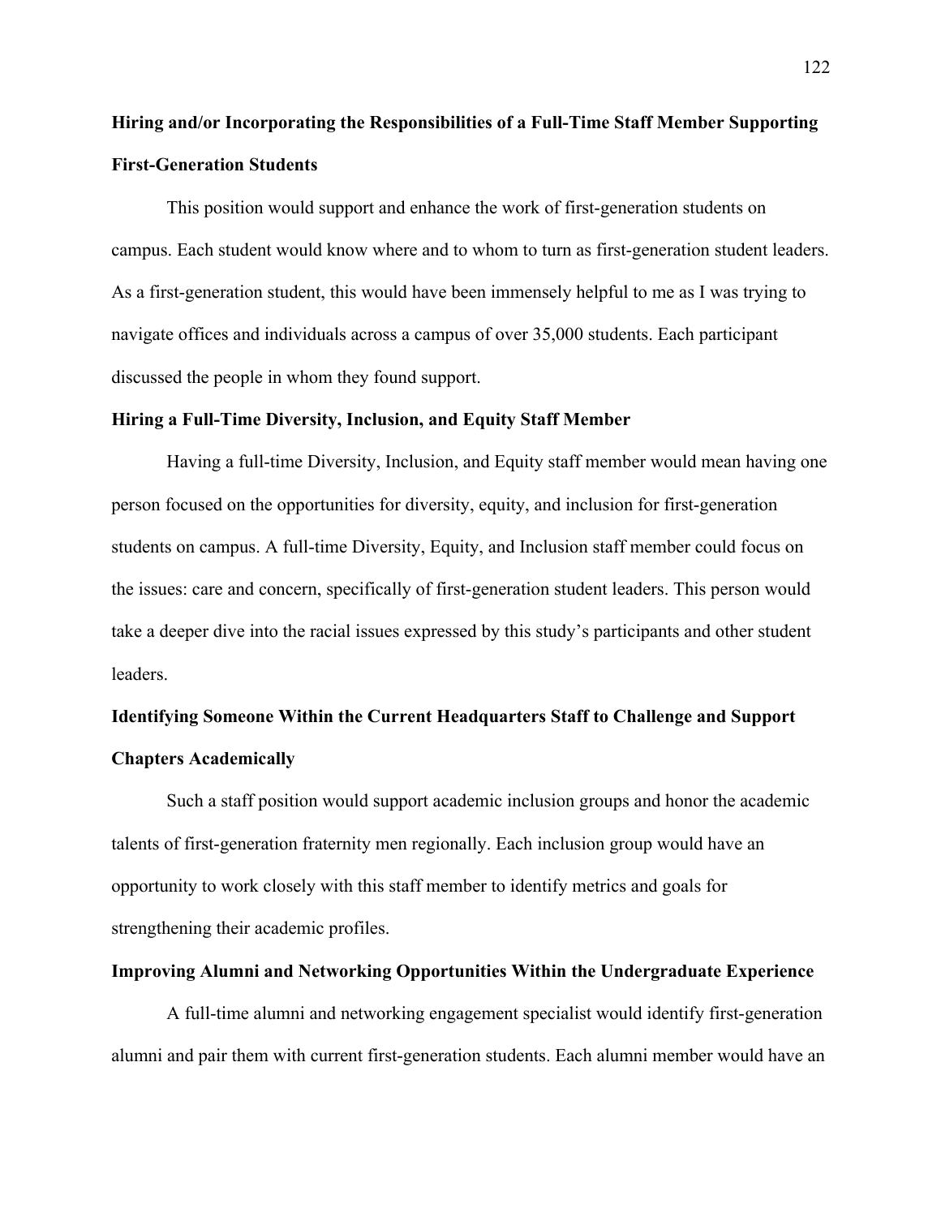### Hiring and/or Incorporating the Responsibilities of a Full-Time Staff Member Supporting First-Generation Students

This position would support and enhance the work of first-generation students on campus. Each student would know where and to whom to turn as first-generation student leaders. As a first-generation student, this would have been immensely helpful to me as I was trying to navigate offices and individuals across a campus of over 35,000 students. Each participant discussed the people in whom they found support.

### Hiring a Full-Time Diversity, Inclusion, and Equity Staff Member

Having a full-time Diversity, Inclusion, and Equity staff member would mean having one person focused on the opportunities for diversity, equity, and inclusion for first-generation students on campus. A full-time Diversity, Equity, and Inclusion staff member could focus on the issues: care and concern, specifically of first-generation student leaders. This person would take a deeper dive into the racial issues expressed by this study's participants and other student leaders.

### Identifying Someone Within the Current Headquarters Staff to Challenge and Support Chapters Academically

Such a staff position would support academic inclusion groups and honor the academic talents of first-generation fraternity men regionally. Each inclusion group would have an opportunity to work closely with this staff member to identify metrics and goals for strengthening their academic profiles.

### Improving Alumni and Networking Opportunities Within the Undergraduate Experience

A full-time alumni and networking engagement specialist would identify first-generation alumni and pair them with current first-generation students. Each alumni member would have an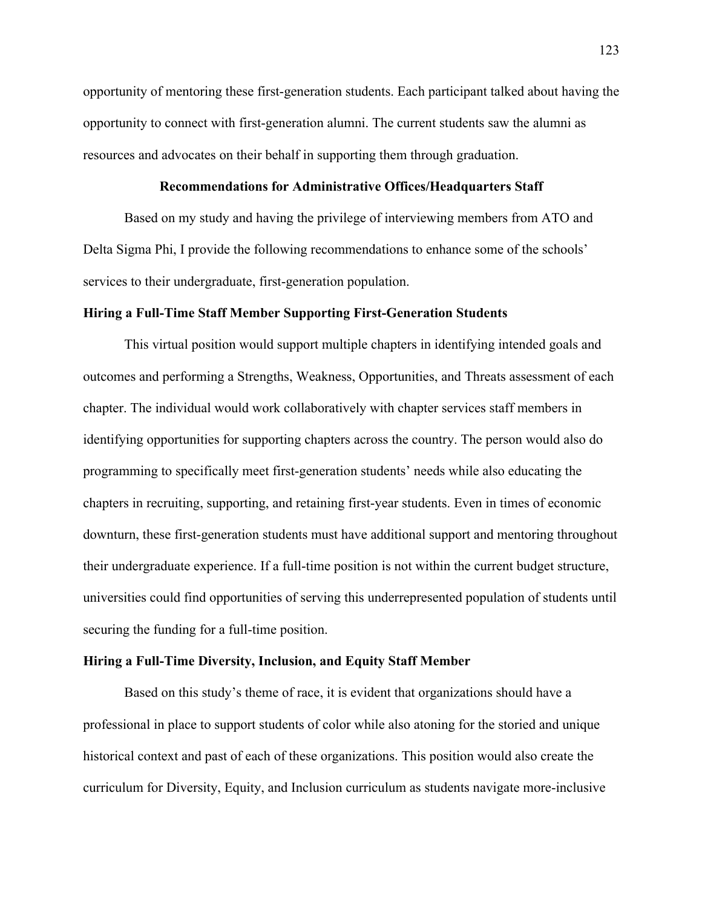opportunity of mentoring these first-generation students. Each participant talked about having the opportunity to connect with first-generation alumni. The current students saw the alumni as resources and advocates on their behalf in supporting them through graduation.

## Recommendations for Administrative Offices/Headquarters Staff

Based on my study and having the privilege of interviewing members from ATO and Delta Sigma Phi, I provide the following recommendations to enhance some of the schools' services to their undergraduate, first-generation population.

### Hiring a Full-Time Staff Member Supporting First-Generation Students

This virtual position would support multiple chapters in identifying intended goals and outcomes and performing a Strengths, Weakness, Opportunities, and Threats assessment of each chapter. The individual would work collaboratively with chapter services staff members in identifying opportunities for supporting chapters across the country. The person would also do programming to specifically meet first-generation students' needs while also educating the chapters in recruiting, supporting, and retaining first-year students. Even in times of economic downturn, these first-generation students must have additional support and mentoring throughout their undergraduate experience. If a full-time position is not within the current budget structure, universities could find opportunities of serving this underrepresented population of students until securing the funding for a full-time position.

### Hiring a Full-Time Diversity, Inclusion, and Equity Staff Member

Based on this study's theme of race, it is evident that organizations should have a professional in place to support students of color while also atoning for the storied and unique historical context and past of each of these organizations. This position would also create the curriculum for Diversity, Equity, and Inclusion curriculum as students navigate more-inclusive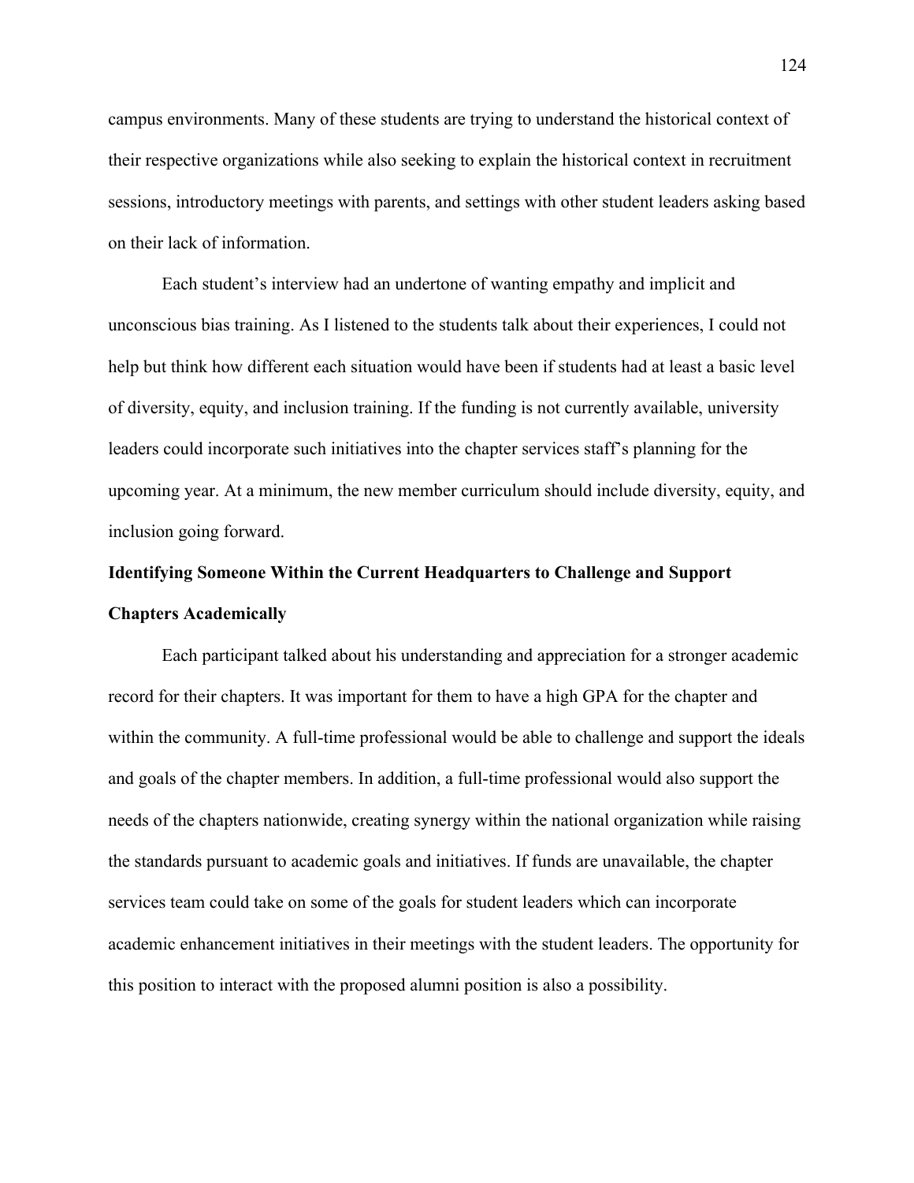campus environments. Many of these students are trying to understand the historical context of their respective organizations while also seeking to explain the historical context in recruitment sessions, introductory meetings with parents, and settings with other student leaders asking based on their lack of information.

Each student's interview had an undertone of wanting empathy and implicit and unconscious bias training. As I listened to the students talk about their experiences, I could not help but think how different each situation would have been if students had at least a basic level of diversity, equity, and inclusion training. If the funding is not currently available, university leaders could incorporate such initiatives into the chapter services staff's planning for the upcoming year. At a minimum, the new member curriculum should include diversity, equity, and inclusion going forward.

### Identifying Someone Within the Current Headquarters to Challenge and Support Chapters Academically

Each participant talked about his understanding and appreciation for a stronger academic record for their chapters. It was important for them to have a high GPA for the chapter and within the community. A full-time professional would be able to challenge and support the ideals and goals of the chapter members. In addition, a full-time professional would also support the needs of the chapters nationwide, creating synergy within the national organization while raising the standards pursuant to academic goals and initiatives. If funds are unavailable, the chapter services team could take on some of the goals for student leaders which can incorporate academic enhancement initiatives in their meetings with the student leaders. The opportunity for this position to interact with the proposed alumni position is also a possibility.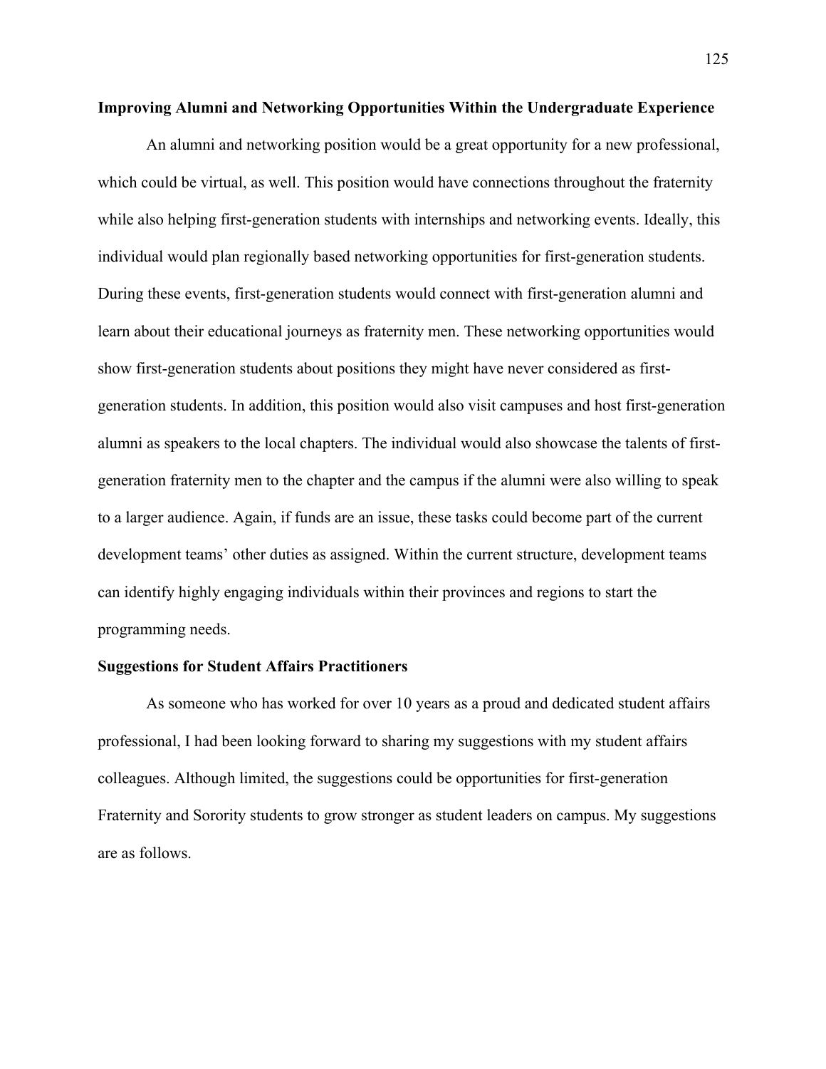**Improving Alumni and Networking Opportunities Within the Undergraduate Experience**

An alumni and networking position would be a great opportunity for a new professional, which could be virtual, as well. This position would have connections throughout the fraternity while also helping first-generation students with internships and networking events. Ideally, this individual would plan regionally based networking opportunities for first-generation students. During these events, first-generation students would connect with first-generation alumni and learn about their educational journeys as fraternity men. These networking opportunities would show first-generation students about positions they might have never considered as first-generation students. In addition, this position would also visit campuses and host first-generation alumni as speakers to the local chapters. The individual would also showcase the talents of first-generation fraternity men to the chapter and the campus if the alumni were also willing to speak to a larger audience. Again, if funds are an issue, these tasks could become part of the current development teams' other duties as assigned. Within the current structure, development teams can identify highly engaging individuals within their provinces and regions to start the programming needs.

**Suggestions for Student Affairs Practitioners**

As someone who has worked for over 10 years as a proud and dedicated student affairs professional, I had been looking forward to sharing my suggestions with my student affairs colleagues. Although limited, the suggestions could be opportunities for first-generation Fraternity and Sorority students to grow stronger as student leaders on campus. My suggestions are as follows.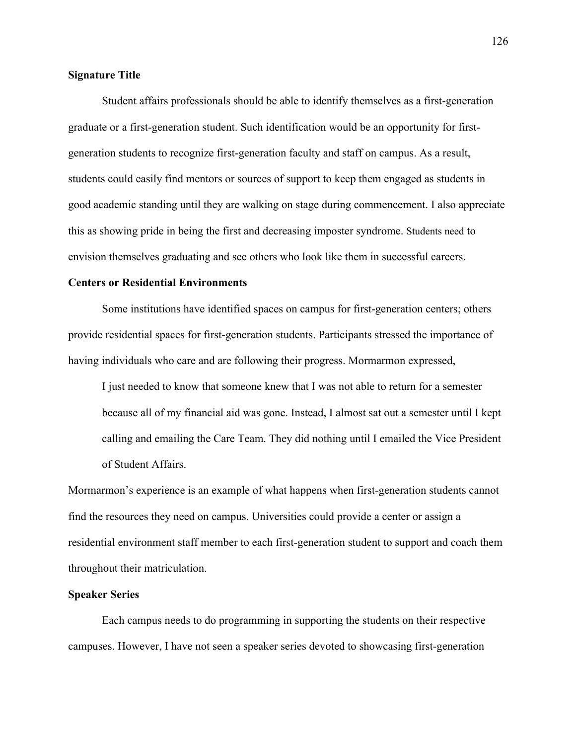**Signature Title**

Student affairs professionals should be able to identify themselves as a first-generation graduate or a first-generation student. Such identification would be an opportunity for first-generation students to recognize first-generation faculty and staff on campus. As a result, students could easily find mentors or sources of support to keep them engaged as students in good academic standing until they are walking on stage during commencement. I also appreciate this as showing pride in being the first and decreasing imposter syndrome. Students need to envision themselves graduating and see others who look like them in successful careers.

**Centers or Residential Environments**

Some institutions have identified spaces on campus for first-generation centers; others provide residential spaces for first-generation students. Participants stressed the importance of having individuals who care and are following their progress. Mormarmon expressed,

> I just needed to know that someone knew that I was not able to return for a semester because all of my financial aid was gone. Instead, I almost sat out a semester until I kept calling and emailing the Care Team. They did nothing until I emailed the Vice President of Student Affairs.

Mormarmon's experience is an example of what happens when first-generation students cannot find the resources they need on campus. Universities could provide a center or assign a residential environment staff member to each first-generation student to support and coach them throughout their matriculation.

**Speaker Series**

Each campus needs to do programming in supporting the students on their respective campuses. However, I have not seen a speaker series devoted to showcasing first-generation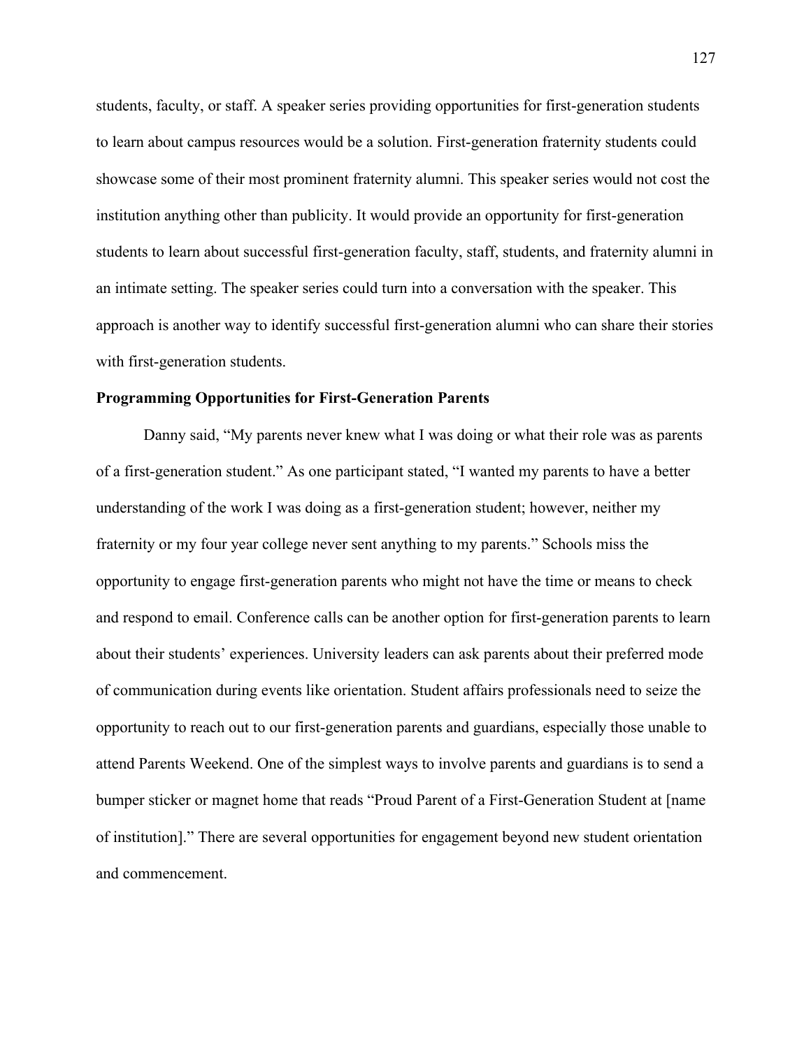students, faculty, or staff. A speaker series providing opportunities for first-generation students to learn about campus resources would be a solution. First-generation fraternity students could showcase some of their most prominent fraternity alumni. This speaker series would not cost the institution anything other than publicity. It would provide an opportunity for first-generation students to learn about successful first-generation faculty, staff, students, and fraternity alumni in an intimate setting. The speaker series could turn into a conversation with the speaker. This approach is another way to identify successful first-generation alumni who can share their stories with first-generation students.

**Programming Opportunities for First-Generation Parents**

Danny said, "My parents never knew what I was doing or what their role was as parents of a first-generation student." As one participant stated, "I wanted my parents to have a better understanding of the work I was doing as a first-generation student; however, neither my fraternity or my four year college never sent anything to my parents." Schools miss the opportunity to engage first-generation parents who might not have the time or means to check and respond to email. Conference calls can be another option for first-generation parents to learn about their students' experiences. University leaders can ask parents about their preferred mode of communication during events like orientation. Student affairs professionals need to seize the opportunity to reach out to our first-generation parents and guardians, especially those unable to attend Parents Weekend. One of the simplest ways to involve parents and guardians is to send a bumper sticker or magnet home that reads "Proud Parent of a First-Generation Student at [name of institution]." There are several opportunities for engagement beyond new student orientation and commencement.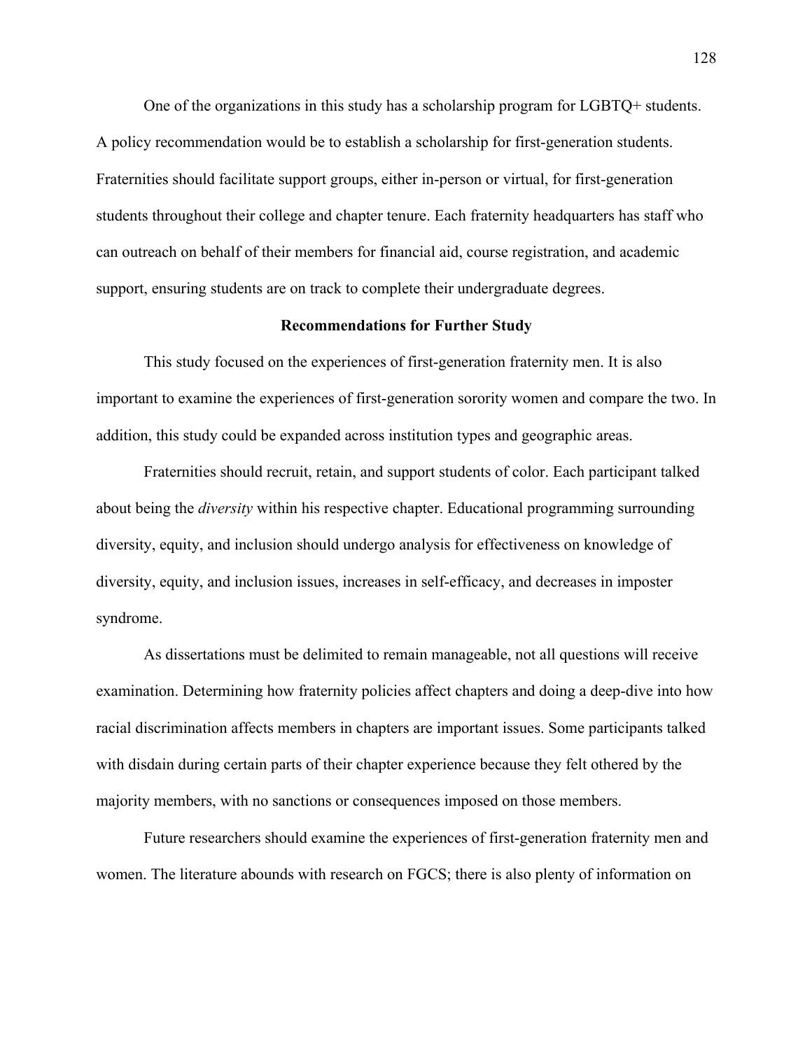One of the organizations in this study has a scholarship program for LGBTQ+ students. A policy recommendation would be to establish a scholarship for first-generation students. Fraternities should facilitate support groups, either in-person or virtual, for first-generation students throughout their college and chapter tenure. Each fraternity headquarters has staff who can outreach on behalf of their members for financial aid, course registration, and academic support, ensuring students are on track to complete their undergraduate degrees.

## Recommendations for Further Study

This study focused on the experiences of first-generation fraternity men. It is also important to examine the experiences of first-generation sorority women and compare the two. In addition, this study could be expanded across institution types and geographic areas.

Fraternities should recruit, retain, and support students of color. Each participant talked about being the *diversity* within his respective chapter. Educational programming surrounding diversity, equity, and inclusion should undergo analysis for effectiveness on knowledge of diversity, equity, and inclusion issues, increases in self-efficacy, and decreases in imposter syndrome.

As dissertations must be delimited to remain manageable, not all questions will receive examination. Determining how fraternity policies affect chapters and doing a deep-dive into how racial discrimination affects members in chapters are important issues. Some participants talked with disdain during certain parts of their chapter experience because they felt othered by the majority members, with no sanctions or consequences imposed on those members.

Future researchers should examine the experiences of first-generation fraternity men and women. The literature abounds with research on FGCS; there is also plenty of information on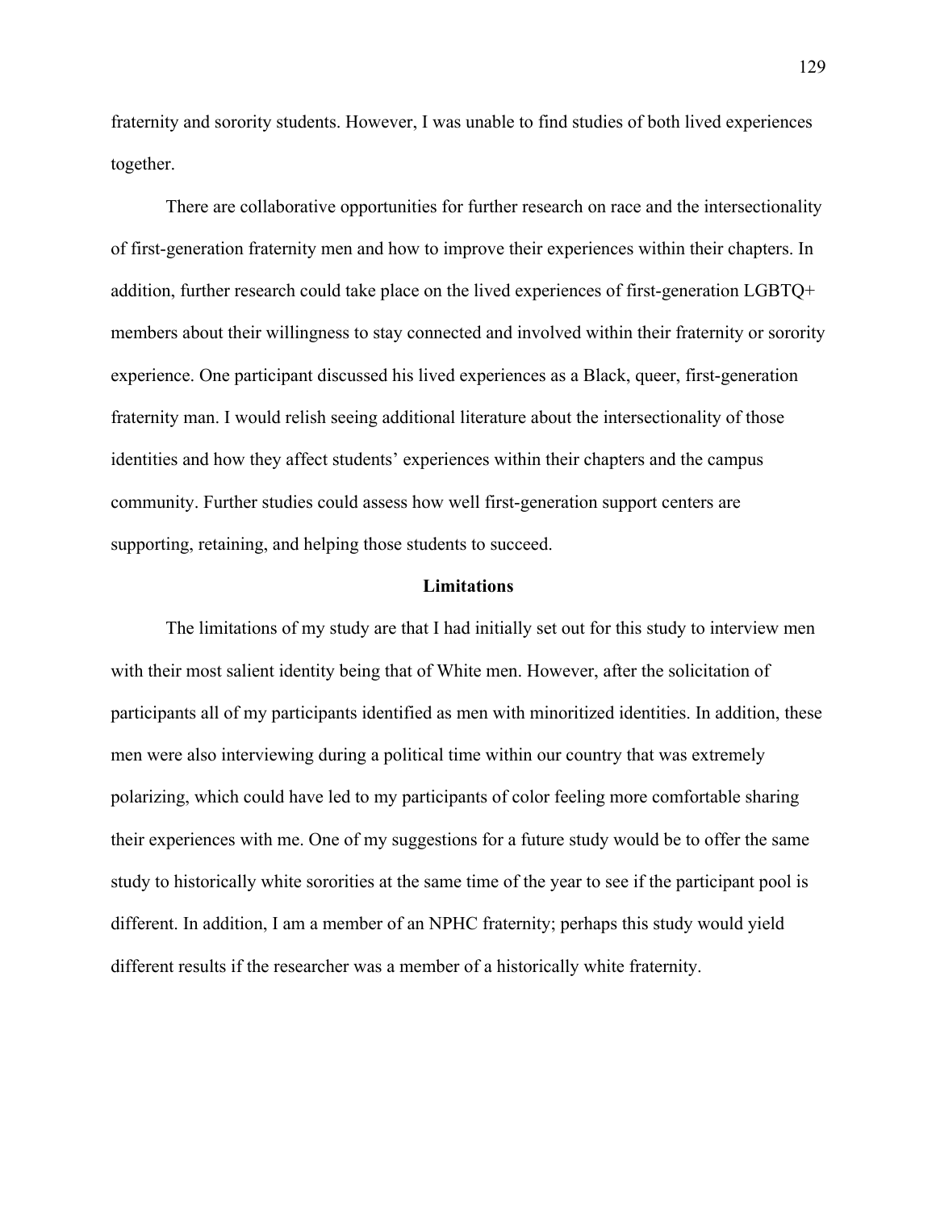fraternity and sorority students. However, I was unable to find studies of both lived experiences together.

There are collaborative opportunities for further research on race and the intersectionality of first-generation fraternity men and how to improve their experiences within their chapters. In addition, further research could take place on the lived experiences of first-generation LGBTQ+ members about their willingness to stay connected and involved within their fraternity or sorority experience. One participant discussed his lived experiences as a Black, queer, first-generation fraternity man. I would relish seeing additional literature about the intersectionality of those identities and how they affect students' experiences within their chapters and the campus community. Further studies could assess how well first-generation support centers are supporting, retaining, and helping those students to succeed.

## Limitations

The limitations of my study are that I had initially set out for this study to interview men with their most salient identity being that of White men. However, after the solicitation of participants all of my participants identified as men with minoritized identities. In addition, these men were also interviewing during a political time within our country that was extremely polarizing, which could have led to my participants of color feeling more comfortable sharing their experiences with me. One of my suggestions for a future study would be to offer the same study to historically white sororities at the same time of the year to see if the participant pool is different. In addition, I am a member of an NPHC fraternity; perhaps this study would yield different results if the researcher was a member of a historically white fraternity.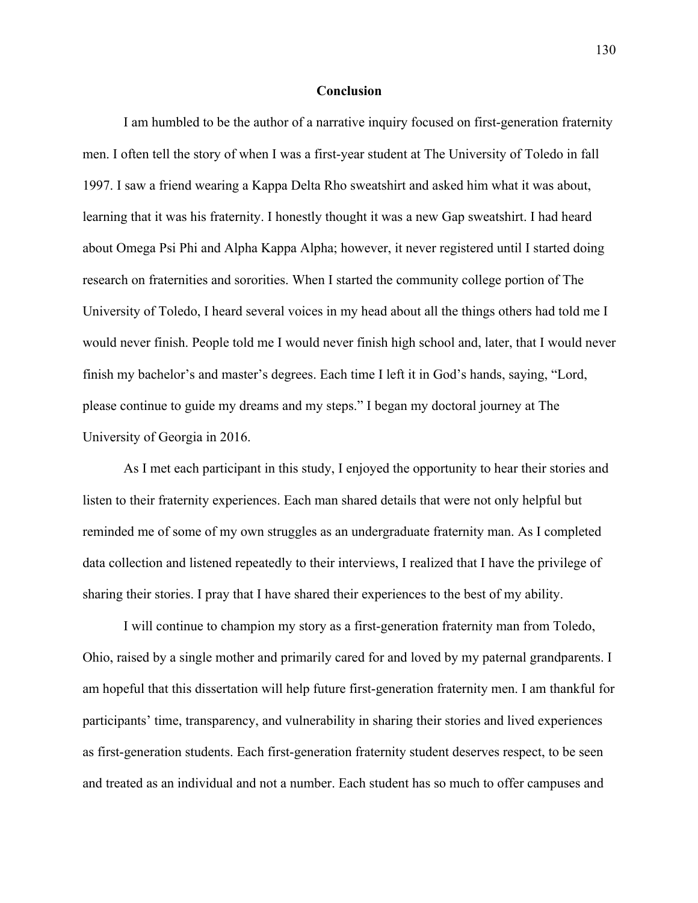## Conclusion

I am humbled to be the author of a narrative inquiry focused on first-generation fraternity men. I often tell the story of when I was a first-year student at The University of Toledo in fall 1997. I saw a friend wearing a Kappa Delta Rho sweatshirt and asked him what it was about, learning that it was his fraternity. I honestly thought it was a new Gap sweatshirt. I had heard about Omega Psi Phi and Alpha Kappa Alpha; however, it never registered until I started doing research on fraternities and sororities. When I started the community college portion of The University of Toledo, I heard several voices in my head about all the things others had told me I would never finish. People told me I would never finish high school and, later, that I would never finish my bachelor's and master's degrees. Each time I left it in God's hands, saying, "Lord, please continue to guide my dreams and my steps." I began my doctoral journey at The University of Georgia in 2016.

As I met each participant in this study, I enjoyed the opportunity to hear their stories and listen to their fraternity experiences. Each man shared details that were not only helpful but reminded me of some of my own struggles as an undergraduate fraternity man. As I completed data collection and listened repeatedly to their interviews, I realized that I have the privilege of sharing their stories. I pray that I have shared their experiences to the best of my ability.

I will continue to champion my story as a first-generation fraternity man from Toledo, Ohio, raised by a single mother and primarily cared for and loved by my paternal grandparents. I am hopeful that this dissertation will help future first-generation fraternity men. I am thankful for participants' time, transparency, and vulnerability in sharing their stories and lived experiences as first-generation students. Each first-generation fraternity student deserves respect, to be seen and treated as an individual and not a number. Each student has so much to offer campuses and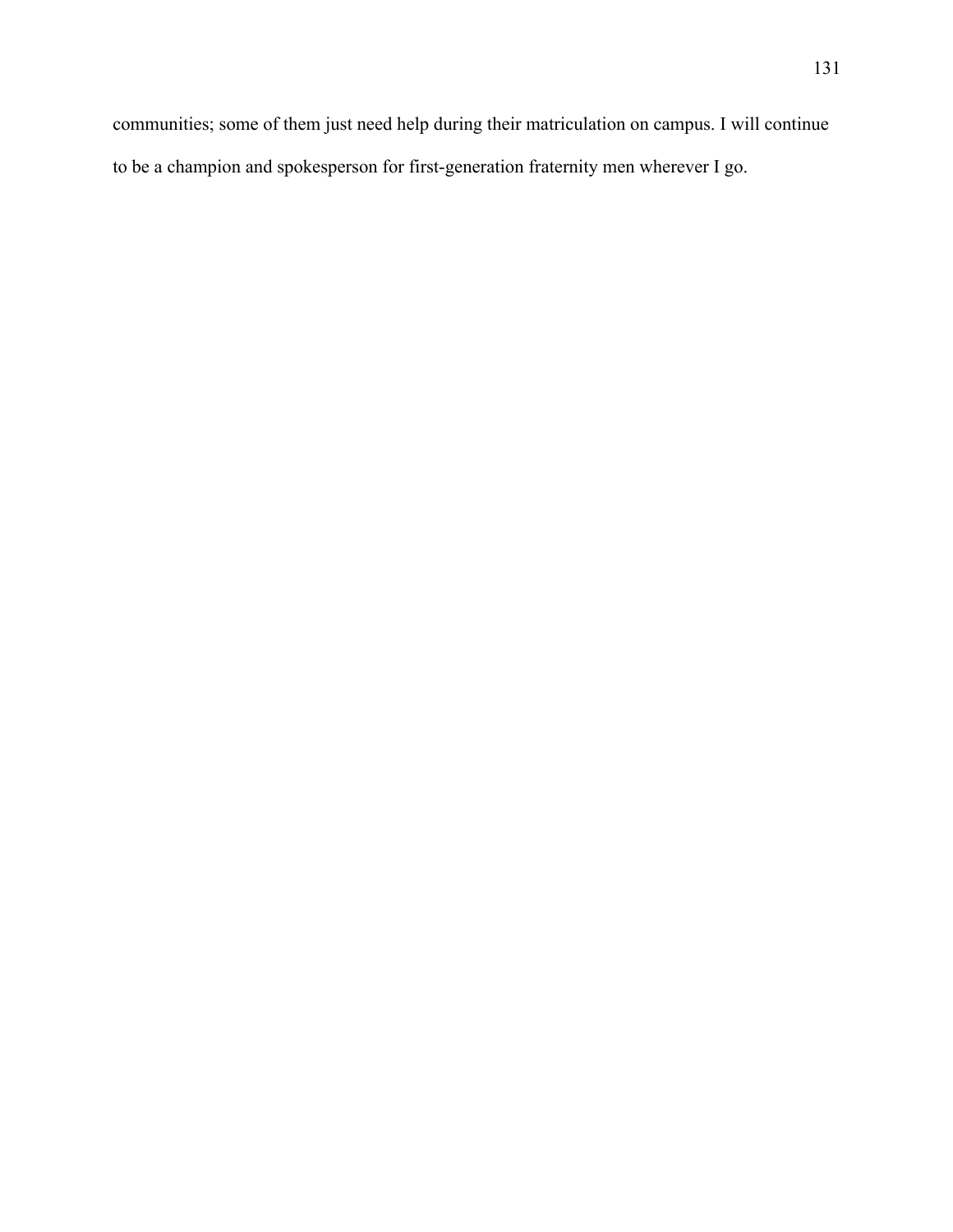communities; some of them just need help during their matriculation on campus. I will continue to be a champion and spokesperson for first-generation fraternity men wherever I go.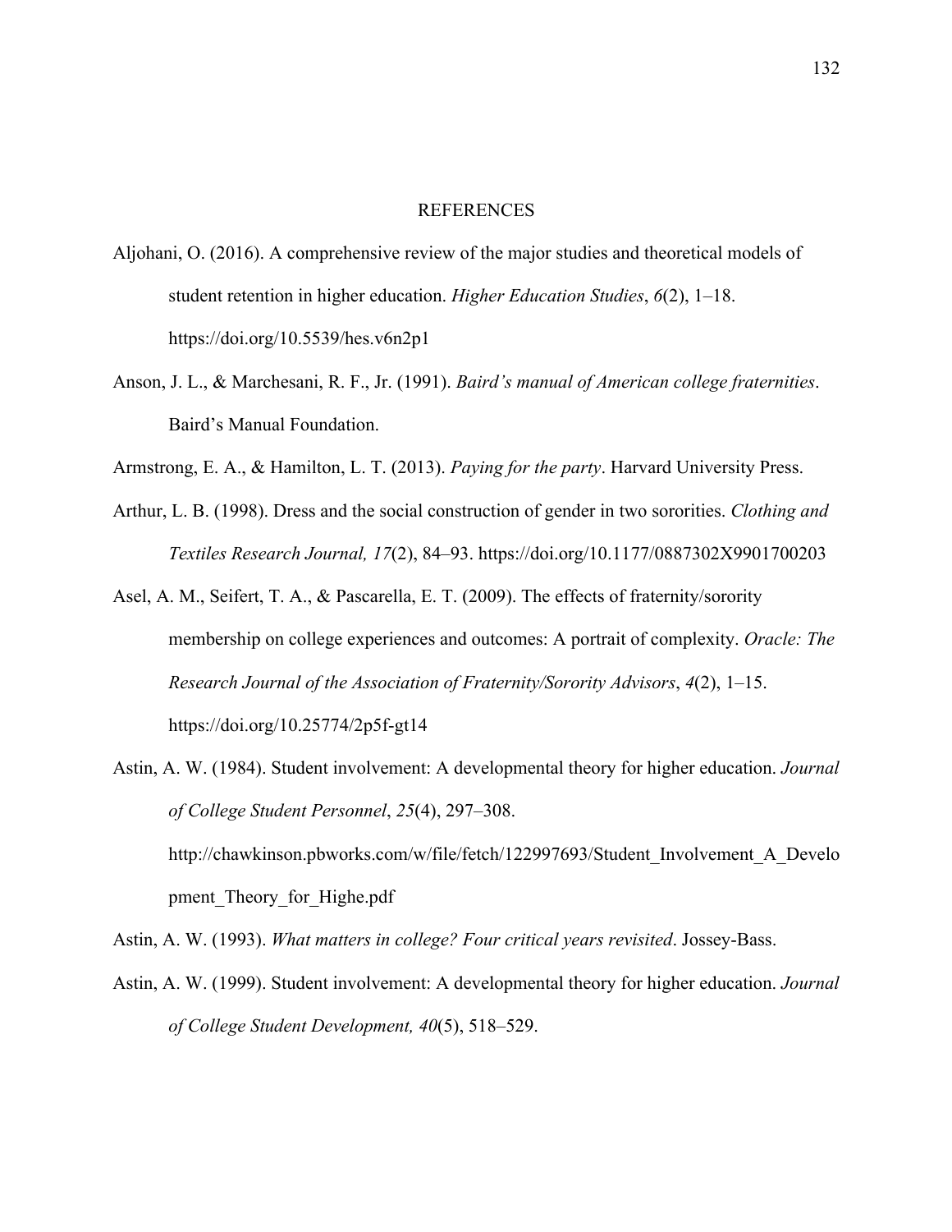# REFERENCES

Aljohani, O. (2016). A comprehensive review of the major studies and theoretical models of student retention in higher education. *Higher Education Studies*, *6*(2), 1–18. https://doi.org/10.5539/hes.v6n2p1

Anson, J. L., & Marchesani, R. F., Jr. (1991). *Baird's manual of American college fraternities*. Baird's Manual Foundation.

Armstrong, E. A., & Hamilton, L. T. (2013). *Paying for the party*. Harvard University Press.

Arthur, L. B. (1998). Dress and the social construction of gender in two sororities. *Clothing and Textiles Research Journal, 17*(2), 84–93. https://doi.org/10.1177/0887302X9901700203

Asel, A. M., Seifert, T. A., & Pascarella, E. T. (2009). The effects of fraternity/sorority membership on college experiences and outcomes: A portrait of complexity. *Oracle: The Research Journal of the Association of Fraternity/Sorority Advisors*, *4*(2), 1–15. https://doi.org/10.25774/2p5f-gt14

Astin, A. W. (1984). Student involvement: A developmental theory for higher education. *Journal of College Student Personnel*, *25*(4), 297–308. http://chawkinson.pbworks.com/w/file/fetch/122997693/Student_Involvement_A_Development_Theory_for_Highe.pdf

Astin, A. W. (1993). *What matters in college? Four critical years revisited*. Jossey-Bass.

Astin, A. W. (1999). Student involvement: A developmental theory for higher education. *Journal of College Student Development, 40*(5), 518–529.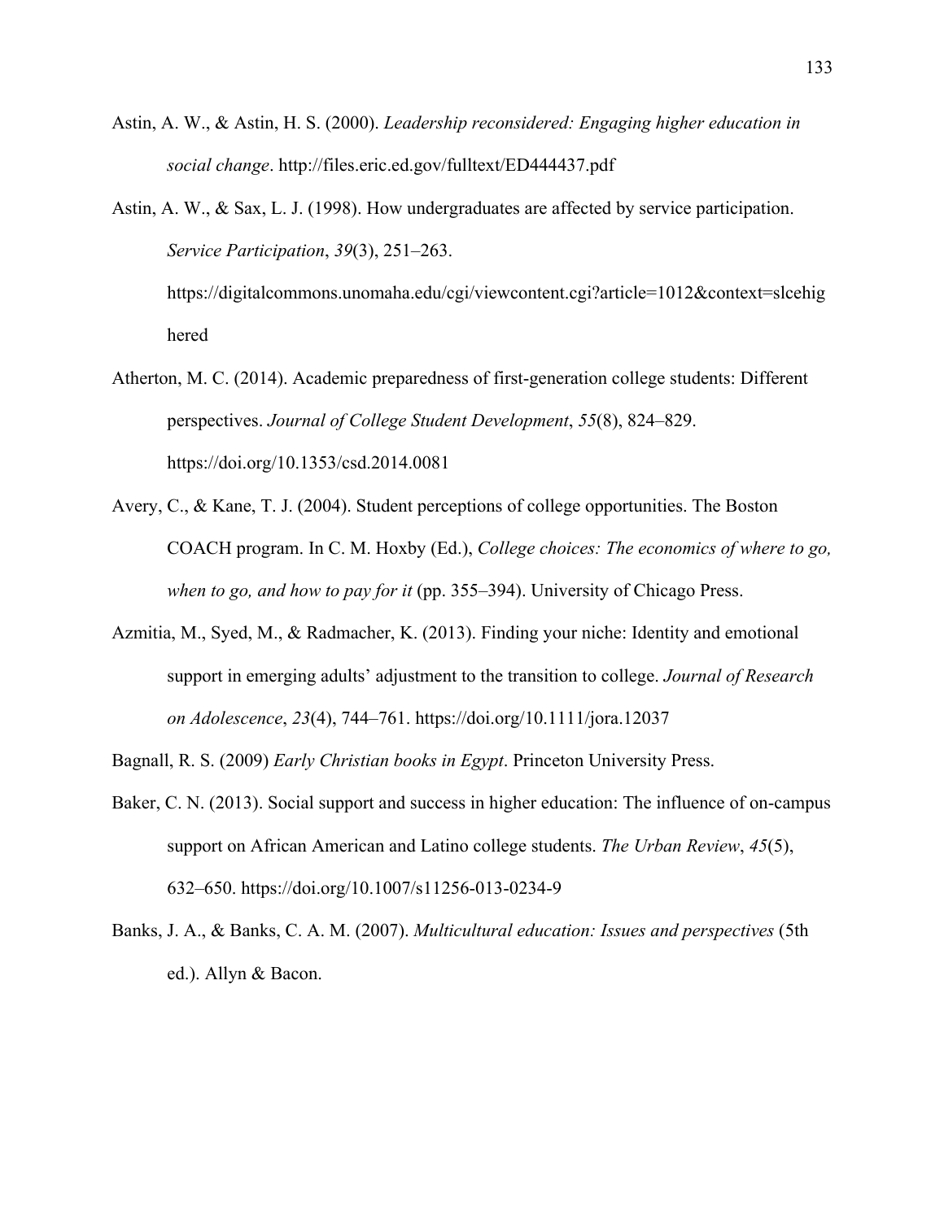Astin, A. W., & Astin, H. S. (2000). *Leadership reconsidered: Engaging higher education in social change*. http://files.eric.ed.gov/fulltext/ED444437.pdf

Astin, A. W., & Sax, L. J. (1998). How undergraduates are affected by service participation. *Service Participation*, *39*(3), 251–263. https://digitalcommons.unomaha.edu/cgi/viewcontent.cgi?article=1012&context=slcehighered

Atherton, M. C. (2014). Academic preparedness of first-generation college students: Different perspectives. *Journal of College Student Development*, *55*(8), 824–829. https://doi.org/10.1353/csd.2014.0081

Avery, C., & Kane, T. J. (2004). Student perceptions of college opportunities. The Boston COACH program. In C. M. Hoxby (Ed.), *College choices: The economics of where to go, when to go, and how to pay for it* (pp. 355–394). University of Chicago Press.

Azmitia, M., Syed, M., & Radmacher, K. (2013). Finding your niche: Identity and emotional support in emerging adults' adjustment to the transition to college. *Journal of Research on Adolescence*, *23*(4), 744–761. https://doi.org/10.1111/jora.12037

Bagnall, R. S. (2009) *Early Christian books in Egypt*. Princeton University Press.

Baker, C. N. (2013). Social support and success in higher education: The influence of on-campus support on African American and Latino college students. *The Urban Review*, *45*(5), 632–650. https://doi.org/10.1007/s11256-013-0234-9

Banks, J. A., & Banks, C. A. M. (2007). *Multicultural education: Issues and perspectives* (5th ed.). Allyn & Bacon.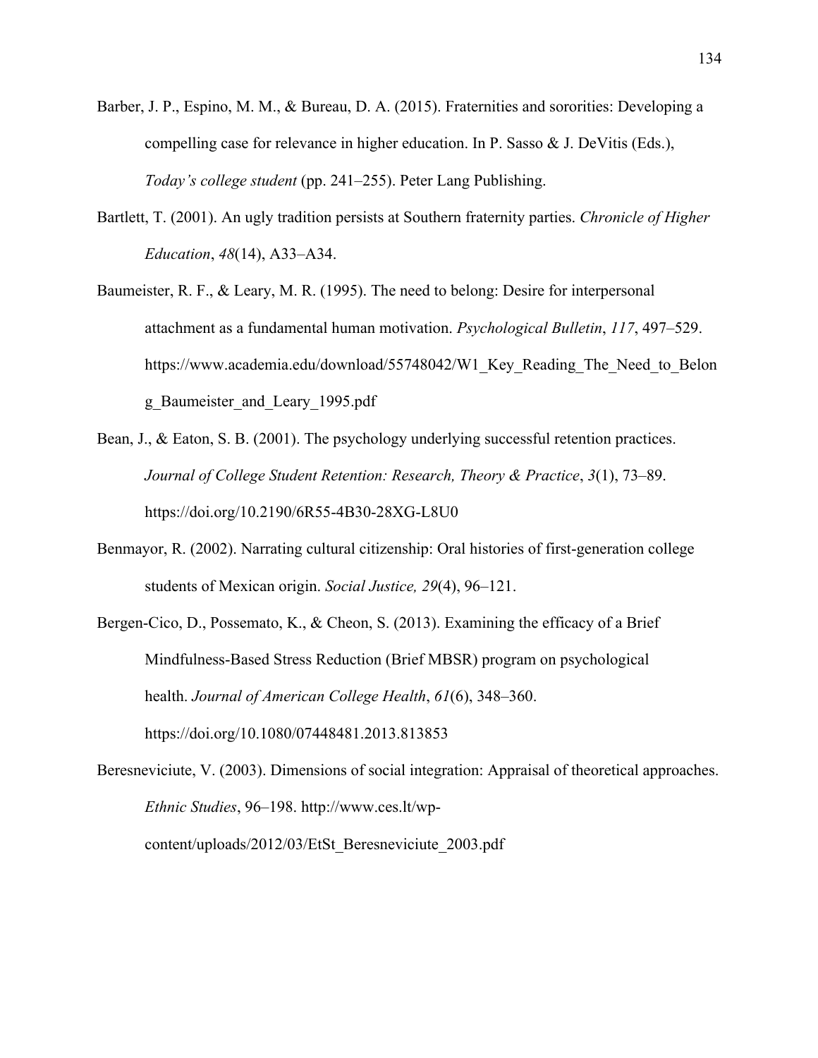Barber, J. P., Espino, M. M., & Bureau, D. A. (2015). Fraternities and sororities: Developing a compelling case for relevance in higher education. In P. Sasso & J. DeVitis (Eds.), *Today's college student* (pp. 241–255). Peter Lang Publishing.

Bartlett, T. (2001). An ugly tradition persists at Southern fraternity parties. *Chronicle of Higher Education*, *48*(14), A33–A34.

Baumeister, R. F., & Leary, M. R. (1995). The need to belong: Desire for interpersonal attachment as a fundamental human motivation. *Psychological Bulletin*, *117*, 497–529. https://www.academia.edu/download/55748042/W1_Key_Reading_The_Need_to_Belong_Baumeister_and_Leary_1995.pdf

Bean, J., & Eaton, S. B. (2001). The psychology underlying successful retention practices. *Journal of College Student Retention: Research, Theory & Practice*, *3*(1), 73–89. https://doi.org/10.2190/6R55-4B30-28XG-L8U0

Benmayor, R. (2002). Narrating cultural citizenship: Oral histories of first-generation college students of Mexican origin. *Social Justice, 29*(4), 96–121.

Bergen-Cico, D., Possemato, K., & Cheon, S. (2013). Examining the efficacy of a Brief Mindfulness-Based Stress Reduction (Brief MBSR) program on psychological health. *Journal of American College Health*, *61*(6), 348–360. https://doi.org/10.1080/07448481.2013.813853

Beresneviciute, V. (2003). Dimensions of social integration: Appraisal of theoretical approaches. *Ethnic Studies*, 96–198. http://www.ces.lt/wp-content/uploads/2012/03/EtSt_Beresneviciute_2003.pdf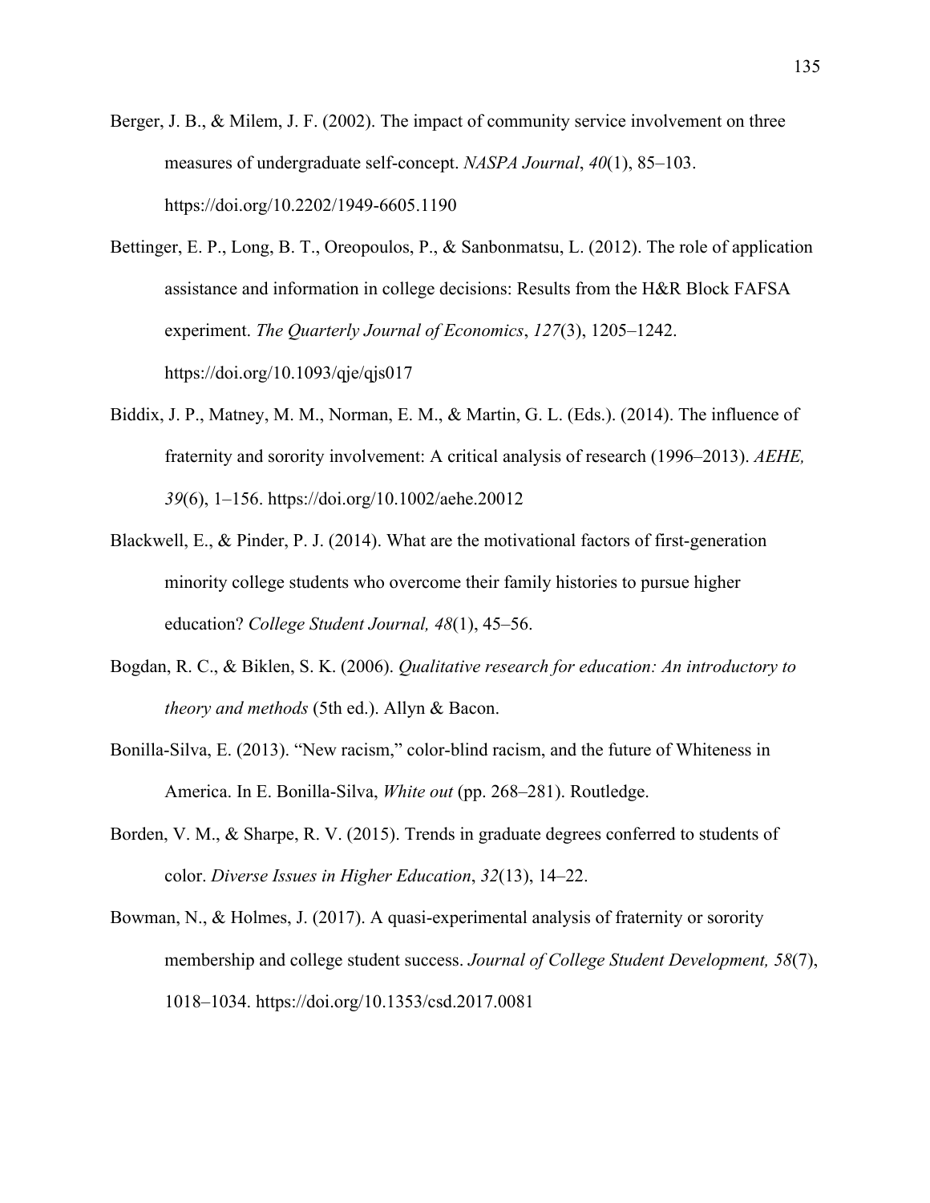Berger, J. B., & Milem, J. F. (2002). The impact of community service involvement on three measures of undergraduate self-concept. *NASPA Journal*, *40*(1), 85–103. https://doi.org/10.2202/1949-6605.1190

Bettinger, E. P., Long, B. T., Oreopoulos, P., & Sanbonmatsu, L. (2012). The role of application assistance and information in college decisions: Results from the H&R Block FAFSA experiment. *The Quarterly Journal of Economics*, *127*(3), 1205–1242. https://doi.org/10.1093/qje/qjs017

Biddix, J. P., Matney, M. M., Norman, E. M., & Martin, G. L. (Eds.). (2014). The influence of fraternity and sorority involvement: A critical analysis of research (1996–2013). *AEHE, 39*(6), 1–156. https://doi.org/10.1002/aehe.20012

Blackwell, E., & Pinder, P. J. (2014). What are the motivational factors of first-generation minority college students who overcome their family histories to pursue higher education? *College Student Journal, 48*(1), 45–56.

Bogdan, R. C., & Biklen, S. K. (2006). *Qualitative research for education: An introductory to theory and methods* (5th ed.). Allyn & Bacon.

Bonilla-Silva, E. (2013). "New racism," color-blind racism, and the future of Whiteness in America. In E. Bonilla-Silva, *White out* (pp. 268–281). Routledge.

Borden, V. M., & Sharpe, R. V. (2015). Trends in graduate degrees conferred to students of color. *Diverse Issues in Higher Education*, *32*(13), 14–22.

Bowman, N., & Holmes, J. (2017). A quasi-experimental analysis of fraternity or sorority membership and college student success. *Journal of College Student Development, 58*(7), 1018–1034. https://doi.org/10.1353/csd.2017.0081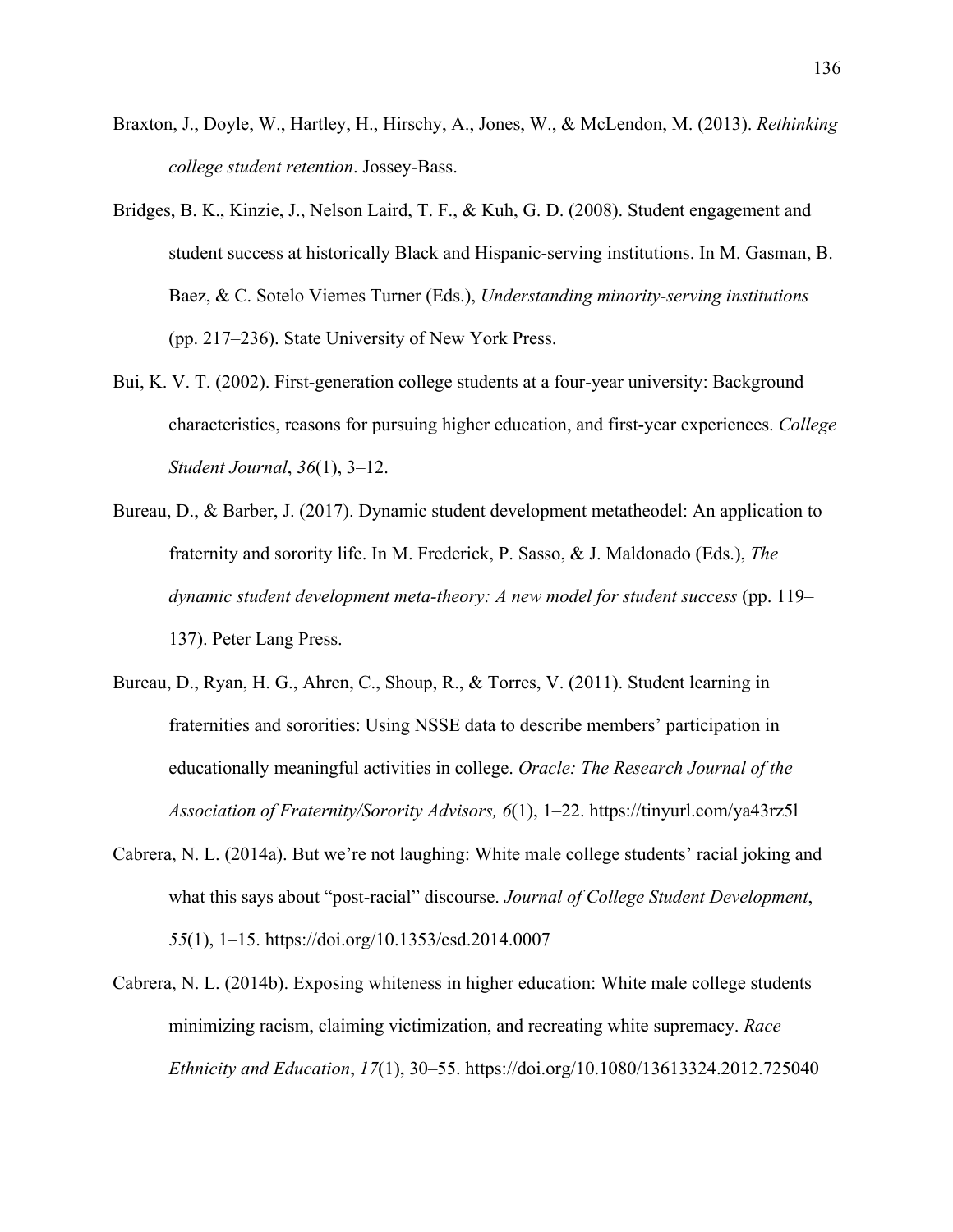Braxton, J., Doyle, W., Hartley, H., Hirschy, A., Jones, W., & McLendon, M. (2013). *Rethinking college student retention*. Jossey-Bass.

Bridges, B. K., Kinzie, J., Nelson Laird, T. F., & Kuh, G. D. (2008). Student engagement and student success at historically Black and Hispanic-serving institutions. In M. Gasman, B. Baez, & C. Sotelo Viemes Turner (Eds.), *Understanding minority-serving institutions* (pp. 217–236). State University of New York Press.

Bui, K. V. T. (2002). First-generation college students at a four-year university: Background characteristics, reasons for pursuing higher education, and first-year experiences. *College Student Journal*, *36*(1), 3–12.

Bureau, D., & Barber, J. (2017). Dynamic student development metatheodel: An application to fraternity and sorority life. In M. Frederick, P. Sasso, & J. Maldonado (Eds.), *The dynamic student development meta-theory: A new model for student success* (pp. 119–137). Peter Lang Press.

Bureau, D., Ryan, H. G., Ahren, C., Shoup, R., & Torres, V. (2011). Student learning in fraternities and sororities: Using NSSE data to describe members' participation in educationally meaningful activities in college. *Oracle: The Research Journal of the Association of Fraternity/Sorority Advisors, 6*(1), 1–22. https://tinyurl.com/ya43rz5l

Cabrera, N. L. (2014a). But we're not laughing: White male college students' racial joking and what this says about "post-racial" discourse. *Journal of College Student Development*, *55*(1), 1–15. https://doi.org/10.1353/csd.2014.0007

Cabrera, N. L. (2014b). Exposing whiteness in higher education: White male college students minimizing racism, claiming victimization, and recreating white supremacy. *Race Ethnicity and Education*, *17*(1), 30–55. https://doi.org/10.1080/13613324.2012.725040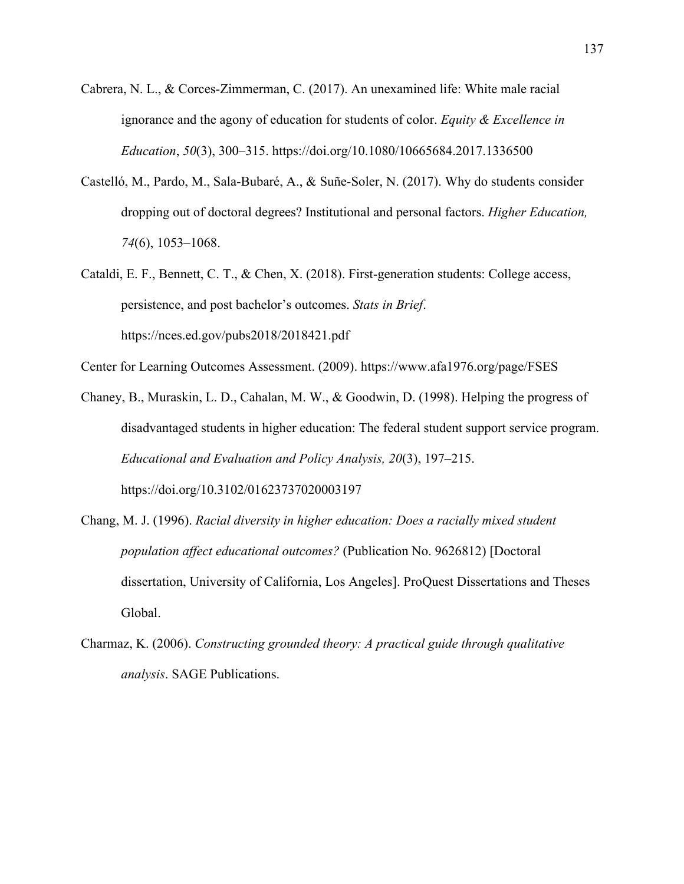Cabrera, N. L., & Corces-Zimmerman, C. (2017). An unexamined life: White male racial ignorance and the agony of education for students of color. *Equity & Excellence in Education*, *50*(3), 300–315. https://doi.org/10.1080/10665684.2017.1336500

Castelló, M., Pardo, M., Sala-Bubaré, A., & Suñe-Soler, N. (2017). Why do students consider dropping out of doctoral degrees? Institutional and personal factors. *Higher Education, 74*(6), 1053–1068.

Cataldi, E. F., Bennett, C. T., & Chen, X. (2018). First-generation students: College access, persistence, and post bachelor's outcomes. *Stats in Brief*. https://nces.ed.gov/pubs2018/2018421.pdf

Center for Learning Outcomes Assessment. (2009). https://www.afa1976.org/page/FSES

Chaney, B., Muraskin, L. D., Cahalan, M. W., & Goodwin, D. (1998). Helping the progress of disadvantaged students in higher education: The federal student support service program. *Educational and Evaluation and Policy Analysis, 20*(3), 197–215. https://doi.org/10.3102/01623737020003197

Chang, M. J. (1996). *Racial diversity in higher education: Does a racially mixed student population affect educational outcomes?* (Publication No. 9626812) [Doctoral dissertation, University of California, Los Angeles]. ProQuest Dissertations and Theses Global.

Charmaz, K. (2006). *Constructing grounded theory: A practical guide through qualitative analysis*. SAGE Publications.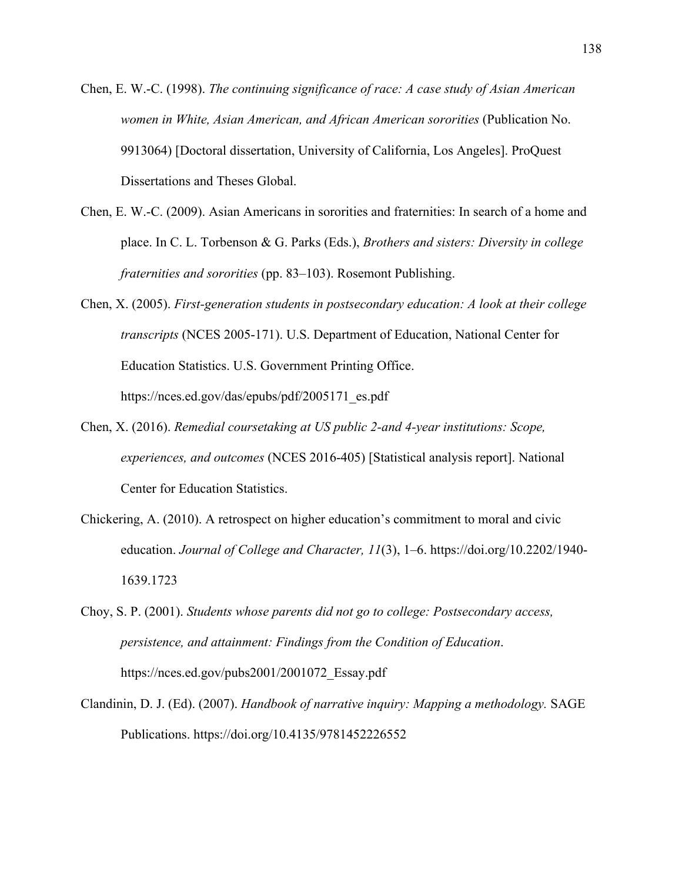Chen, E. W.-C. (1998). *The continuing significance of race: A case study of Asian American women in White, Asian American, and African American sororities* (Publication No. 9913064) [Doctoral dissertation, University of California, Los Angeles]. ProQuest Dissertations and Theses Global.

Chen, E. W.-C. (2009). Asian Americans in sororities and fraternities: In search of a home and place. In C. L. Torbenson & G. Parks (Eds.), *Brothers and sisters: Diversity in college fraternities and sororities* (pp. 83–103). Rosemont Publishing.

Chen, X. (2005). *First-generation students in postsecondary education: A look at their college transcripts* (NCES 2005-171). U.S. Department of Education, National Center for Education Statistics. U.S. Government Printing Office. https://nces.ed.gov/das/epubs/pdf/2005171_es.pdf

Chen, X. (2016). *Remedial coursetaking at US public 2-and 4-year institutions: Scope, experiences, and outcomes* (NCES 2016-405) [Statistical analysis report]. National Center for Education Statistics.

Chickering, A. (2010). A retrospect on higher education's commitment to moral and civic education. *Journal of College and Character, 11*(3), 1–6. https://doi.org/10.2202/1940-1639.1723

Choy, S. P. (2001). *Students whose parents did not go to college: Postsecondary access, persistence, and attainment: Findings from the Condition of Education*. https://nces.ed.gov/pubs2001/2001072_Essay.pdf

Clandinin, D. J. (Ed). (2007). *Handbook of narrative inquiry: Mapping a methodology.* SAGE Publications. https://doi.org/10.4135/9781452226552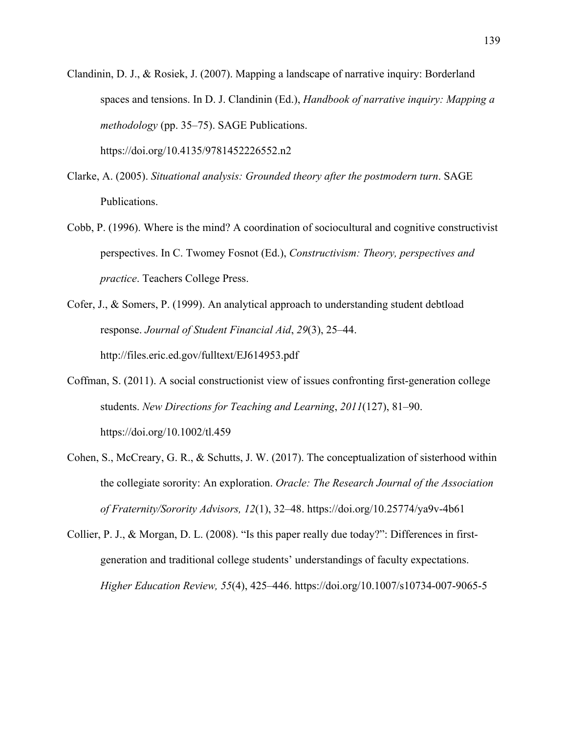Clandinin, D. J., & Rosiek, J. (2007). Mapping a landscape of narrative inquiry: Borderland spaces and tensions. In D. J. Clandinin (Ed.), *Handbook of narrative inquiry: Mapping a methodology* (pp. 35–75). SAGE Publications. https://doi.org/10.4135/9781452226552.n2

Clarke, A. (2005). *Situational analysis: Grounded theory after the postmodern turn*. SAGE Publications.

Cobb, P. (1996). Where is the mind? A coordination of sociocultural and cognitive constructivist perspectives. In C. Twomey Fosnot (Ed.), *Constructivism: Theory, perspectives and practice*. Teachers College Press.

Cofer, J., & Somers, P. (1999). An analytical approach to understanding student debtload response. *Journal of Student Financial Aid*, *29*(3), 25–44. http://files.eric.ed.gov/fulltext/EJ614953.pdf

Coffman, S. (2011). A social constructionist view of issues confronting first-generation college students. *New Directions for Teaching and Learning*, *2011*(127), 81–90. https://doi.org/10.1002/tl.459

Cohen, S., McCreary, G. R., & Schutts, J. W. (2017). The conceptualization of sisterhood within the collegiate sorority: An exploration. *Oracle: The Research Journal of the Association of Fraternity/Sorority Advisors, 12*(1), 32–48. https://doi.org/10.25774/ya9v-4b61

Collier, P. J., & Morgan, D. L. (2008). "Is this paper really due today?": Differences in first-generation and traditional college students' understandings of faculty expectations. *Higher Education Review, 55*(4), 425–446. https://doi.org/10.1007/s10734-007-9065-5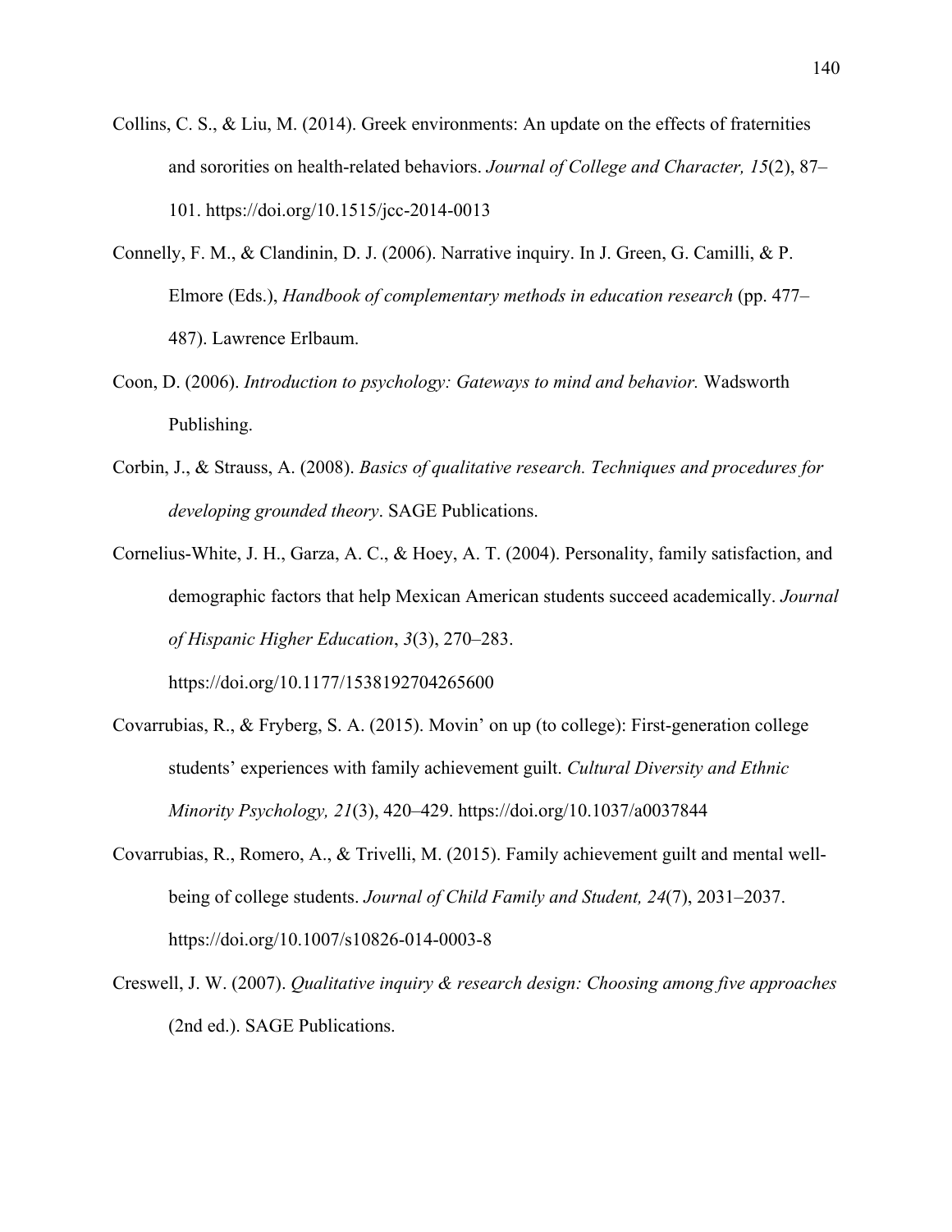Collins, C. S., & Liu, M. (2014). Greek environments: An update on the effects of fraternities and sororities on health-related behaviors. *Journal of College and Character, 15*(2), 87–101. https://doi.org/10.1515/jcc-2014-0013

Connelly, F. M., & Clandinin, D. J. (2006). Narrative inquiry. In J. Green, G. Camilli, & P. Elmore (Eds.), *Handbook of complementary methods in education research* (pp. 477–487). Lawrence Erlbaum.

Coon, D. (2006). *Introduction to psychology: Gateways to mind and behavior.* Wadsworth Publishing.

Corbin, J., & Strauss, A. (2008). *Basics of qualitative research. Techniques and procedures for developing grounded theory*. SAGE Publications.

Cornelius-White, J. H., Garza, A. C., & Hoey, A. T. (2004). Personality, family satisfaction, and demographic factors that help Mexican American students succeed academically. *Journal of Hispanic Higher Education*, *3*(3), 270–283. https://doi.org/10.1177/1538192704265600

Covarrubias, R., & Fryberg, S. A. (2015). Movin' on up (to college): First-generation college students' experiences with family achievement guilt. *Cultural Diversity and Ethnic Minority Psychology, 21*(3), 420–429. https://doi.org/10.1037/a0037844

Covarrubias, R., Romero, A., & Trivelli, M. (2015). Family achievement guilt and mental well-being of college students. *Journal of Child Family and Student, 24*(7), 2031–2037. https://doi.org/10.1007/s10826-014-0003-8

Creswell, J. W. (2007). *Qualitative inquiry & research design: Choosing among five approaches* (2nd ed.). SAGE Publications.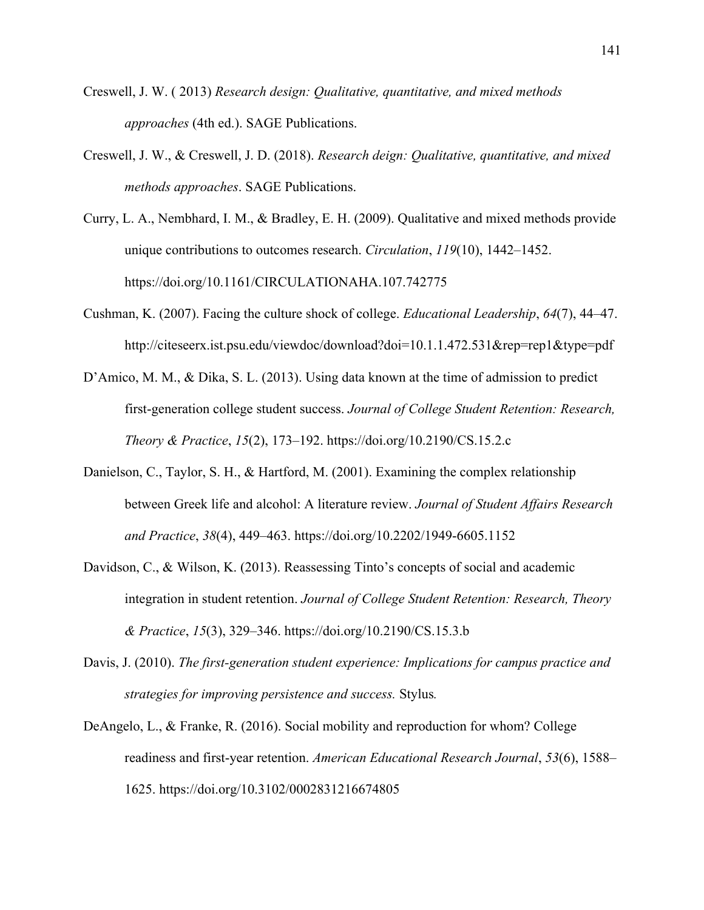Creswell, J. W. ( 2013) *Research design: Qualitative, quantitative, and mixed methods approaches* (4th ed.). SAGE Publications.

Creswell, J. W., & Creswell, J. D. (2018). *Research deign: Qualitative, quantitative, and mixed methods approaches*. SAGE Publications.

Curry, L. A., Nembhard, I. M., & Bradley, E. H. (2009). Qualitative and mixed methods provide unique contributions to outcomes research. *Circulation*, *119*(10), 1442–1452. https://doi.org/10.1161/CIRCULATIONAHA.107.742775

Cushman, K. (2007). Facing the culture shock of college. *Educational Leadership*, *64*(7), 44–47. http://citeseerx.ist.psu.edu/viewdoc/download?doi=10.1.1.472.531&rep=rep1&type=pdf

D'Amico, M. M., & Dika, S. L. (2013). Using data known at the time of admission to predict first-generation college student success. *Journal of College Student Retention: Research, Theory & Practice*, *15*(2), 173–192. https://doi.org/10.2190/CS.15.2.c

Danielson, C., Taylor, S. H., & Hartford, M. (2001). Examining the complex relationship between Greek life and alcohol: A literature review. *Journal of Student Affairs Research and Practice*, *38*(4), 449–463. https://doi.org/10.2202/1949-6605.1152

Davidson, C., & Wilson, K. (2013). Reassessing Tinto's concepts of social and academic integration in student retention. *Journal of College Student Retention: Research, Theory & Practice*, *15*(3), 329–346. https://doi.org/10.2190/CS.15.3.b

Davis, J. (2010). *The first-generation student experience: Implications for campus practice and strategies for improving persistence and success.* Stylus*.*

DeAngelo, L., & Franke, R. (2016). Social mobility and reproduction for whom? College readiness and first-year retention. *American Educational Research Journal*, *53*(6), 1588–1625. https://doi.org/10.3102/0002831216674805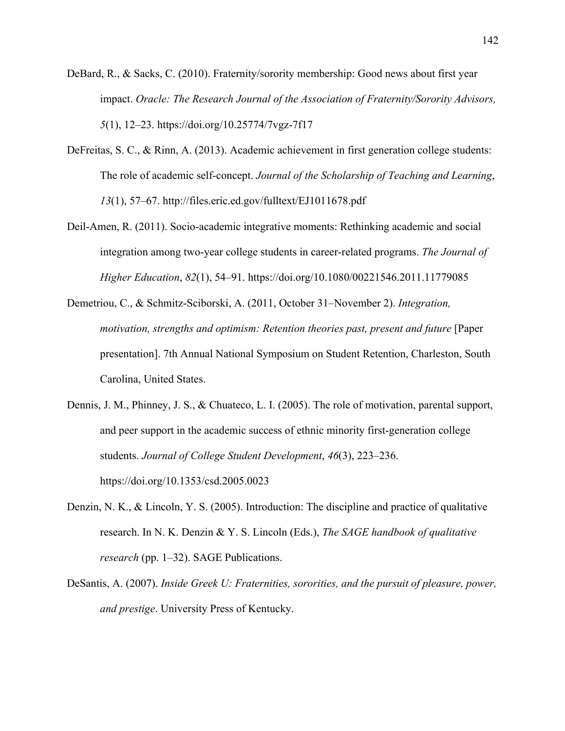DeBard, R., & Sacks, C. (2010). Fraternity/sorority membership: Good news about first year impact. *Oracle: The Research Journal of the Association of Fraternity/Sorority Advisors, 5*(1), 12–23. https://doi.org/10.25774/7vgz-7f17

DeFreitas, S. C., & Rinn, A. (2013). Academic achievement in first generation college students: The role of academic self-concept. *Journal of the Scholarship of Teaching and Learning*, *13*(1), 57–67. http://files.eric.ed.gov/fulltext/EJ1011678.pdf

Deil-Amen, R. (2011). Socio-academic integrative moments: Rethinking academic and social integration among two-year college students in career-related programs. *The Journal of Higher Education*, *82*(1), 54–91. https://doi.org/10.1080/00221546.2011.11779085

Demetriou, C., & Schmitz-Sciborski, A. (2011, October 31–November 2). *Integration, motivation, strengths and optimism: Retention theories past, present and future* [Paper presentation]. 7th Annual National Symposium on Student Retention, Charleston, South Carolina, United States.

Dennis, J. M., Phinney, J. S., & Chuateco, L. I. (2005). The role of motivation, parental support, and peer support in the academic success of ethnic minority first-generation college students. *Journal of College Student Development*, *46*(3), 223–236. https://doi.org/10.1353/csd.2005.0023

Denzin, N. K., & Lincoln, Y. S. (2005). Introduction: The discipline and practice of qualitative research. In N. K. Denzin & Y. S. Lincoln (Eds.), *The SAGE handbook of qualitative research* (pp. 1–32). SAGE Publications.

DeSantis, A. (2007). *Inside Greek U: Fraternities, sororities, and the pursuit of pleasure, power, and prestige*. University Press of Kentucky.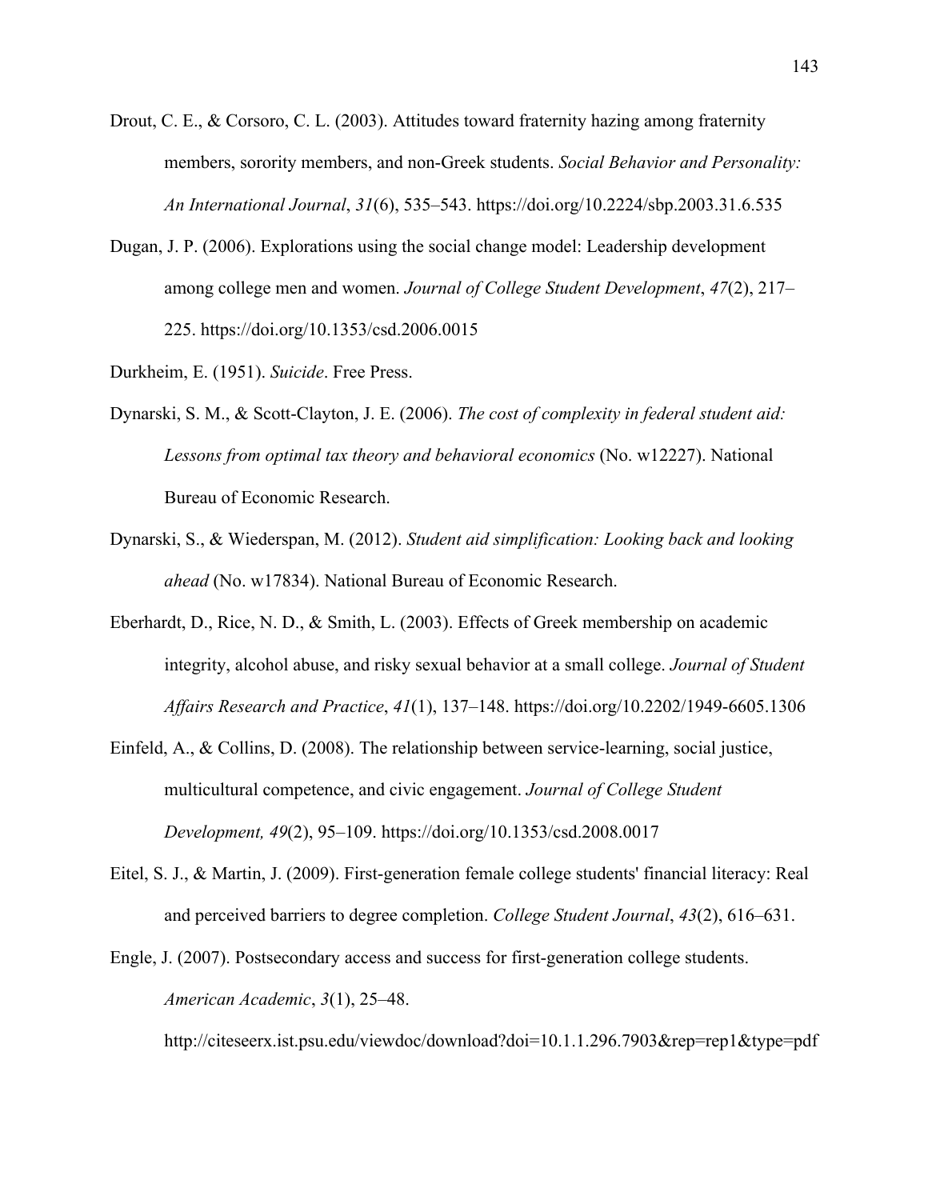Drout, C. E., & Corsoro, C. L. (2003). Attitudes toward fraternity hazing among fraternity members, sorority members, and non-Greek students. *Social Behavior and Personality: An International Journal*, *31*(6), 535–543. https://doi.org/10.2224/sbp.2003.31.6.535

Dugan, J. P. (2006). Explorations using the social change model: Leadership development among college men and women. *Journal of College Student Development*, *47*(2), 217–225. https://doi.org/10.1353/csd.2006.0015

Durkheim, E. (1951). *Suicide*. Free Press.

Dynarski, S. M., & Scott-Clayton, J. E. (2006). *The cost of complexity in federal student aid: Lessons from optimal tax theory and behavioral economics* (No. w12227). National Bureau of Economic Research.

Dynarski, S., & Wiederspan, M. (2012). *Student aid simplification: Looking back and looking ahead* (No. w17834). National Bureau of Economic Research.

Eberhardt, D., Rice, N. D., & Smith, L. (2003). Effects of Greek membership on academic integrity, alcohol abuse, and risky sexual behavior at a small college. *Journal of Student Affairs Research and Practice*, *41*(1), 137–148. https://doi.org/10.2202/1949-6605.1306

Einfeld, A., & Collins, D. (2008). The relationship between service-learning, social justice, multicultural competence, and civic engagement. *Journal of College Student Development, 49*(2), 95–109. https://doi.org/10.1353/csd.2008.0017

Eitel, S. J., & Martin, J. (2009). First-generation female college students' financial literacy: Real and perceived barriers to degree completion. *College Student Journal*, *43*(2), 616–631.

Engle, J. (2007). Postsecondary access and success for first-generation college students. *American Academic*, *3*(1), 25–48. http://citeseerx.ist.psu.edu/viewdoc/download?doi=10.1.1.296.7903&rep=rep1&type=pdf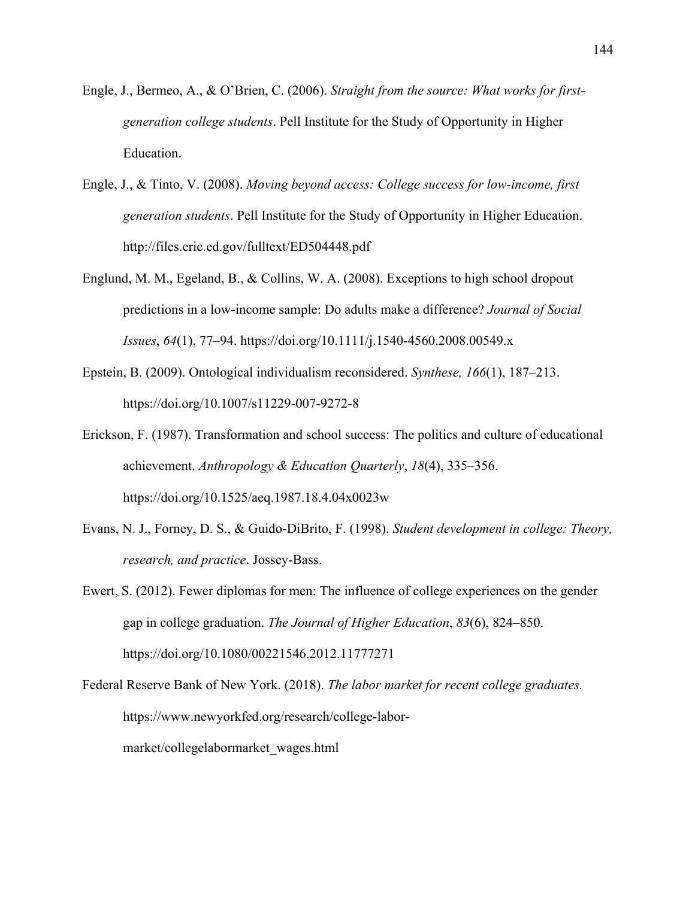Engle, J., Bermeo, A., & O'Brien, C. (2006). *Straight from the source: What works for first-generation college students*. Pell Institute for the Study of Opportunity in Higher Education.

Engle, J., & Tinto, V. (2008). *Moving beyond access: College success for low-income, first generation students*. Pell Institute for the Study of Opportunity in Higher Education. http://files.eric.ed.gov/fulltext/ED504448.pdf

Englund, M. M., Egeland, B., & Collins, W. A. (2008). Exceptions to high school dropout predictions in a low-income sample: Do adults make a difference? *Journal of Social Issues*, *64*(1), 77–94. https://doi.org/10.1111/j.1540-4560.2008.00549.x

Epstein, B. (2009). Ontological individualism reconsidered. *Synthese, 166*(1), 187–213. https://doi.org/10.1007/s11229-007-9272-8

Erickson, F. (1987). Transformation and school success: The politics and culture of educational achievement. *Anthropology & Education Quarterly*, *18*(4), 335–356. https://doi.org/10.1525/aeq.1987.18.4.04x0023w

Evans, N. J., Forney, D. S., & Guido-DiBrito, F. (1998). *Student development in college: Theory, research, and practice*. Jossey-Bass.

Ewert, S. (2012). Fewer diplomas for men: The influence of college experiences on the gender gap in college graduation. *The Journal of Higher Education*, *83*(6), 824–850. https://doi.org/10.1080/00221546.2012.11777271

Federal Reserve Bank of New York. (2018). *The labor market for recent college graduates.* https://www.newyorkfed.org/research/college-labor-market/collegelabormarket_wages.html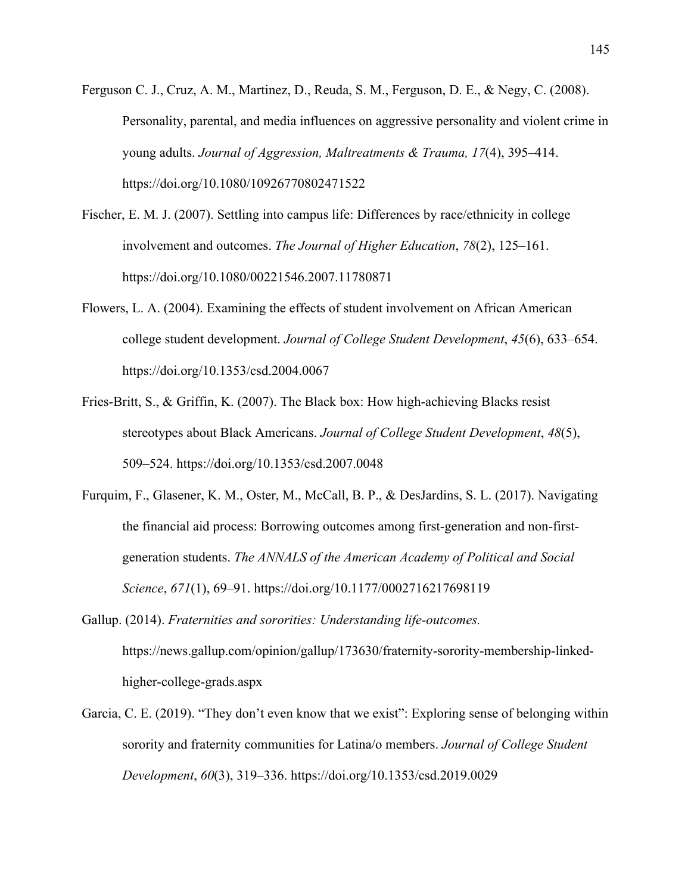Ferguson C. J., Cruz, A. M., Martinez, D., Reuda, S. M., Ferguson, D. E., & Negy, C. (2008). Personality, parental, and media influences on aggressive personality and violent crime in young adults. *Journal of Aggression, Maltreatments & Trauma, 17*(4), 395–414. https://doi.org/10.1080/10926770802471522

Fischer, E. M. J. (2007). Settling into campus life: Differences by race/ethnicity in college involvement and outcomes. *The Journal of Higher Education*, *78*(2), 125–161. https://doi.org/10.1080/00221546.2007.11780871

Flowers, L. A. (2004). Examining the effects of student involvement on African American college student development. *Journal of College Student Development*, *45*(6), 633–654. https://doi.org/10.1353/csd.2004.0067

Fries-Britt, S., & Griffin, K. (2007). The Black box: How high-achieving Blacks resist stereotypes about Black Americans. *Journal of College Student Development*, *48*(5), 509–524. https://doi.org/10.1353/csd.2007.0048

Furquim, F., Glasener, K. M., Oster, M., McCall, B. P., & DesJardins, S. L. (2017). Navigating the financial aid process: Borrowing outcomes among first-generation and non-first-generation students. *The ANNALS of the American Academy of Political and Social Science*, *671*(1), 69–91. https://doi.org/10.1177/0002716217698119

Gallup. (2014). *Fraternities and sororities: Understanding life-outcomes.* https://news.gallup.com/opinion/gallup/173630/fraternity-sorority-membership-linked-higher-college-grads.aspx

Garcia, C. E. (2019). "They don't even know that we exist": Exploring sense of belonging within sorority and fraternity communities for Latina/o members. *Journal of College Student Development*, *60*(3), 319–336. https://doi.org/10.1353/csd.2019.0029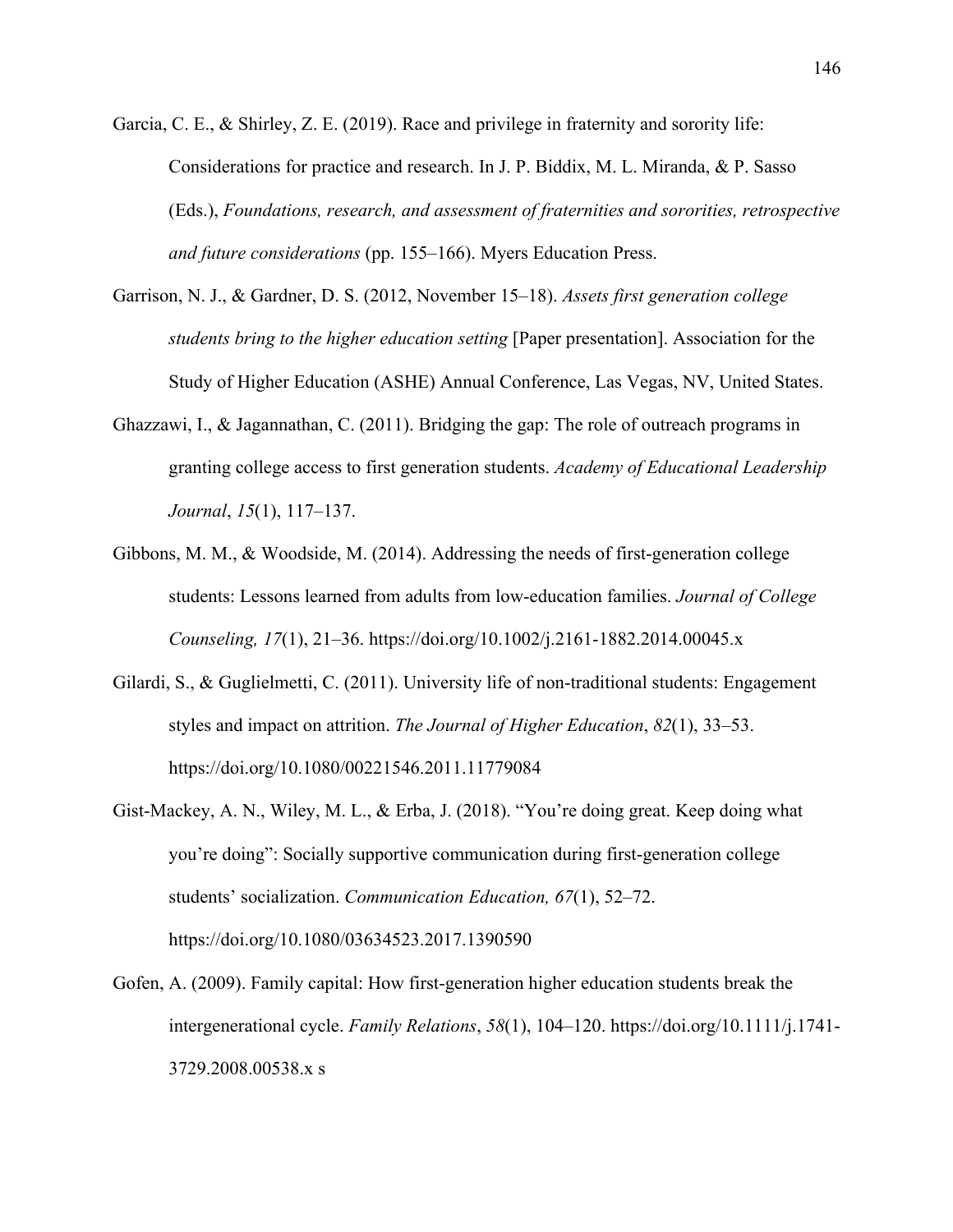Garcia, C. E., & Shirley, Z. E. (2019). Race and privilege in fraternity and sorority life: Considerations for practice and research. In J. P. Biddix, M. L. Miranda, & P. Sasso (Eds.), *Foundations, research, and assessment of fraternities and sororities, retrospective and future considerations* (pp. 155–166). Myers Education Press.

Garrison, N. J., & Gardner, D. S. (2012, November 15–18). *Assets first generation college students bring to the higher education setting* [Paper presentation]. Association for the Study of Higher Education (ASHE) Annual Conference, Las Vegas, NV, United States.

Ghazzawi, I., & Jagannathan, C. (2011). Bridging the gap: The role of outreach programs in granting college access to first generation students. *Academy of Educational Leadership Journal*, *15*(1), 117–137.

Gibbons, M. M., & Woodside, M. (2014). Addressing the needs of first-generation college students: Lessons learned from adults from low-education families. *Journal of College Counseling, 17*(1), 21–36. https://doi.org/10.1002/j.2161-1882.2014.00045.x

Gilardi, S., & Guglielmetti, C. (2011). University life of non-traditional students: Engagement styles and impact on attrition. *The Journal of Higher Education*, *82*(1), 33–53. https://doi.org/10.1080/00221546.2011.11779084

Gist-Mackey, A. N., Wiley, M. L., & Erba, J. (2018). "You're doing great. Keep doing what you're doing": Socially supportive communication during first-generation college students' socialization. *Communication Education, 67*(1), 52–72. https://doi.org/10.1080/03634523.2017.1390590

Gofen, A. (2009). Family capital: How first-generation higher education students break the intergenerational cycle. *Family Relations*, *58*(1), 104–120. https://doi.org/10.1111/j.1741-3729.2008.00538.x s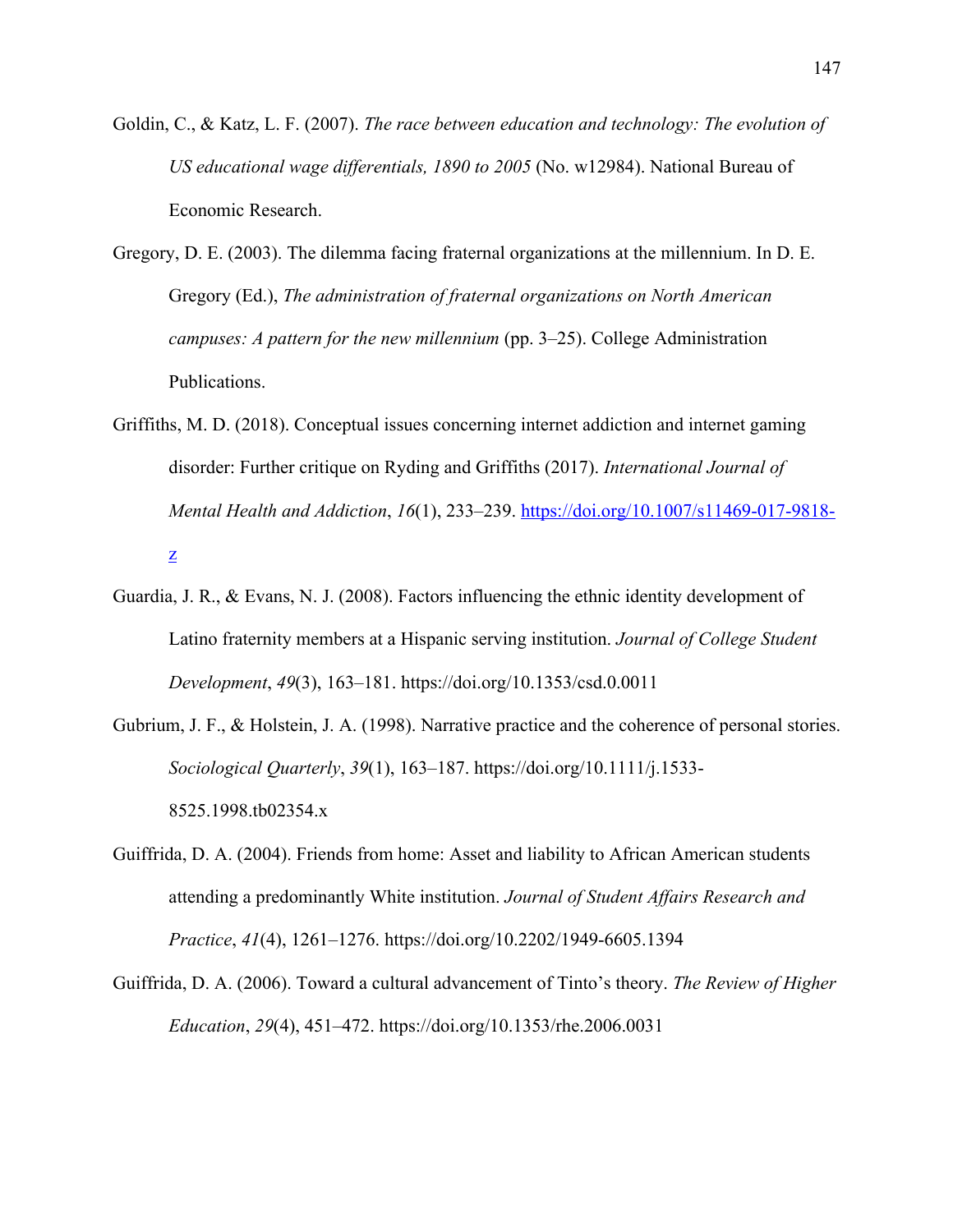Goldin, C., & Katz, L. F. (2007). *The race between education and technology: The evolution of US educational wage differentials, 1890 to 2005* (No. w12984). National Bureau of Economic Research.

Gregory, D. E. (2003). The dilemma facing fraternal organizations at the millennium. In D. E. Gregory (Ed.), *The administration of fraternal organizations on North American campuses: A pattern for the new millennium* (pp. 3–25). College Administration Publications.

Griffiths, M. D. (2018). Conceptual issues concerning internet addiction and internet gaming disorder: Further critique on Ryding and Griffiths (2017). *International Journal of Mental Health and Addiction*, *16*(1), 233–239. https://doi.org/10.1007/s11469-017-9818-z

Guardia, J. R., & Evans, N. J. (2008). Factors influencing the ethnic identity development of Latino fraternity members at a Hispanic serving institution. *Journal of College Student Development*, *49*(3), 163–181. https://doi.org/10.1353/csd.0.0011

Gubrium, J. F., & Holstein, J. A. (1998). Narrative practice and the coherence of personal stories. *Sociological Quarterly*, *39*(1), 163–187. https://doi.org/10.1111/j.1533-8525.1998.tb02354.x

Guiffrida, D. A. (2004). Friends from home: Asset and liability to African American students attending a predominantly White institution. *Journal of Student Affairs Research and Practice*, *41*(4), 1261–1276. https://doi.org/10.2202/1949-6605.1394

Guiffrida, D. A. (2006). Toward a cultural advancement of Tinto's theory. *The Review of Higher Education*, *29*(4), 451–472. https://doi.org/10.1353/rhe.2006.0031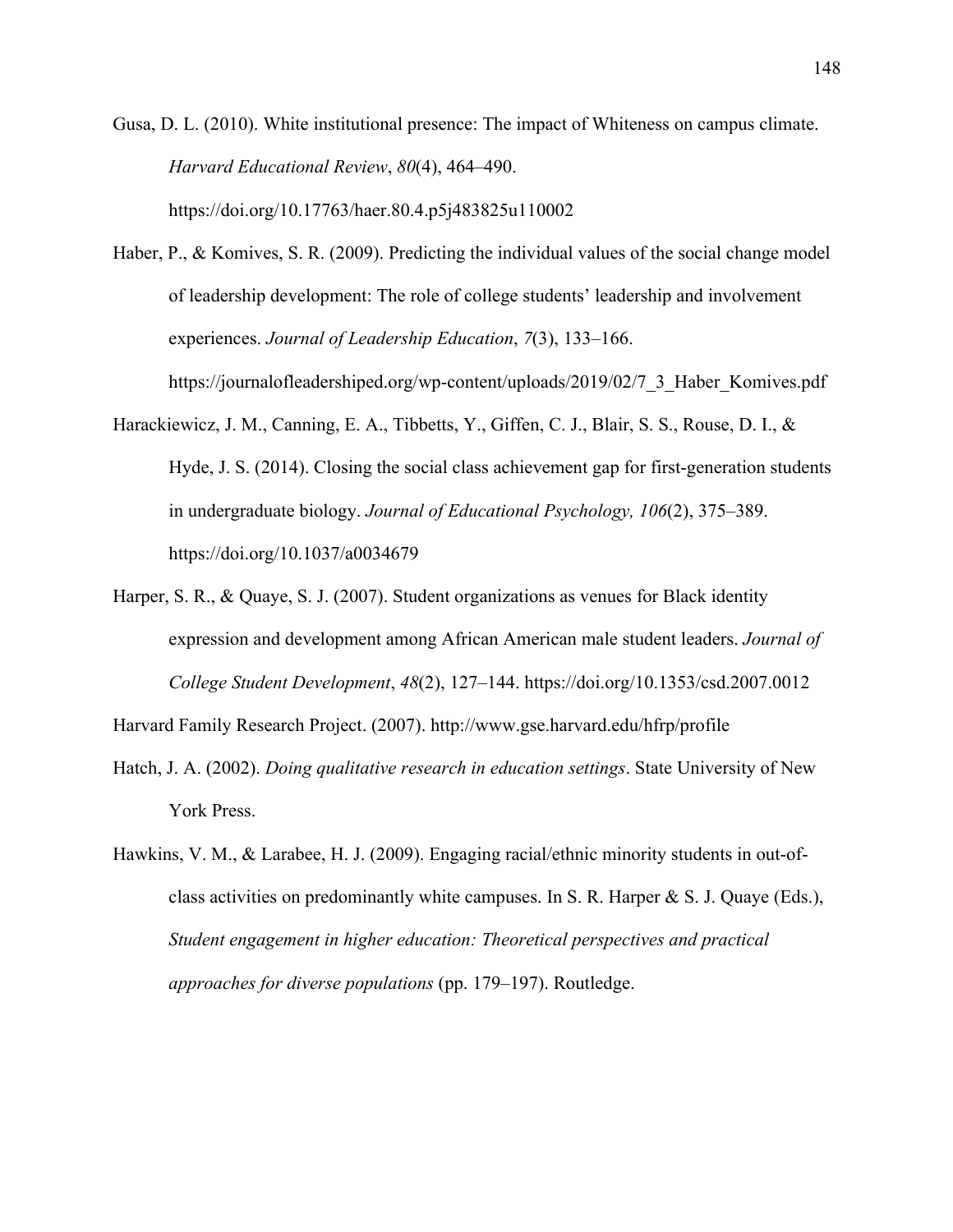Gusa, D. L. (2010). White institutional presence: The impact of Whiteness on campus climate. *Harvard Educational Review*, *80*(4), 464–490. https://doi.org/10.17763/haer.80.4.p5j483825u110002

Haber, P., & Komives, S. R. (2009). Predicting the individual values of the social change model of leadership development: The role of college students' leadership and involvement experiences. *Journal of Leadership Education*, *7*(3), 133–166. https://journalofleadershiped.org/wp-content/uploads/2019/02/7_3_Haber_Komives.pdf

Harackiewicz, J. M., Canning, E. A., Tibbetts, Y., Giffen, C. J., Blair, S. S., Rouse, D. I., & Hyde, J. S. (2014). Closing the social class achievement gap for first-generation students in undergraduate biology. *Journal of Educational Psychology, 106*(2), 375–389. https://doi.org/10.1037/a0034679

Harper, S. R., & Quaye, S. J. (2007). Student organizations as venues for Black identity expression and development among African American male student leaders. *Journal of College Student Development*, *48*(2), 127–144. https://doi.org/10.1353/csd.2007.0012

Harvard Family Research Project. (2007). http://www.gse.harvard.edu/hfrp/profile

Hatch, J. A. (2002). *Doing qualitative research in education settings*. State University of New York Press.

Hawkins, V. M., & Larabee, H. J. (2009). Engaging racial/ethnic minority students in out-of-class activities on predominantly white campuses. In S. R. Harper & S. J. Quaye (Eds.), *Student engagement in higher education: Theoretical perspectives and practical approaches for diverse populations* (pp. 179–197). Routledge.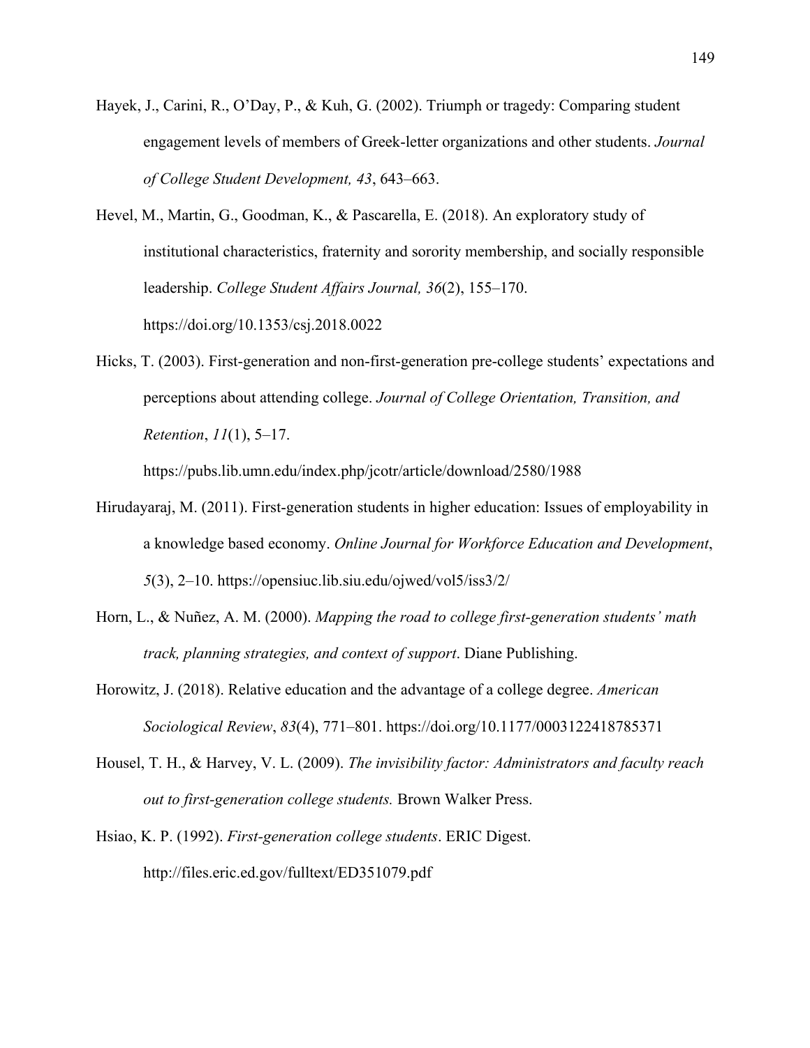Hayek, J., Carini, R., O'Day, P., & Kuh, G. (2002). Triumph or tragedy: Comparing student engagement levels of members of Greek-letter organizations and other students. *Journal of College Student Development, 43*, 643–663.

Hevel, M., Martin, G., Goodman, K., & Pascarella, E. (2018). An exploratory study of institutional characteristics, fraternity and sorority membership, and socially responsible leadership. *College Student Affairs Journal, 36*(2), 155–170. https://doi.org/10.1353/csj.2018.0022

Hicks, T. (2003). First-generation and non-first-generation pre-college students' expectations and perceptions about attending college. *Journal of College Orientation, Transition, and Retention*, *11*(1), 5–17. https://pubs.lib.umn.edu/index.php/jcotr/article/download/2580/1988

Hirudayaraj, M. (2011). First-generation students in higher education: Issues of employability in a knowledge based economy. *Online Journal for Workforce Education and Development*, *5*(3), 2–10. https://opensiuc.lib.siu.edu/ojwed/vol5/iss3/2/

Horn, L., & Nuñez, A. M. (2000). *Mapping the road to college first-generation students' math track, planning strategies, and context of support*. Diane Publishing.

Horowitz, J. (2018). Relative education and the advantage of a college degree. *American Sociological Review*, *83*(4), 771–801. https://doi.org/10.1177/0003122418785371

Housel, T. H., & Harvey, V. L. (2009). *The invisibility factor: Administrators and faculty reach out to first-generation college students.* Brown Walker Press.

Hsiao, K. P. (1992). *First-generation college students*. ERIC Digest. http://files.eric.ed.gov/fulltext/ED351079.pdf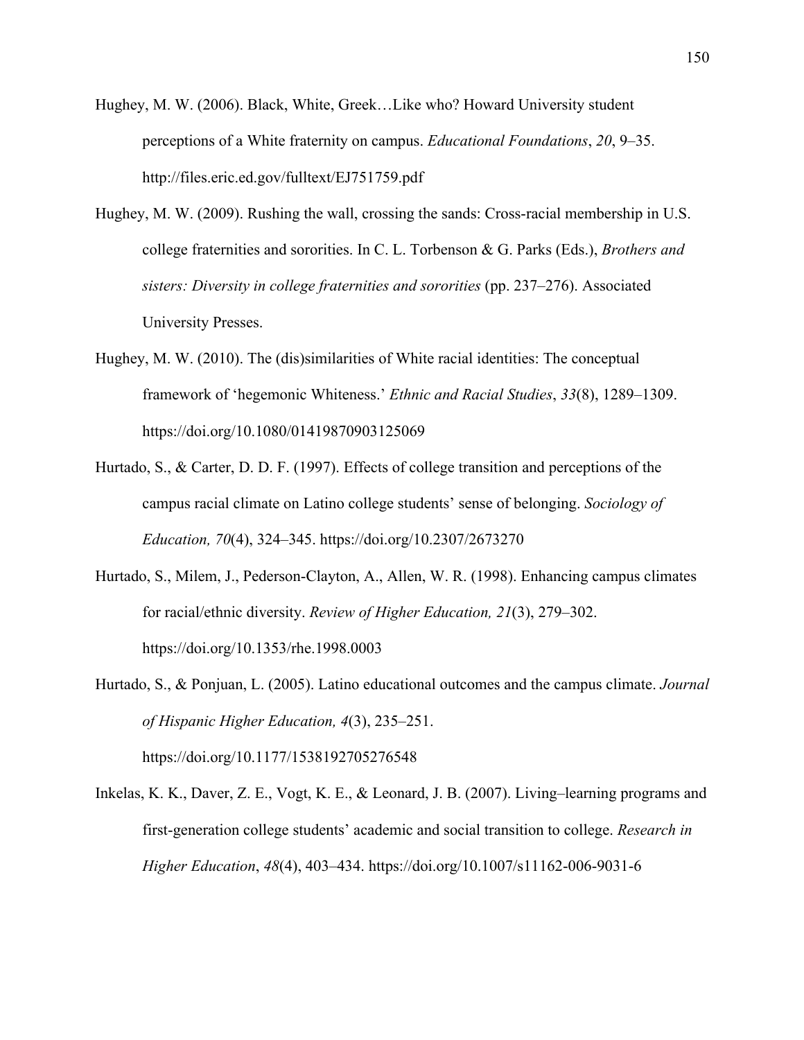Hughey, M. W. (2006). Black, White, Greek…Like who? Howard University student perceptions of a White fraternity on campus. *Educational Foundations*, *20*, 9–35. http://files.eric.ed.gov/fulltext/EJ751759.pdf

Hughey, M. W. (2009). Rushing the wall, crossing the sands: Cross-racial membership in U.S. college fraternities and sororities. In C. L. Torbenson & G. Parks (Eds.), *Brothers and sisters: Diversity in college fraternities and sororities* (pp. 237–276). Associated University Presses.

Hughey, M. W. (2010). The (dis)similarities of White racial identities: The conceptual framework of 'hegemonic Whiteness.' *Ethnic and Racial Studies*, *33*(8), 1289–1309. https://doi.org/10.1080/01419870903125069

Hurtado, S., & Carter, D. D. F. (1997). Effects of college transition and perceptions of the campus racial climate on Latino college students' sense of belonging. *Sociology of Education, 70*(4), 324–345. https://doi.org/10.2307/2673270

Hurtado, S., Milem, J., Pederson-Clayton, A., Allen, W. R. (1998). Enhancing campus climates for racial/ethnic diversity. *Review of Higher Education, 21*(3), 279–302. https://doi.org/10.1353/rhe.1998.0003

Hurtado, S., & Ponjuan, L. (2005). Latino educational outcomes and the campus climate. *Journal of Hispanic Higher Education, 4*(3), 235–251. https://doi.org/10.1177/1538192705276548

Inkelas, K. K., Daver, Z. E., Vogt, K. E., & Leonard, J. B. (2007). Living–learning programs and first-generation college students' academic and social transition to college. *Research in Higher Education*, *48*(4), 403–434. https://doi.org/10.1007/s11162-006-9031-6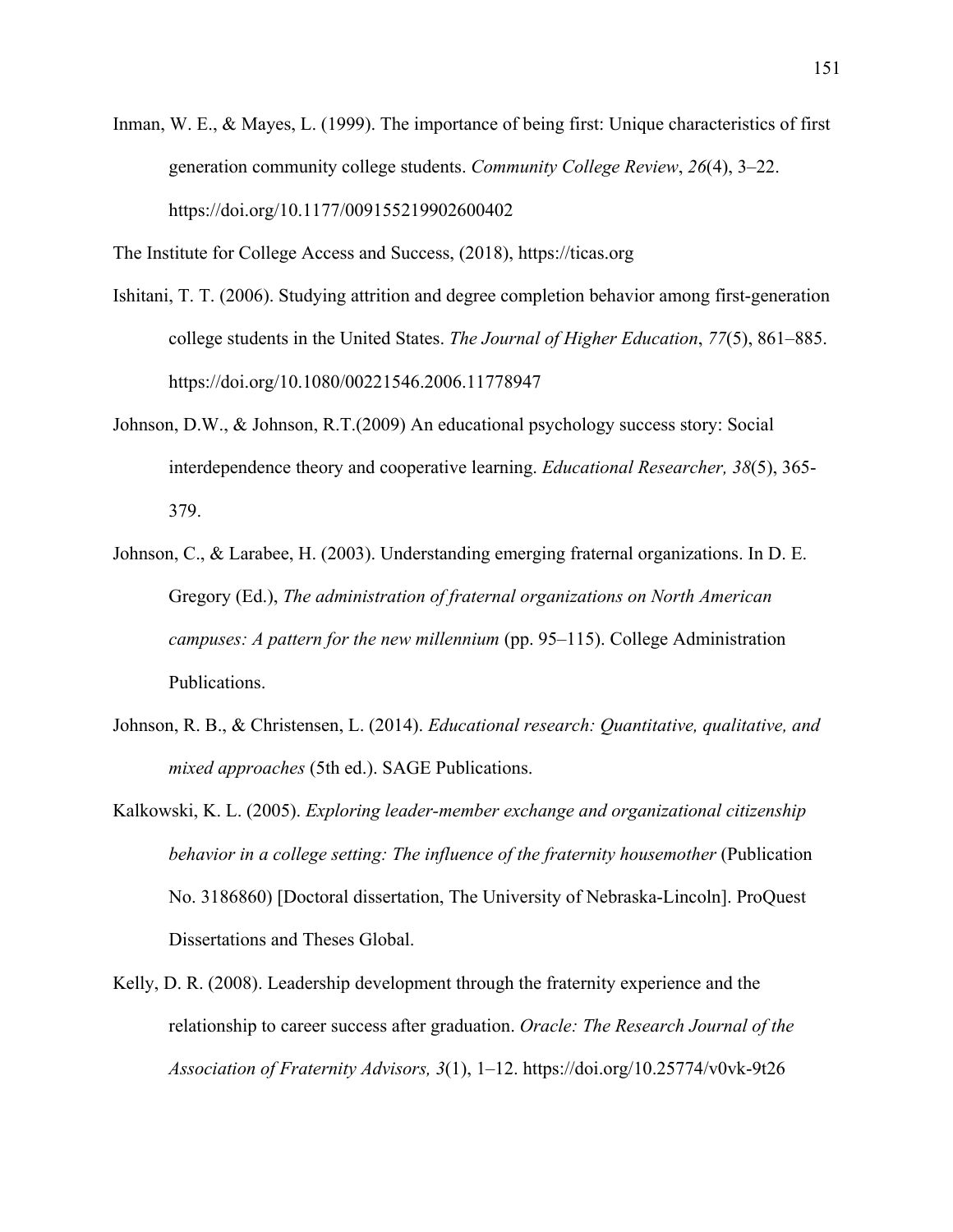Inman, W. E., & Mayes, L. (1999). The importance of being first: Unique characteristics of first generation community college students. *Community College Review*, *26*(4), 3–22. https://doi.org/10.1177/009155219902600402

The Institute for College Access and Success, (2018), https://ticas.org

Ishitani, T. T. (2006). Studying attrition and degree completion behavior among first-generation college students in the United States. *The Journal of Higher Education*, *77*(5), 861–885. https://doi.org/10.1080/00221546.2006.11778947

Johnson, D.W., & Johnson, R.T.(2009) An educational psychology success story: Social interdependence theory and cooperative learning. *Educational Researcher, 38*(5), 365-379.

Johnson, C., & Larabee, H. (2003). Understanding emerging fraternal organizations. In D. E. Gregory (Ed.), *The administration of fraternal organizations on North American campuses: A pattern for the new millennium* (pp. 95–115). College Administration Publications.

Johnson, R. B., & Christensen, L. (2014). *Educational research: Quantitative, qualitative, and mixed approaches* (5th ed.). SAGE Publications.

Kalkowski, K. L. (2005). *Exploring leader-member exchange and organizational citizenship behavior in a college setting: The influence of the fraternity housemother* (Publication No. 3186860) [Doctoral dissertation, The University of Nebraska-Lincoln]. ProQuest Dissertations and Theses Global.

Kelly, D. R. (2008). Leadership development through the fraternity experience and the relationship to career success after graduation. *Oracle: The Research Journal of the Association of Fraternity Advisors, 3*(1), 1–12. https://doi.org/10.25774/v0vk-9t26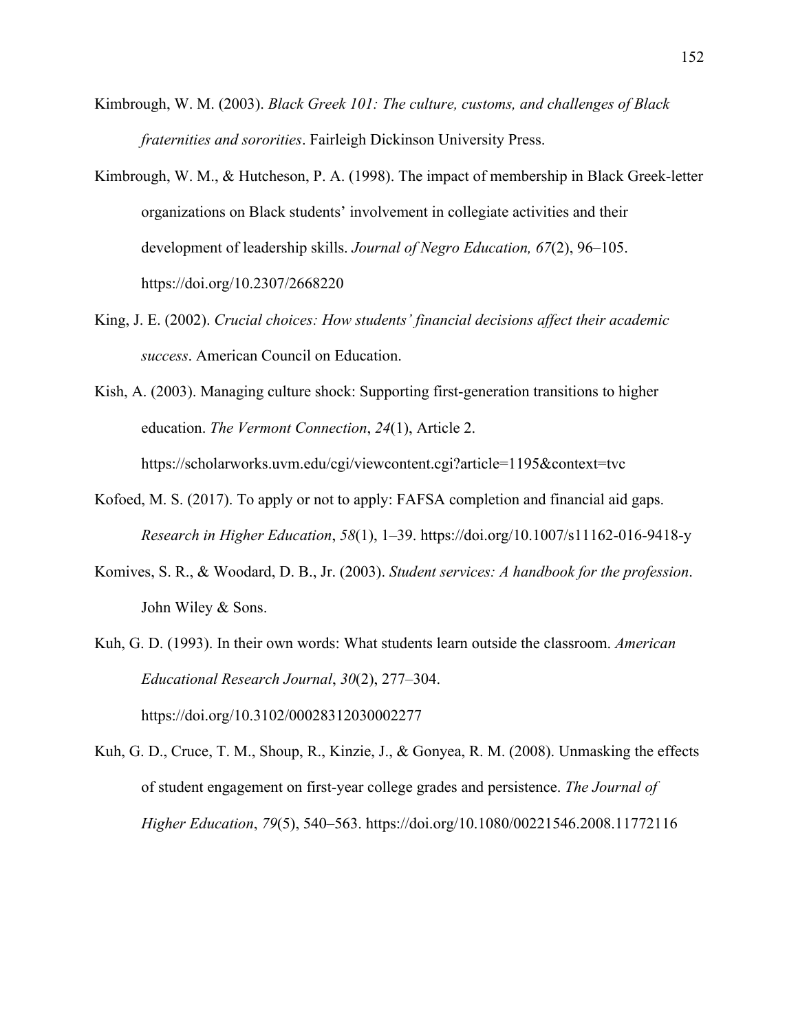Kimbrough, W. M. (2003). *Black Greek 101: The culture, customs, and challenges of Black fraternities and sororities*. Fairleigh Dickinson University Press.

Kimbrough, W. M., & Hutcheson, P. A. (1998). The impact of membership in Black Greek-letter organizations on Black students' involvement in collegiate activities and their development of leadership skills. *Journal of Negro Education, 67*(2), 96–105. https://doi.org/10.2307/2668220

King, J. E. (2002). *Crucial choices: How students' financial decisions affect their academic success*. American Council on Education.

Kish, A. (2003). Managing culture shock: Supporting first-generation transitions to higher education. *The Vermont Connection*, *24*(1), Article 2. https://scholarworks.uvm.edu/cgi/viewcontent.cgi?article=1195&context=tvc

Kofoed, M. S. (2017). To apply or not to apply: FAFSA completion and financial aid gaps. *Research in Higher Education*, *58*(1), 1–39. https://doi.org/10.1007/s11162-016-9418-y

Komives, S. R., & Woodard, D. B., Jr. (2003). *Student services: A handbook for the profession*. John Wiley & Sons.

Kuh, G. D. (1993). In their own words: What students learn outside the classroom. *American Educational Research Journal*, *30*(2), 277–304. https://doi.org/10.3102/00028312030002277

Kuh, G. D., Cruce, T. M., Shoup, R., Kinzie, J., & Gonyea, R. M. (2008). Unmasking the effects of student engagement on first-year college grades and persistence. *The Journal of Higher Education*, *79*(5), 540–563. https://doi.org/10.1080/00221546.2008.11772116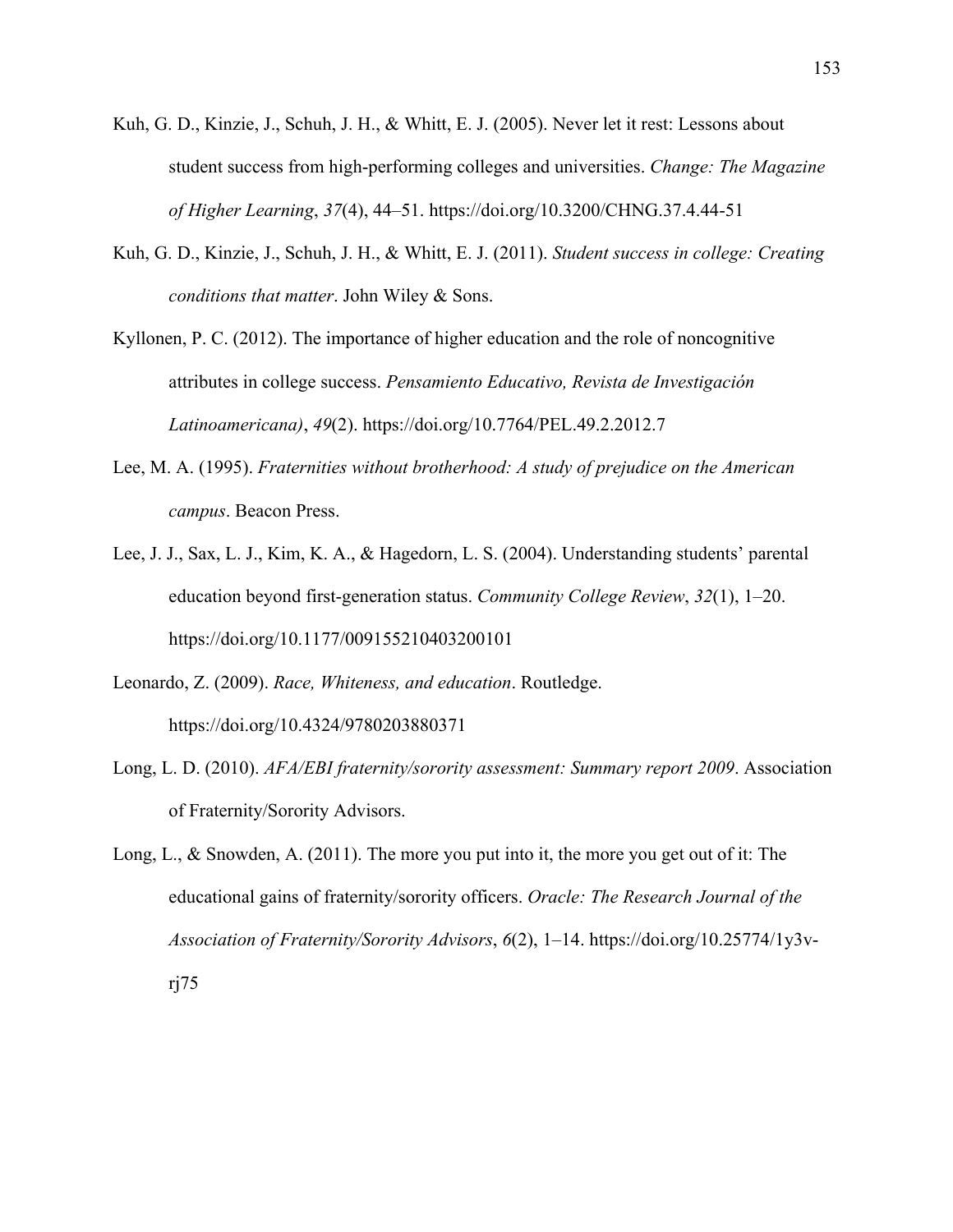Kuh, G. D., Kinzie, J., Schuh, J. H., & Whitt, E. J. (2005). Never let it rest: Lessons about student success from high-performing colleges and universities. *Change: The Magazine of Higher Learning*, *37*(4), 44–51. https://doi.org/10.3200/CHNG.37.4.44-51

Kuh, G. D., Kinzie, J., Schuh, J. H., & Whitt, E. J. (2011). *Student success in college: Creating conditions that matter*. John Wiley & Sons.

Kyllonen, P. C. (2012). The importance of higher education and the role of noncognitive attributes in college success. *Pensamiento Educativo, Revista de Investigación Latinoamericana)*, *49*(2). https://doi.org/10.7764/PEL.49.2.2012.7

Lee, M. A. (1995). *Fraternities without brotherhood: A study of prejudice on the American campus*. Beacon Press.

Lee, J. J., Sax, L. J., Kim, K. A., & Hagedorn, L. S. (2004). Understanding students' parental education beyond first-generation status. *Community College Review*, *32*(1), 1–20. https://doi.org/10.1177/009155210403200101

Leonardo, Z. (2009). *Race, Whiteness, and education*. Routledge. https://doi.org/10.4324/9780203880371

Long, L. D. (2010). *AFA/EBI fraternity/sorority assessment: Summary report 2009*. Association of Fraternity/Sorority Advisors.

Long, L., & Snowden, A. (2011). The more you put into it, the more you get out of it: The educational gains of fraternity/sorority officers. *Oracle: The Research Journal of the Association of Fraternity/Sorority Advisors*, *6*(2), 1–14. https://doi.org/10.25774/1y3v-rj75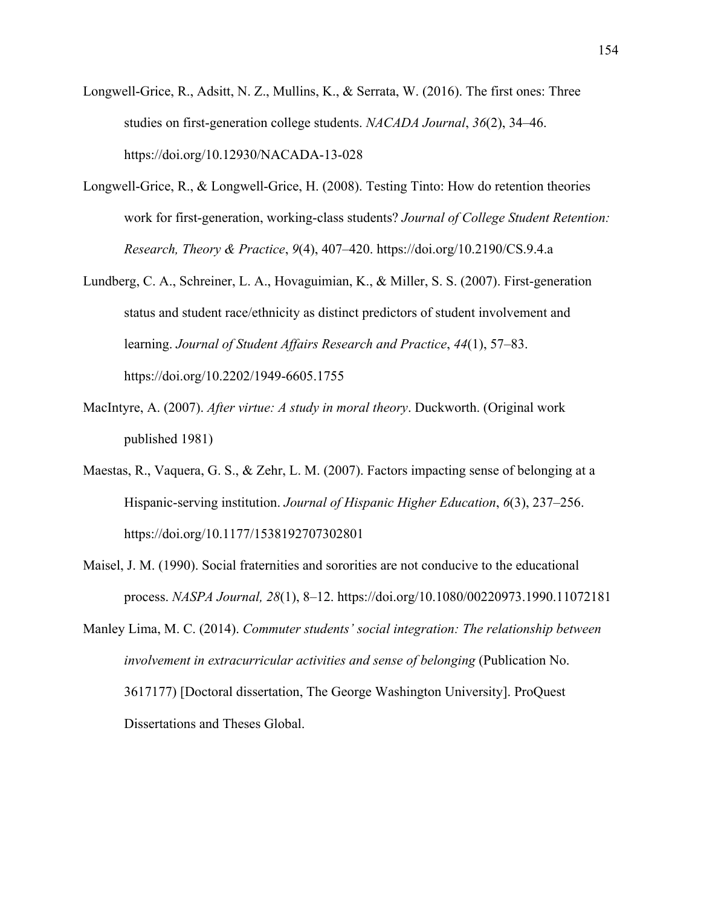Longwell-Grice, R., Adsitt, N. Z., Mullins, K., & Serrata, W. (2016). The first ones: Three studies on first-generation college students. *NACADA Journal*, *36*(2), 34–46. https://doi.org/10.12930/NACADA-13-028

Longwell-Grice, R., & Longwell-Grice, H. (2008). Testing Tinto: How do retention theories work for first-generation, working-class students? *Journal of College Student Retention: Research, Theory & Practice*, *9*(4), 407–420. https://doi.org/10.2190/CS.9.4.a

Lundberg, C. A., Schreiner, L. A., Hovaguimian, K., & Miller, S. S. (2007). First-generation status and student race/ethnicity as distinct predictors of student involvement and learning. *Journal of Student Affairs Research and Practice*, *44*(1), 57–83. https://doi.org/10.2202/1949-6605.1755

MacIntyre, A. (2007). *After virtue: A study in moral theory*. Duckworth. (Original work published 1981)

Maestas, R., Vaquera, G. S., & Zehr, L. M. (2007). Factors impacting sense of belonging at a Hispanic-serving institution. *Journal of Hispanic Higher Education*, *6*(3), 237–256. https://doi.org/10.1177/1538192707302801

Maisel, J. M. (1990). Social fraternities and sororities are not conducive to the educational process. *NASPA Journal, 28*(1), 8–12. https://doi.org/10.1080/00220973.1990.11072181

Manley Lima, M. C. (2014). *Commuter students' social integration: The relationship between involvement in extracurricular activities and sense of belonging* (Publication No. 3617177) [Doctoral dissertation, The George Washington University]. ProQuest Dissertations and Theses Global.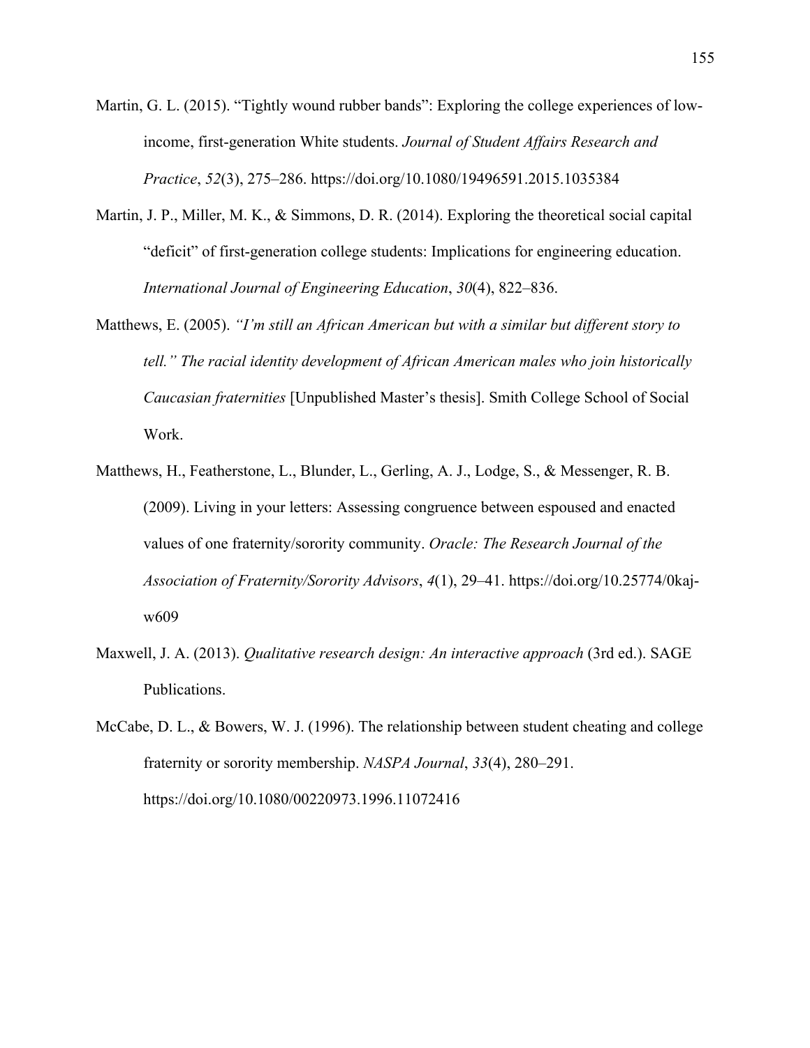Martin, G. L. (2015). "Tightly wound rubber bands": Exploring the college experiences of low-income, first-generation White students. *Journal of Student Affairs Research and Practice*, *52*(3), 275–286. https://doi.org/10.1080/19496591.2015.1035384

Martin, J. P., Miller, M. K., & Simmons, D. R. (2014). Exploring the theoretical social capital "deficit" of first-generation college students: Implications for engineering education. *International Journal of Engineering Education*, *30*(4), 822–836.

Matthews, E. (2005). *"I'm still an African American but with a similar but different story to tell." The racial identity development of African American males who join historically Caucasian fraternities* [Unpublished Master's thesis]. Smith College School of Social Work.

Matthews, H., Featherstone, L., Blunder, L., Gerling, A. J., Lodge, S., & Messenger, R. B. (2009). Living in your letters: Assessing congruence between espoused and enacted values of one fraternity/sorority community. *Oracle: The Research Journal of the Association of Fraternity/Sorority Advisors*, *4*(1), 29–41. https://doi.org/10.25774/0kaj-w609

Maxwell, J. A. (2013). *Qualitative research design: An interactive approach* (3rd ed.). SAGE Publications.

McCabe, D. L., & Bowers, W. J. (1996). The relationship between student cheating and college fraternity or sorority membership. *NASPA Journal*, *33*(4), 280–291. https://doi.org/10.1080/00220973.1996.11072416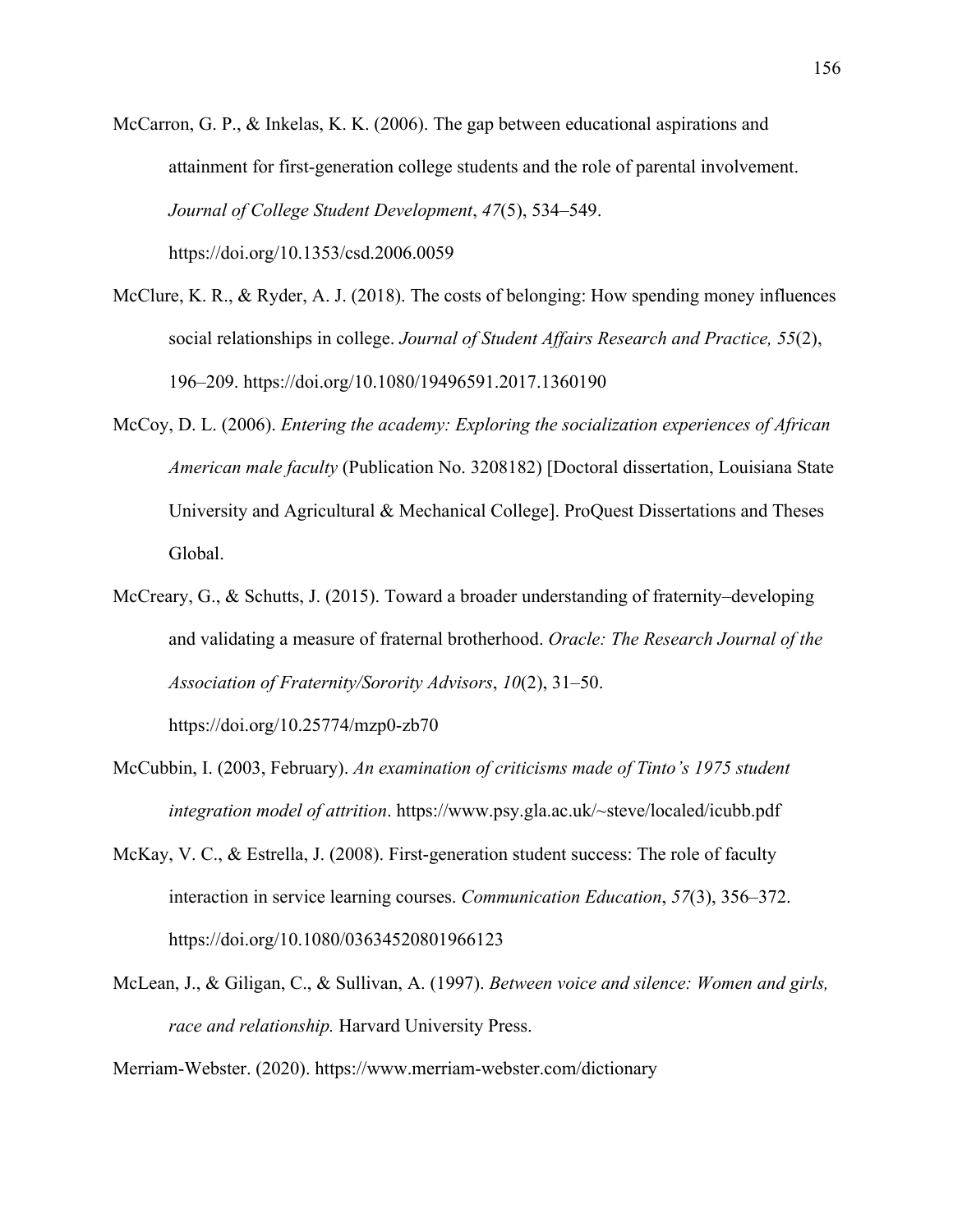McCarron, G. P., & Inkelas, K. K. (2006). The gap between educational aspirations and attainment for first-generation college students and the role of parental involvement. *Journal of College Student Development*, *47*(5), 534–549. https://doi.org/10.1353/csd.2006.0059

McClure, K. R., & Ryder, A. J. (2018). The costs of belonging: How spending money influences social relationships in college. *Journal of Student Affairs Research and Practice, 55*(2), 196–209. https://doi.org/10.1080/19496591.2017.1360190

McCoy, D. L. (2006). *Entering the academy: Exploring the socialization experiences of African American male faculty* (Publication No. 3208182) [Doctoral dissertation, Louisiana State University and Agricultural & Mechanical College]. ProQuest Dissertations and Theses Global.

McCreary, G., & Schutts, J. (2015). Toward a broader understanding of fraternity–developing and validating a measure of fraternal brotherhood. *Oracle: The Research Journal of the Association of Fraternity/Sorority Advisors*, *10*(2), 31–50. https://doi.org/10.25774/mzp0-zb70

McCubbin, I. (2003, February). *An examination of criticisms made of Tinto's 1975 student integration model of attrition*. https://www.psy.gla.ac.uk/~steve/localed/icubb.pdf

McKay, V. C., & Estrella, J. (2008). First-generation student success: The role of faculty interaction in service learning courses. *Communication Education*, *57*(3), 356–372. https://doi.org/10.1080/03634520801966123

McLean, J., & Giligan, C., & Sullivan, A. (1997). *Between voice and silence: Women and girls, race and relationship.* Harvard University Press.

Merriam-Webster. (2020). https://www.merriam-webster.com/dictionary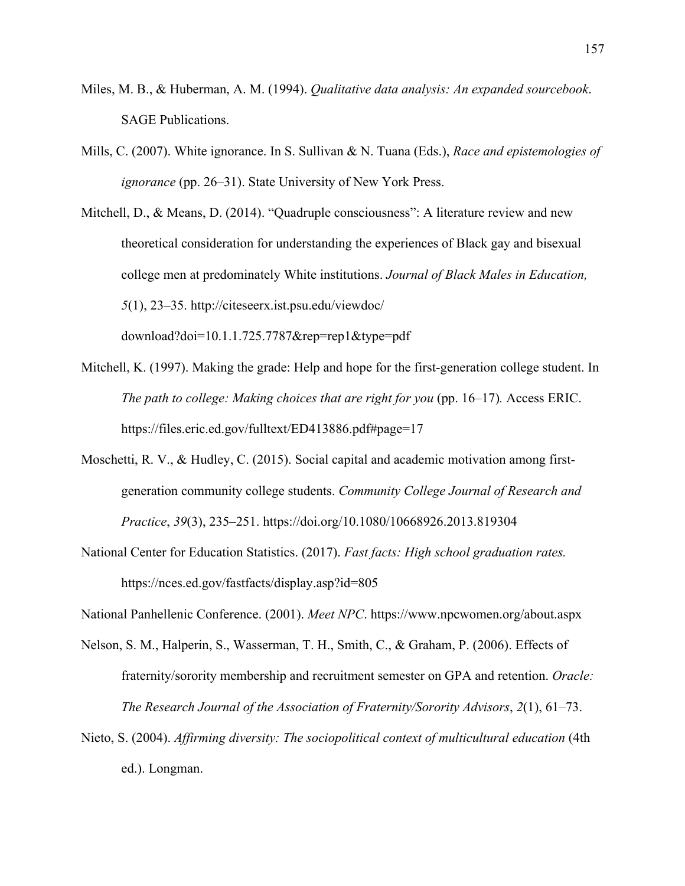Miles, M. B., & Huberman, A. M. (1994). *Qualitative data analysis: An expanded sourcebook*. SAGE Publications.

Mills, C. (2007). White ignorance. In S. Sullivan & N. Tuana (Eds.), *Race and epistemologies of ignorance* (pp. 26–31). State University of New York Press.

Mitchell, D., & Means, D. (2014). "Quadruple consciousness": A literature review and new theoretical consideration for understanding the experiences of Black gay and bisexual college men at predominately White institutions. *Journal of Black Males in Education, 5*(1), 23–35. http://citeseerx.ist.psu.edu/viewdoc/download?doi=10.1.1.725.7787&rep=rep1&type=pdf

Mitchell, K. (1997). Making the grade: Help and hope for the first-generation college student. In *The path to college: Making choices that are right for you* (pp. 16–17)*.* Access ERIC. https://files.eric.ed.gov/fulltext/ED413886.pdf#page=17

Moschetti, R. V., & Hudley, C. (2015). Social capital and academic motivation among first-generation community college students. *Community College Journal of Research and Practice*, *39*(3), 235–251. https://doi.org/10.1080/10668926.2013.819304

National Center for Education Statistics. (2017). *Fast facts: High school graduation rates.* https://nces.ed.gov/fastfacts/display.asp?id=805

National Panhellenic Conference. (2001). *Meet NPC*. https://www.npcwomen.org/about.aspx

Nelson, S. M., Halperin, S., Wasserman, T. H., Smith, C., & Graham, P. (2006). Effects of fraternity/sorority membership and recruitment semester on GPA and retention. *Oracle: The Research Journal of the Association of Fraternity/Sorority Advisors*, *2*(1), 61–73.

Nieto, S. (2004). *Affirming diversity: The sociopolitical context of multicultural education* (4th ed.). Longman.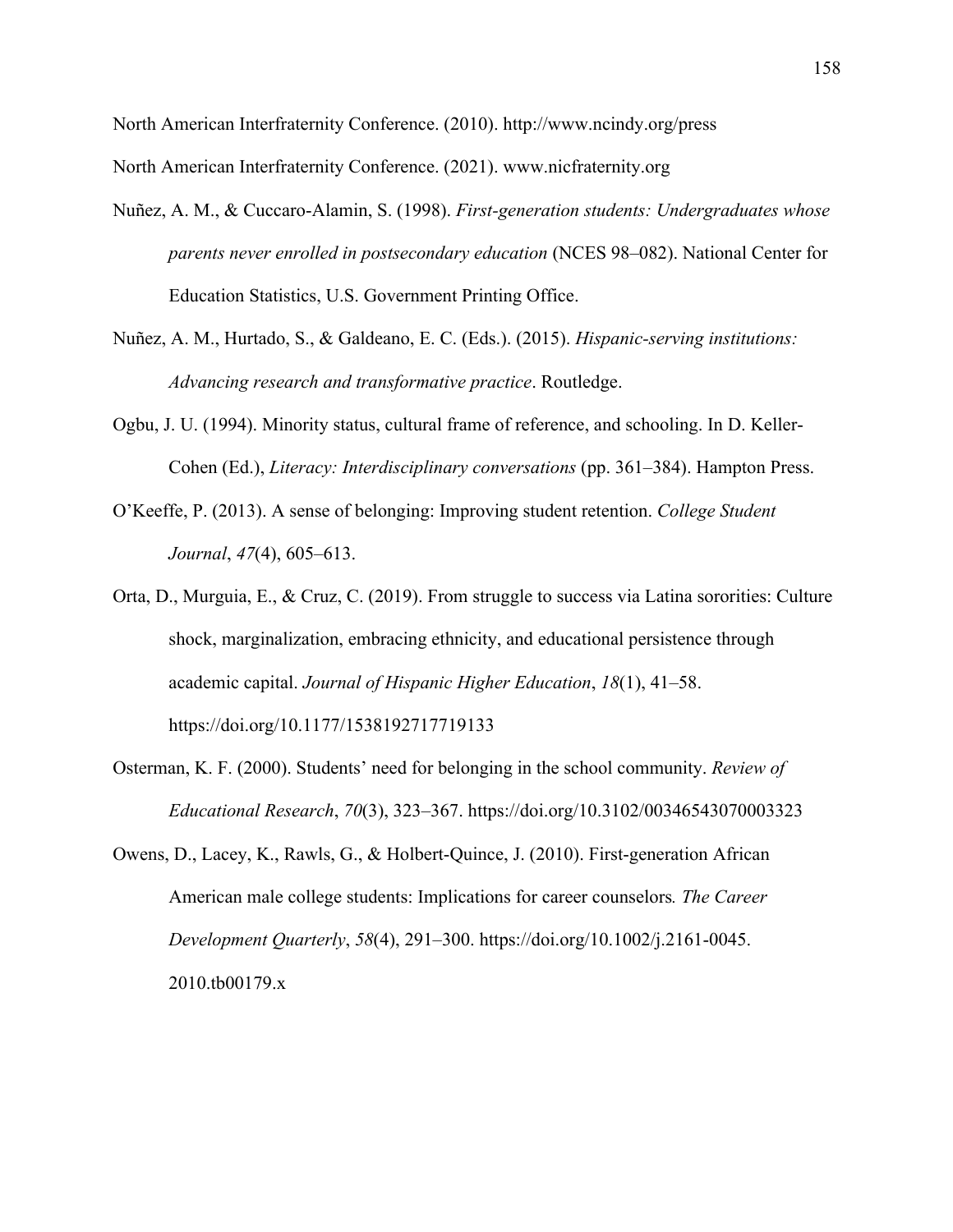North American Interfraternity Conference. (2010). http://www.ncindy.org/press

North American Interfraternity Conference. (2021). www.nicfraternity.org

Nuñez, A. M., & Cuccaro-Alamin, S. (1998). *First-generation students: Undergraduates whose parents never enrolled in postsecondary education* (NCES 98–082). National Center for Education Statistics, U.S. Government Printing Office.

Nuñez, A. M., Hurtado, S., & Galdeano, E. C. (Eds.). (2015). *Hispanic-serving institutions: Advancing research and transformative practice*. Routledge.

Ogbu, J. U. (1994). Minority status, cultural frame of reference, and schooling. In D. Keller-Cohen (Ed.), *Literacy: Interdisciplinary conversations* (pp. 361–384). Hampton Press.

O'Keeffe, P. (2013). A sense of belonging: Improving student retention. *College Student Journal*, *47*(4), 605–613.

Orta, D., Murguia, E., & Cruz, C. (2019). From struggle to success via Latina sororities: Culture shock, marginalization, embracing ethnicity, and educational persistence through academic capital. *Journal of Hispanic Higher Education*, *18*(1), 41–58. https://doi.org/10.1177/1538192717719133

Osterman, K. F. (2000). Students' need for belonging in the school community. *Review of Educational Research*, *70*(3), 323–367. https://doi.org/10.3102/00346543070003323

Owens, D., Lacey, K., Rawls, G., & Holbert-Quince, J. (2010). First-generation African American male college students: Implications for career counselors*. The Career Development Quarterly*, *58*(4), 291–300. https://doi.org/10.1002/j.2161-0045.2010.tb00179.x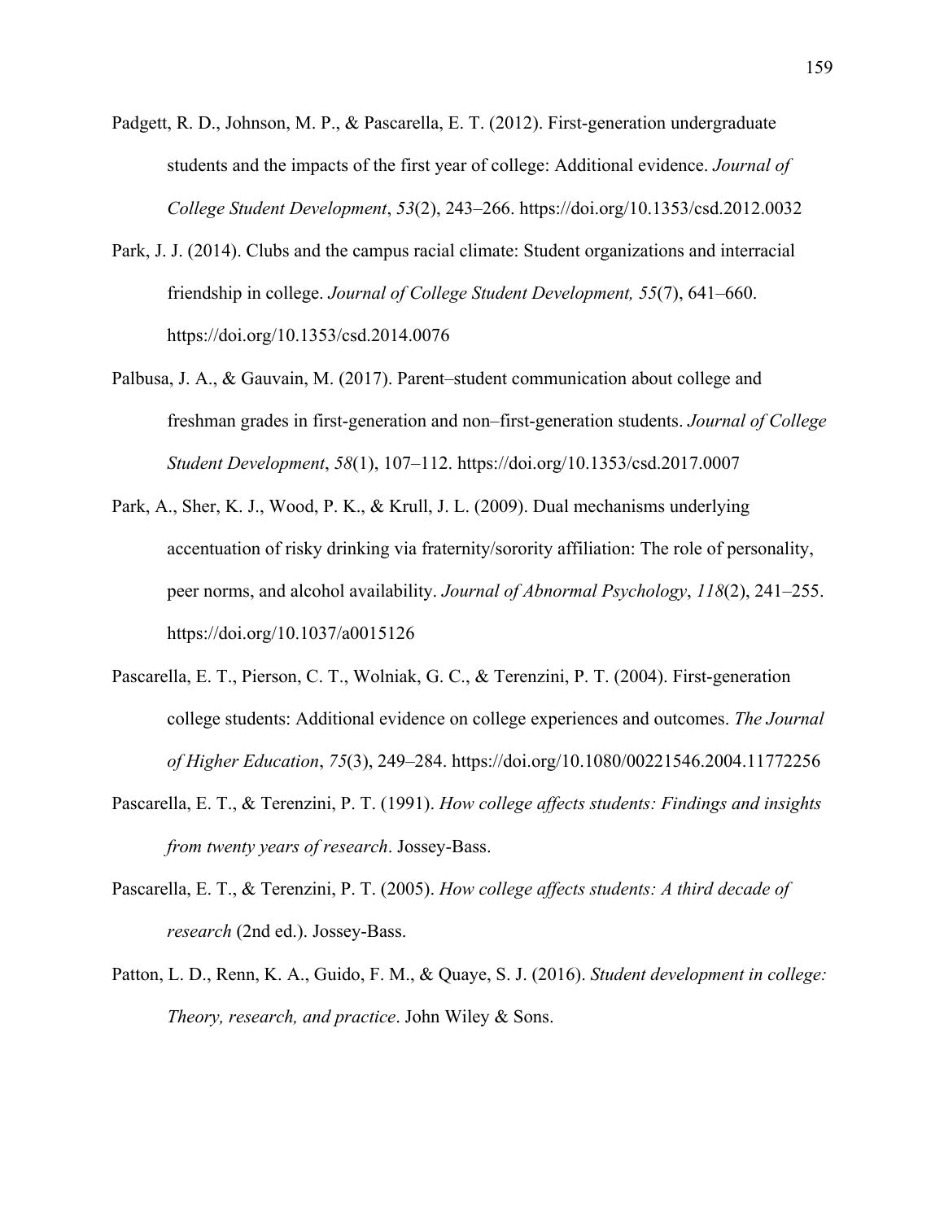Padgett, R. D., Johnson, M. P., & Pascarella, E. T. (2012). First-generation undergraduate students and the impacts of the first year of college: Additional evidence. *Journal of College Student Development*, *53*(2), 243–266. https://doi.org/10.1353/csd.2012.0032

Park, J. J. (2014). Clubs and the campus racial climate: Student organizations and interracial friendship in college. *Journal of College Student Development, 55*(7), 641–660. https://doi.org/10.1353/csd.2014.0076

Palbusa, J. A., & Gauvain, M. (2017). Parent–student communication about college and freshman grades in first-generation and non–first-generation students. *Journal of College Student Development*, *58*(1), 107–112. https://doi.org/10.1353/csd.2017.0007

Park, A., Sher, K. J., Wood, P. K., & Krull, J. L. (2009). Dual mechanisms underlying accentuation of risky drinking via fraternity/sorority affiliation: The role of personality, peer norms, and alcohol availability. *Journal of Abnormal Psychology*, *118*(2), 241–255. https://doi.org/10.1037/a0015126

Pascarella, E. T., Pierson, C. T., Wolniak, G. C., & Terenzini, P. T. (2004). First-generation college students: Additional evidence on college experiences and outcomes. *The Journal of Higher Education*, *75*(3), 249–284. https://doi.org/10.1080/00221546.2004.11772256

Pascarella, E. T., & Terenzini, P. T. (1991). *How college affects students: Findings and insights from twenty years of research*. Jossey-Bass.

Pascarella, E. T., & Terenzini, P. T. (2005). *How college affects students: A third decade of research* (2nd ed.). Jossey-Bass.

Patton, L. D., Renn, K. A., Guido, F. M., & Quaye, S. J. (2016). *Student development in college: Theory, research, and practice*. John Wiley & Sons.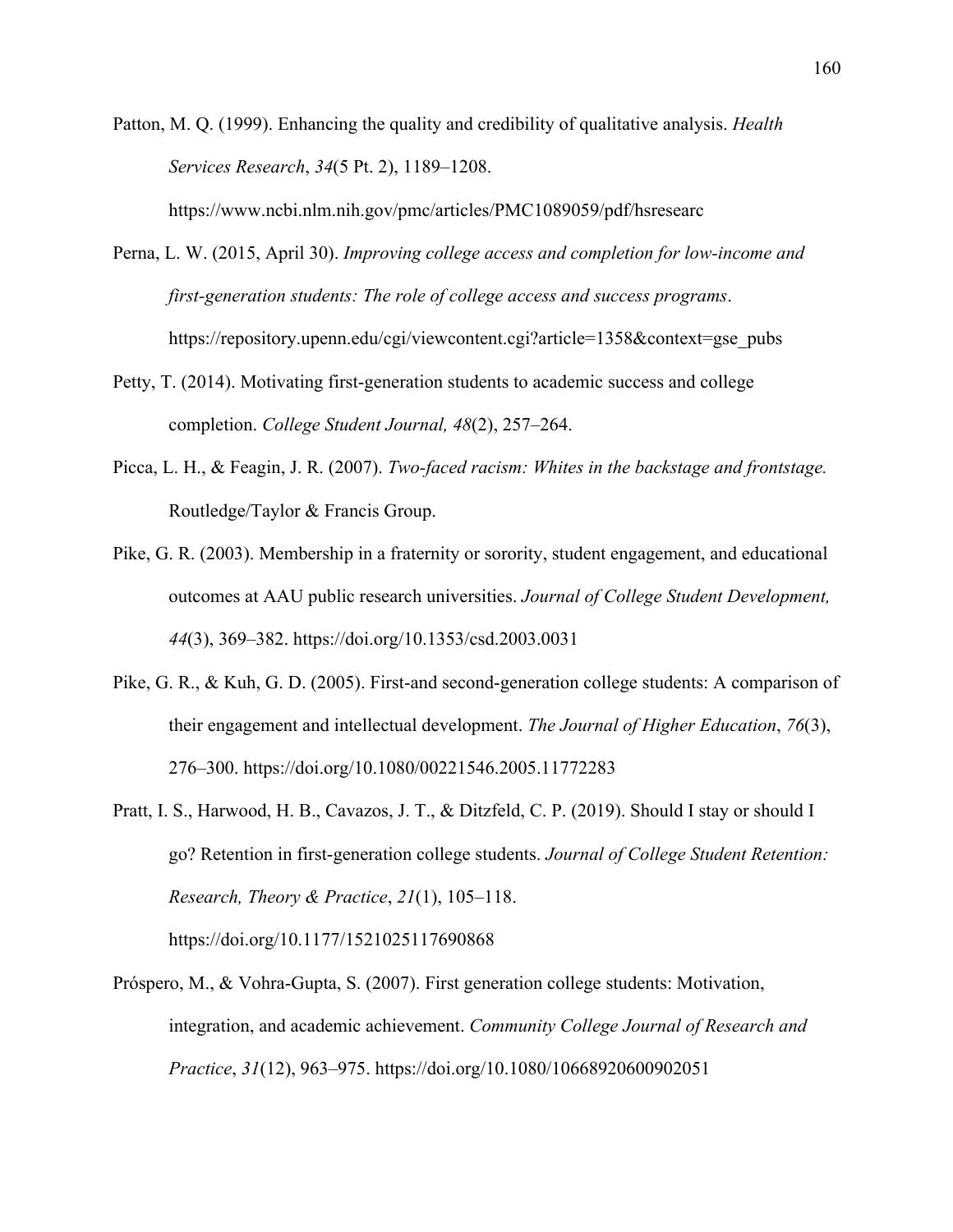Patton, M. Q. (1999). Enhancing the quality and credibility of qualitative analysis. *Health Services Research*, *34*(5 Pt. 2), 1189–1208. https://www.ncbi.nlm.nih.gov/pmc/articles/PMC1089059/pdf/hsresearc

Perna, L. W. (2015, April 30). *Improving college access and completion for low-income and first-generation students: The role of college access and success programs*. https://repository.upenn.edu/cgi/viewcontent.cgi?article=1358&context=gse_pubs

Petty, T. (2014). Motivating first-generation students to academic success and college completion. *College Student Journal, 48*(2), 257–264.

Picca, L. H., & Feagin, J. R. (2007). *Two-faced racism: Whites in the backstage and frontstage.* Routledge/Taylor & Francis Group.

Pike, G. R. (2003). Membership in a fraternity or sorority, student engagement, and educational outcomes at AAU public research universities. *Journal of College Student Development, 44*(3), 369–382. https://doi.org/10.1353/csd.2003.0031

Pike, G. R., & Kuh, G. D. (2005). First-and second-generation college students: A comparison of their engagement and intellectual development. *The Journal of Higher Education*, *76*(3), 276–300. https://doi.org/10.1080/00221546.2005.11772283

Pratt, I. S., Harwood, H. B., Cavazos, J. T., & Ditzfeld, C. P. (2019). Should I stay or should I go? Retention in first-generation college students. *Journal of College Student Retention: Research, Theory & Practice*, *21*(1), 105–118. https://doi.org/10.1177/1521025117690868

Próspero, M., & Vohra-Gupta, S. (2007). First generation college students: Motivation, integration, and academic achievement. *Community College Journal of Research and Practice*, *31*(12), 963–975. https://doi.org/10.1080/10668920600902051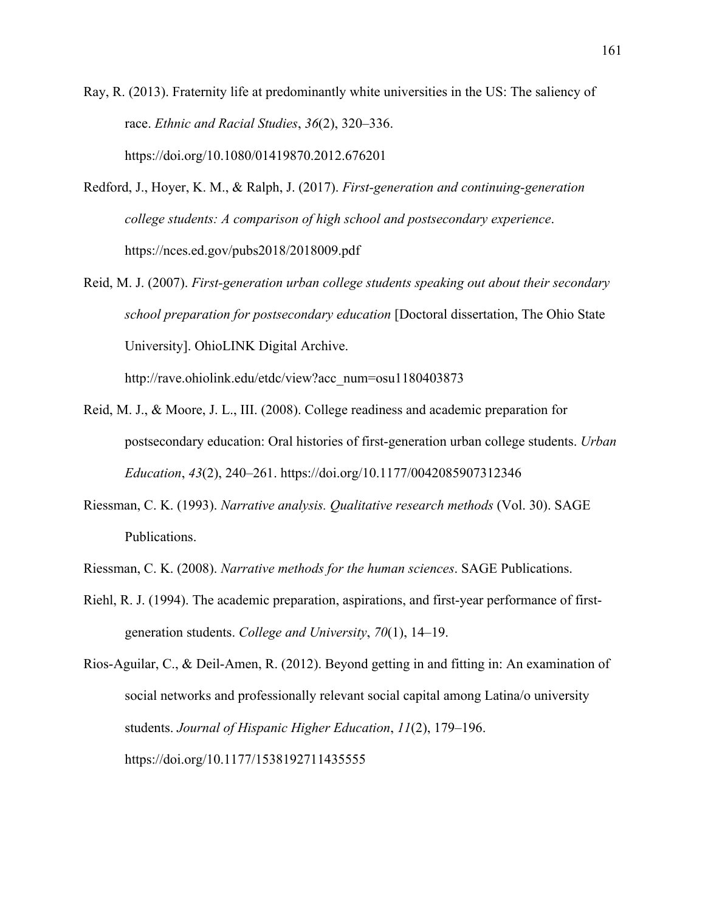Ray, R. (2013). Fraternity life at predominantly white universities in the US: The saliency of race. *Ethnic and Racial Studies*, *36*(2), 320–336. https://doi.org/10.1080/01419870.2012.676201

Redford, J., Hoyer, K. M., & Ralph, J. (2017). *First-generation and continuing-generation college students: A comparison of high school and postsecondary experience*. https://nces.ed.gov/pubs2018/2018009.pdf

Reid, M. J. (2007). *First-generation urban college students speaking out about their secondary school preparation for postsecondary education* [Doctoral dissertation, The Ohio State University]. OhioLINK Digital Archive. http://rave.ohiolink.edu/etdc/view?acc_num=osu1180403873

Reid, M. J., & Moore, J. L., III. (2008). College readiness and academic preparation for postsecondary education: Oral histories of first-generation urban college students. *Urban Education*, *43*(2), 240–261. https://doi.org/10.1177/0042085907312346

Riessman, C. K. (1993). *Narrative analysis. Qualitative research methods* (Vol. 30). SAGE Publications.

Riessman, C. K. (2008). *Narrative methods for the human sciences*. SAGE Publications.

Riehl, R. J. (1994). The academic preparation, aspirations, and first-year performance of first-generation students. *College and University*, *70*(1), 14–19.

Rios-Aguilar, C., & Deil-Amen, R. (2012). Beyond getting in and fitting in: An examination of social networks and professionally relevant social capital among Latina/o university students. *Journal of Hispanic Higher Education*, *11*(2), 179–196. https://doi.org/10.1177/1538192711435555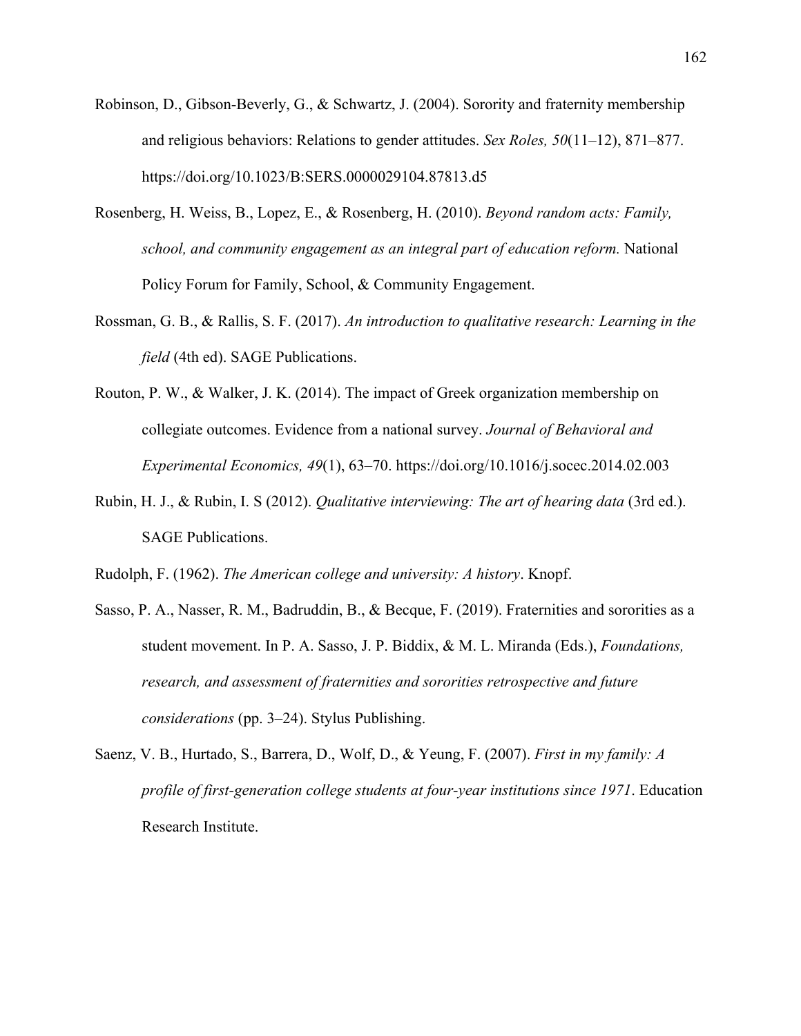Robinson, D., Gibson-Beverly, G., & Schwartz, J. (2004). Sorority and fraternity membership and religious behaviors: Relations to gender attitudes. *Sex Roles, 50*(11–12), 871–877. https://doi.org/10.1023/B:SERS.0000029104.87813.d5

Rosenberg, H. Weiss, B., Lopez, E., & Rosenberg, H. (2010). *Beyond random acts: Family, school, and community engagement as an integral part of education reform.* National Policy Forum for Family, School, & Community Engagement.

Rossman, G. B., & Rallis, S. F. (2017). *An introduction to qualitative research: Learning in the field* (4th ed). SAGE Publications.

Routon, P. W., & Walker, J. K. (2014). The impact of Greek organization membership on collegiate outcomes. Evidence from a national survey. *Journal of Behavioral and Experimental Economics, 49*(1), 63–70. https://doi.org/10.1016/j.socec.2014.02.003

Rubin, H. J., & Rubin, I. S (2012). *Qualitative interviewing: The art of hearing data* (3rd ed.). SAGE Publications.

Rudolph, F. (1962). *The American college and university: A history*. Knopf.

Sasso, P. A., Nasser, R. M., Badruddin, B., & Becque, F. (2019). Fraternities and sororities as a student movement. In P. A. Sasso, J. P. Biddix, & M. L. Miranda (Eds.), *Foundations, research, and assessment of fraternities and sororities retrospective and future considerations* (pp. 3–24). Stylus Publishing.

Saenz, V. B., Hurtado, S., Barrera, D., Wolf, D., & Yeung, F. (2007). *First in my family: A profile of first-generation college students at four-year institutions since 1971*. Education Research Institute.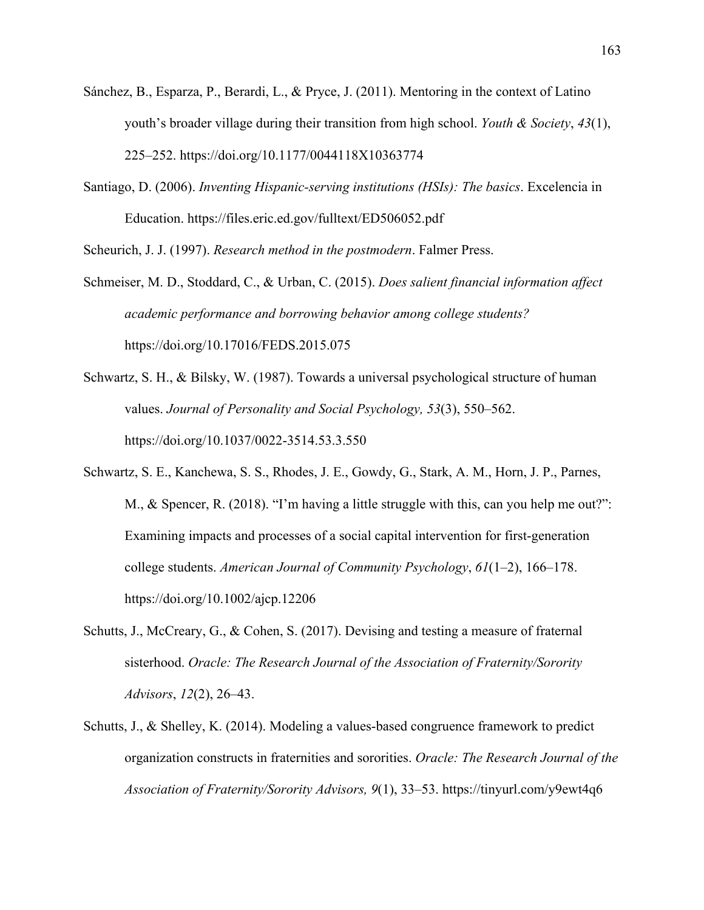Sánchez, B., Esparza, P., Berardi, L., & Pryce, J. (2011). Mentoring in the context of Latino youth's broader village during their transition from high school. *Youth & Society*, *43*(1), 225–252. https://doi.org/10.1177/0044118X10363774

Santiago, D. (2006). *Inventing Hispanic-serving institutions (HSIs): The basics*. Excelencia in Education. https://files.eric.ed.gov/fulltext/ED506052.pdf

Scheurich, J. J. (1997). *Research method in the postmodern*. Falmer Press.

Schmeiser, M. D., Stoddard, C., & Urban, C. (2015). *Does salient financial information affect academic performance and borrowing behavior among college students?* https://doi.org/10.17016/FEDS.2015.075

Schwartz, S. H., & Bilsky, W. (1987). Towards a universal psychological structure of human values. *Journal of Personality and Social Psychology, 53*(3), 550–562. https://doi.org/10.1037/0022-3514.53.3.550

Schwartz, S. E., Kanchewa, S. S., Rhodes, J. E., Gowdy, G., Stark, A. M., Horn, J. P., Parnes, M., & Spencer, R. (2018). "I'm having a little struggle with this, can you help me out?": Examining impacts and processes of a social capital intervention for first-generation college students. *American Journal of Community Psychology*, *61*(1–2), 166–178. https://doi.org/10.1002/ajcp.12206

Schutts, J., McCreary, G., & Cohen, S. (2017). Devising and testing a measure of fraternal sisterhood. *Oracle: The Research Journal of the Association of Fraternity/Sorority Advisors*, *12*(2), 26–43.

Schutts, J., & Shelley, K. (2014). Modeling a values-based congruence framework to predict organization constructs in fraternities and sororities. *Oracle: The Research Journal of the Association of Fraternity/Sorority Advisors, 9*(1), 33–53. https://tinyurl.com/y9ewt4q6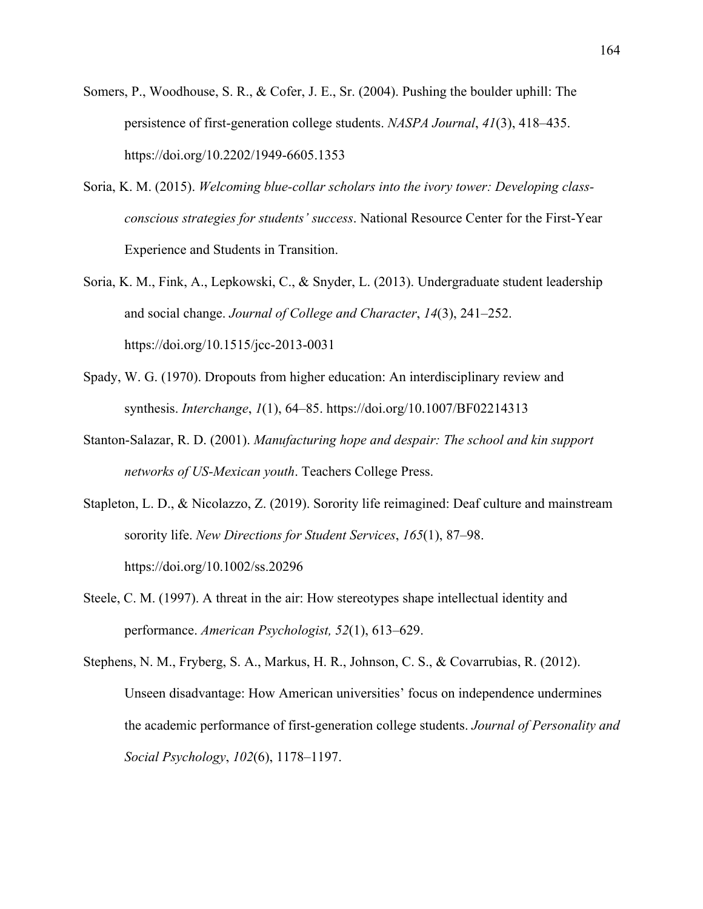Somers, P., Woodhouse, S. R., & Cofer, J. E., Sr. (2004). Pushing the boulder uphill: The persistence of first-generation college students. *NASPA Journal*, *41*(3), 418–435. https://doi.org/10.2202/1949-6605.1353

Soria, K. M. (2015). *Welcoming blue-collar scholars into the ivory tower: Developing class-conscious strategies for students' success*. National Resource Center for the First-Year Experience and Students in Transition.

Soria, K. M., Fink, A., Lepkowski, C., & Snyder, L. (2013). Undergraduate student leadership and social change. *Journal of College and Character*, *14*(3), 241–252. https://doi.org/10.1515/jcc-2013-0031

Spady, W. G. (1970). Dropouts from higher education: An interdisciplinary review and synthesis. *Interchange*, *1*(1), 64–85. https://doi.org/10.1007/BF02214313

Stanton-Salazar, R. D. (2001). *Manufacturing hope and despair: The school and kin support networks of US-Mexican youth*. Teachers College Press.

Stapleton, L. D., & Nicolazzo, Z. (2019). Sorority life reimagined: Deaf culture and mainstream sorority life. *New Directions for Student Services*, *165*(1), 87–98. https://doi.org/10.1002/ss.20296

Steele, C. M. (1997). A threat in the air: How stereotypes shape intellectual identity and performance. *American Psychologist, 52*(1), 613–629.

Stephens, N. M., Fryberg, S. A., Markus, H. R., Johnson, C. S., & Covarrubias, R. (2012). Unseen disadvantage: How American universities' focus on independence undermines the academic performance of first-generation college students. *Journal of Personality and Social Psychology*, *102*(6), 1178–1197.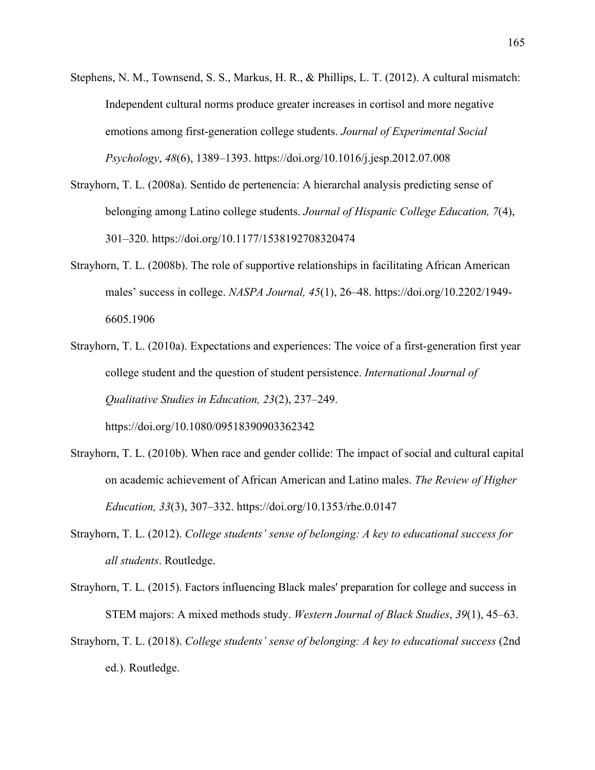Stephens, N. M., Townsend, S. S., Markus, H. R., & Phillips, L. T. (2012). A cultural mismatch: Independent cultural norms produce greater increases in cortisol and more negative emotions among first-generation college students. *Journal of Experimental Social Psychology*, *48*(6), 1389–1393. https://doi.org/10.1016/j.jesp.2012.07.008

Strayhorn, T. L. (2008a). Sentido de pertenencia: A hierarchal analysis predicting sense of belonging among Latino college students. *Journal of Hispanic College Education, 7*(4), 301–320. https://doi.org/10.1177/1538192708320474

Strayhorn, T. L. (2008b). The role of supportive relationships in facilitating African American males' success in college. *NASPA Journal, 45*(1), 26–48. https://doi.org/10.2202/1949-6605.1906

Strayhorn, T. L. (2010a). Expectations and experiences: The voice of a first-generation first year college student and the question of student persistence. *International Journal of Qualitative Studies in Education, 23*(2), 237–249. https://doi.org/10.1080/09518390903362342

Strayhorn, T. L. (2010b). When race and gender collide: The impact of social and cultural capital on academic achievement of African American and Latino males. *The Review of Higher Education, 33*(3), 307–332. https://doi.org/10.1353/rhe.0.0147

Strayhorn, T. L. (2012). *College students' sense of belonging: A key to educational success for all students*. Routledge.

Strayhorn, T. L. (2015). Factors influencing Black males' preparation for college and success in STEM majors: A mixed methods study. *Western Journal of Black Studies*, *39*(1), 45–63.

Strayhorn, T. L. (2018). *College students' sense of belonging: A key to educational success* (2nd ed.). Routledge.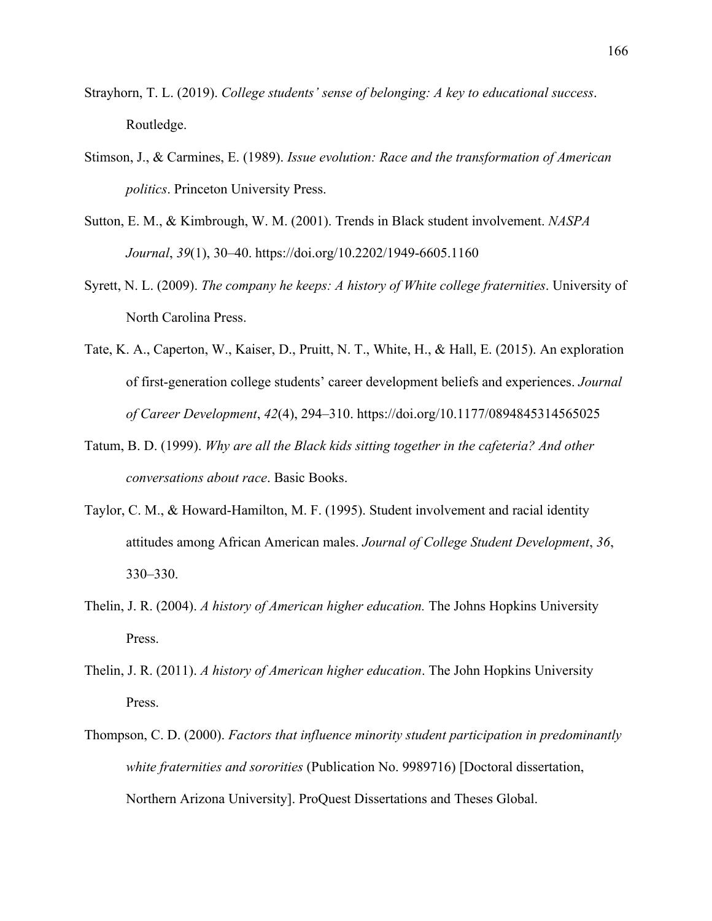Strayhorn, T. L. (2019). *College students' sense of belonging: A key to educational success*. Routledge.

Stimson, J., & Carmines, E. (1989). *Issue evolution: Race and the transformation of American politics*. Princeton University Press.

Sutton, E. M., & Kimbrough, W. M. (2001). Trends in Black student involvement. *NASPA Journal*, *39*(1), 30–40. https://doi.org/10.2202/1949-6605.1160

Syrett, N. L. (2009). *The company he keeps: A history of White college fraternities*. University of North Carolina Press.

Tate, K. A., Caperton, W., Kaiser, D., Pruitt, N. T., White, H., & Hall, E. (2015). An exploration of first-generation college students' career development beliefs and experiences. *Journal of Career Development*, *42*(4), 294–310. https://doi.org/10.1177/0894845314565025

Tatum, B. D. (1999). *Why are all the Black kids sitting together in the cafeteria? And other conversations about race*. Basic Books.

Taylor, C. M., & Howard-Hamilton, M. F. (1995). Student involvement and racial identity attitudes among African American males. *Journal of College Student Development*, *36*, 330–330.

Thelin, J. R. (2004). *A history of American higher education.* The Johns Hopkins University Press.

Thelin, J. R. (2011). *A history of American higher education*. The John Hopkins University Press.

Thompson, C. D. (2000). *Factors that influence minority student participation in predominantly white fraternities and sororities* (Publication No. 9989716) [Doctoral dissertation, Northern Arizona University]. ProQuest Dissertations and Theses Global.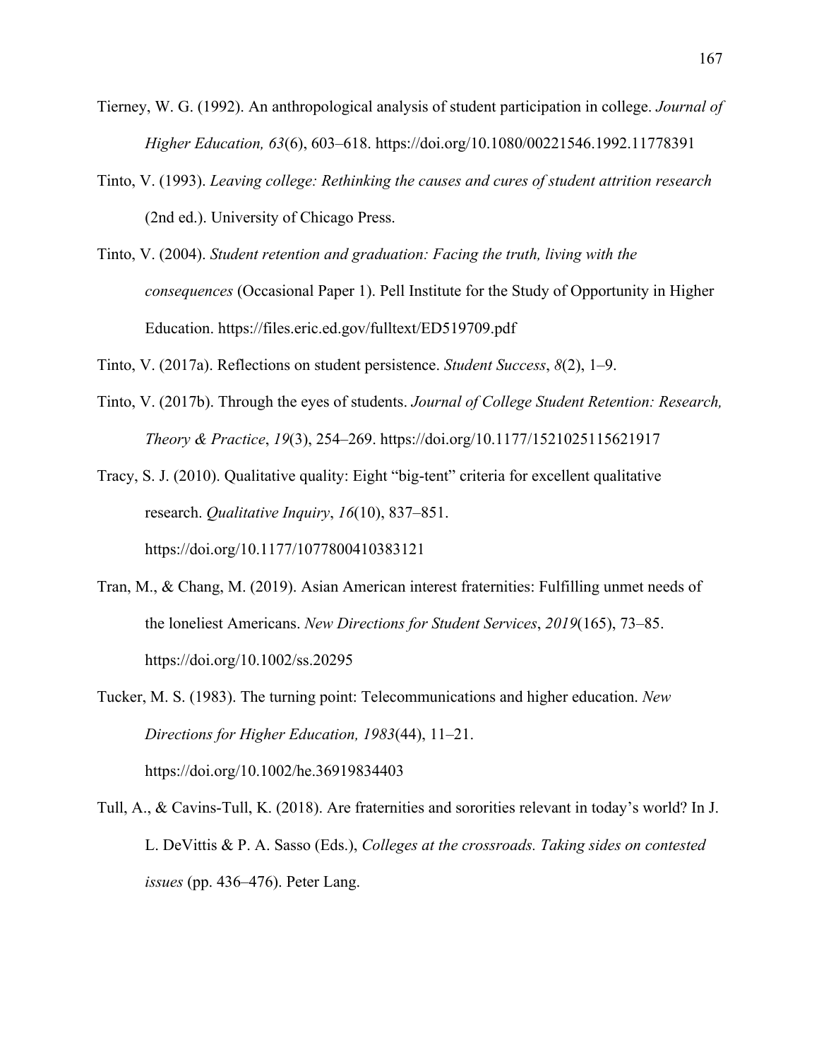Tierney, W. G. (1992). An anthropological analysis of student participation in college. *Journal of Higher Education, 63*(6), 603–618. https://doi.org/10.1080/00221546.1992.11778391

Tinto, V. (1993). *Leaving college: Rethinking the causes and cures of student attrition research* (2nd ed.). University of Chicago Press.

Tinto, V. (2004). *Student retention and graduation: Facing the truth, living with the consequences* (Occasional Paper 1). Pell Institute for the Study of Opportunity in Higher Education. https://files.eric.ed.gov/fulltext/ED519709.pdf

Tinto, V. (2017a). Reflections on student persistence. *Student Success*, *8*(2), 1–9.

Tinto, V. (2017b). Through the eyes of students. *Journal of College Student Retention: Research, Theory & Practice*, *19*(3), 254–269. https://doi.org/10.1177/1521025115621917

Tracy, S. J. (2010). Qualitative quality: Eight "big-tent" criteria for excellent qualitative research. *Qualitative Inquiry*, *16*(10), 837–851. https://doi.org/10.1177/1077800410383121

Tran, M., & Chang, M. (2019). Asian American interest fraternities: Fulfilling unmet needs of the loneliest Americans. *New Directions for Student Services*, *2019*(165), 73–85. https://doi.org/10.1002/ss.20295

Tucker, M. S. (1983). The turning point: Telecommunications and higher education. *New Directions for Higher Education, 1983*(44), 11–21. https://doi.org/10.1002/he.36919834403

Tull, A., & Cavins-Tull, K. (2018). Are fraternities and sororities relevant in today's world? In J. L. DeVittis & P. A. Sasso (Eds.), *Colleges at the crossroads. Taking sides on contested issues* (pp. 436–476). Peter Lang.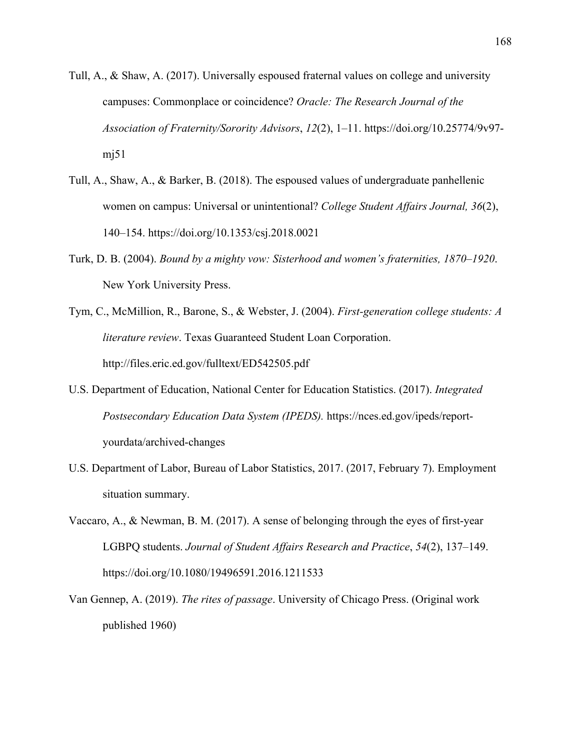Tull, A., & Shaw, A. (2017). Universally espoused fraternal values on college and university campuses: Commonplace or coincidence? *Oracle: The Research Journal of the Association of Fraternity/Sorority Advisors*, *12*(2), 1–11. https://doi.org/10.25774/9v97-mj51

Tull, A., Shaw, A., & Barker, B. (2018). The espoused values of undergraduate panhellenic women on campus: Universal or unintentional? *College Student Affairs Journal, 36*(2), 140–154. https://doi.org/10.1353/csj.2018.0021

Turk, D. B. (2004). *Bound by a mighty vow: Sisterhood and women's fraternities, 1870–1920*. New York University Press.

Tym, C., McMillion, R., Barone, S., & Webster, J. (2004). *First-generation college students: A literature review*. Texas Guaranteed Student Loan Corporation. http://files.eric.ed.gov/fulltext/ED542505.pdf

U.S. Department of Education, National Center for Education Statistics. (2017). *Integrated Postsecondary Education Data System (IPEDS).* https://nces.ed.gov/ipeds/report-yourdata/archived-changes

U.S. Department of Labor, Bureau of Labor Statistics, 2017. (2017, February 7). Employment situation summary.

Vaccaro, A., & Newman, B. M. (2017). A sense of belonging through the eyes of first-year LGBPQ students. *Journal of Student Affairs Research and Practice*, *54*(2), 137–149. https://doi.org/10.1080/19496591.2016.1211533

Van Gennep, A. (2019). *The rites of passage*. University of Chicago Press. (Original work published 1960)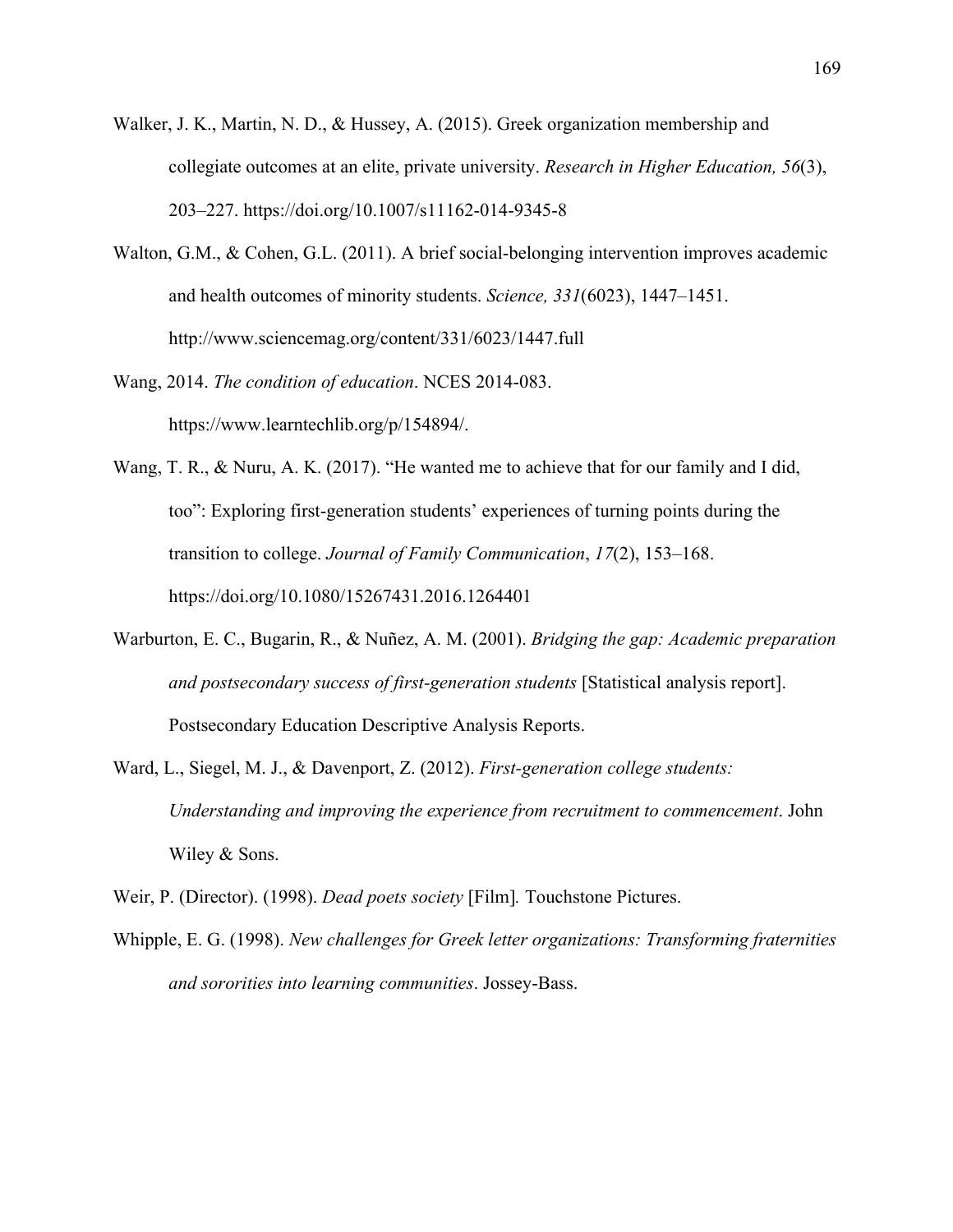Walker, J. K., Martin, N. D., & Hussey, A. (2015). Greek organization membership and collegiate outcomes at an elite, private university. *Research in Higher Education, 56*(3), 203–227. https://doi.org/10.1007/s11162-014-9345-8

Walton, G.M., & Cohen, G.L. (2011). A brief social-belonging intervention improves academic and health outcomes of minority students. *Science, 331*(6023), 1447–1451. http://www.sciencemag.org/content/331/6023/1447.full

Wang, 2014. *The condition of education*. NCES 2014-083. https://www.learntechlib.org/p/154894/.

Wang, T. R., & Nuru, A. K. (2017). "He wanted me to achieve that for our family and I did, too": Exploring first-generation students' experiences of turning points during the transition to college. *Journal of Family Communication*, *17*(2), 153–168. https://doi.org/10.1080/15267431.2016.1264401

Warburton, E. C., Bugarin, R., & Nuñez, A. M. (2001). *Bridging the gap: Academic preparation and postsecondary success of first-generation students* [Statistical analysis report]. Postsecondary Education Descriptive Analysis Reports.

Ward, L., Siegel, M. J., & Davenport, Z. (2012). *First-generation college students: Understanding and improving the experience from recruitment to commencement*. John Wiley & Sons.

Weir, P. (Director). (1998). *Dead poets society* [Film]*.* Touchstone Pictures.

Whipple, E. G. (1998). *New challenges for Greek letter organizations: Transforming fraternities and sororities into learning communities*. Jossey-Bass.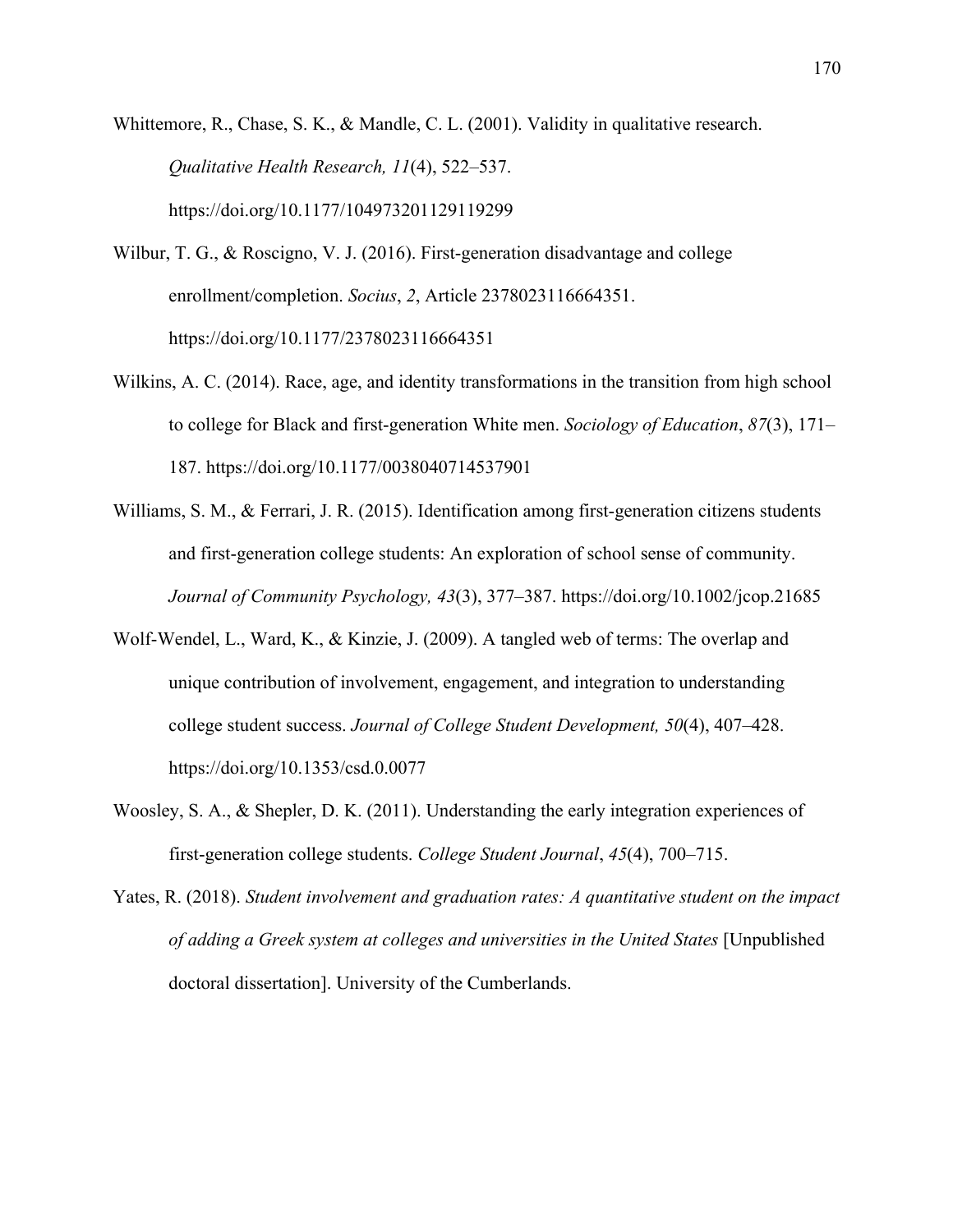Whittemore, R., Chase, S. K., & Mandle, C. L. (2001). Validity in qualitative research. *Qualitative Health Research, 11*(4), 522–537. https://doi.org/10.1177/104973201129119299

Wilbur, T. G., & Roscigno, V. J. (2016). First-generation disadvantage and college enrollment/completion. *Socius*, *2*, Article 2378023116664351. https://doi.org/10.1177/2378023116664351

Wilkins, A. C. (2014). Race, age, and identity transformations in the transition from high school to college for Black and first-generation White men. *Sociology of Education*, *87*(3), 171–187. https://doi.org/10.1177/0038040714537901

Williams, S. M., & Ferrari, J. R. (2015). Identification among first-generation citizens students and first-generation college students: An exploration of school sense of community. *Journal of Community Psychology, 43*(3), 377–387. https://doi.org/10.1002/jcop.21685

Wolf-Wendel, L., Ward, K., & Kinzie, J. (2009). A tangled web of terms: The overlap and unique contribution of involvement, engagement, and integration to understanding college student success. *Journal of College Student Development, 50*(4), 407–428. https://doi.org/10.1353/csd.0.0077

Woosley, S. A., & Shepler, D. K. (2011). Understanding the early integration experiences of first-generation college students. *College Student Journal*, *45*(4), 700–715.

Yates, R. (2018). *Student involvement and graduation rates: A quantitative student on the impact of adding a Greek system at colleges and universities in the United States* [Unpublished doctoral dissertation]. University of the Cumberlands.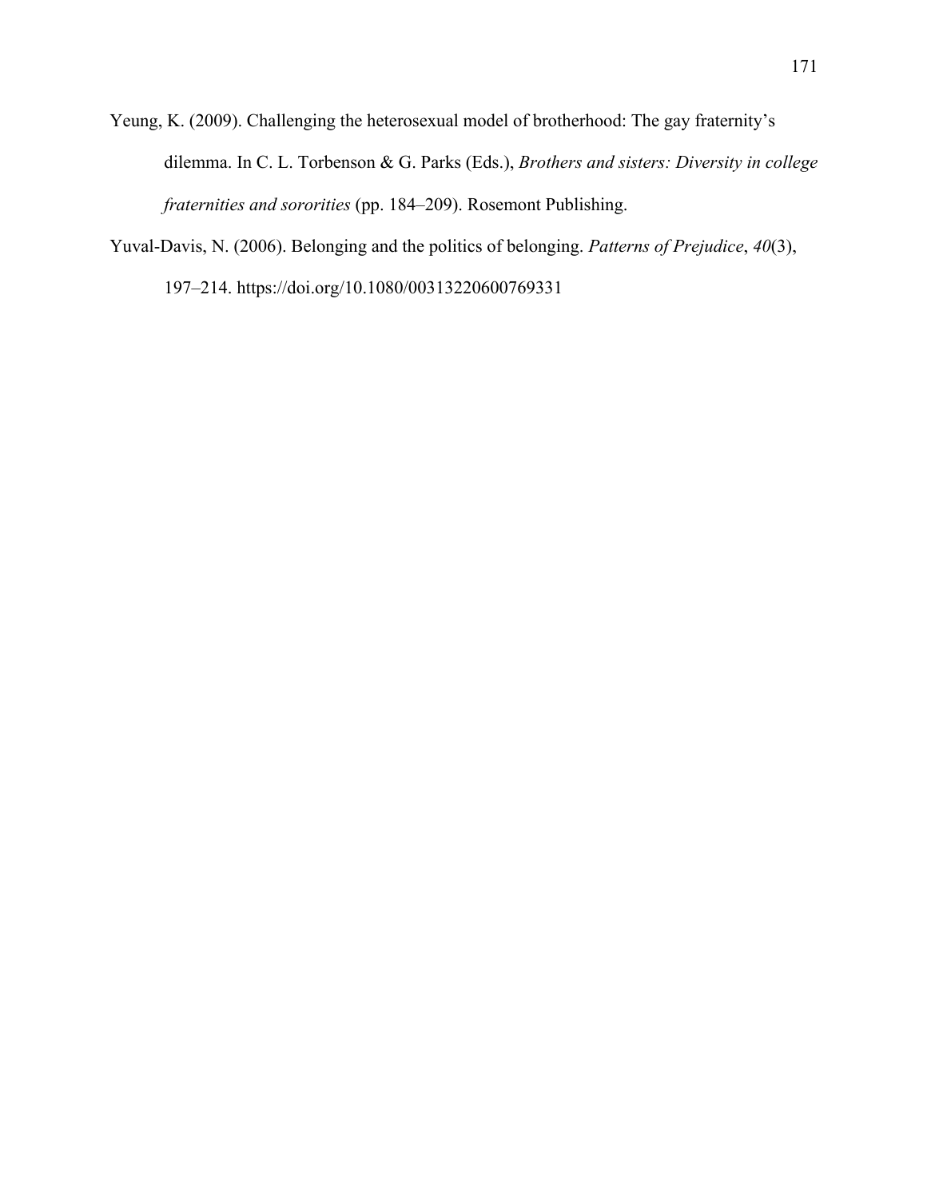Yeung, K. (2009). Challenging the heterosexual model of brotherhood: The gay fraternity's dilemma. In C. L. Torbenson & G. Parks (Eds.), *Brothers and sisters: Diversity in college fraternities and sororities* (pp. 184–209). Rosemont Publishing.

Yuval-Davis, N. (2006). Belonging and the politics of belonging. *Patterns of Prejudice*, *40*(3), 197–214. https://doi.org/10.1080/00313220600769331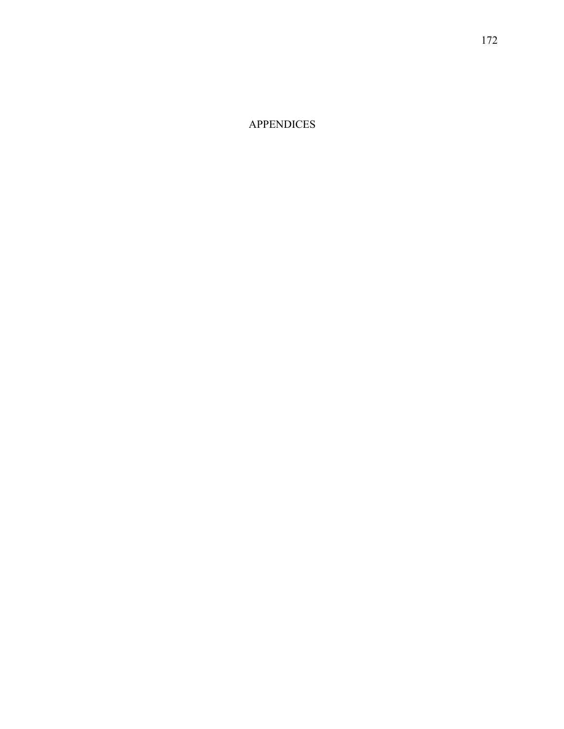# APPENDICES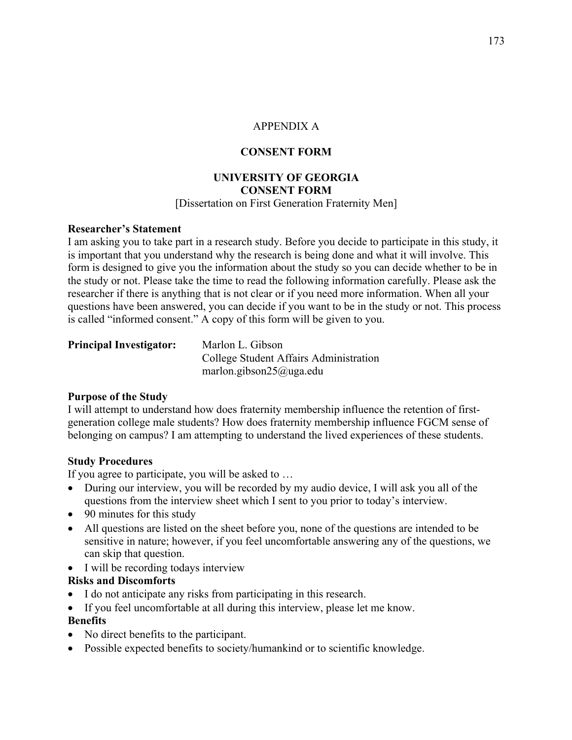# APPENDIX A

## CONSENT FORM

## UNIVERSITY OF GEORGIA
## CONSENT FORM

[Dissertation on First Generation Fraternity Men]

**Researcher's Statement**

I am asking you to take part in a research study. Before you decide to participate in this study, it is important that you understand why the research is being done and what it will involve. This form is designed to give you the information about the study so you can decide whether to be in the study or not. Please take the time to read the following information carefully. Please ask the researcher if there is anything that is not clear or if you need more information. When all your questions have been answered, you can decide if you want to be in the study or not. This process is called "informed consent." A copy of this form will be given to you.

**Principal Investigator:** Marlon L. Gibson
College Student Affairs Administration
marlon.gibson25@uga.edu

**Purpose of the Study**

I will attempt to understand how does fraternity membership influence the retention of first-generation college male students? How does fraternity membership influence FGCM sense of belonging on campus? I am attempting to understand the lived experiences of these students.

**Study Procedures**

If you agree to participate, you will be asked to …

- During our interview, you will be recorded by my audio device, I will ask you all of the questions from the interview sheet which I sent to you prior to today's interview.
- 90 minutes for this study
- All questions are listed on the sheet before you, none of the questions are intended to be sensitive in nature; however, if you feel uncomfortable answering any of the questions, we can skip that question.
- I will be recording todays interview

**Risks and Discomforts**

- I do not anticipate any risks from participating in this research.
- If you feel uncomfortable at all during this interview, please let me know.

**Benefits**

- No direct benefits to the participant.
- Possible expected benefits to society/humankind or to scientific knowledge.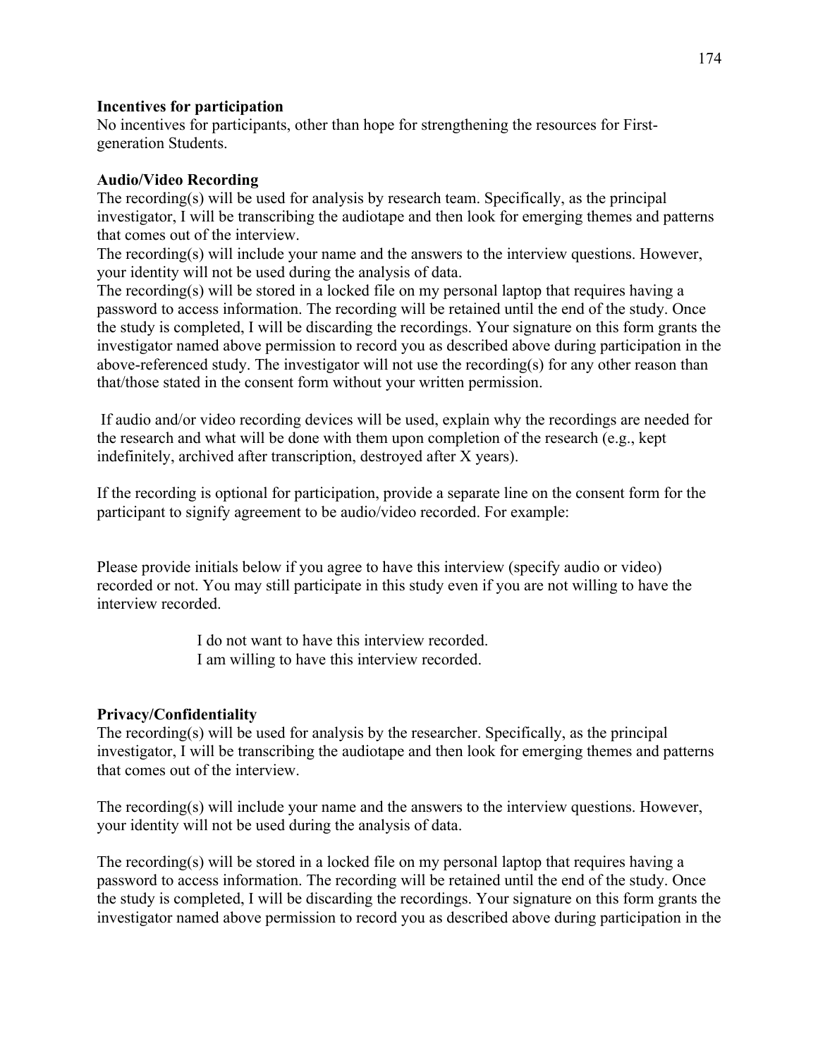**Incentives for participation**

No incentives for participants, other than hope for strengthening the resources for First-generation Students.

**Audio/Video Recording**

The recording(s) will be used for analysis by research team. Specifically, as the principal investigator, I will be transcribing the audiotape and then look for emerging themes and patterns that comes out of the interview.

The recording(s) will include your name and the answers to the interview questions. However, your identity will not be used during the analysis of data.

The recording(s) will be stored in a locked file on my personal laptop that requires having a password to access information. The recording will be retained until the end of the study. Once the study is completed, I will be discarding the recordings. Your signature on this form grants the investigator named above permission to record you as described above during participation in the above-referenced study. The investigator will not use the recording(s) for any other reason than that/those stated in the consent form without your written permission.

If audio and/or video recording devices will be used, explain why the recordings are needed for the research and what will be done with them upon completion of the research (e.g., kept indefinitely, archived after transcription, destroyed after X years).

If the recording is optional for participation, provide a separate line on the consent form for the participant to signify agreement to be audio/video recorded. For example:

Please provide initials below if you agree to have this interview (specify audio or video) recorded or not. You may still participate in this study even if you are not willing to have the interview recorded.

I do not want to have this interview recorded.
I am willing to have this interview recorded.

**Privacy/Confidentiality**

The recording(s) will be used for analysis by the researcher. Specifically, as the principal investigator, I will be transcribing the audiotape and then look for emerging themes and patterns that comes out of the interview.

The recording(s) will include your name and the answers to the interview questions. However, your identity will not be used during the analysis of data.

The recording(s) will be stored in a locked file on my personal laptop that requires having a password to access information. The recording will be retained until the end of the study. Once the study is completed, I will be discarding the recordings. Your signature on this form grants the investigator named above permission to record you as described above during participation in the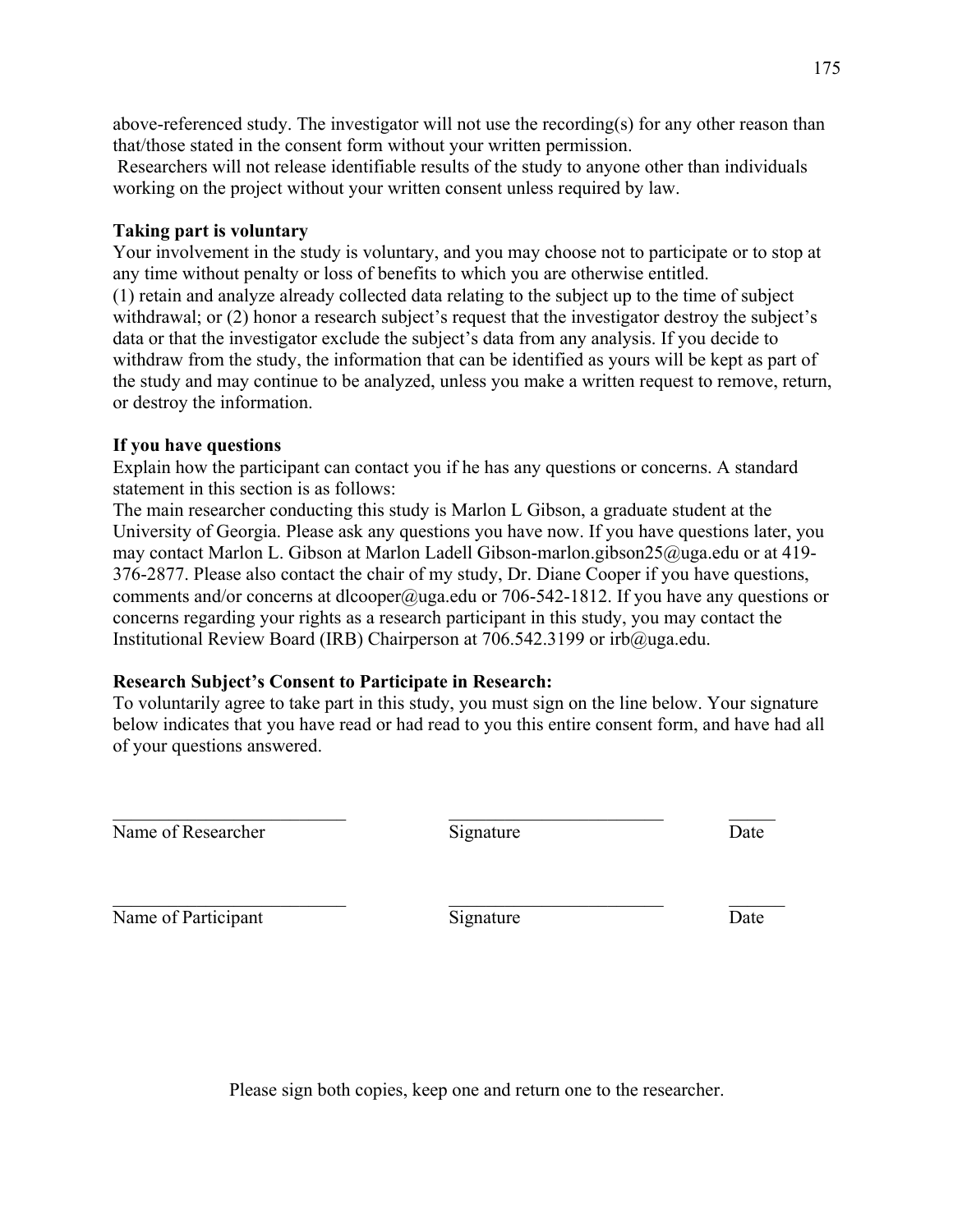above-referenced study. The investigator will not use the recording(s) for any other reason than that/those stated in the consent form without your written permission.

Researchers will not release identifiable results of the study to anyone other than individuals working on the project without your written consent unless required by law.

**Taking part is voluntary**

Your involvement in the study is voluntary, and you may choose not to participate or to stop at any time without penalty or loss of benefits to which you are otherwise entitled.
(1) retain and analyze already collected data relating to the subject up to the time of subject withdrawal; or (2) honor a research subject's request that the investigator destroy the subject's data or that the investigator exclude the subject's data from any analysis. If you decide to withdraw from the study, the information that can be identified as yours will be kept as part of the study and may continue to be analyzed, unless you make a written request to remove, return, or destroy the information.

**If you have questions**

Explain how the participant can contact you if he has any questions or concerns. A standard statement in this section is as follows:
The main researcher conducting this study is Marlon L Gibson, a graduate student at the University of Georgia. Please ask any questions you have now. If you have questions later, you may contact Marlon L. Gibson at Marlon Ladell Gibson-marlon.gibson25@uga.edu or at 419-376-2877. Please also contact the chair of my study, Dr. Diane Cooper if you have questions, comments and/or concerns at dlcooper@uga.edu or 706-542-1812. If you have any questions or concerns regarding your rights as a research participant in this study, you may contact the Institutional Review Board (IRB) Chairperson at 706.542.3199 or irb@uga.edu.

**Research Subject's Consent to Participate in Research:**

To voluntarily agree to take part in this study, you must sign on the line below. Your signature below indicates that you have read or had read to you this entire consent form, and have had all of your questions answered.

| | | |
|---|---|---|
| _________________________ | _________________________ | _____ |
| Name of Researcher | Signature | Date |
| _________________________ | _________________________ | _____ |
| Name of Participant | Signature | Date |

Please sign both copies, keep one and return one to the researcher.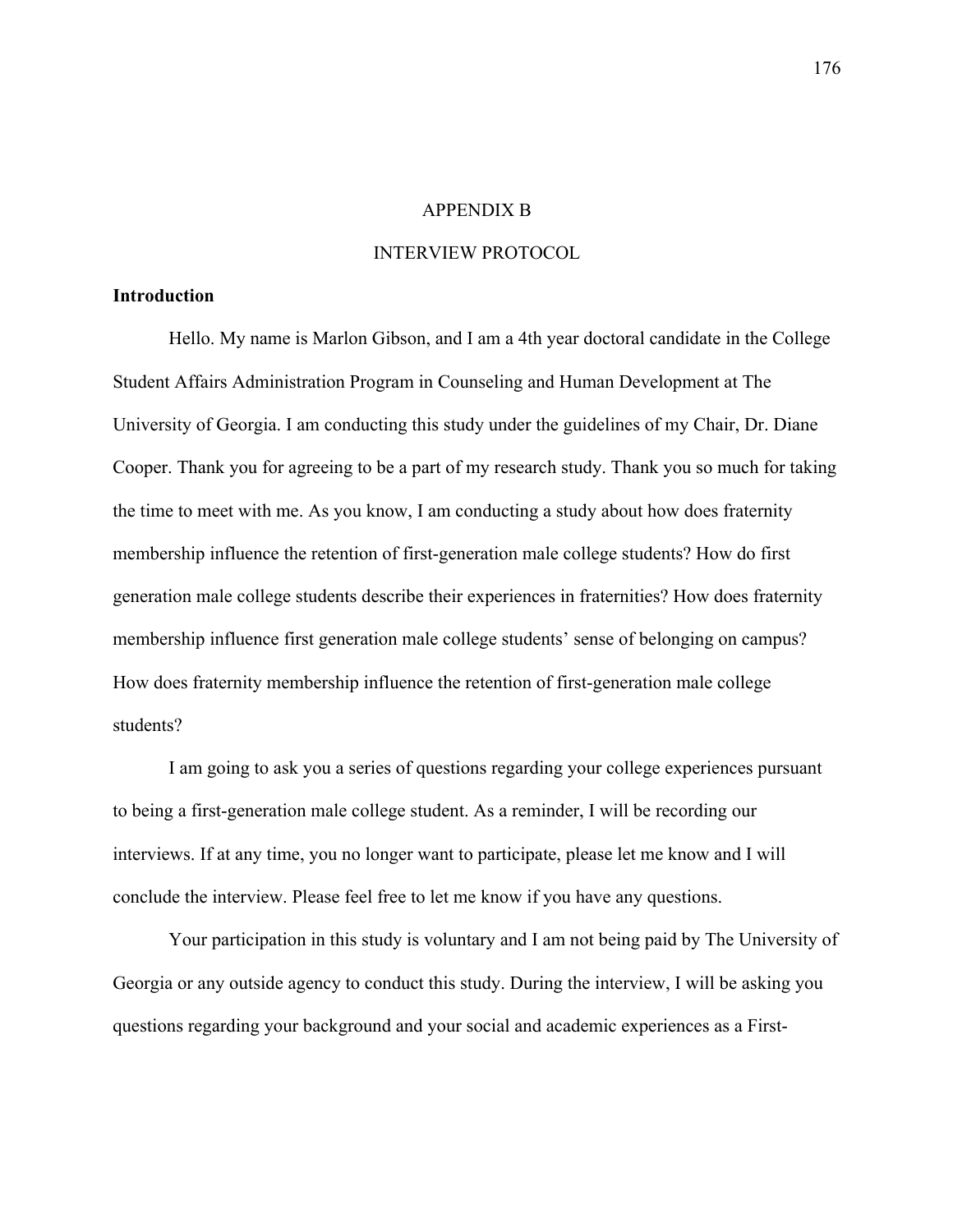# APPENDIX B

# INTERVIEW PROTOCOL

**Introduction**

Hello. My name is Marlon Gibson, and I am a 4th year doctoral candidate in the College Student Affairs Administration Program in Counseling and Human Development at The University of Georgia. I am conducting this study under the guidelines of my Chair, Dr. Diane Cooper. Thank you for agreeing to be a part of my research study. Thank you so much for taking the time to meet with me. As you know, I am conducting a study about how does fraternity membership influence the retention of first-generation male college students? How do first generation male college students describe their experiences in fraternities? How does fraternity membership influence first generation male college students' sense of belonging on campus? How does fraternity membership influence the retention of first-generation male college students?

I am going to ask you a series of questions regarding your college experiences pursuant to being a first-generation male college student. As a reminder, I will be recording our interviews. If at any time, you no longer want to participate, please let me know and I will conclude the interview. Please feel free to let me know if you have any questions.

Your participation in this study is voluntary and I am not being paid by The University of Georgia or any outside agency to conduct this study. During the interview, I will be asking you questions regarding your background and your social and academic experiences as a First-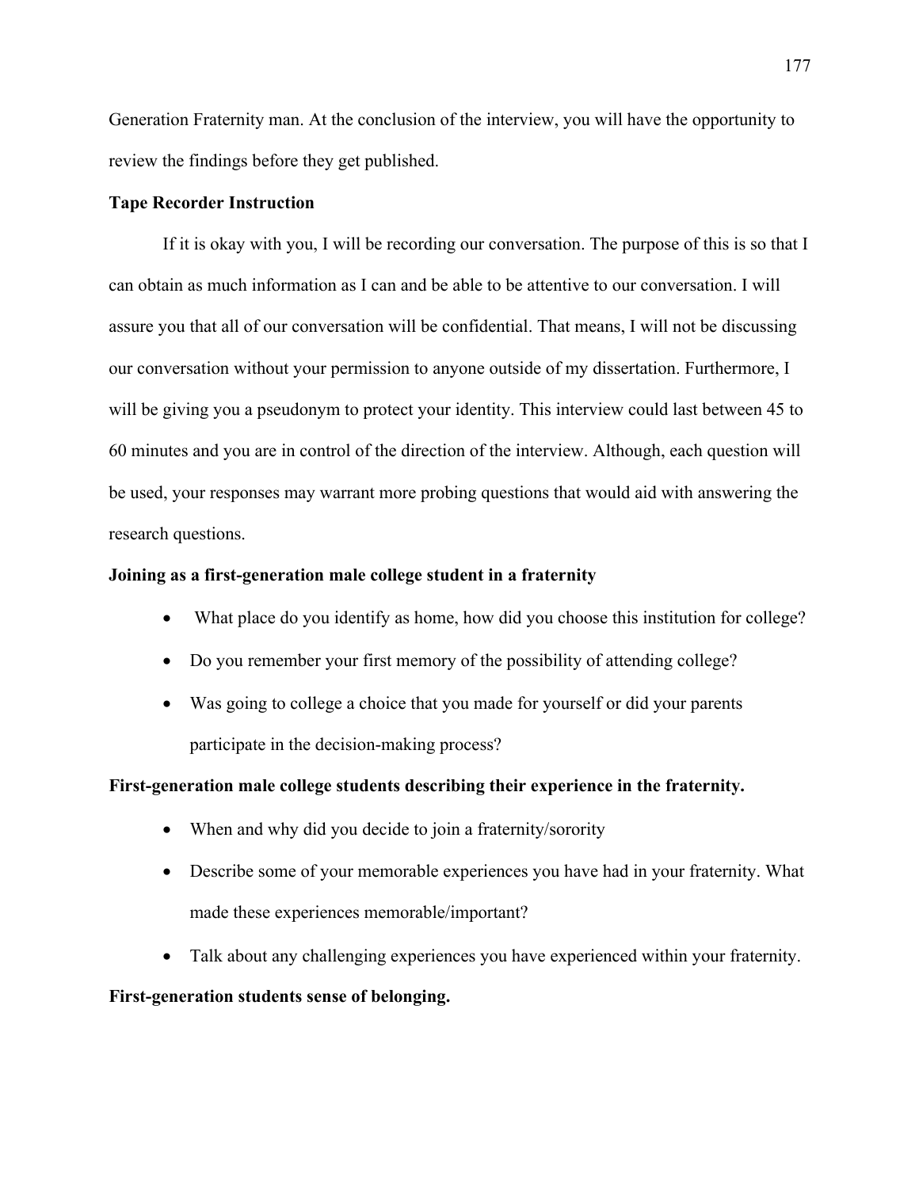Generation Fraternity man. At the conclusion of the interview, you will have the opportunity to review the findings before they get published.

**Tape Recorder Instruction**

If it is okay with you, I will be recording our conversation. The purpose of this is so that I can obtain as much information as I can and be able to be attentive to our conversation. I will assure you that all of our conversation will be confidential. That means, I will not be discussing our conversation without your permission to anyone outside of my dissertation. Furthermore, I will be giving you a pseudonym to protect your identity. This interview could last between 45 to 60 minutes and you are in control of the direction of the interview. Although, each question will be used, your responses may warrant more probing questions that would aid with answering the research questions.

**Joining as a first-generation male college student in a fraternity**

- What place do you identify as home, how did you choose this institution for college?
- Do you remember your first memory of the possibility of attending college?
- Was going to college a choice that you made for yourself or did your parents participate in the decision-making process?

**First-generation male college students describing their experience in the fraternity.**

- When and why did you decide to join a fraternity/sorority
- Describe some of your memorable experiences you have had in your fraternity. What made these experiences memorable/important?
- Talk about any challenging experiences you have experienced within your fraternity.

**First-generation students sense of belonging.**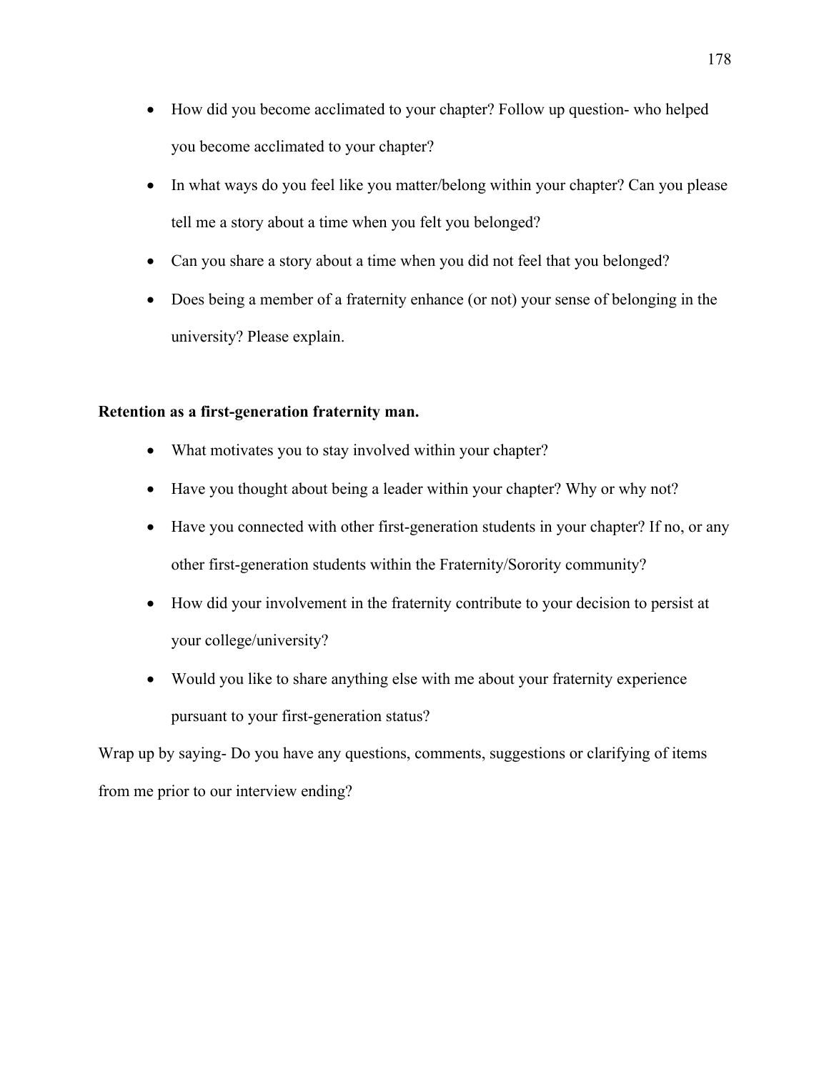- How did you become acclimated to your chapter? Follow up question- who helped you become acclimated to your chapter?
- In what ways do you feel like you matter/belong within your chapter? Can you please tell me a story about a time when you felt you belonged?
- Can you share a story about a time when you did not feel that you belonged?
- Does being a member of a fraternity enhance (or not) your sense of belonging in the university? Please explain.

**Retention as a first-generation fraternity man.**

- What motivates you to stay involved within your chapter?
- Have you thought about being a leader within your chapter? Why or why not?
- Have you connected with other first-generation students in your chapter? If no, or any other first-generation students within the Fraternity/Sorority community?
- How did your involvement in the fraternity contribute to your decision to persist at your college/university?
- Would you like to share anything else with me about your fraternity experience pursuant to your first-generation status?

Wrap up by saying- Do you have any questions, comments, suggestions or clarifying of items from me prior to our interview ending?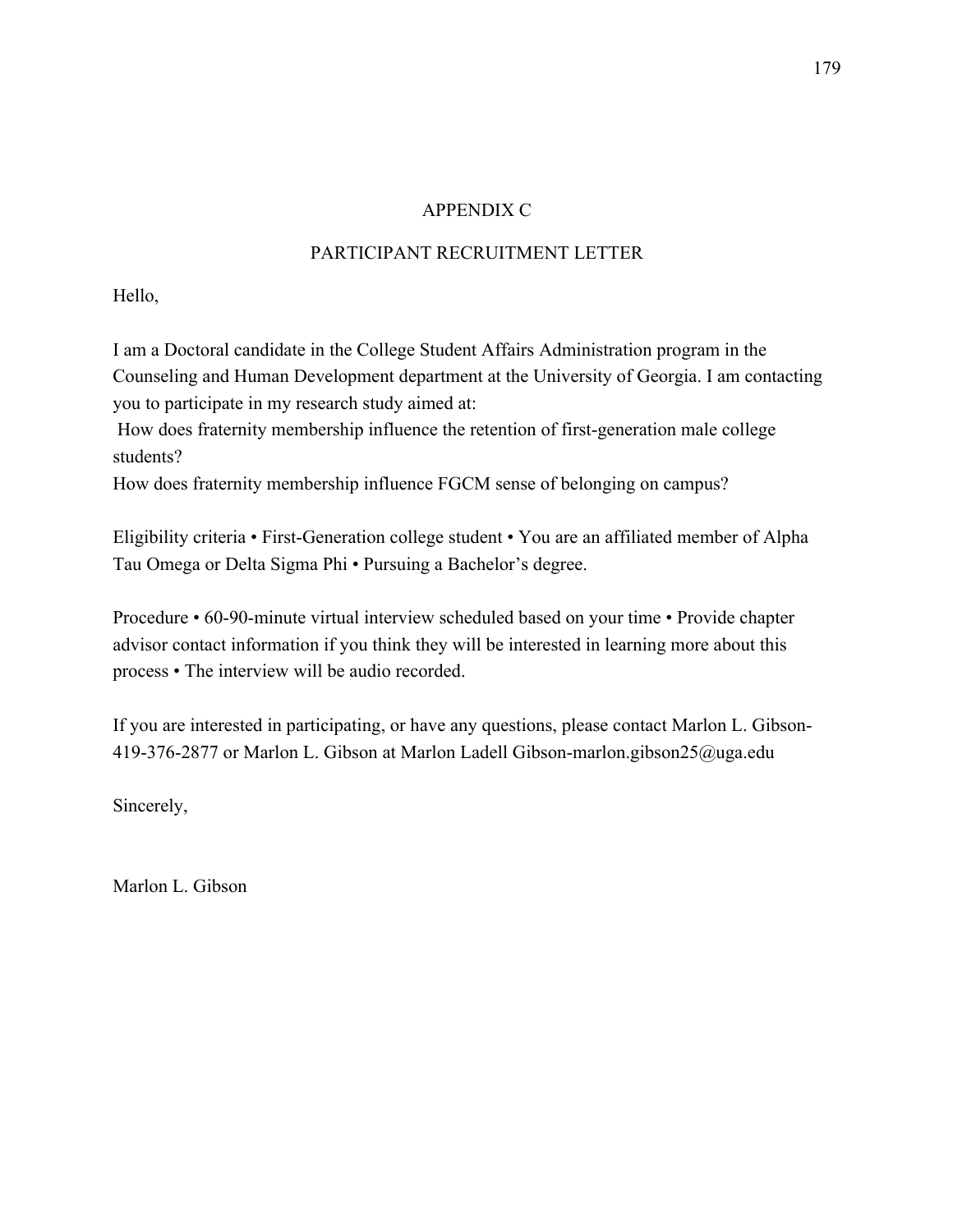# APPENDIX C

## PARTICIPANT RECRUITMENT LETTER

Hello,

I am a Doctoral candidate in the College Student Affairs Administration program in the Counseling and Human Development department at the University of Georgia. I am contacting you to participate in my research study aimed at:

How does fraternity membership influence the retention of first-generation male college students?

How does fraternity membership influence FGCM sense of belonging on campus?

Eligibility criteria • First-Generation college student • You are an affiliated member of Alpha Tau Omega or Delta Sigma Phi • Pursuing a Bachelor's degree.

Procedure • 60-90-minute virtual interview scheduled based on your time • Provide chapter advisor contact information if you think they will be interested in learning more about this process • The interview will be audio recorded.

If you are interested in participating, or have any questions, please contact Marlon L. Gibson-419-376-2877 or Marlon L. Gibson at Marlon Ladell Gibson-marlon.gibson25@uga.edu

Sincerely,

Marlon L. Gibson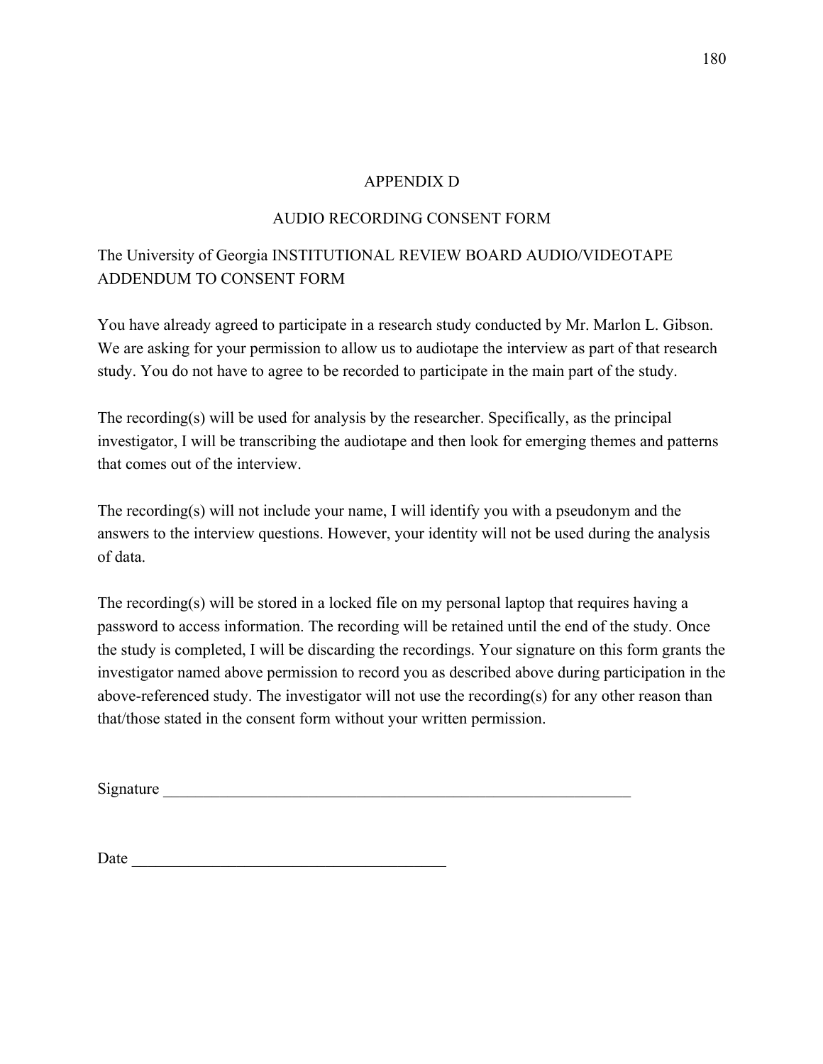## APPENDIX D

## AUDIO RECORDING CONSENT FORM

The University of Georgia INSTITUTIONAL REVIEW BOARD AUDIO/VIDEOTAPE ADDENDUM TO CONSENT FORM

You have already agreed to participate in a research study conducted by Mr. Marlon L. Gibson. We are asking for your permission to allow us to audiotape the interview as part of that research study. You do not have to agree to be recorded to participate in the main part of the study.

The recording(s) will be used for analysis by the researcher. Specifically, as the principal investigator, I will be transcribing the audiotape and then look for emerging themes and patterns that comes out of the interview.

The recording(s) will not include your name, I will identify you with a pseudonym and the answers to the interview questions. However, your identity will not be used during the analysis of data.

The recording(s) will be stored in a locked file on my personal laptop that requires having a password to access information. The recording will be retained until the end of the study. Once the study is completed, I will be discarding the recordings. Your signature on this form grants the investigator named above permission to record you as described above during participation in the above-referenced study. The investigator will not use the recording(s) for any other reason than that/those stated in the consent form without your written permission.

Signature ____________________________________________________________

Date ________________________________________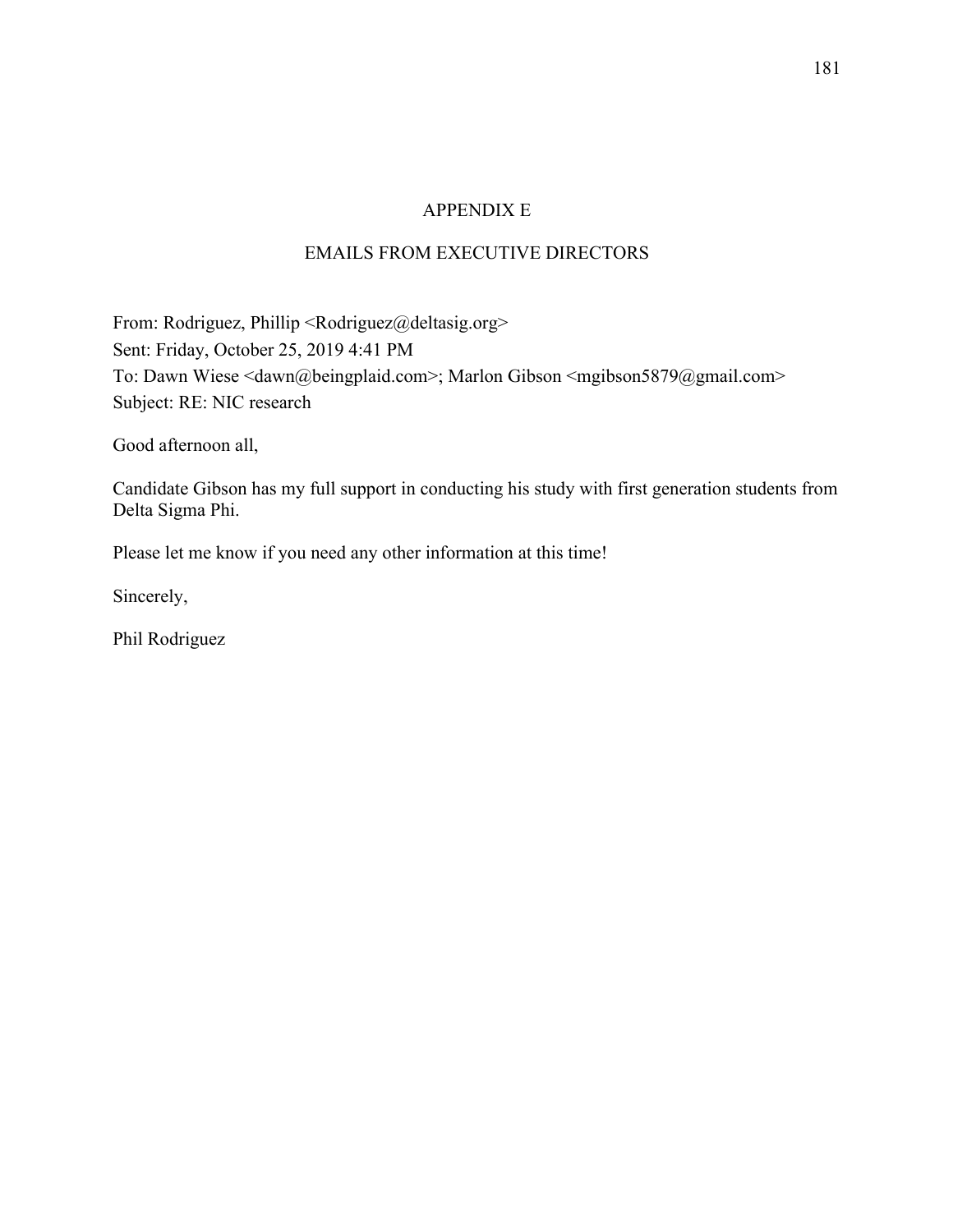# APPENDIX E

## EMAILS FROM EXECUTIVE DIRECTORS

From: Rodriguez, Phillip <Rodriguez@deltasig.org>
Sent: Friday, October 25, 2019 4:41 PM
To: Dawn Wiese <dawn@beingplaid.com>; Marlon Gibson <mgibson5879@gmail.com>
Subject: RE: NIC research

Good afternoon all,

Candidate Gibson has my full support in conducting his study with first generation students from Delta Sigma Phi.

Please let me know if you need any other information at this time!

Sincerely,

Phil Rodriguez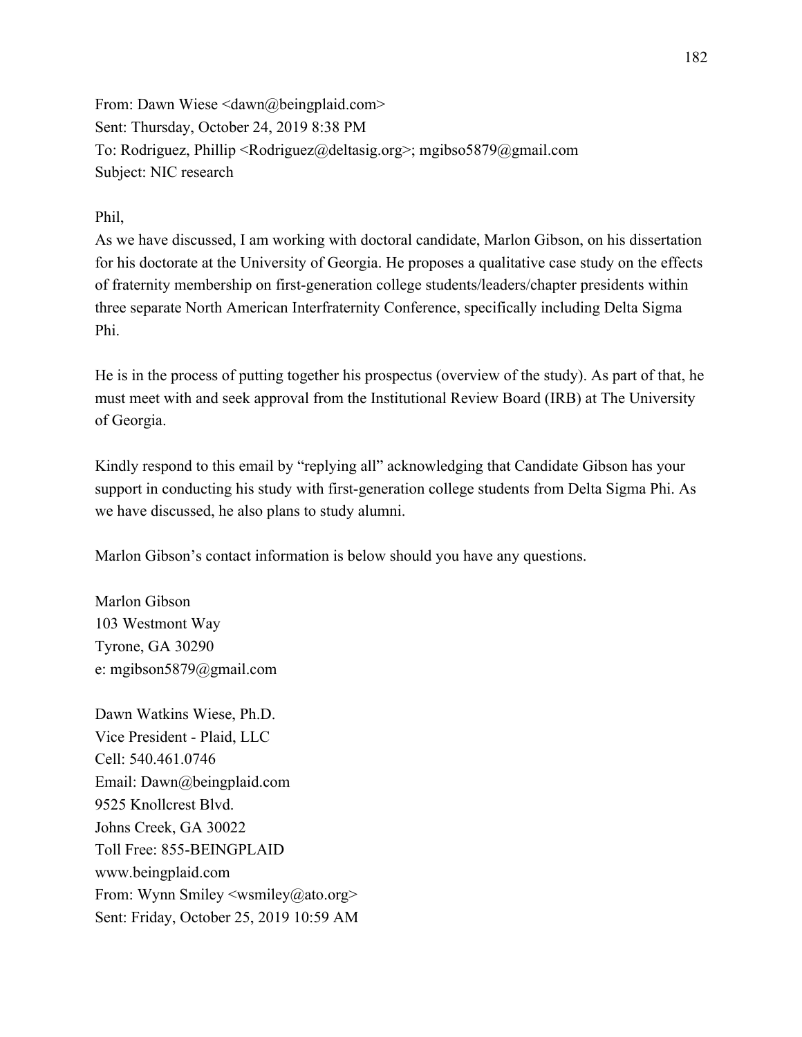From: Dawn Wiese <dawn@beingplaid.com>
Sent: Thursday, October 24, 2019 8:38 PM
To: Rodriguez, Phillip <Rodriguez@deltasig.org>; mgibso5879@gmail.com
Subject: NIC research

Phil,
As we have discussed, I am working with doctoral candidate, Marlon Gibson, on his dissertation for his doctorate at the University of Georgia. He proposes a qualitative case study on the effects of fraternity membership on first-generation college students/leaders/chapter presidents within three separate North American Interfraternity Conference, specifically including Delta Sigma Phi.

He is in the process of putting together his prospectus (overview of the study). As part of that, he must meet with and seek approval from the Institutional Review Board (IRB) at The University of Georgia.

Kindly respond to this email by "replying all" acknowledging that Candidate Gibson has your support in conducting his study with first-generation college students from Delta Sigma Phi. As we have discussed, he also plans to study alumni.

Marlon Gibson's contact information is below should you have any questions.

Marlon Gibson
103 Westmont Way
Tyrone, GA 30290
e: mgibson5879@gmail.com

Dawn Watkins Wiese, Ph.D.
Vice President - Plaid, LLC
Cell: 540.461.0746
Email: Dawn@beingplaid.com
9525 Knollcrest Blvd.
Johns Creek, GA 30022
Toll Free: 855-BEINGPLAID
www.beingplaid.com
From: Wynn Smiley <wsmiley@ato.org>
Sent: Friday, October 25, 2019 10:59 AM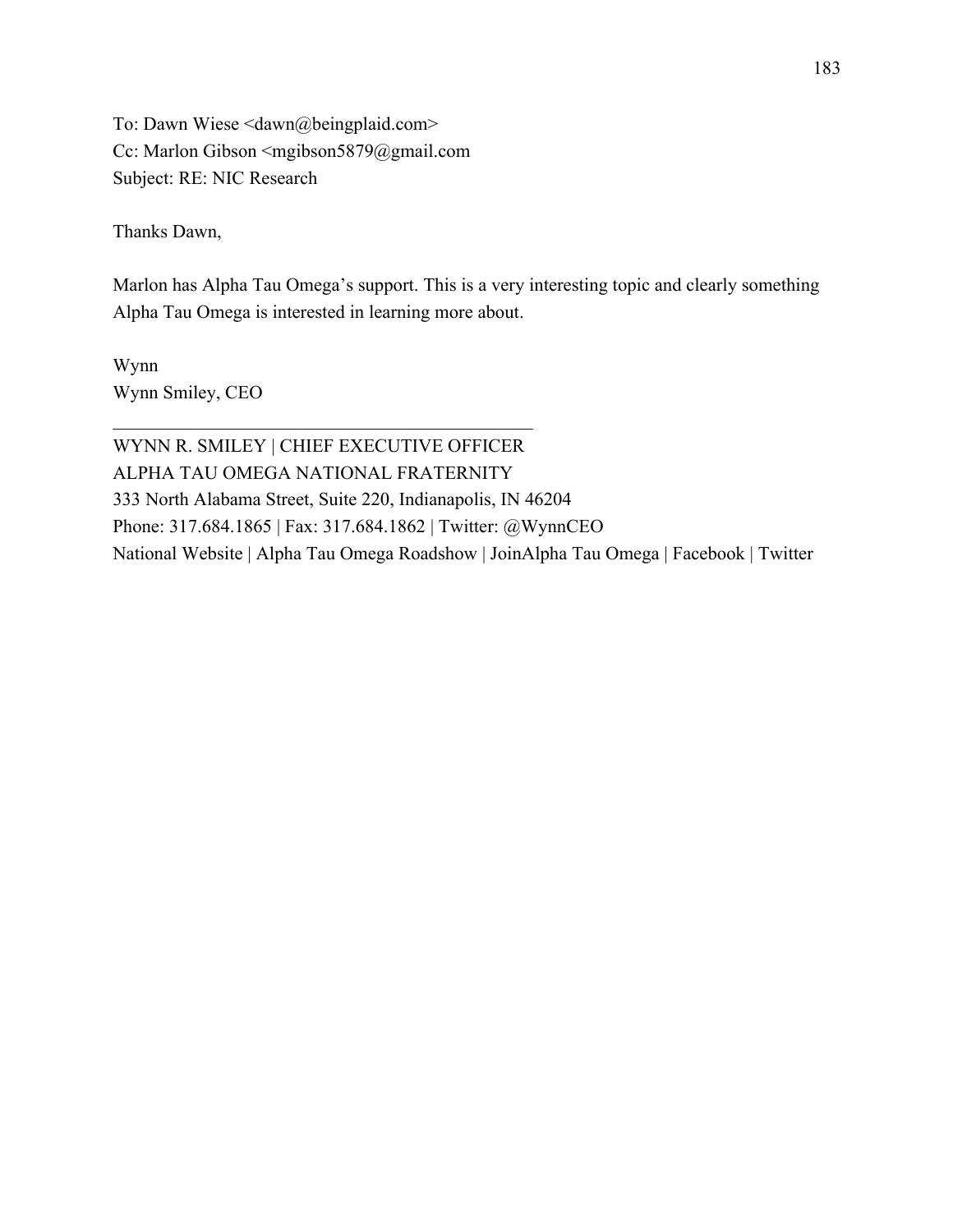To: Dawn Wiese <dawn@beingplaid.com>
Cc: Marlon Gibson <mgibson5879@gmail.com
Subject: RE: NIC Research

Thanks Dawn,

Marlon has Alpha Tau Omega's support. This is a very interesting topic and clearly something Alpha Tau Omega is interested in learning more about.

Wynn
Wynn Smiley, CEO

---

WYNN R. SMILEY | CHIEF EXECUTIVE OFFICER
ALPHA TAU OMEGA NATIONAL FRATERNITY
333 North Alabama Street, Suite 220, Indianapolis, IN 46204
Phone: 317.684.1865 | Fax: 317.684.1862 | Twitter: @WynnCEO
National Website | Alpha Tau Omega Roadshow | JoinAlpha Tau Omega | Facebook | Twitter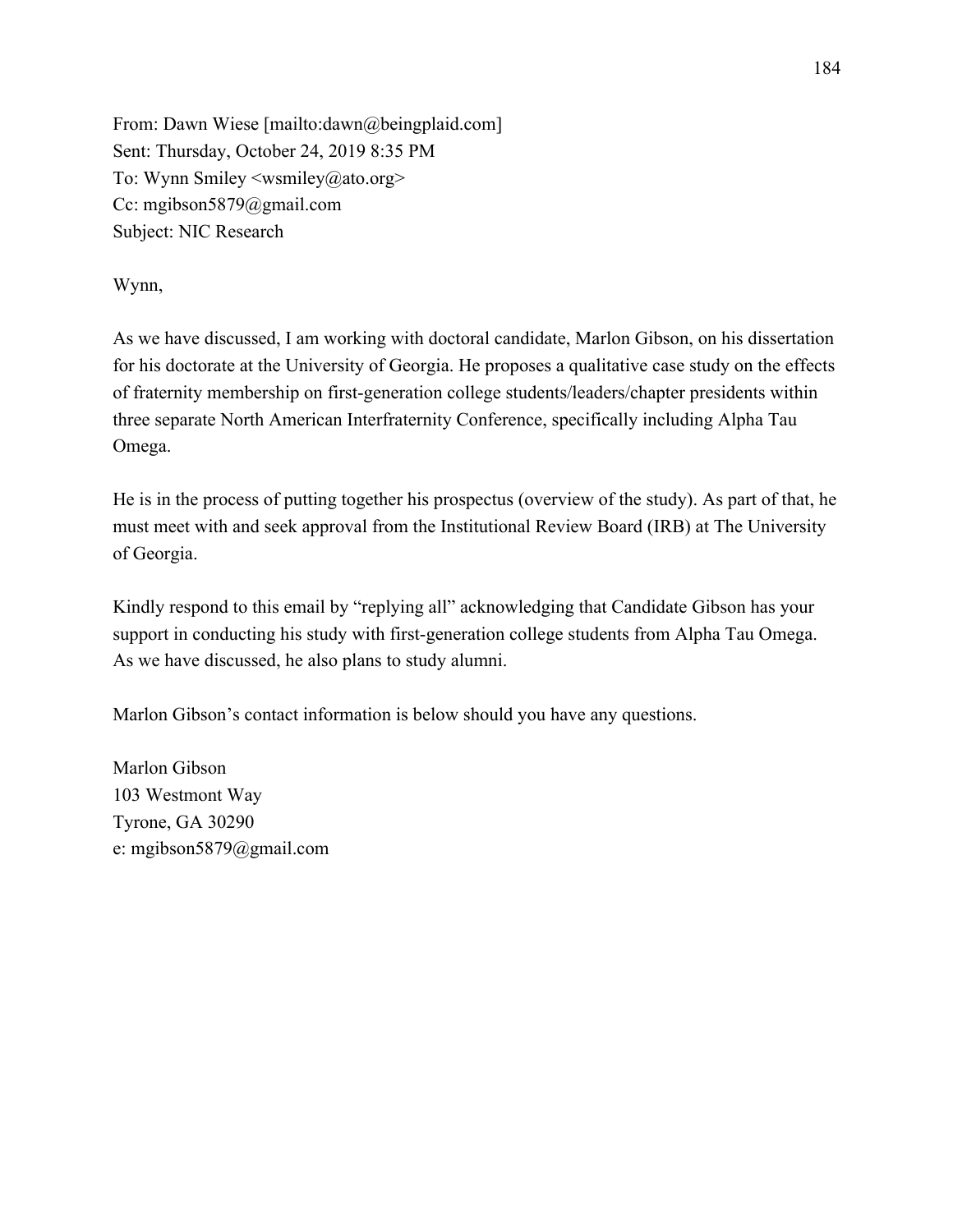From: Dawn Wiese [mailto:dawn@beingplaid.com]
Sent: Thursday, October 24, 2019 8:35 PM
To: Wynn Smiley <wsmiley@ato.org>
Cc: mgibson5879@gmail.com
Subject: NIC Research

Wynn,

As we have discussed, I am working with doctoral candidate, Marlon Gibson, on his dissertation for his doctorate at the University of Georgia. He proposes a qualitative case study on the effects of fraternity membership on first-generation college students/leaders/chapter presidents within three separate North American Interfraternity Conference, specifically including Alpha Tau Omega.

He is in the process of putting together his prospectus (overview of the study). As part of that, he must meet with and seek approval from the Institutional Review Board (IRB) at The University of Georgia.

Kindly respond to this email by "replying all" acknowledging that Candidate Gibson has your support in conducting his study with first-generation college students from Alpha Tau Omega. As we have discussed, he also plans to study alumni.

Marlon Gibson's contact information is below should you have any questions.

Marlon Gibson
103 Westmont Way
Tyrone, GA 30290
e: mgibson5879@gmail.com